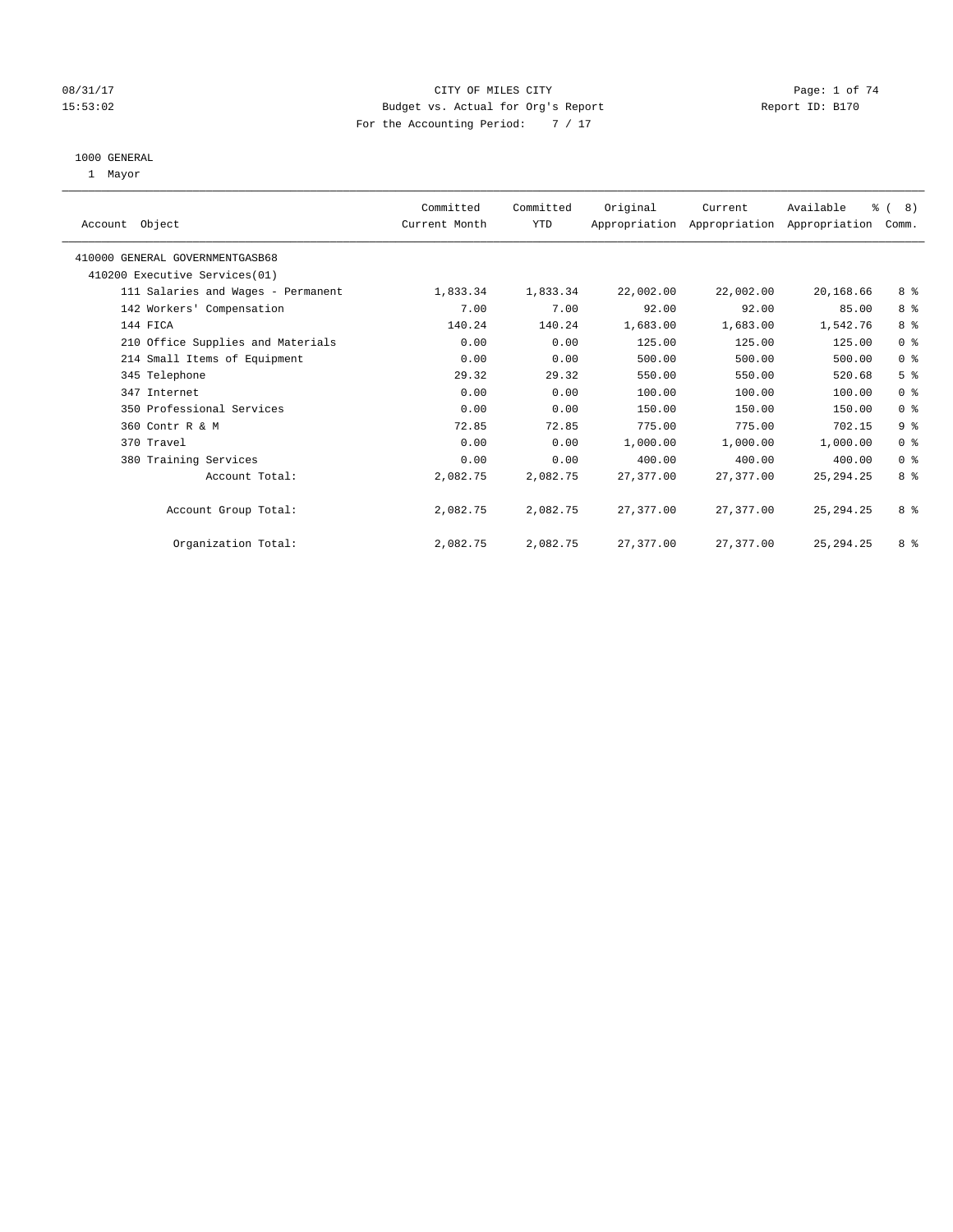CITY OF MILES CITY
Budget vs. Actual for Org's Report
For the Accounting Period: 7 / 17

08/31/17
15:53:02

Report ID: B170

## 1000 GENERAL

1 Mayor

| Account Object | Committed Current Month | Committed YTD | Original Appropriation | Current Appropriation | Available Appropriation | % ( 8) Comm. |
|---|---|---|---|---|---|---|
| 410000 GENERAL GOVERNMENTGASB68 | | | | | | |
| 410200 Executive Services(01) | | | | | | |
| 111 Salaries and Wages - Permanent | 1,833.34 | 1,833.34 | 22,002.00 | 22,002.00 | 20,168.66 | 8 % |
| 142 Workers' Compensation | 7.00 | 7.00 | 92.00 | 92.00 | 85.00 | 8 % |
| 144 FICA | 140.24 | 140.24 | 1,683.00 | 1,683.00 | 1,542.76 | 8 % |
| 210 Office Supplies and Materials | 0.00 | 0.00 | 125.00 | 125.00 | 125.00 | 0 % |
| 214 Small Items of Equipment | 0.00 | 0.00 | 500.00 | 500.00 | 500.00 | 0 % |
| 345 Telephone | 29.32 | 29.32 | 550.00 | 550.00 | 520.68 | 5 % |
| 347 Internet | 0.00 | 0.00 | 100.00 | 100.00 | 100.00 | 0 % |
| 350 Professional Services | 0.00 | 0.00 | 150.00 | 150.00 | 150.00 | 0 % |
| 360 Contr R & M | 72.85 | 72.85 | 775.00 | 775.00 | 702.15 | 9 % |
| 370 Travel | 0.00 | 0.00 | 1,000.00 | 1,000.00 | 1,000.00 | 0 % |
| 380 Training Services | 0.00 | 0.00 | 400.00 | 400.00 | 400.00 | 0 % |
| Account Total: | 2,082.75 | 2,082.75 | 27,377.00 | 27,377.00 | 25,294.25 | 8 % |
| Account Group Total: | 2,082.75 | 2,082.75 | 27,377.00 | 27,377.00 | 25,294.25 | 8 % |
| Organization Total: | 2,082.75 | 2,082.75 | 27,377.00 | 27,377.00 | 25,294.25 | 8 % |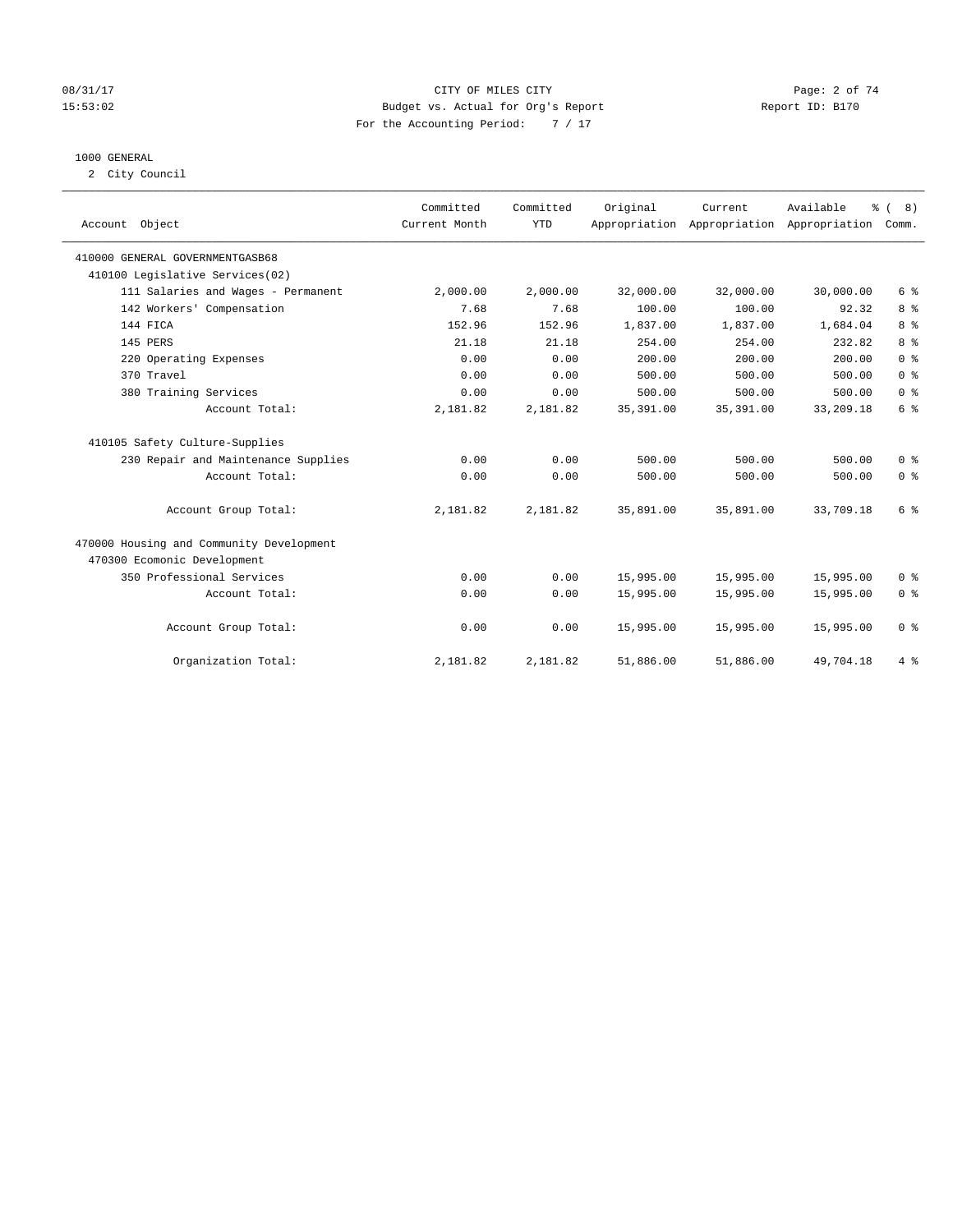CITY OF MILES CITY
Budget vs. Actual for Org's Report
For the Accounting Period: 7 / 17

08/31/17
15:53:02

Report ID: B170

1000 GENERAL
2 City Council

| Account Object | Committed Current Month | Committed YTD | Original Appropriation | Current Appropriation | Available Appropriation | % ( 8) Comm. |
|---|---|---|---|---|---|---|
| 410000 GENERAL GOVERNMENTGASB68 | | | | | | |
| 410100 Legislative Services(02) | | | | | | |
| 111 Salaries and Wages - Permanent | 2,000.00 | 2,000.00 | 32,000.00 | 32,000.00 | 30,000.00 | 6 % |
| 142 Workers' Compensation | 7.68 | 7.68 | 100.00 | 100.00 | 92.32 | 8 % |
| 144 FICA | 152.96 | 152.96 | 1,837.00 | 1,837.00 | 1,684.04 | 8 % |
| 145 PERS | 21.18 | 21.18 | 254.00 | 254.00 | 232.82 | 8 % |
| 220 Operating Expenses | 0.00 | 0.00 | 200.00 | 200.00 | 200.00 | 0 % |
| 370 Travel | 0.00 | 0.00 | 500.00 | 500.00 | 500.00 | 0 % |
| 380 Training Services | 0.00 | 0.00 | 500.00 | 500.00 | 500.00 | 0 % |
| Account Total: | 2,181.82 | 2,181.82 | 35,391.00 | 35,391.00 | 33,209.18 | 6 % |
| 410105 Safety Culture-Supplies | | | | | | |
| 230 Repair and Maintenance Supplies | 0.00 | 0.00 | 500.00 | 500.00 | 500.00 | 0 % |
| Account Total: | 0.00 | 0.00 | 500.00 | 500.00 | 500.00 | 0 % |
| Account Group Total: | 2,181.82 | 2,181.82 | 35,891.00 | 35,891.00 | 33,709.18 | 6 % |
| 470000 Housing and Community Development | | | | | | |
| 470300 Ecomonic Development | | | | | | |
| 350 Professional Services | 0.00 | 0.00 | 15,995.00 | 15,995.00 | 15,995.00 | 0 % |
| Account Total: | 0.00 | 0.00 | 15,995.00 | 15,995.00 | 15,995.00 | 0 % |
| Account Group Total: | 0.00 | 0.00 | 15,995.00 | 15,995.00 | 15,995.00 | 0 % |
| Organization Total: | 2,181.82 | 2,181.82 | 51,886.00 | 51,886.00 | 49,704.18 | 4 % |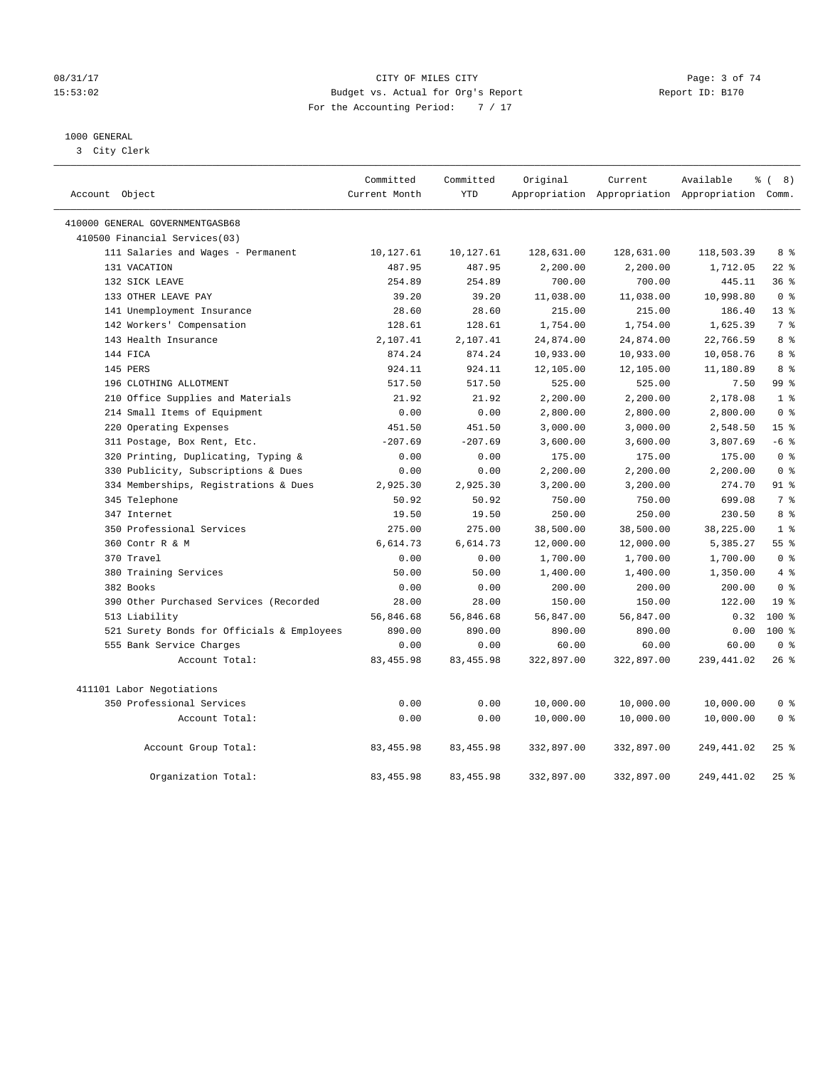CITY OF MILES CITY
Budget vs. Actual for Org's Report
For the Accounting Period: 7 / 17

08/31/17 15:53:02 — Report ID: B170

## 1000 GENERAL

3 City Clerk

| Account Object | Committed Current Month | Committed YTD | Original Appropriation | Current Appropriation | Available Appropriation | % ( 8) Comm. |
|---|---|---|---|---|---|---|
| **410000 GENERAL GOVERNMENTGASB68** | | | | | | |
| **410500 Financial Services(03)** | | | | | | |
| 111 Salaries and Wages - Permanent | 10,127.61 | 10,127.61 | 128,631.00 | 128,631.00 | 118,503.39 | 8 % |
| 131 VACATION | 487.95 | 487.95 | 2,200.00 | 2,200.00 | 1,712.05 | 22 % |
| 132 SICK LEAVE | 254.89 | 254.89 | 700.00 | 700.00 | 445.11 | 36 % |
| 133 OTHER LEAVE PAY | 39.20 | 39.20 | 11,038.00 | 11,038.00 | 10,998.80 | 0 % |
| 141 Unemployment Insurance | 28.60 | 28.60 | 215.00 | 215.00 | 186.40 | 13 % |
| 142 Workers' Compensation | 128.61 | 128.61 | 1,754.00 | 1,754.00 | 1,625.39 | 7 % |
| 143 Health Insurance | 2,107.41 | 2,107.41 | 24,874.00 | 24,874.00 | 22,766.59 | 8 % |
| 144 FICA | 874.24 | 874.24 | 10,933.00 | 10,933.00 | 10,058.76 | 8 % |
| 145 PERS | 924.11 | 924.11 | 12,105.00 | 12,105.00 | 11,180.89 | 8 % |
| 196 CLOTHING ALLOTMENT | 517.50 | 517.50 | 525.00 | 525.00 | 7.50 | 99 % |
| 210 Office Supplies and Materials | 21.92 | 21.92 | 2,200.00 | 2,200.00 | 2,178.08 | 1 % |
| 214 Small Items of Equipment | 0.00 | 0.00 | 2,800.00 | 2,800.00 | 2,800.00 | 0 % |
| 220 Operating Expenses | 451.50 | 451.50 | 3,000.00 | 3,000.00 | 2,548.50 | 15 % |
| 311 Postage, Box Rent, Etc. | -207.69 | -207.69 | 3,600.00 | 3,600.00 | 3,807.69 | -6 % |
| 320 Printing, Duplicating, Typing & | 0.00 | 0.00 | 175.00 | 175.00 | 175.00 | 0 % |
| 330 Publicity, Subscriptions & Dues | 0.00 | 0.00 | 2,200.00 | 2,200.00 | 2,200.00 | 0 % |
| 334 Memberships, Registrations & Dues | 2,925.30 | 2,925.30 | 3,200.00 | 3,200.00 | 274.70 | 91 % |
| 345 Telephone | 50.92 | 50.92 | 750.00 | 750.00 | 699.08 | 7 % |
| 347 Internet | 19.50 | 19.50 | 250.00 | 250.00 | 230.50 | 8 % |
| 350 Professional Services | 275.00 | 275.00 | 38,500.00 | 38,500.00 | 38,225.00 | 1 % |
| 360 Contr R & M | 6,614.73 | 6,614.73 | 12,000.00 | 12,000.00 | 5,385.27 | 55 % |
| 370 Travel | 0.00 | 0.00 | 1,700.00 | 1,700.00 | 1,700.00 | 0 % |
| 380 Training Services | 50.00 | 50.00 | 1,400.00 | 1,400.00 | 1,350.00 | 4 % |
| 382 Books | 0.00 | 0.00 | 200.00 | 200.00 | 200.00 | 0 % |
| 390 Other Purchased Services (Recorded | 28.00 | 28.00 | 150.00 | 150.00 | 122.00 | 19 % |
| 513 Liability | 56,846.68 | 56,846.68 | 56,847.00 | 56,847.00 | 0.32 | 100 % |
| 521 Surety Bonds for Officials & Employees | 890.00 | 890.00 | 890.00 | 890.00 | 0.00 | 100 % |
| 555 Bank Service Charges | 0.00 | 0.00 | 60.00 | 60.00 | 60.00 | 0 % |
| Account Total: | 83,455.98 | 83,455.98 | 322,897.00 | 322,897.00 | 239,441.02 | 26 % |
| **411101 Labor Negotiations** | | | | | | |
| 350 Professional Services | 0.00 | 0.00 | 10,000.00 | 10,000.00 | 10,000.00 | 0 % |
| Account Total: | 0.00 | 0.00 | 10,000.00 | 10,000.00 | 10,000.00 | 0 % |
| Account Group Total: | 83,455.98 | 83,455.98 | 332,897.00 | 332,897.00 | 249,441.02 | 25 % |
| Organization Total: | 83,455.98 | 83,455.98 | 332,897.00 | 332,897.00 | 249,441.02 | 25 % |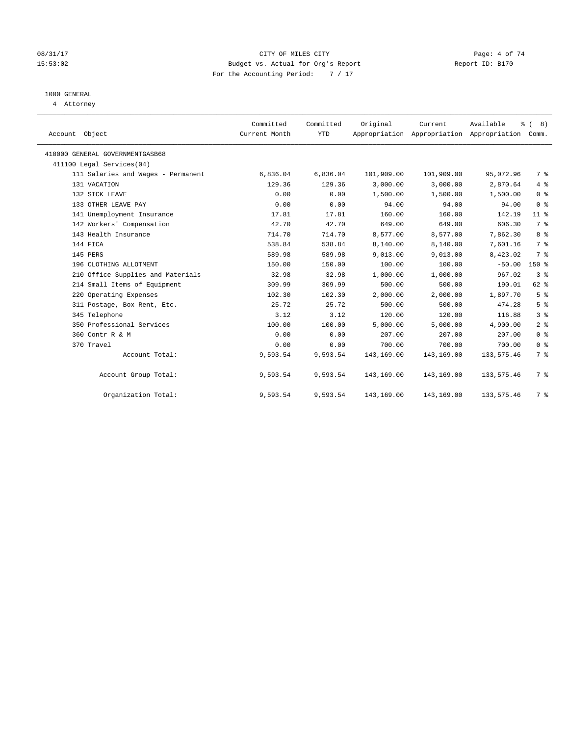CITY OF MILES CITY
Budget vs. Actual for Org's Report
For the Accounting Period: 7 / 17

08/31/17 15:53:02 — Report ID: B170

## 1000 GENERAL

4 Attorney

| Account Object | Committed Current Month | Committed YTD | Original Appropriation | Current Appropriation | Available Appropriation | % ( 8) Comm. |
|---|---|---|---|---|---|---|
| 410000 GENERAL GOVERNMENTGASB68 | | | | | | |
| 411100 Legal Services(04) | | | | | | |
| 111 Salaries and Wages - Permanent | 6,836.04 | 6,836.04 | 101,909.00 | 101,909.00 | 95,072.96 | 7 % |
| 131 VACATION | 129.36 | 129.36 | 3,000.00 | 3,000.00 | 2,870.64 | 4 % |
| 132 SICK LEAVE | 0.00 | 0.00 | 1,500.00 | 1,500.00 | 1,500.00 | 0 % |
| 133 OTHER LEAVE PAY | 0.00 | 0.00 | 94.00 | 94.00 | 94.00 | 0 % |
| 141 Unemployment Insurance | 17.81 | 17.81 | 160.00 | 160.00 | 142.19 | 11 % |
| 142 Workers' Compensation | 42.70 | 42.70 | 649.00 | 649.00 | 606.30 | 7 % |
| 143 Health Insurance | 714.70 | 714.70 | 8,577.00 | 8,577.00 | 7,862.30 | 8 % |
| 144 FICA | 538.84 | 538.84 | 8,140.00 | 8,140.00 | 7,601.16 | 7 % |
| 145 PERS | 589.98 | 589.98 | 9,013.00 | 9,013.00 | 8,423.02 | 7 % |
| 196 CLOTHING ALLOTMENT | 150.00 | 150.00 | 100.00 | 100.00 | -50.00 | 150 % |
| 210 Office Supplies and Materials | 32.98 | 32.98 | 1,000.00 | 1,000.00 | 967.02 | 3 % |
| 214 Small Items of Equipment | 309.99 | 309.99 | 500.00 | 500.00 | 190.01 | 62 % |
| 220 Operating Expenses | 102.30 | 102.30 | 2,000.00 | 2,000.00 | 1,897.70 | 5 % |
| 311 Postage, Box Rent, Etc. | 25.72 | 25.72 | 500.00 | 500.00 | 474.28 | 5 % |
| 345 Telephone | 3.12 | 3.12 | 120.00 | 120.00 | 116.88 | 3 % |
| 350 Professional Services | 100.00 | 100.00 | 5,000.00 | 5,000.00 | 4,900.00 | 2 % |
| 360 Contr R & M | 0.00 | 0.00 | 207.00 | 207.00 | 207.00 | 0 % |
| 370 Travel | 0.00 | 0.00 | 700.00 | 700.00 | 700.00 | 0 % |
| Account Total: | 9,593.54 | 9,593.54 | 143,169.00 | 143,169.00 | 133,575.46 | 7 % |
| Account Group Total: | 9,593.54 | 9,593.54 | 143,169.00 | 143,169.00 | 133,575.46 | 7 % |
| Organization Total: | 9,593.54 | 9,593.54 | 143,169.00 | 143,169.00 | 133,575.46 | 7 % |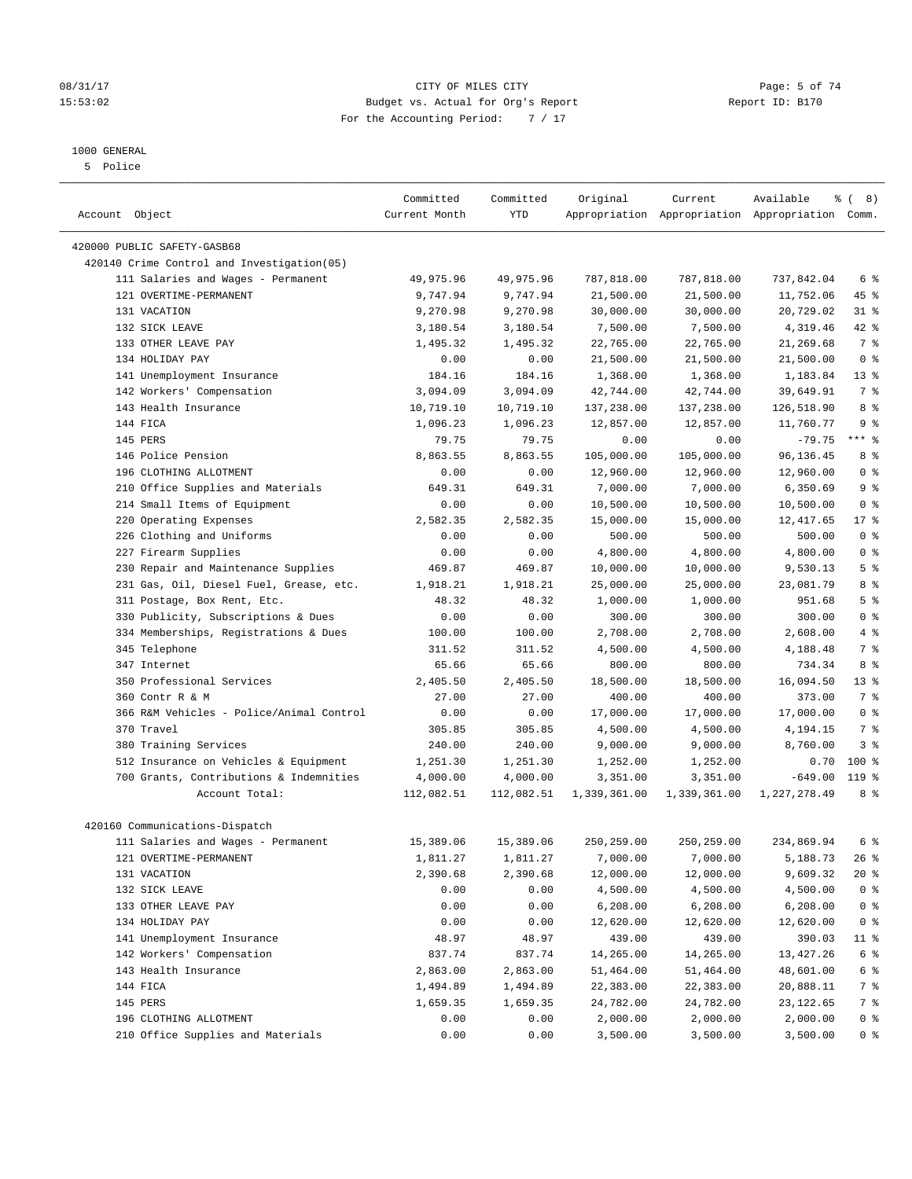08/31/17 CITY OF MILES CITY
15:53:02 Budget vs. Actual for Org's Report Report ID: B170
For the Accounting Period: 7 / 17

1000 GENERAL
5 Police

| Account Object | Committed Current Month | Committed YTD | Original Appropriation | Current Appropriation | Available Appropriation | % ( 8) Comm. |
|---|---|---|---|---|---|---|
| 420000 PUBLIC SAFETY-GASB68 | | | | | | |
| 420140 Crime Control and Investigation(05) | | | | | | |
| 111 Salaries and Wages - Permanent | 49,975.96 | 49,975.96 | 787,818.00 | 787,818.00 | 737,842.04 | 6 % |
| 121 OVERTIME-PERMANENT | 9,747.94 | 9,747.94 | 21,500.00 | 21,500.00 | 11,752.06 | 45 % |
| 131 VACATION | 9,270.98 | 9,270.98 | 30,000.00 | 30,000.00 | 20,729.02 | 31 % |
| 132 SICK LEAVE | 3,180.54 | 3,180.54 | 7,500.00 | 7,500.00 | 4,319.46 | 42 % |
| 133 OTHER LEAVE PAY | 1,495.32 | 1,495.32 | 22,765.00 | 22,765.00 | 21,269.68 | 7 % |
| 134 HOLIDAY PAY | 0.00 | 0.00 | 21,500.00 | 21,500.00 | 21,500.00 | 0 % |
| 141 Unemployment Insurance | 184.16 | 184.16 | 1,368.00 | 1,368.00 | 1,183.84 | 13 % |
| 142 Workers' Compensation | 3,094.09 | 3,094.09 | 42,744.00 | 42,744.00 | 39,649.91 | 7 % |
| 143 Health Insurance | 10,719.10 | 10,719.10 | 137,238.00 | 137,238.00 | 126,518.90 | 8 % |
| 144 FICA | 1,096.23 | 1,096.23 | 12,857.00 | 12,857.00 | 11,760.77 | 9 % |
| 145 PERS | 79.75 | 79.75 | 0.00 | 0.00 | -79.75 | *** % |
| 146 Police Pension | 8,863.55 | 8,863.55 | 105,000.00 | 105,000.00 | 96,136.45 | 8 % |
| 196 CLOTHING ALLOTMENT | 0.00 | 0.00 | 12,960.00 | 12,960.00 | 12,960.00 | 0 % |
| 210 Office Supplies and Materials | 649.31 | 649.31 | 7,000.00 | 7,000.00 | 6,350.69 | 9 % |
| 214 Small Items of Equipment | 0.00 | 0.00 | 10,500.00 | 10,500.00 | 10,500.00 | 0 % |
| 220 Operating Expenses | 2,582.35 | 2,582.35 | 15,000.00 | 15,000.00 | 12,417.65 | 17 % |
| 226 Clothing and Uniforms | 0.00 | 0.00 | 500.00 | 500.00 | 500.00 | 0 % |
| 227 Firearm Supplies | 0.00 | 0.00 | 4,800.00 | 4,800.00 | 4,800.00 | 0 % |
| 230 Repair and Maintenance Supplies | 469.87 | 469.87 | 10,000.00 | 10,000.00 | 9,530.13 | 5 % |
| 231 Gas, Oil, Diesel Fuel, Grease, etc. | 1,918.21 | 1,918.21 | 25,000.00 | 25,000.00 | 23,081.79 | 8 % |
| 311 Postage, Box Rent, Etc. | 48.32 | 48.32 | 1,000.00 | 1,000.00 | 951.68 | 5 % |
| 330 Publicity, Subscriptions & Dues | 0.00 | 0.00 | 300.00 | 300.00 | 300.00 | 0 % |
| 334 Memberships, Registrations & Dues | 100.00 | 100.00 | 2,708.00 | 2,708.00 | 2,608.00 | 4 % |
| 345 Telephone | 311.52 | 311.52 | 4,500.00 | 4,500.00 | 4,188.48 | 7 % |
| 347 Internet | 65.66 | 65.66 | 800.00 | 800.00 | 734.34 | 8 % |
| 350 Professional Services | 2,405.50 | 2,405.50 | 18,500.00 | 18,500.00 | 16,094.50 | 13 % |
| 360 Contr R & M | 27.00 | 27.00 | 400.00 | 400.00 | 373.00 | 7 % |
| 366 R&M Vehicles - Police/Animal Control | 0.00 | 0.00 | 17,000.00 | 17,000.00 | 17,000.00 | 0 % |
| 370 Travel | 305.85 | 305.85 | 4,500.00 | 4,500.00 | 4,194.15 | 7 % |
| 380 Training Services | 240.00 | 240.00 | 9,000.00 | 9,000.00 | 8,760.00 | 3 % |
| 512 Insurance on Vehicles & Equipment | 1,251.30 | 1,251.30 | 1,252.00 | 1,252.00 | 0.70 | 100 % |
| 700 Grants, Contributions & Indemnities | 4,000.00 | 4,000.00 | 3,351.00 | 3,351.00 | -649.00 | 119 % |
| Account Total: | 112,082.51 | 112,082.51 | 1,339,361.00 | 1,339,361.00 | 1,227,278.49 | 8 % |
| 420160 Communications-Dispatch | | | | | | |
| 111 Salaries and Wages - Permanent | 15,389.06 | 15,389.06 | 250,259.00 | 250,259.00 | 234,869.94 | 6 % |
| 121 OVERTIME-PERMANENT | 1,811.27 | 1,811.27 | 7,000.00 | 7,000.00 | 5,188.73 | 26 % |
| 131 VACATION | 2,390.68 | 2,390.68 | 12,000.00 | 12,000.00 | 9,609.32 | 20 % |
| 132 SICK LEAVE | 0.00 | 0.00 | 4,500.00 | 4,500.00 | 4,500.00 | 0 % |
| 133 OTHER LEAVE PAY | 0.00 | 0.00 | 6,208.00 | 6,208.00 | 6,208.00 | 0 % |
| 134 HOLIDAY PAY | 0.00 | 0.00 | 12,620.00 | 12,620.00 | 12,620.00 | 0 % |
| 141 Unemployment Insurance | 48.97 | 48.97 | 439.00 | 439.00 | 390.03 | 11 % |
| 142 Workers' Compensation | 837.74 | 837.74 | 14,265.00 | 14,265.00 | 13,427.26 | 6 % |
| 143 Health Insurance | 2,863.00 | 2,863.00 | 51,464.00 | 51,464.00 | 48,601.00 | 6 % |
| 144 FICA | 1,494.89 | 1,494.89 | 22,383.00 | 22,383.00 | 20,888.11 | 7 % |
| 145 PERS | 1,659.35 | 1,659.35 | 24,782.00 | 24,782.00 | 23,122.65 | 7 % |
| 196 CLOTHING ALLOTMENT | 0.00 | 0.00 | 2,000.00 | 2,000.00 | 2,000.00 | 0 % |
| 210 Office Supplies and Materials | 0.00 | 0.00 | 3,500.00 | 3,500.00 | 3,500.00 | 0 % |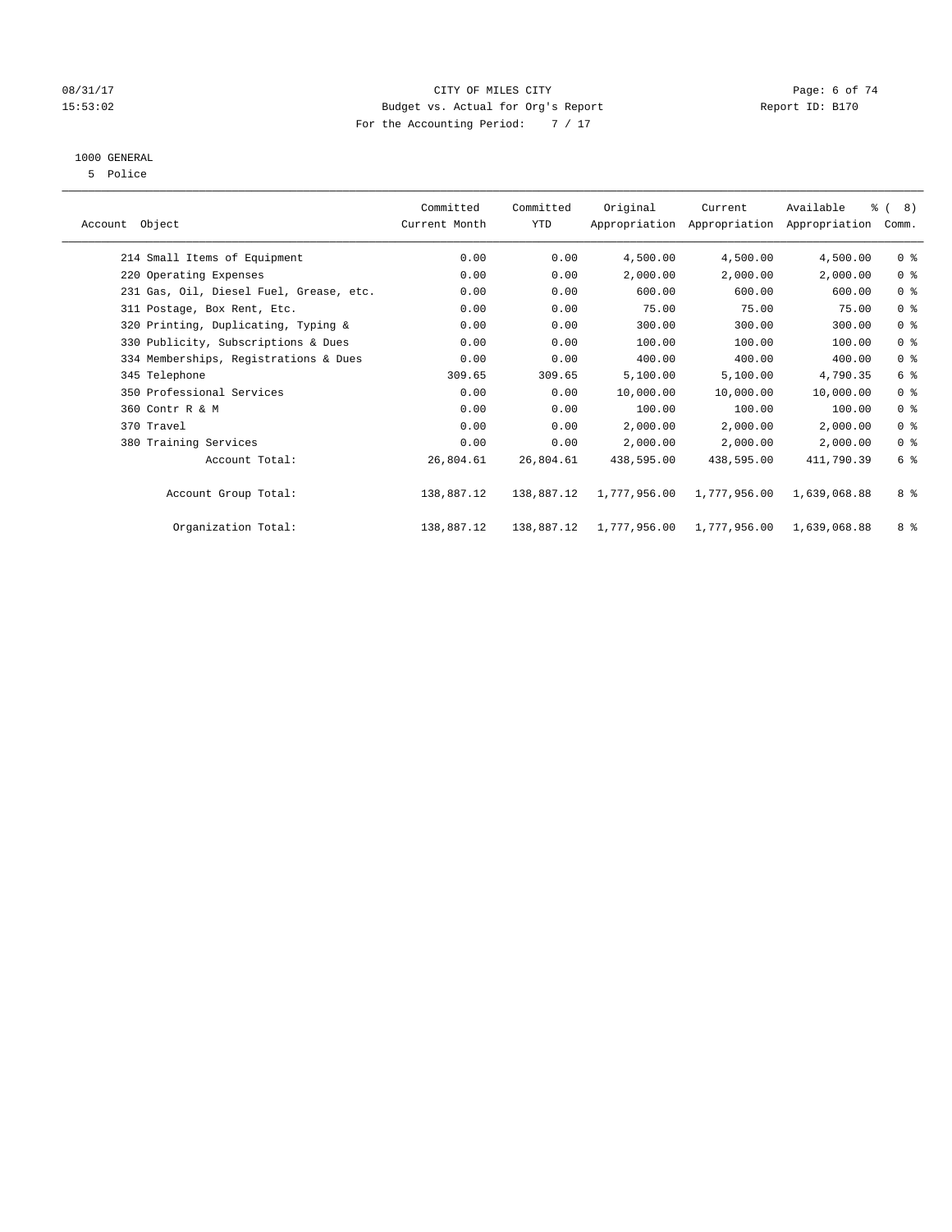CITY OF MILES CITY
Budget vs. Actual for Org's Report
For the Accounting Period: 7 / 17

08/31/17
15:53:02

Report ID: B170

1000 GENERAL
5 Police

| Account Object | Committed Current Month | Committed YTD | Original Appropriation | Current Appropriation | Available Appropriation | % ( 8) Comm. |
|---|---|---|---|---|---|---|
| 214 Small Items of Equipment | 0.00 | 0.00 | 4,500.00 | 4,500.00 | 4,500.00 | 0 % |
| 220 Operating Expenses | 0.00 | 0.00 | 2,000.00 | 2,000.00 | 2,000.00 | 0 % |
| 231 Gas, Oil, Diesel Fuel, Grease, etc. | 0.00 | 0.00 | 600.00 | 600.00 | 600.00 | 0 % |
| 311 Postage, Box Rent, Etc. | 0.00 | 0.00 | 75.00 | 75.00 | 75.00 | 0 % |
| 320 Printing, Duplicating, Typing & | 0.00 | 0.00 | 300.00 | 300.00 | 300.00 | 0 % |
| 330 Publicity, Subscriptions & Dues | 0.00 | 0.00 | 100.00 | 100.00 | 100.00 | 0 % |
| 334 Memberships, Registrations & Dues | 0.00 | 0.00 | 400.00 | 400.00 | 400.00 | 0 % |
| 345 Telephone | 309.65 | 309.65 | 5,100.00 | 5,100.00 | 4,790.35 | 6 % |
| 350 Professional Services | 0.00 | 0.00 | 10,000.00 | 10,000.00 | 10,000.00 | 0 % |
| 360 Contr R & M | 0.00 | 0.00 | 100.00 | 100.00 | 100.00 | 0 % |
| 370 Travel | 0.00 | 0.00 | 2,000.00 | 2,000.00 | 2,000.00 | 0 % |
| 380 Training Services | 0.00 | 0.00 | 2,000.00 | 2,000.00 | 2,000.00 | 0 % |
| Account Total: | 26,804.61 | 26,804.61 | 438,595.00 | 438,595.00 | 411,790.39 | 6 % |
| Account Group Total: | 138,887.12 | 138,887.12 | 1,777,956.00 | 1,777,956.00 | 1,639,068.88 | 8 % |
| Organization Total: | 138,887.12 | 138,887.12 | 1,777,956.00 | 1,777,956.00 | 1,639,068.88 | 8 % |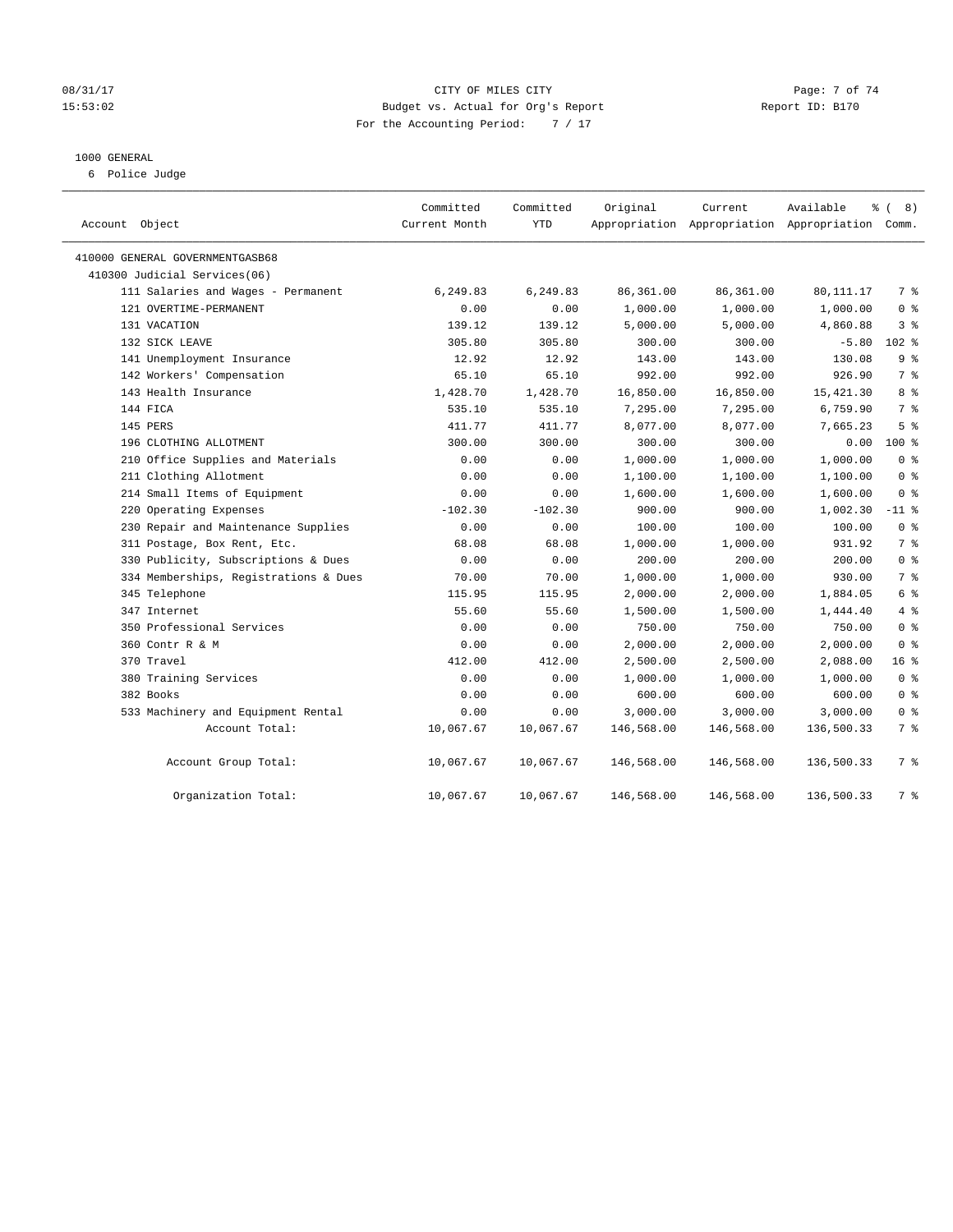CITY OF MILES CITY
Budget vs. Actual for Org's Report
For the Accounting Period: 7 / 17

08/31/17
15:53:02

Report ID: B170

1000 GENERAL
6 Police Judge

| Account Object | Committed Current Month | Committed YTD | Original Appropriation | Current Appropriation | Available Appropriation | % ( 8) Comm. |
|---|---|---|---|---|---|---|
| 410000 GENERAL GOVERNMENTGASB68 | | | | | | |
| 410300 Judicial Services(06) | | | | | | |
| 111 Salaries and Wages - Permanent | 6,249.83 | 6,249.83 | 86,361.00 | 86,361.00 | 80,111.17 | 7 % |
| 121 OVERTIME-PERMANENT | 0.00 | 0.00 | 1,000.00 | 1,000.00 | 1,000.00 | 0 % |
| 131 VACATION | 139.12 | 139.12 | 5,000.00 | 5,000.00 | 4,860.88 | 3 % |
| 132 SICK LEAVE | 305.80 | 305.80 | 300.00 | 300.00 | -5.80 | 102 % |
| 141 Unemployment Insurance | 12.92 | 12.92 | 143.00 | 143.00 | 130.08 | 9 % |
| 142 Workers' Compensation | 65.10 | 65.10 | 992.00 | 992.00 | 926.90 | 7 % |
| 143 Health Insurance | 1,428.70 | 1,428.70 | 16,850.00 | 16,850.00 | 15,421.30 | 8 % |
| 144 FICA | 535.10 | 535.10 | 7,295.00 | 7,295.00 | 6,759.90 | 7 % |
| 145 PERS | 411.77 | 411.77 | 8,077.00 | 8,077.00 | 7,665.23 | 5 % |
| 196 CLOTHING ALLOTMENT | 300.00 | 300.00 | 300.00 | 300.00 | 0.00 | 100 % |
| 210 Office Supplies and Materials | 0.00 | 0.00 | 1,000.00 | 1,000.00 | 1,000.00 | 0 % |
| 211 Clothing Allotment | 0.00 | 0.00 | 1,100.00 | 1,100.00 | 1,100.00 | 0 % |
| 214 Small Items of Equipment | 0.00 | 0.00 | 1,600.00 | 1,600.00 | 1,600.00 | 0 % |
| 220 Operating Expenses | -102.30 | -102.30 | 900.00 | 900.00 | 1,002.30 | -11 % |
| 230 Repair and Maintenance Supplies | 0.00 | 0.00 | 100.00 | 100.00 | 100.00 | 0 % |
| 311 Postage, Box Rent, Etc. | 68.08 | 68.08 | 1,000.00 | 1,000.00 | 931.92 | 7 % |
| 330 Publicity, Subscriptions & Dues | 0.00 | 0.00 | 200.00 | 200.00 | 200.00 | 0 % |
| 334 Memberships, Registrations & Dues | 70.00 | 70.00 | 1,000.00 | 1,000.00 | 930.00 | 7 % |
| 345 Telephone | 115.95 | 115.95 | 2,000.00 | 2,000.00 | 1,884.05 | 6 % |
| 347 Internet | 55.60 | 55.60 | 1,500.00 | 1,500.00 | 1,444.40 | 4 % |
| 350 Professional Services | 0.00 | 0.00 | 750.00 | 750.00 | 750.00 | 0 % |
| 360 Contr R & M | 0.00 | 0.00 | 2,000.00 | 2,000.00 | 2,000.00 | 0 % |
| 370 Travel | 412.00 | 412.00 | 2,500.00 | 2,500.00 | 2,088.00 | 16 % |
| 380 Training Services | 0.00 | 0.00 | 1,000.00 | 1,000.00 | 1,000.00 | 0 % |
| 382 Books | 0.00 | 0.00 | 600.00 | 600.00 | 600.00 | 0 % |
| 533 Machinery and Equipment Rental | 0.00 | 0.00 | 3,000.00 | 3,000.00 | 3,000.00 | 0 % |
| Account Total: | 10,067.67 | 10,067.67 | 146,568.00 | 146,568.00 | 136,500.33 | 7 % |
| Account Group Total: | 10,067.67 | 10,067.67 | 146,568.00 | 146,568.00 | 136,500.33 | 7 % |
| Organization Total: | 10,067.67 | 10,067.67 | 146,568.00 | 146,568.00 | 136,500.33 | 7 % |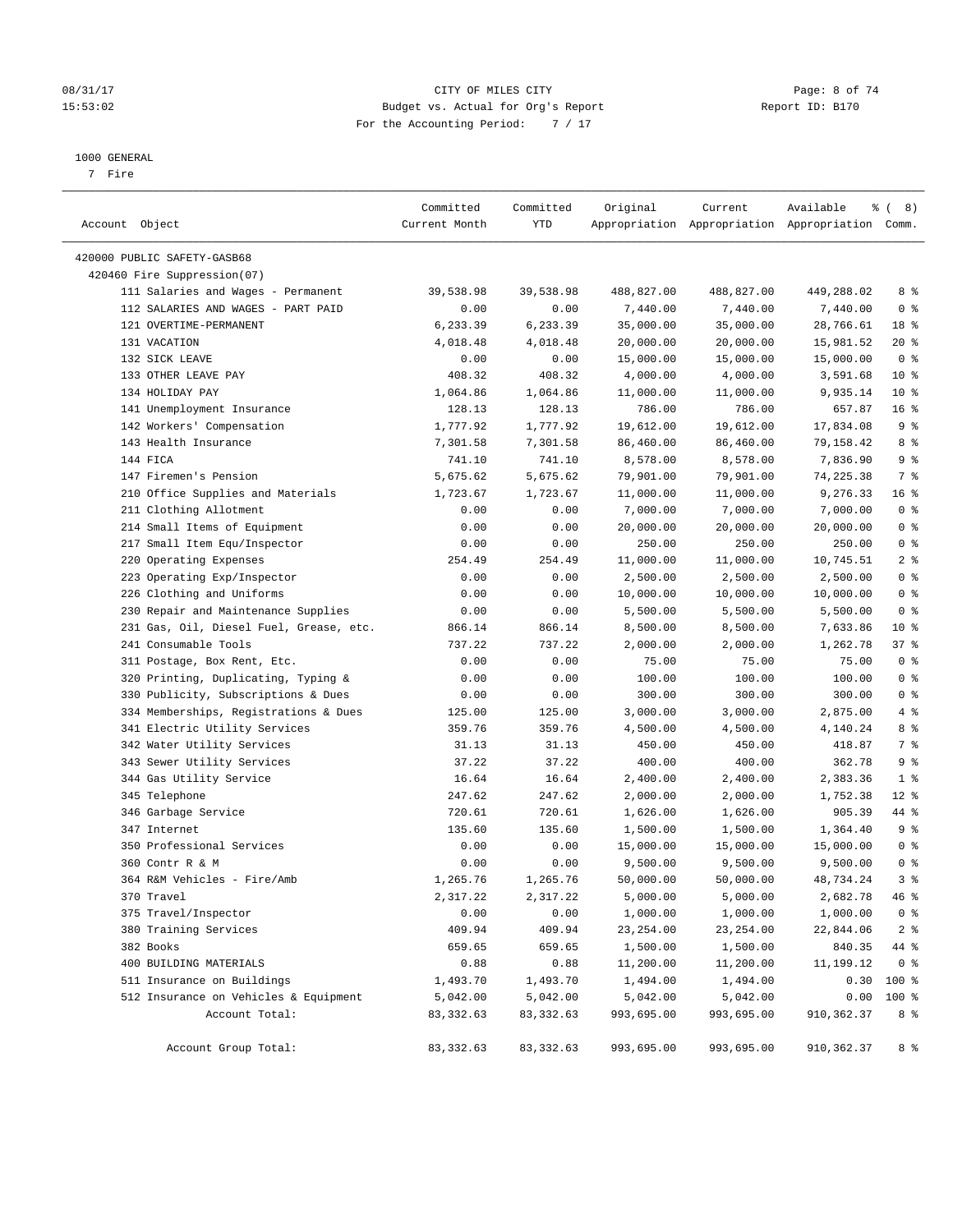CITY OF MILES CITY
Budget vs. Actual for Org's Report
For the Accounting Period: 7 / 17

08/31/17
15:53:02

Report ID: B170

1000 GENERAL
7 Fire

| Account Object | Committed Current Month | Committed YTD | Original Appropriation | Current Appropriation | Available Appropriation | % ( 8) Comm. |
|---|---|---|---|---|---|---|
| 420000 PUBLIC SAFETY-GASB68 | | | | | | |
| 420460 Fire Suppression(07) | | | | | | |
| 111 Salaries and Wages - Permanent | 39,538.98 | 39,538.98 | 488,827.00 | 488,827.00 | 449,288.02 | 8 % |
| 112 SALARIES AND WAGES - PART PAID | 0.00 | 0.00 | 7,440.00 | 7,440.00 | 7,440.00 | 0 % |
| 121 OVERTIME-PERMANENT | 6,233.39 | 6,233.39 | 35,000.00 | 35,000.00 | 28,766.61 | 18 % |
| 131 VACATION | 4,018.48 | 4,018.48 | 20,000.00 | 20,000.00 | 15,981.52 | 20 % |
| 132 SICK LEAVE | 0.00 | 0.00 | 15,000.00 | 15,000.00 | 15,000.00 | 0 % |
| 133 OTHER LEAVE PAY | 408.32 | 408.32 | 4,000.00 | 4,000.00 | 3,591.68 | 10 % |
| 134 HOLIDAY PAY | 1,064.86 | 1,064.86 | 11,000.00 | 11,000.00 | 9,935.14 | 10 % |
| 141 Unemployment Insurance | 128.13 | 128.13 | 786.00 | 786.00 | 657.87 | 16 % |
| 142 Workers' Compensation | 1,777.92 | 1,777.92 | 19,612.00 | 19,612.00 | 17,834.08 | 9 % |
| 143 Health Insurance | 7,301.58 | 7,301.58 | 86,460.00 | 86,460.00 | 79,158.42 | 8 % |
| 144 FICA | 741.10 | 741.10 | 8,578.00 | 8,578.00 | 7,836.90 | 9 % |
| 147 Firemen's Pension | 5,675.62 | 5,675.62 | 79,901.00 | 79,901.00 | 74,225.38 | 7 % |
| 210 Office Supplies and Materials | 1,723.67 | 1,723.67 | 11,000.00 | 11,000.00 | 9,276.33 | 16 % |
| 211 Clothing Allotment | 0.00 | 0.00 | 7,000.00 | 7,000.00 | 7,000.00 | 0 % |
| 214 Small Items of Equipment | 0.00 | 0.00 | 20,000.00 | 20,000.00 | 20,000.00 | 0 % |
| 217 Small Item Equ/Inspector | 0.00 | 0.00 | 250.00 | 250.00 | 250.00 | 0 % |
| 220 Operating Expenses | 254.49 | 254.49 | 11,000.00 | 11,000.00 | 10,745.51 | 2 % |
| 223 Operating Exp/Inspector | 0.00 | 0.00 | 2,500.00 | 2,500.00 | 2,500.00 | 0 % |
| 226 Clothing and Uniforms | 0.00 | 0.00 | 10,000.00 | 10,000.00 | 10,000.00 | 0 % |
| 230 Repair and Maintenance Supplies | 0.00 | 0.00 | 5,500.00 | 5,500.00 | 5,500.00 | 0 % |
| 231 Gas, Oil, Diesel Fuel, Grease, etc. | 866.14 | 866.14 | 8,500.00 | 8,500.00 | 7,633.86 | 10 % |
| 241 Consumable Tools | 737.22 | 737.22 | 2,000.00 | 2,000.00 | 1,262.78 | 37 % |
| 311 Postage, Box Rent, Etc. | 0.00 | 0.00 | 75.00 | 75.00 | 75.00 | 0 % |
| 320 Printing, Duplicating, Typing & | 0.00 | 0.00 | 100.00 | 100.00 | 100.00 | 0 % |
| 330 Publicity, Subscriptions & Dues | 0.00 | 0.00 | 300.00 | 300.00 | 300.00 | 0 % |
| 334 Memberships, Registrations & Dues | 125.00 | 125.00 | 3,000.00 | 3,000.00 | 2,875.00 | 4 % |
| 341 Electric Utility Services | 359.76 | 359.76 | 4,500.00 | 4,500.00 | 4,140.24 | 8 % |
| 342 Water Utility Services | 31.13 | 31.13 | 450.00 | 450.00 | 418.87 | 7 % |
| 343 Sewer Utility Services | 37.22 | 37.22 | 400.00 | 400.00 | 362.78 | 9 % |
| 344 Gas Utility Service | 16.64 | 16.64 | 2,400.00 | 2,400.00 | 2,383.36 | 1 % |
| 345 Telephone | 247.62 | 247.62 | 2,000.00 | 2,000.00 | 1,752.38 | 12 % |
| 346 Garbage Service | 720.61 | 720.61 | 1,626.00 | 1,626.00 | 905.39 | 44 % |
| 347 Internet | 135.60 | 135.60 | 1,500.00 | 1,500.00 | 1,364.40 | 9 % |
| 350 Professional Services | 0.00 | 0.00 | 15,000.00 | 15,000.00 | 15,000.00 | 0 % |
| 360 Contr R & M | 0.00 | 0.00 | 9,500.00 | 9,500.00 | 9,500.00 | 0 % |
| 364 R&M Vehicles - Fire/Amb | 1,265.76 | 1,265.76 | 50,000.00 | 50,000.00 | 48,734.24 | 3 % |
| 370 Travel | 2,317.22 | 2,317.22 | 5,000.00 | 5,000.00 | 2,682.78 | 46 % |
| 375 Travel/Inspector | 0.00 | 0.00 | 1,000.00 | 1,000.00 | 1,000.00 | 0 % |
| 380 Training Services | 409.94 | 409.94 | 23,254.00 | 23,254.00 | 22,844.06 | 2 % |
| 382 Books | 659.65 | 659.65 | 1,500.00 | 1,500.00 | 840.35 | 44 % |
| 400 BUILDING MATERIALS | 0.88 | 0.88 | 11,200.00 | 11,200.00 | 11,199.12 | 0 % |
| 511 Insurance on Buildings | 1,493.70 | 1,493.70 | 1,494.00 | 1,494.00 | 0.30 | 100 % |
| 512 Insurance on Vehicles & Equipment | 5,042.00 | 5,042.00 | 5,042.00 | 5,042.00 | 0.00 | 100 % |
| Account Total: | 83,332.63 | 83,332.63 | 993,695.00 | 993,695.00 | 910,362.37 | 8 % |
| Account Group Total: | 83,332.63 | 83,332.63 | 993,695.00 | 993,695.00 | 910,362.37 | 8 % |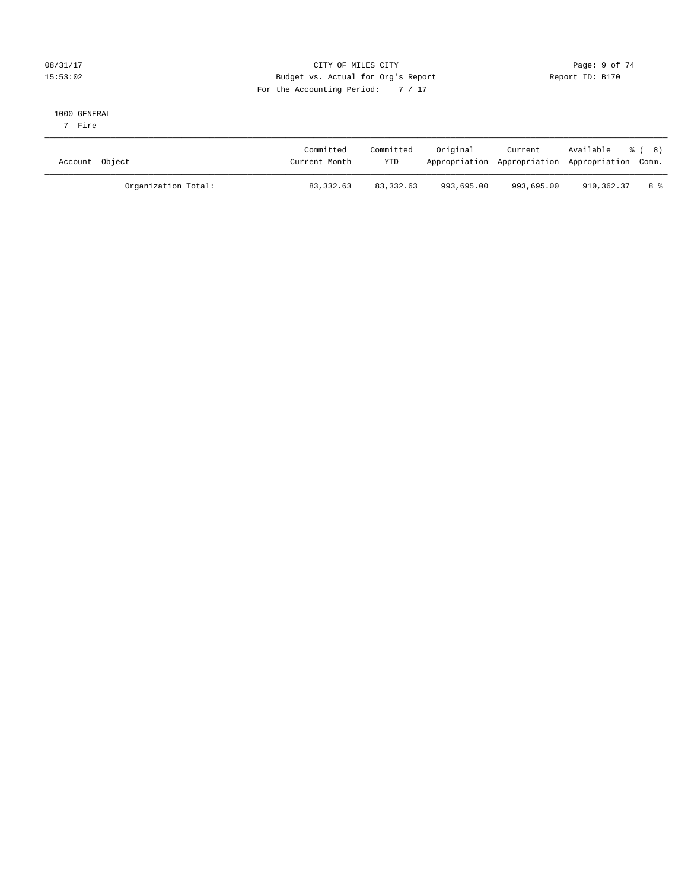CITY OF MILES CITY
Budget vs. Actual for Org's Report
For the Accounting Period: 7 / 17

08/31/17
15:53:02

Report ID: B170

1000 GENERAL
7 Fire

| Account Object | Committed Current Month | Committed YTD | Original Appropriation | Current Appropriation | Available Appropriation | % ( 8) Comm. |
|---|---|---|---|---|---|---|
| Organization Total: | 83,332.63 | 83,332.63 | 993,695.00 | 993,695.00 | 910,362.37 | 8 % |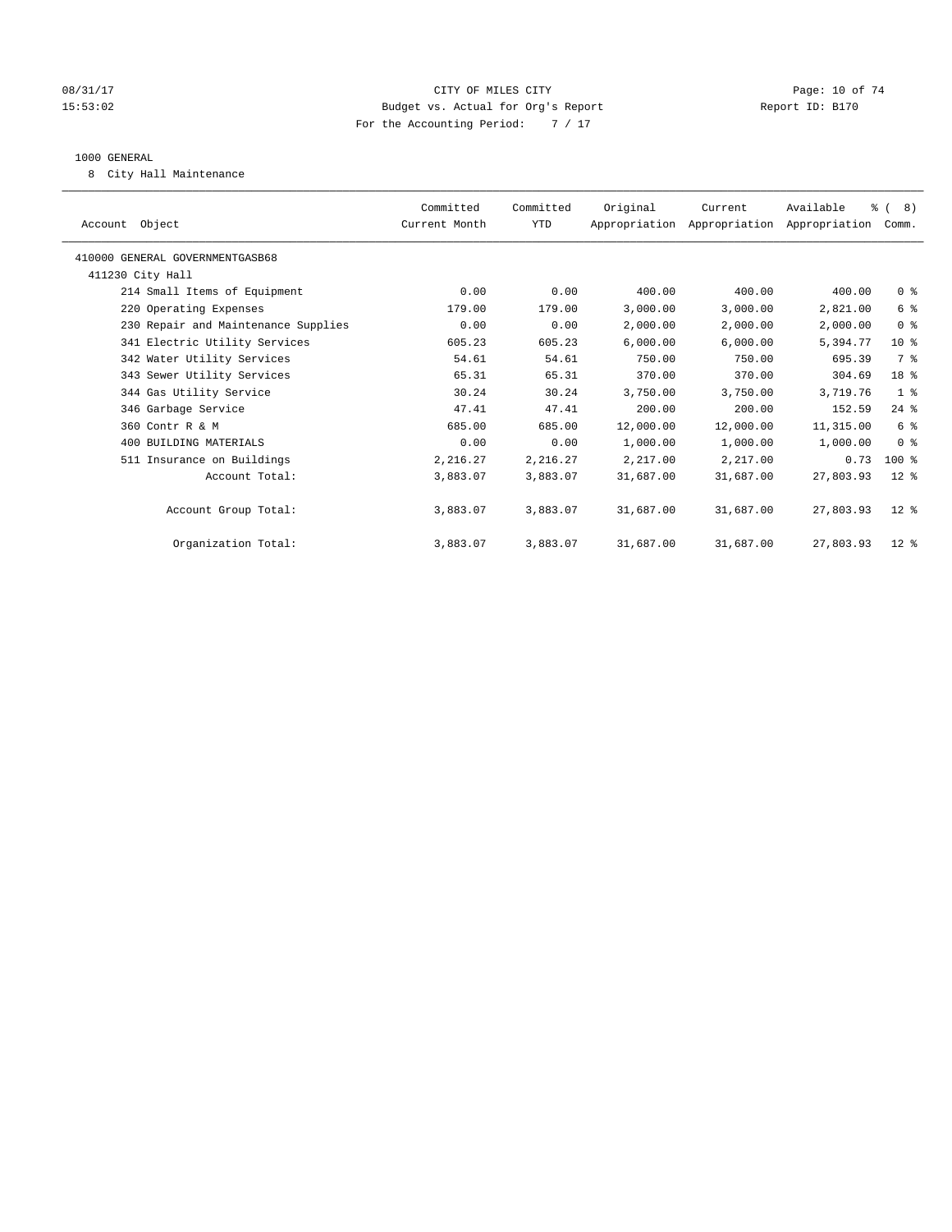CITY OF MILES CITY
Budget vs. Actual for Org's Report
For the Accounting Period: 7 / 17

08/31/17 15:53:02 — Report ID: B170

1000 GENERAL
8 City Hall Maintenance

| Account Object | Committed Current Month | Committed YTD | Original Appropriation | Current Appropriation | Available Appropriation | % ( 8) Comm. |
|---|---|---|---|---|---|---|
| 410000 GENERAL GOVERNMENTGASB68 | | | | | | |
| 411230 City Hall | | | | | | |
| 214 Small Items of Equipment | 0.00 | 0.00 | 400.00 | 400.00 | 400.00 | 0 % |
| 220 Operating Expenses | 179.00 | 179.00 | 3,000.00 | 3,000.00 | 2,821.00 | 6 % |
| 230 Repair and Maintenance Supplies | 0.00 | 0.00 | 2,000.00 | 2,000.00 | 2,000.00 | 0 % |
| 341 Electric Utility Services | 605.23 | 605.23 | 6,000.00 | 6,000.00 | 5,394.77 | 10 % |
| 342 Water Utility Services | 54.61 | 54.61 | 750.00 | 750.00 | 695.39 | 7 % |
| 343 Sewer Utility Services | 65.31 | 65.31 | 370.00 | 370.00 | 304.69 | 18 % |
| 344 Gas Utility Service | 30.24 | 30.24 | 3,750.00 | 3,750.00 | 3,719.76 | 1 % |
| 346 Garbage Service | 47.41 | 47.41 | 200.00 | 200.00 | 152.59 | 24 % |
| 360 Contr R & M | 685.00 | 685.00 | 12,000.00 | 12,000.00 | 11,315.00 | 6 % |
| 400 BUILDING MATERIALS | 0.00 | 0.00 | 1,000.00 | 1,000.00 | 1,000.00 | 0 % |
| 511 Insurance on Buildings | 2,216.27 | 2,216.27 | 2,217.00 | 2,217.00 | 0.73 | 100 % |
| Account Total: | 3,883.07 | 3,883.07 | 31,687.00 | 31,687.00 | 27,803.93 | 12 % |
| Account Group Total: | 3,883.07 | 3,883.07 | 31,687.00 | 31,687.00 | 27,803.93 | 12 % |
| Organization Total: | 3,883.07 | 3,883.07 | 31,687.00 | 31,687.00 | 27,803.93 | 12 % |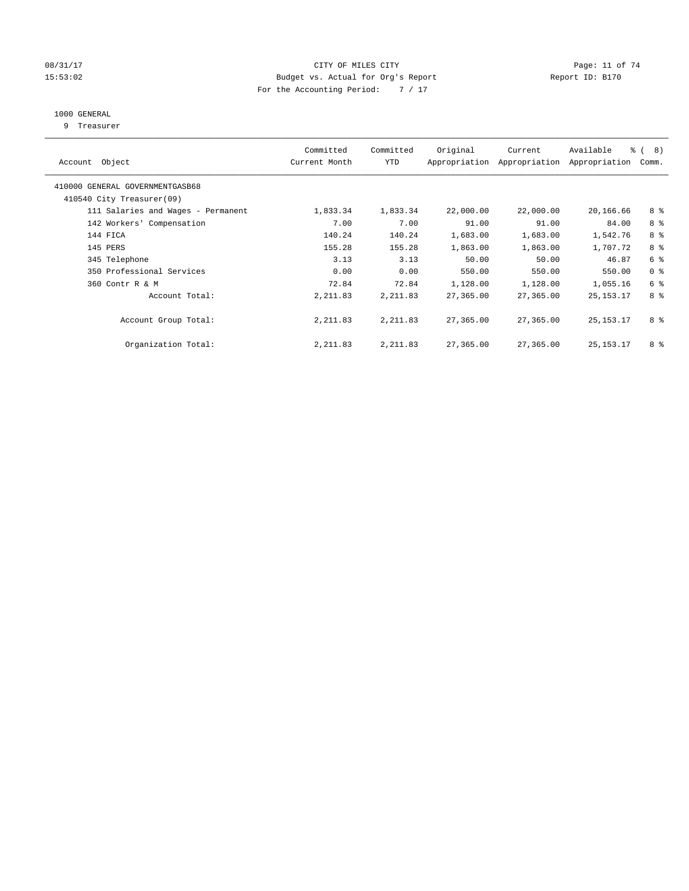CITY OF MILES CITY
Budget vs. Actual for Org's Report
For the Accounting Period: 7 / 17

08/31/17
15:53:02

Report ID: B170

1000 GENERAL
9 Treasurer

| Account Object | Committed Current Month | Committed YTD | Original Appropriation | Current Appropriation | Available Appropriation | % ( 8) Comm. |
|---|---|---|---|---|---|---|
| 410000 GENERAL GOVERNMENTGASB68 | | | | | | |
| 410540 City Treasurer(09) | | | | | | |
| 111 Salaries and Wages - Permanent | 1,833.34 | 1,833.34 | 22,000.00 | 22,000.00 | 20,166.66 | 8 % |
| 142 Workers' Compensation | 7.00 | 7.00 | 91.00 | 91.00 | 84.00 | 8 % |
| 144 FICA | 140.24 | 140.24 | 1,683.00 | 1,683.00 | 1,542.76 | 8 % |
| 145 PERS | 155.28 | 155.28 | 1,863.00 | 1,863.00 | 1,707.72 | 8 % |
| 345 Telephone | 3.13 | 3.13 | 50.00 | 50.00 | 46.87 | 6 % |
| 350 Professional Services | 0.00 | 0.00 | 550.00 | 550.00 | 550.00 | 0 % |
| 360 Contr R & M | 72.84 | 72.84 | 1,128.00 | 1,128.00 | 1,055.16 | 6 % |
| Account Total: | 2,211.83 | 2,211.83 | 27,365.00 | 27,365.00 | 25,153.17 | 8 % |
| Account Group Total: | 2,211.83 | 2,211.83 | 27,365.00 | 27,365.00 | 25,153.17 | 8 % |
| Organization Total: | 2,211.83 | 2,211.83 | 27,365.00 | 27,365.00 | 25,153.17 | 8 % |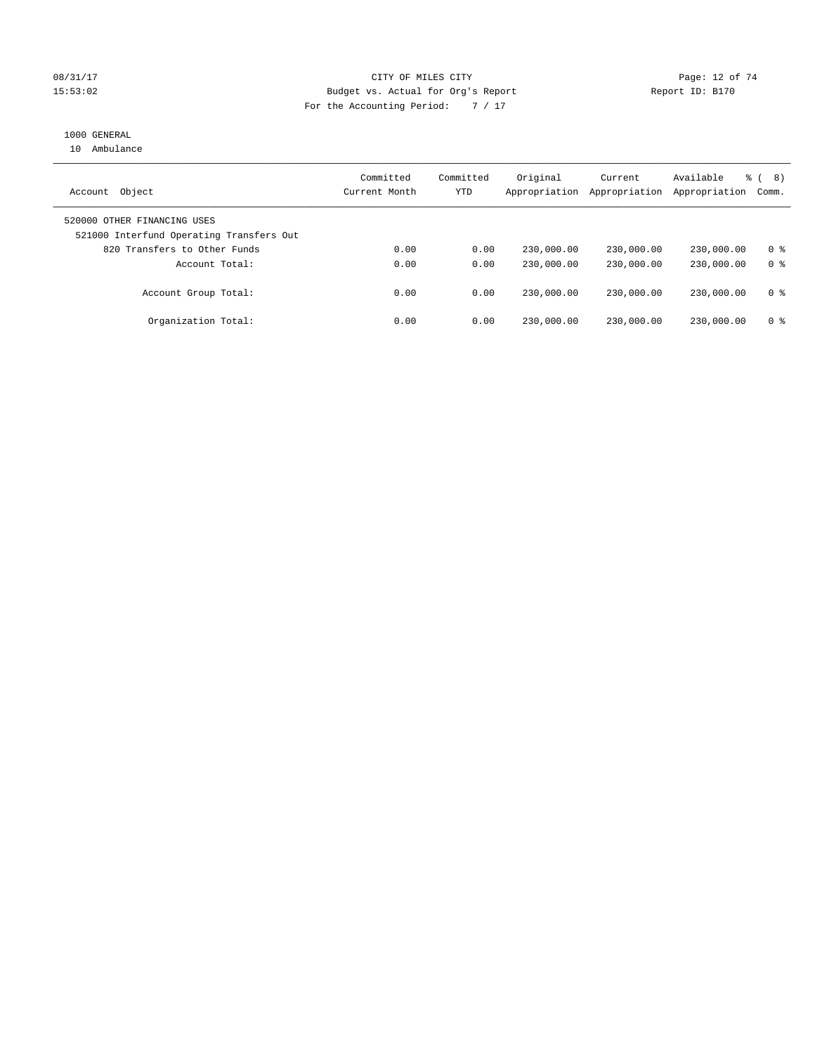CITY OF MILES CITY
Budget vs. Actual for Org's Report
For the Accounting Period: 7 / 17

08/31/17
15:53:02

Report ID: B170

1000 GENERAL
10 Ambulance

| Account Object | Committed Current Month | Committed YTD | Original Appropriation | Current Appropriation | Available Appropriation | % ( 8) Comm. |
|---|---|---|---|---|---|---|
| 520000 OTHER FINANCING USES | | | | | | |
| 521000 Interfund Operating Transfers Out | | | | | | |
| 820 Transfers to Other Funds | 0.00 | 0.00 | 230,000.00 | 230,000.00 | 230,000.00 | 0 % |
| Account Total: | 0.00 | 0.00 | 230,000.00 | 230,000.00 | 230,000.00 | 0 % |
| Account Group Total: | 0.00 | 0.00 | 230,000.00 | 230,000.00 | 230,000.00 | 0 % |
| Organization Total: | 0.00 | 0.00 | 230,000.00 | 230,000.00 | 230,000.00 | 0 % |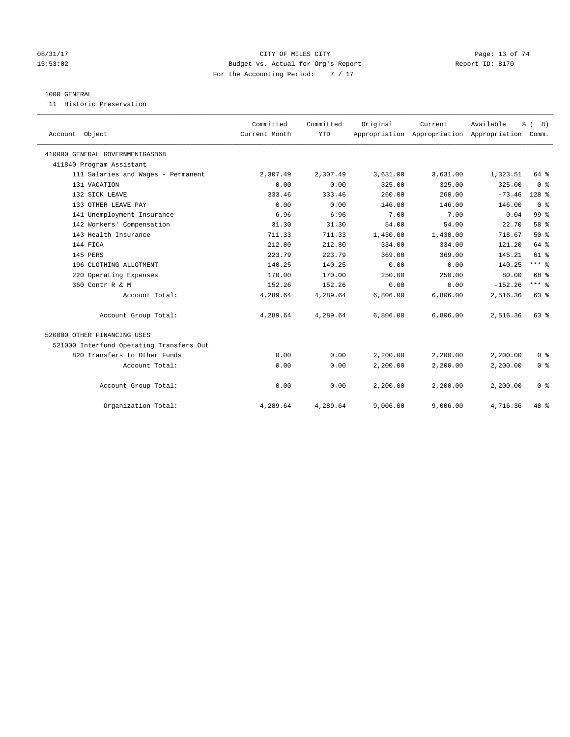CITY OF MILES CITY
Budget vs. Actual for Org's Report
For the Accounting Period: 7 / 17

08/31/17
15:53:02

Report ID: B170

1000 GENERAL
11 Historic Preservation

| Account Object | Committed Current Month | Committed YTD | Original Appropriation | Current Appropriation | Available Appropriation | % ( 8) Comm. |
|---|---|---|---|---|---|---|
| 410000 GENERAL GOVERNMENTGASB68 | | | | | | |
| 411840 Program Assistant | | | | | | |
| 111 Salaries and Wages - Permanent | 2,307.49 | 2,307.49 | 3,631.00 | 3,631.00 | 1,323.51 | 64 % |
| 131 VACATION | 0.00 | 0.00 | 325.00 | 325.00 | 325.00 | 0 % |
| 132 SICK LEAVE | 333.46 | 333.46 | 260.00 | 260.00 | -73.46 | 128 % |
| 133 OTHER LEAVE PAY | 0.00 | 0.00 | 146.00 | 146.00 | 146.00 | 0 % |
| 141 Unemployment Insurance | 6.96 | 6.96 | 7.00 | 7.00 | 0.04 | 99 % |
| 142 Workers' Compensation | 31.30 | 31.30 | 54.00 | 54.00 | 22.70 | 58 % |
| 143 Health Insurance | 711.33 | 711.33 | 1,430.00 | 1,430.00 | 718.67 | 50 % |
| 144 FICA | 212.80 | 212.80 | 334.00 | 334.00 | 121.20 | 64 % |
| 145 PERS | 223.79 | 223.79 | 369.00 | 369.00 | 145.21 | 61 % |
| 196 CLOTHING ALLOTMENT | 140.25 | 140.25 | 0.00 | 0.00 | -140.25 | *** % |
| 220 Operating Expenses | 170.00 | 170.00 | 250.00 | 250.00 | 80.00 | 68 % |
| 360 Contr R & M | 152.26 | 152.26 | 0.00 | 0.00 | -152.26 | *** % |
| Account Total: | 4,289.64 | 4,289.64 | 6,806.00 | 6,806.00 | 2,516.36 | 63 % |
| Account Group Total: | 4,289.64 | 4,289.64 | 6,806.00 | 6,806.00 | 2,516.36 | 63 % |
| 520000 OTHER FINANCING USES | | | | | | |
| 521000 Interfund Operating Transfers Out | | | | | | |
| 820 Transfers to Other Funds | 0.00 | 0.00 | 2,200.00 | 2,200.00 | 2,200.00 | 0 % |
| Account Total: | 0.00 | 0.00 | 2,200.00 | 2,200.00 | 2,200.00 | 0 % |
| Account Group Total: | 0.00 | 0.00 | 2,200.00 | 2,200.00 | 2,200.00 | 0 % |
| Organization Total: | 4,289.64 | 4,289.64 | 9,006.00 | 9,006.00 | 4,716.36 | 48 % |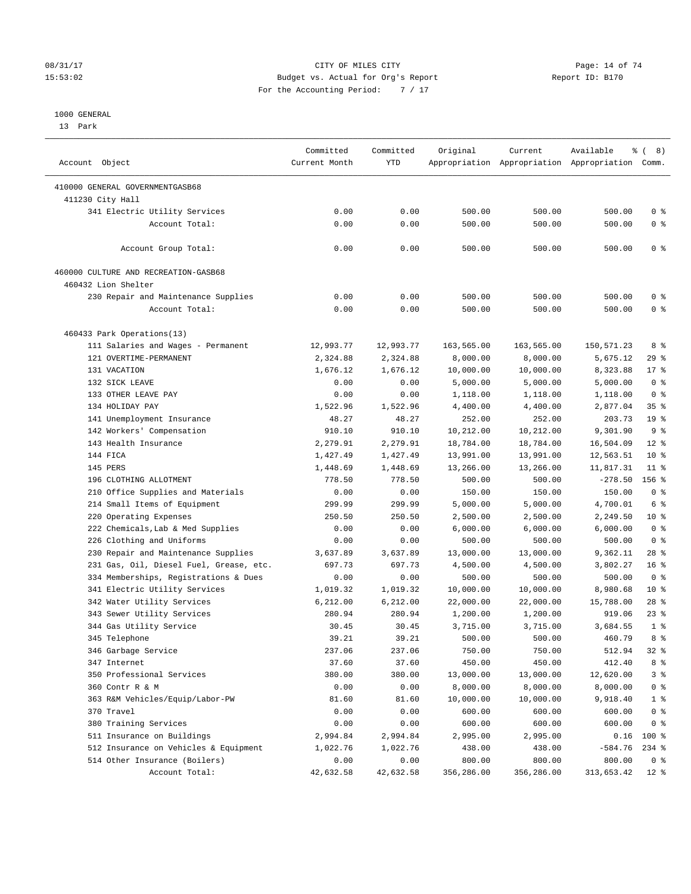CITY OF MILES CITY
Budget vs. Actual for Org's Report
For the Accounting Period: 7 / 17

08/31/17
15:53:02

Report ID: B170

1000 GENERAL
13 Park

| Account Object | Committed Current Month | Committed YTD | Original Appropriation | Current Appropriation | Available Appropriation | % ( 8) Comm. |
|---|---|---|---|---|---|---|
| 410000 GENERAL GOVERNMENTGASB68 | | | | | | |
| 411230 City Hall | | | | | | |
| 341 Electric Utility Services | 0.00 | 0.00 | 500.00 | 500.00 | 500.00 | 0 % |
| Account Total: | 0.00 | 0.00 | 500.00 | 500.00 | 500.00 | 0 % |
| Account Group Total: | 0.00 | 0.00 | 500.00 | 500.00 | 500.00 | 0 % |
| 460000 CULTURE AND RECREATION-GASB68 | | | | | | |
| 460432 Lion Shelter | | | | | | |
| 230 Repair and Maintenance Supplies | 0.00 | 0.00 | 500.00 | 500.00 | 500.00 | 0 % |
| Account Total: | 0.00 | 0.00 | 500.00 | 500.00 | 500.00 | 0 % |
| 460433 Park Operations(13) | | | | | | |
| 111 Salaries and Wages - Permanent | 12,993.77 | 12,993.77 | 163,565.00 | 163,565.00 | 150,571.23 | 8 % |
| 121 OVERTIME-PERMANENT | 2,324.88 | 2,324.88 | 8,000.00 | 8,000.00 | 5,675.12 | 29 % |
| 131 VACATION | 1,676.12 | 1,676.12 | 10,000.00 | 10,000.00 | 8,323.88 | 17 % |
| 132 SICK LEAVE | 0.00 | 0.00 | 5,000.00 | 5,000.00 | 5,000.00 | 0 % |
| 133 OTHER LEAVE PAY | 0.00 | 0.00 | 1,118.00 | 1,118.00 | 1,118.00 | 0 % |
| 134 HOLIDAY PAY | 1,522.96 | 1,522.96 | 4,400.00 | 4,400.00 | 2,877.04 | 35 % |
| 141 Unemployment Insurance | 48.27 | 48.27 | 252.00 | 252.00 | 203.73 | 19 % |
| 142 Workers' Compensation | 910.10 | 910.10 | 10,212.00 | 10,212.00 | 9,301.90 | 9 % |
| 143 Health Insurance | 2,279.91 | 2,279.91 | 18,784.00 | 18,784.00 | 16,504.09 | 12 % |
| 144 FICA | 1,427.49 | 1,427.49 | 13,991.00 | 13,991.00 | 12,563.51 | 10 % |
| 145 PERS | 1,448.69 | 1,448.69 | 13,266.00 | 13,266.00 | 11,817.31 | 11 % |
| 196 CLOTHING ALLOTMENT | 778.50 | 778.50 | 500.00 | 500.00 | -278.50 | 156 % |
| 210 Office Supplies and Materials | 0.00 | 0.00 | 150.00 | 150.00 | 150.00 | 0 % |
| 214 Small Items of Equipment | 299.99 | 299.99 | 5,000.00 | 5,000.00 | 4,700.01 | 6 % |
| 220 Operating Expenses | 250.50 | 250.50 | 2,500.00 | 2,500.00 | 2,249.50 | 10 % |
| 222 Chemicals,Lab & Med Supplies | 0.00 | 0.00 | 6,000.00 | 6,000.00 | 6,000.00 | 0 % |
| 226 Clothing and Uniforms | 0.00 | 0.00 | 500.00 | 500.00 | 500.00 | 0 % |
| 230 Repair and Maintenance Supplies | 3,637.89 | 3,637.89 | 13,000.00 | 13,000.00 | 9,362.11 | 28 % |
| 231 Gas, Oil, Diesel Fuel, Grease, etc. | 697.73 | 697.73 | 4,500.00 | 4,500.00 | 3,802.27 | 16 % |
| 334 Memberships, Registrations & Dues | 0.00 | 0.00 | 500.00 | 500.00 | 500.00 | 0 % |
| 341 Electric Utility Services | 1,019.32 | 1,019.32 | 10,000.00 | 10,000.00 | 8,980.68 | 10 % |
| 342 Water Utility Services | 6,212.00 | 6,212.00 | 22,000.00 | 22,000.00 | 15,788.00 | 28 % |
| 343 Sewer Utility Services | 280.94 | 280.94 | 1,200.00 | 1,200.00 | 919.06 | 23 % |
| 344 Gas Utility Service | 30.45 | 30.45 | 3,715.00 | 3,715.00 | 3,684.55 | 1 % |
| 345 Telephone | 39.21 | 39.21 | 500.00 | 500.00 | 460.79 | 8 % |
| 346 Garbage Service | 237.06 | 237.06 | 750.00 | 750.00 | 512.94 | 32 % |
| 347 Internet | 37.60 | 37.60 | 450.00 | 450.00 | 412.40 | 8 % |
| 350 Professional Services | 380.00 | 380.00 | 13,000.00 | 13,000.00 | 12,620.00 | 3 % |
| 360 Contr R & M | 0.00 | 0.00 | 8,000.00 | 8,000.00 | 8,000.00 | 0 % |
| 363 R&M Vehicles/Equip/Labor-PW | 81.60 | 81.60 | 10,000.00 | 10,000.00 | 9,918.40 | 1 % |
| 370 Travel | 0.00 | 0.00 | 600.00 | 600.00 | 600.00 | 0 % |
| 380 Training Services | 0.00 | 0.00 | 600.00 | 600.00 | 600.00 | 0 % |
| 511 Insurance on Buildings | 2,994.84 | 2,994.84 | 2,995.00 | 2,995.00 | 0.16 | 100 % |
| 512 Insurance on Vehicles & Equipment | 1,022.76 | 1,022.76 | 438.00 | 438.00 | -584.76 | 234 % |
| 514 Other Insurance (Boilers) | 0.00 | 0.00 | 800.00 | 800.00 | 800.00 | 0 % |
| Account Total: | 42,632.58 | 42,632.58 | 356,286.00 | 356,286.00 | 313,653.42 | 12 % |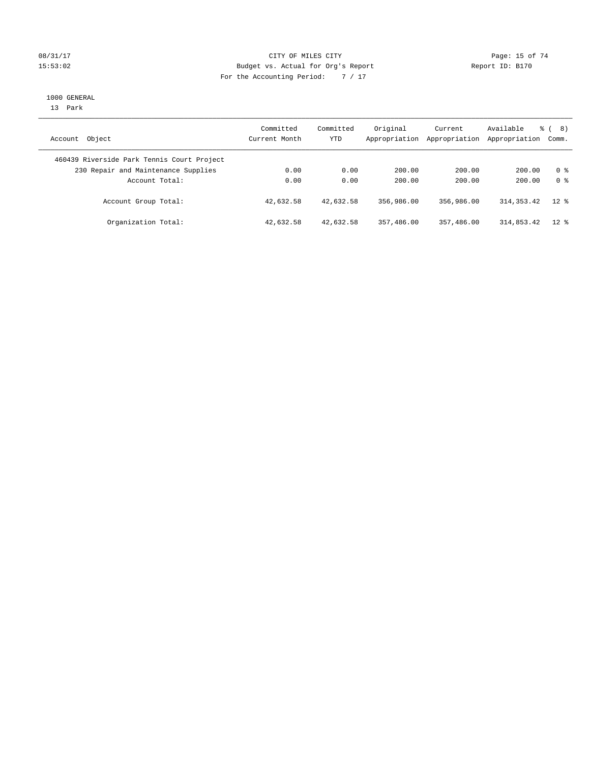CITY OF MILES CITY
Budget vs. Actual for Org's Report
For the Accounting Period: 7 / 17

1000 GENERAL
13 Park

| Account Object | Committed Current Month | Committed YTD | Original Appropriation | Current Appropriation | Available Appropriation | % ( 8) Comm. |
|---|---|---|---|---|---|---|
| 460439 Riverside Park Tennis Court Project | | | | | | |
| 230 Repair and Maintenance Supplies | 0.00 | 0.00 | 200.00 | 200.00 | 200.00 | 0 % |
| Account Total: | 0.00 | 0.00 | 200.00 | 200.00 | 200.00 | 0 % |
| Account Group Total: | 42,632.58 | 42,632.58 | 356,986.00 | 356,986.00 | 314,353.42 | 12 % |
| Organization Total: | 42,632.58 | 42,632.58 | 357,486.00 | 357,486.00 | 314,853.42 | 12 % |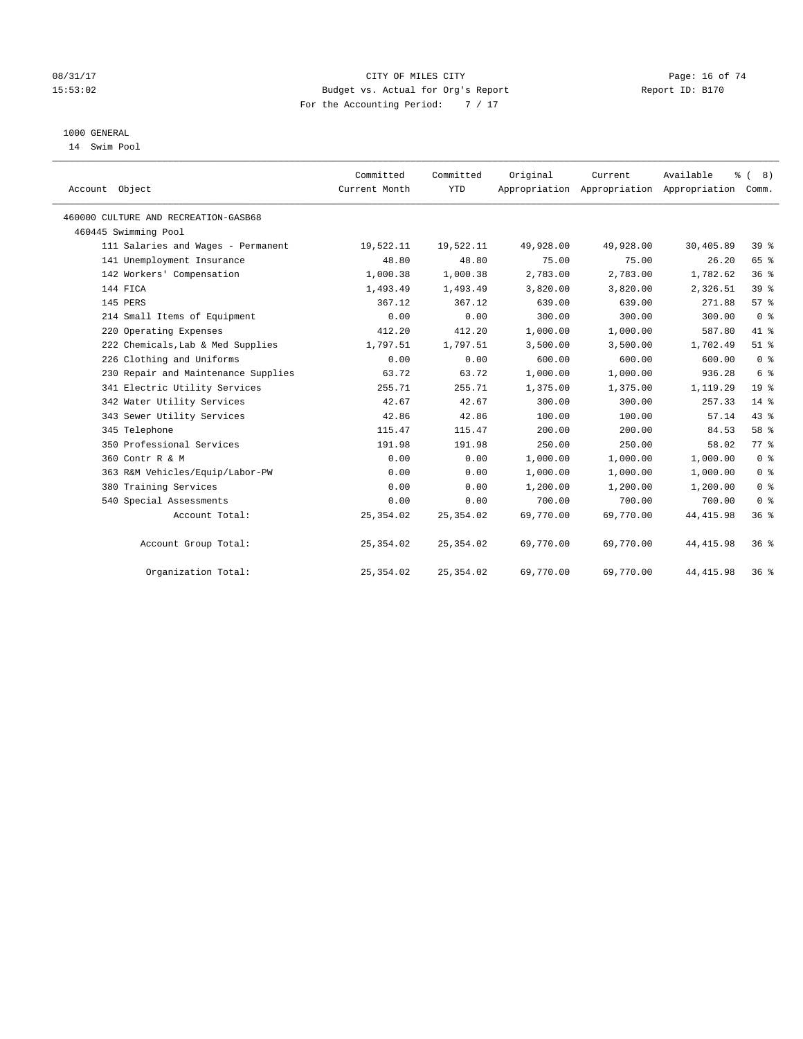# CITY OF MILES CITY

Budget vs. Actual for Org's Report

For the Accounting Period: 7 / 17

08/31/17 15:53:02 — Report ID: B170

## 1000 GENERAL

14 Swim Pool

| Account Object | Committed Current Month | Committed YTD | Original Appropriation | Current Appropriation | Available Appropriation | % ( 8) Comm. |
|---|---|---|---|---|---|---|
| 460000 CULTURE AND RECREATION-GASB68 | | | | | | |
| 460445 Swimming Pool | | | | | | |
| 111 Salaries and Wages - Permanent | 19,522.11 | 19,522.11 | 49,928.00 | 49,928.00 | 30,405.89 | 39 % |
| 141 Unemployment Insurance | 48.80 | 48.80 | 75.00 | 75.00 | 26.20 | 65 % |
| 142 Workers' Compensation | 1,000.38 | 1,000.38 | 2,783.00 | 2,783.00 | 1,782.62 | 36 % |
| 144 FICA | 1,493.49 | 1,493.49 | 3,820.00 | 3,820.00 | 2,326.51 | 39 % |
| 145 PERS | 367.12 | 367.12 | 639.00 | 639.00 | 271.88 | 57 % |
| 214 Small Items of Equipment | 0.00 | 0.00 | 300.00 | 300.00 | 300.00 | 0 % |
| 220 Operating Expenses | 412.20 | 412.20 | 1,000.00 | 1,000.00 | 587.80 | 41 % |
| 222 Chemicals,Lab & Med Supplies | 1,797.51 | 1,797.51 | 3,500.00 | 3,500.00 | 1,702.49 | 51 % |
| 226 Clothing and Uniforms | 0.00 | 0.00 | 600.00 | 600.00 | 600.00 | 0 % |
| 230 Repair and Maintenance Supplies | 63.72 | 63.72 | 1,000.00 | 1,000.00 | 936.28 | 6 % |
| 341 Electric Utility Services | 255.71 | 255.71 | 1,375.00 | 1,375.00 | 1,119.29 | 19 % |
| 342 Water Utility Services | 42.67 | 42.67 | 300.00 | 300.00 | 257.33 | 14 % |
| 343 Sewer Utility Services | 42.86 | 42.86 | 100.00 | 100.00 | 57.14 | 43 % |
| 345 Telephone | 115.47 | 115.47 | 200.00 | 200.00 | 84.53 | 58 % |
| 350 Professional Services | 191.98 | 191.98 | 250.00 | 250.00 | 58.02 | 77 % |
| 360 Contr R & M | 0.00 | 0.00 | 1,000.00 | 1,000.00 | 1,000.00 | 0 % |
| 363 R&M Vehicles/Equip/Labor-PW | 0.00 | 0.00 | 1,000.00 | 1,000.00 | 1,000.00 | 0 % |
| 380 Training Services | 0.00 | 0.00 | 1,200.00 | 1,200.00 | 1,200.00 | 0 % |
| 540 Special Assessments | 0.00 | 0.00 | 700.00 | 700.00 | 700.00 | 0 % |
| Account Total: | 25,354.02 | 25,354.02 | 69,770.00 | 69,770.00 | 44,415.98 | 36 % |
| Account Group Total: | 25,354.02 | 25,354.02 | 69,770.00 | 69,770.00 | 44,415.98 | 36 % |
| Organization Total: | 25,354.02 | 25,354.02 | 69,770.00 | 69,770.00 | 44,415.98 | 36 % |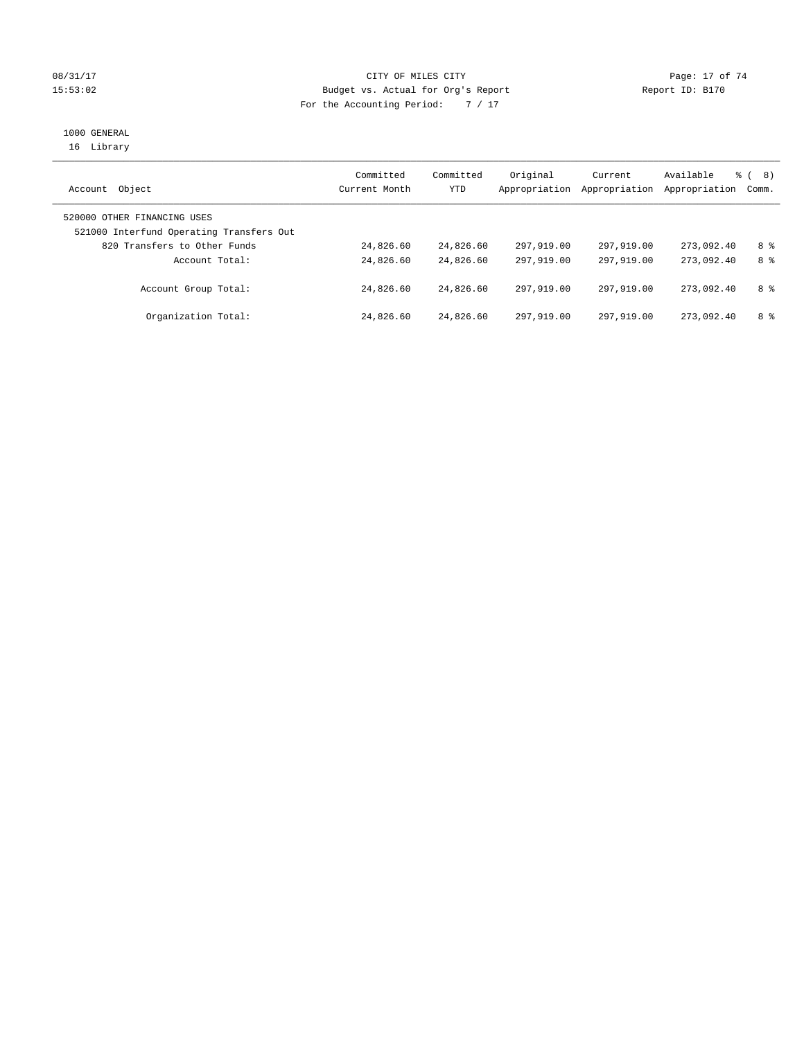CITY OF MILES CITY
Budget vs. Actual for Org's Report
For the Accounting Period: 7 / 17

08/31/17
15:53:02

Report ID: B170

1000 GENERAL
16 Library

| Account Object | Committed Current Month | Committed YTD | Original Appropriation | Current Appropriation | Available Appropriation | % ( 8) Comm. |
|---|---|---|---|---|---|---|
| 520000 OTHER FINANCING USES | | | | | | |
| 521000 Interfund Operating Transfers Out | | | | | | |
| 820 Transfers to Other Funds | 24,826.60 | 24,826.60 | 297,919.00 | 297,919.00 | 273,092.40 | 8 % |
| Account Total: | 24,826.60 | 24,826.60 | 297,919.00 | 297,919.00 | 273,092.40 | 8 % |
| Account Group Total: | 24,826.60 | 24,826.60 | 297,919.00 | 297,919.00 | 273,092.40 | 8 % |
| Organization Total: | 24,826.60 | 24,826.60 | 297,919.00 | 297,919.00 | 273,092.40 | 8 % |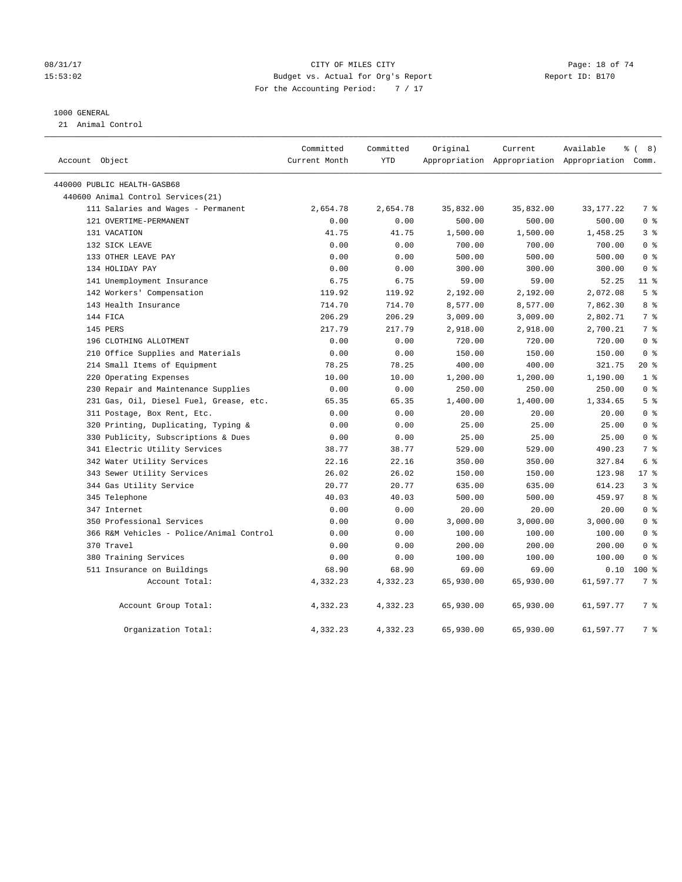CITY OF MILES CITY
Budget vs. Actual for Org's Report
For the Accounting Period: 7 / 17

1000 GENERAL
21 Animal Control

| Account Object | Committed Current Month | Committed YTD | Original Appropriation | Current Appropriation | Available Appropriation | % ( 8) Comm. |
|---|---|---|---|---|---|---|
| 440000 PUBLIC HEALTH-GASB68 | | | | | | |
| 440600 Animal Control Services(21) | | | | | | |
| 111 Salaries and Wages - Permanent | 2,654.78 | 2,654.78 | 35,832.00 | 35,832.00 | 33,177.22 | 7 % |
| 121 OVERTIME-PERMANENT | 0.00 | 0.00 | 500.00 | 500.00 | 500.00 | 0 % |
| 131 VACATION | 41.75 | 41.75 | 1,500.00 | 1,500.00 | 1,458.25 | 3 % |
| 132 SICK LEAVE | 0.00 | 0.00 | 700.00 | 700.00 | 700.00 | 0 % |
| 133 OTHER LEAVE PAY | 0.00 | 0.00 | 500.00 | 500.00 | 500.00 | 0 % |
| 134 HOLIDAY PAY | 0.00 | 0.00 | 300.00 | 300.00 | 300.00 | 0 % |
| 141 Unemployment Insurance | 6.75 | 6.75 | 59.00 | 59.00 | 52.25 | 11 % |
| 142 Workers' Compensation | 119.92 | 119.92 | 2,192.00 | 2,192.00 | 2,072.08 | 5 % |
| 143 Health Insurance | 714.70 | 714.70 | 8,577.00 | 8,577.00 | 7,862.30 | 8 % |
| 144 FICA | 206.29 | 206.29 | 3,009.00 | 3,009.00 | 2,802.71 | 7 % |
| 145 PERS | 217.79 | 217.79 | 2,918.00 | 2,918.00 | 2,700.21 | 7 % |
| 196 CLOTHING ALLOTMENT | 0.00 | 0.00 | 720.00 | 720.00 | 720.00 | 0 % |
| 210 Office Supplies and Materials | 0.00 | 0.00 | 150.00 | 150.00 | 150.00 | 0 % |
| 214 Small Items of Equipment | 78.25 | 78.25 | 400.00 | 400.00 | 321.75 | 20 % |
| 220 Operating Expenses | 10.00 | 10.00 | 1,200.00 | 1,200.00 | 1,190.00 | 1 % |
| 230 Repair and Maintenance Supplies | 0.00 | 0.00 | 250.00 | 250.00 | 250.00 | 0 % |
| 231 Gas, Oil, Diesel Fuel, Grease, etc. | 65.35 | 65.35 | 1,400.00 | 1,400.00 | 1,334.65 | 5 % |
| 311 Postage, Box Rent, Etc. | 0.00 | 0.00 | 20.00 | 20.00 | 20.00 | 0 % |
| 320 Printing, Duplicating, Typing & | 0.00 | 0.00 | 25.00 | 25.00 | 25.00 | 0 % |
| 330 Publicity, Subscriptions & Dues | 0.00 | 0.00 | 25.00 | 25.00 | 25.00 | 0 % |
| 341 Electric Utility Services | 38.77 | 38.77 | 529.00 | 529.00 | 490.23 | 7 % |
| 342 Water Utility Services | 22.16 | 22.16 | 350.00 | 350.00 | 327.84 | 6 % |
| 343 Sewer Utility Services | 26.02 | 26.02 | 150.00 | 150.00 | 123.98 | 17 % |
| 344 Gas Utility Service | 20.77 | 20.77 | 635.00 | 635.00 | 614.23 | 3 % |
| 345 Telephone | 40.03 | 40.03 | 500.00 | 500.00 | 459.97 | 8 % |
| 347 Internet | 0.00 | 0.00 | 20.00 | 20.00 | 20.00 | 0 % |
| 350 Professional Services | 0.00 | 0.00 | 3,000.00 | 3,000.00 | 3,000.00 | 0 % |
| 366 R&M Vehicles - Police/Animal Control | 0.00 | 0.00 | 100.00 | 100.00 | 100.00 | 0 % |
| 370 Travel | 0.00 | 0.00 | 200.00 | 200.00 | 200.00 | 0 % |
| 380 Training Services | 0.00 | 0.00 | 100.00 | 100.00 | 100.00 | 0 % |
| 511 Insurance on Buildings | 68.90 | 68.90 | 69.00 | 69.00 | 0.10 | 100 % |
| Account Total: | 4,332.23 | 4,332.23 | 65,930.00 | 65,930.00 | 61,597.77 | 7 % |
| Account Group Total: | 4,332.23 | 4,332.23 | 65,930.00 | 65,930.00 | 61,597.77 | 7 % |
| Organization Total: | 4,332.23 | 4,332.23 | 65,930.00 | 65,930.00 | 61,597.77 | 7 % |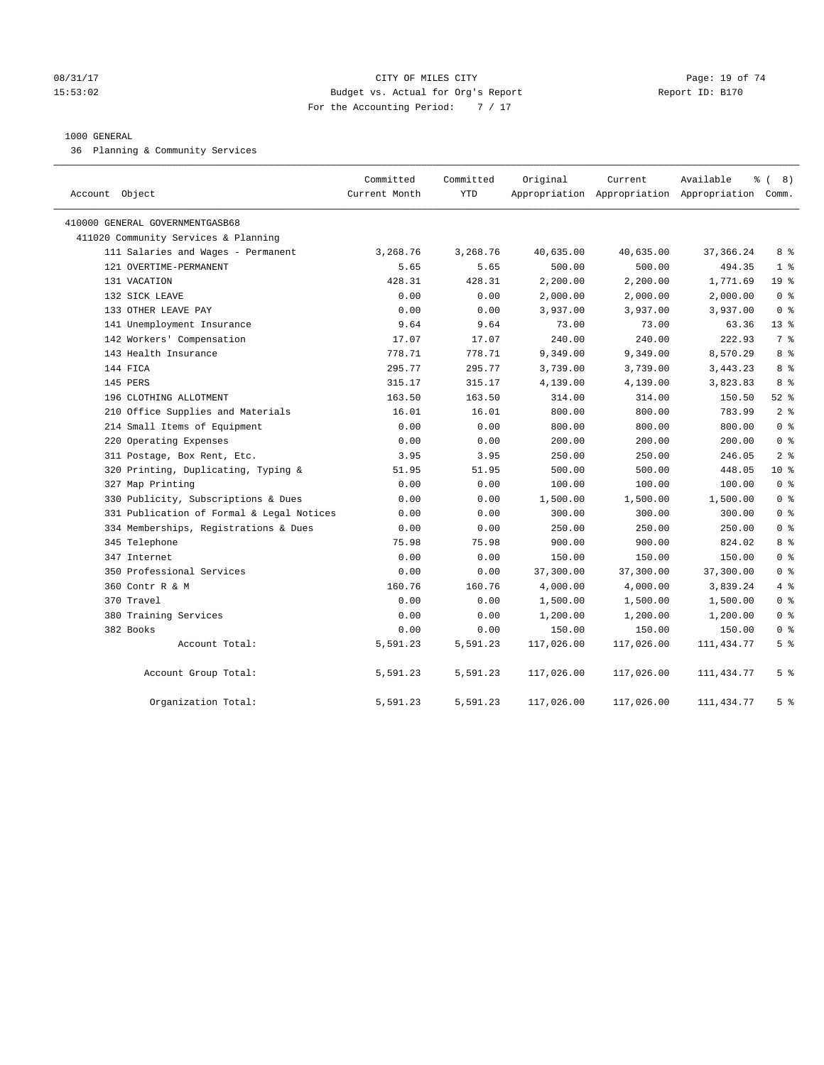CITY OF MILES CITY
Budget vs. Actual for Org's Report
For the Accounting Period: 7 / 17

08/31/17
15:53:02

Report ID: B170

1000 GENERAL
36 Planning & Community Services

| Account Object | Committed Current Month | Committed YTD | Original Appropriation | Current Appropriation | Available Appropriation | % ( 8) Comm. |
|---|---|---|---|---|---|---|
| 410000 GENERAL GOVERNMENTGASB68 | | | | | | |
| 411020 Community Services & Planning | | | | | | |
| 111 Salaries and Wages - Permanent | 3,268.76 | 3,268.76 | 40,635.00 | 40,635.00 | 37,366.24 | 8 % |
| 121 OVERTIME-PERMANENT | 5.65 | 5.65 | 500.00 | 500.00 | 494.35 | 1 % |
| 131 VACATION | 428.31 | 428.31 | 2,200.00 | 2,200.00 | 1,771.69 | 19 % |
| 132 SICK LEAVE | 0.00 | 0.00 | 2,000.00 | 2,000.00 | 2,000.00 | 0 % |
| 133 OTHER LEAVE PAY | 0.00 | 0.00 | 3,937.00 | 3,937.00 | 3,937.00 | 0 % |
| 141 Unemployment Insurance | 9.64 | 9.64 | 73.00 | 73.00 | 63.36 | 13 % |
| 142 Workers' Compensation | 17.07 | 17.07 | 240.00 | 240.00 | 222.93 | 7 % |
| 143 Health Insurance | 778.71 | 778.71 | 9,349.00 | 9,349.00 | 8,570.29 | 8 % |
| 144 FICA | 295.77 | 295.77 | 3,739.00 | 3,739.00 | 3,443.23 | 8 % |
| 145 PERS | 315.17 | 315.17 | 4,139.00 | 4,139.00 | 3,823.83 | 8 % |
| 196 CLOTHING ALLOTMENT | 163.50 | 163.50 | 314.00 | 314.00 | 150.50 | 52 % |
| 210 Office Supplies and Materials | 16.01 | 16.01 | 800.00 | 800.00 | 783.99 | 2 % |
| 214 Small Items of Equipment | 0.00 | 0.00 | 800.00 | 800.00 | 800.00 | 0 % |
| 220 Operating Expenses | 0.00 | 0.00 | 200.00 | 200.00 | 200.00 | 0 % |
| 311 Postage, Box Rent, Etc. | 3.95 | 3.95 | 250.00 | 250.00 | 246.05 | 2 % |
| 320 Printing, Duplicating, Typing & | 51.95 | 51.95 | 500.00 | 500.00 | 448.05 | 10 % |
| 327 Map Printing | 0.00 | 0.00 | 100.00 | 100.00 | 100.00 | 0 % |
| 330 Publicity, Subscriptions & Dues | 0.00 | 0.00 | 1,500.00 | 1,500.00 | 1,500.00 | 0 % |
| 331 Publication of Formal & Legal Notices | 0.00 | 0.00 | 300.00 | 300.00 | 300.00 | 0 % |
| 334 Memberships, Registrations & Dues | 0.00 | 0.00 | 250.00 | 250.00 | 250.00 | 0 % |
| 345 Telephone | 75.98 | 75.98 | 900.00 | 900.00 | 824.02 | 8 % |
| 347 Internet | 0.00 | 0.00 | 150.00 | 150.00 | 150.00 | 0 % |
| 350 Professional Services | 0.00 | 0.00 | 37,300.00 | 37,300.00 | 37,300.00 | 0 % |
| 360 Contr R & M | 160.76 | 160.76 | 4,000.00 | 4,000.00 | 3,839.24 | 4 % |
| 370 Travel | 0.00 | 0.00 | 1,500.00 | 1,500.00 | 1,500.00 | 0 % |
| 380 Training Services | 0.00 | 0.00 | 1,200.00 | 1,200.00 | 1,200.00 | 0 % |
| 382 Books | 0.00 | 0.00 | 150.00 | 150.00 | 150.00 | 0 % |
| Account Total: | 5,591.23 | 5,591.23 | 117,026.00 | 117,026.00 | 111,434.77 | 5 % |
| Account Group Total: | 5,591.23 | 5,591.23 | 117,026.00 | 117,026.00 | 111,434.77 | 5 % |
| Organization Total: | 5,591.23 | 5,591.23 | 117,026.00 | 117,026.00 | 111,434.77 | 5 % |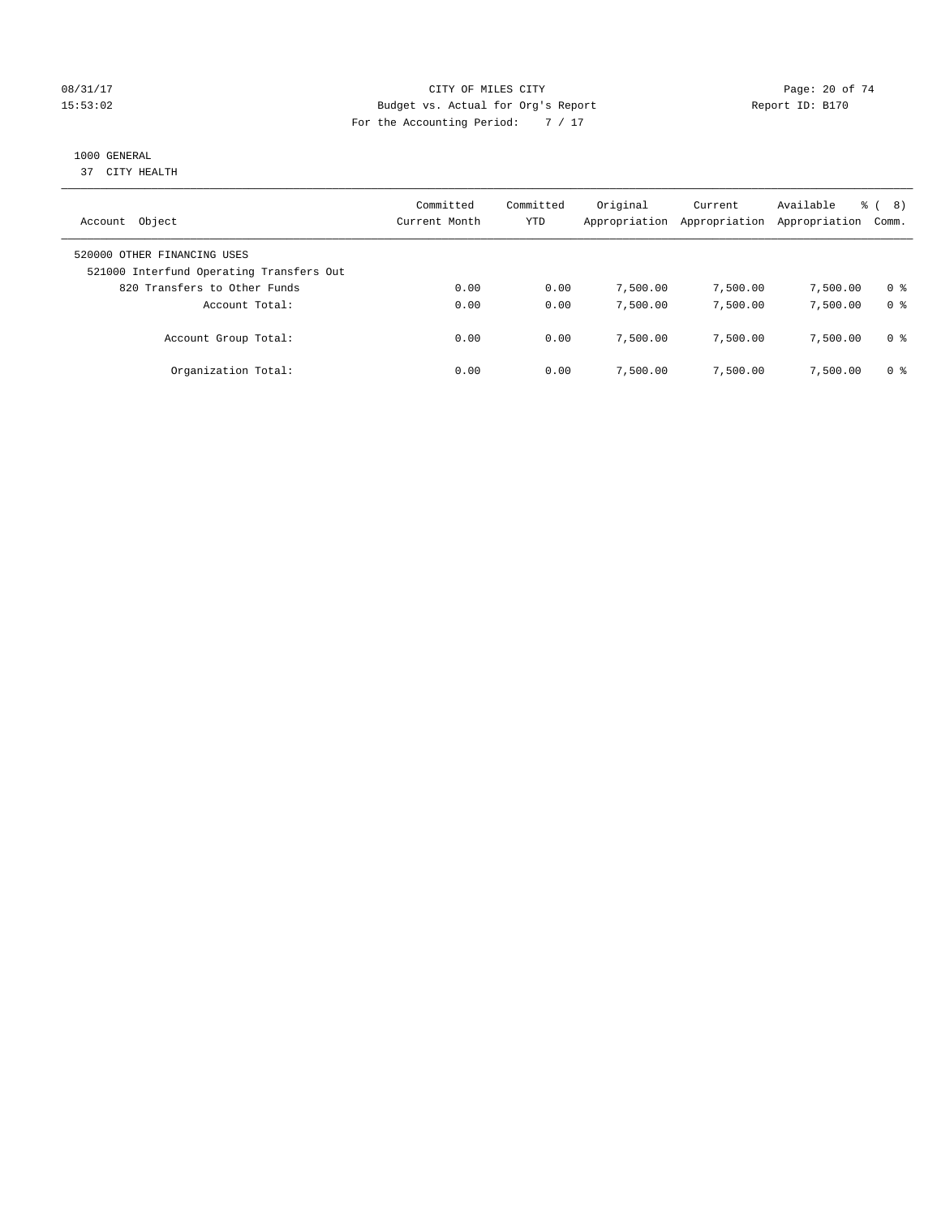CITY OF MILES CITY
Budget vs. Actual for Org's Report
For the Accounting Period: 7 / 17

08/31/17
15:53:02

Report ID: B170

1000 GENERAL
37 CITY HEALTH

| Account Object | Committed Current Month | Committed YTD | Original Appropriation | Current Appropriation | Available Appropriation | % ( 8) Comm. |
|---|---|---|---|---|---|---|
| 520000 OTHER FINANCING USES | | | | | | |
| 521000 Interfund Operating Transfers Out | | | | | | |
| 820 Transfers to Other Funds | 0.00 | 0.00 | 7,500.00 | 7,500.00 | 7,500.00 | 0 % |
| Account Total: | 0.00 | 0.00 | 7,500.00 | 7,500.00 | 7,500.00 | 0 % |
| Account Group Total: | 0.00 | 0.00 | 7,500.00 | 7,500.00 | 7,500.00 | 0 % |
| Organization Total: | 0.00 | 0.00 | 7,500.00 | 7,500.00 | 7,500.00 | 0 % |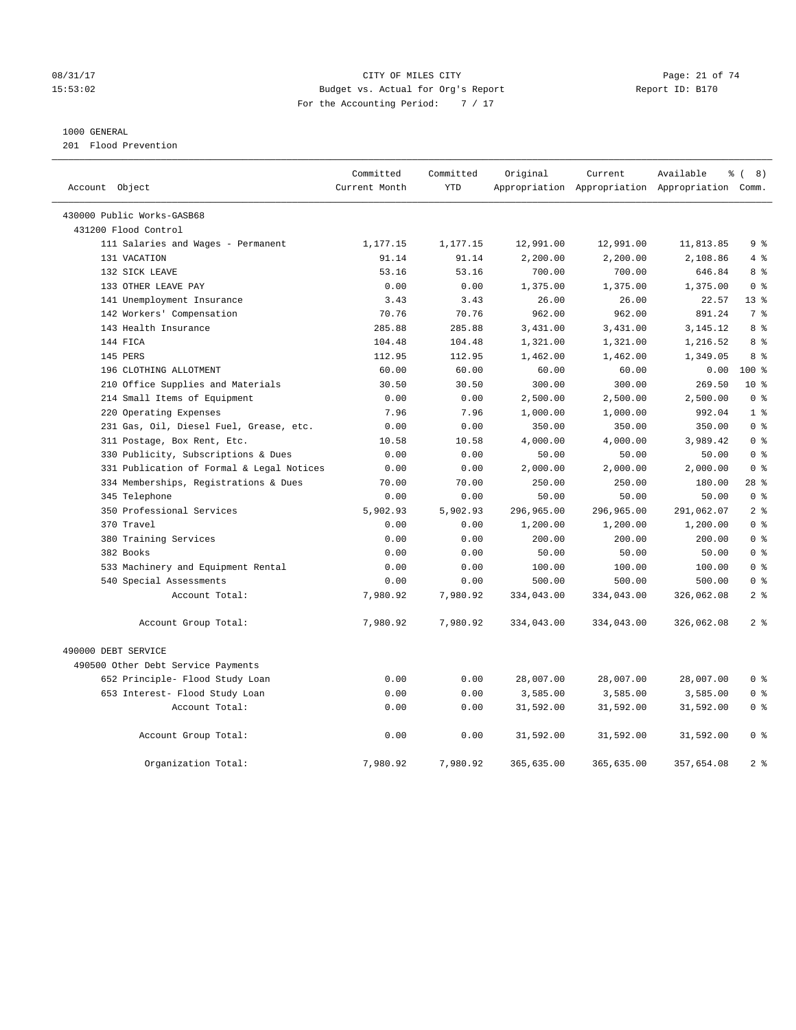CITY OF MILES CITY
Budget vs. Actual for Org's Report
For the Accounting Period: 7 / 17

08/31/17
15:53:02

Report ID: B170

1000 GENERAL
201 Flood Prevention

| Account Object | Committed Current Month | Committed YTD | Original Appropriation | Current Appropriation | Available Appropriation | % ( 8) Comm. |
|---|---|---|---|---|---|---|
| 430000 Public Works-GASB68 | | | | | | |
| 431200 Flood Control | | | | | | |
| 111 Salaries and Wages - Permanent | 1,177.15 | 1,177.15 | 12,991.00 | 12,991.00 | 11,813.85 | 9 % |
| 131 VACATION | 91.14 | 91.14 | 2,200.00 | 2,200.00 | 2,108.86 | 4 % |
| 132 SICK LEAVE | 53.16 | 53.16 | 700.00 | 700.00 | 646.84 | 8 % |
| 133 OTHER LEAVE PAY | 0.00 | 0.00 | 1,375.00 | 1,375.00 | 1,375.00 | 0 % |
| 141 Unemployment Insurance | 3.43 | 3.43 | 26.00 | 26.00 | 22.57 | 13 % |
| 142 Workers' Compensation | 70.76 | 70.76 | 962.00 | 962.00 | 891.24 | 7 % |
| 143 Health Insurance | 285.88 | 285.88 | 3,431.00 | 3,431.00 | 3,145.12 | 8 % |
| 144 FICA | 104.48 | 104.48 | 1,321.00 | 1,321.00 | 1,216.52 | 8 % |
| 145 PERS | 112.95 | 112.95 | 1,462.00 | 1,462.00 | 1,349.05 | 8 % |
| 196 CLOTHING ALLOTMENT | 60.00 | 60.00 | 60.00 | 60.00 | 0.00 | 100 % |
| 210 Office Supplies and Materials | 30.50 | 30.50 | 300.00 | 300.00 | 269.50 | 10 % |
| 214 Small Items of Equipment | 0.00 | 0.00 | 2,500.00 | 2,500.00 | 2,500.00 | 0 % |
| 220 Operating Expenses | 7.96 | 7.96 | 1,000.00 | 1,000.00 | 992.04 | 1 % |
| 231 Gas, Oil, Diesel Fuel, Grease, etc. | 0.00 | 0.00 | 350.00 | 350.00 | 350.00 | 0 % |
| 311 Postage, Box Rent, Etc. | 10.58 | 10.58 | 4,000.00 | 4,000.00 | 3,989.42 | 0 % |
| 330 Publicity, Subscriptions & Dues | 0.00 | 0.00 | 50.00 | 50.00 | 50.00 | 0 % |
| 331 Publication of Formal & Legal Notices | 0.00 | 0.00 | 2,000.00 | 2,000.00 | 2,000.00 | 0 % |
| 334 Memberships, Registrations & Dues | 70.00 | 70.00 | 250.00 | 250.00 | 180.00 | 28 % |
| 345 Telephone | 0.00 | 0.00 | 50.00 | 50.00 | 50.00 | 0 % |
| 350 Professional Services | 5,902.93 | 5,902.93 | 296,965.00 | 296,965.00 | 291,062.07 | 2 % |
| 370 Travel | 0.00 | 0.00 | 1,200.00 | 1,200.00 | 1,200.00 | 0 % |
| 380 Training Services | 0.00 | 0.00 | 200.00 | 200.00 | 200.00 | 0 % |
| 382 Books | 0.00 | 0.00 | 50.00 | 50.00 | 50.00 | 0 % |
| 533 Machinery and Equipment Rental | 0.00 | 0.00 | 100.00 | 100.00 | 100.00 | 0 % |
| 540 Special Assessments | 0.00 | 0.00 | 500.00 | 500.00 | 500.00 | 0 % |
| Account Total: | 7,980.92 | 7,980.92 | 334,043.00 | 334,043.00 | 326,062.08 | 2 % |
| Account Group Total: | 7,980.92 | 7,980.92 | 334,043.00 | 334,043.00 | 326,062.08 | 2 % |
| 490000 DEBT SERVICE | | | | | | |
| 490500 Other Debt Service Payments | | | | | | |
| 652 Principle- Flood Study Loan | 0.00 | 0.00 | 28,007.00 | 28,007.00 | 28,007.00 | 0 % |
| 653 Interest- Flood Study Loan | 0.00 | 0.00 | 3,585.00 | 3,585.00 | 3,585.00 | 0 % |
| Account Total: | 0.00 | 0.00 | 31,592.00 | 31,592.00 | 31,592.00 | 0 % |
| Account Group Total: | 0.00 | 0.00 | 31,592.00 | 31,592.00 | 31,592.00 | 0 % |
| Organization Total: | 7,980.92 | 7,980.92 | 365,635.00 | 365,635.00 | 357,654.08 | 2 % |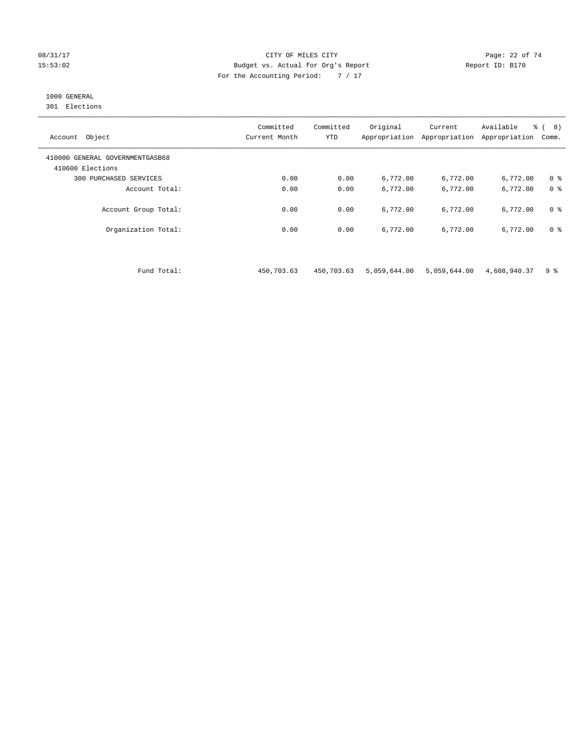CITY OF MILES CITY
Budget vs. Actual for Org's Report
For the Accounting Period: 7 / 17

08/31/17 15:53:02 — Report ID: B170

1000 GENERAL
301 Elections

| Account Object | Committed Current Month | Committed YTD | Original Appropriation | Current Appropriation | Available Appropriation | % ( 8) Comm. |
|---|---|---|---|---|---|---|
| 410000 GENERAL GOVERNMENTGASB68 | | | | | | |
| 410600 Elections | | | | | | |
| 300 PURCHASED SERVICES | 0.00 | 0.00 | 6,772.00 | 6,772.00 | 6,772.00 | 0 % |
| Account Total: | 0.00 | 0.00 | 6,772.00 | 6,772.00 | 6,772.00 | 0 % |
| Account Group Total: | 0.00 | 0.00 | 6,772.00 | 6,772.00 | 6,772.00 | 0 % |
| Organization Total: | 0.00 | 0.00 | 6,772.00 | 6,772.00 | 6,772.00 | 0 % |
| Fund Total: | 450,703.63 | 450,703.63 | 5,059,644.00 | 5,059,644.00 | 4,608,940.37 | 9 % |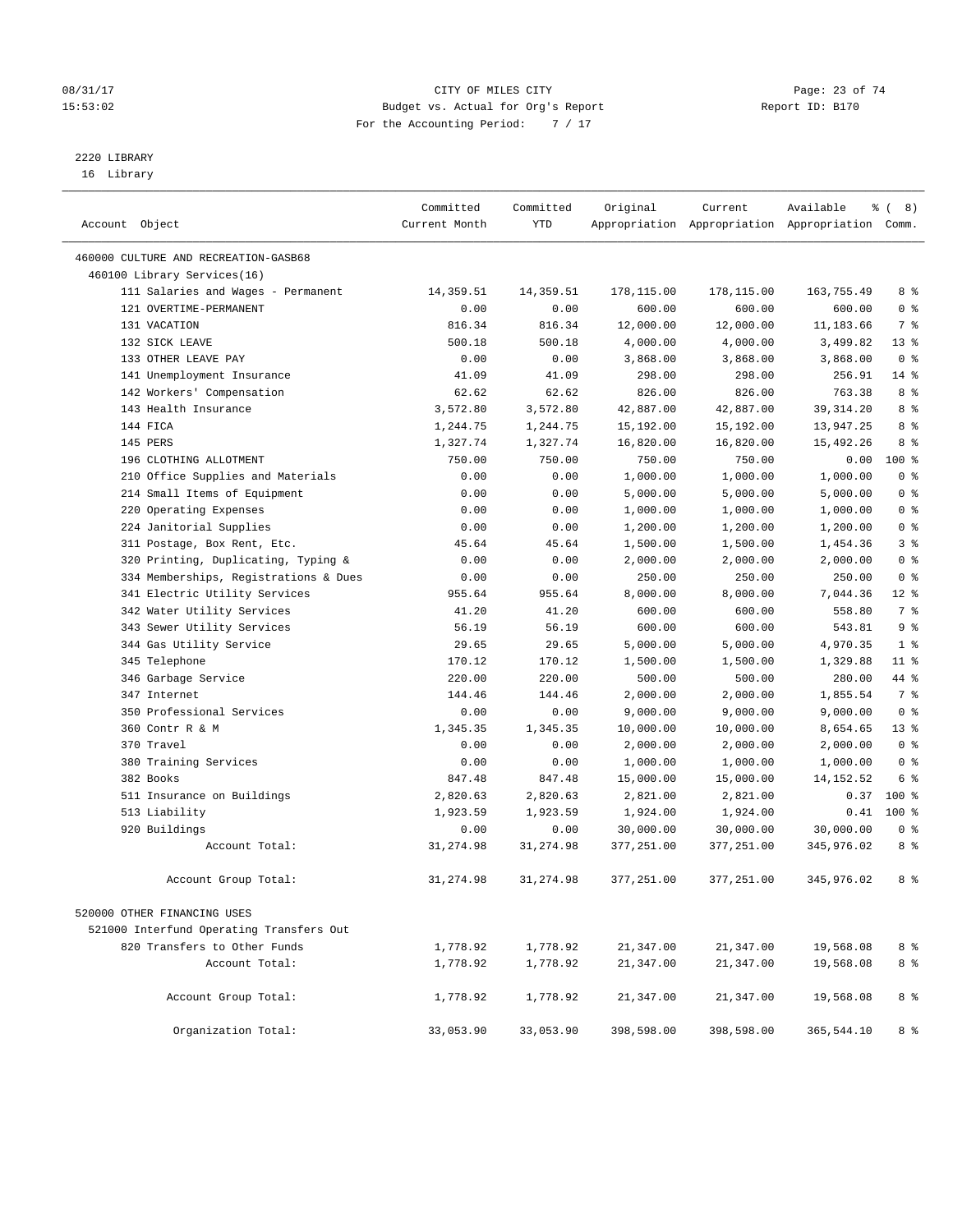CITY OF MILES CITY
Budget vs. Actual for Org's Report
For the Accounting Period: 7 / 17

08/31/17 15:53:02 — Report ID: B170

## 2220 LIBRARY

16 Library

| Account Object | Committed Current Month | Committed YTD | Original Appropriation | Current Appropriation | Available Appropriation | % ( 8) Comm. |
|---|---|---|---|---|---|---|
| 460000 CULTURE AND RECREATION-GASB68 | | | | | | |
| 460100 Library Services(16) | | | | | | |
| 111 Salaries and Wages - Permanent | 14,359.51 | 14,359.51 | 178,115.00 | 178,115.00 | 163,755.49 | 8 % |
| 121 OVERTIME-PERMANENT | 0.00 | 0.00 | 600.00 | 600.00 | 600.00 | 0 % |
| 131 VACATION | 816.34 | 816.34 | 12,000.00 | 12,000.00 | 11,183.66 | 7 % |
| 132 SICK LEAVE | 500.18 | 500.18 | 4,000.00 | 4,000.00 | 3,499.82 | 13 % |
| 133 OTHER LEAVE PAY | 0.00 | 0.00 | 3,868.00 | 3,868.00 | 3,868.00 | 0 % |
| 141 Unemployment Insurance | 41.09 | 41.09 | 298.00 | 298.00 | 256.91 | 14 % |
| 142 Workers' Compensation | 62.62 | 62.62 | 826.00 | 826.00 | 763.38 | 8 % |
| 143 Health Insurance | 3,572.80 | 3,572.80 | 42,887.00 | 42,887.00 | 39,314.20 | 8 % |
| 144 FICA | 1,244.75 | 1,244.75 | 15,192.00 | 15,192.00 | 13,947.25 | 8 % |
| 145 PERS | 1,327.74 | 1,327.74 | 16,820.00 | 16,820.00 | 15,492.26 | 8 % |
| 196 CLOTHING ALLOTMENT | 750.00 | 750.00 | 750.00 | 750.00 | 0.00 | 100 % |
| 210 Office Supplies and Materials | 0.00 | 0.00 | 1,000.00 | 1,000.00 | 1,000.00 | 0 % |
| 214 Small Items of Equipment | 0.00 | 0.00 | 5,000.00 | 5,000.00 | 5,000.00 | 0 % |
| 220 Operating Expenses | 0.00 | 0.00 | 1,000.00 | 1,000.00 | 1,000.00 | 0 % |
| 224 Janitorial Supplies | 0.00 | 0.00 | 1,200.00 | 1,200.00 | 1,200.00 | 0 % |
| 311 Postage, Box Rent, Etc. | 45.64 | 45.64 | 1,500.00 | 1,500.00 | 1,454.36 | 3 % |
| 320 Printing, Duplicating, Typing & | 0.00 | 0.00 | 2,000.00 | 2,000.00 | 2,000.00 | 0 % |
| 334 Memberships, Registrations & Dues | 0.00 | 0.00 | 250.00 | 250.00 | 250.00 | 0 % |
| 341 Electric Utility Services | 955.64 | 955.64 | 8,000.00 | 8,000.00 | 7,044.36 | 12 % |
| 342 Water Utility Services | 41.20 | 41.20 | 600.00 | 600.00 | 558.80 | 7 % |
| 343 Sewer Utility Services | 56.19 | 56.19 | 600.00 | 600.00 | 543.81 | 9 % |
| 344 Gas Utility Service | 29.65 | 29.65 | 5,000.00 | 5,000.00 | 4,970.35 | 1 % |
| 345 Telephone | 170.12 | 170.12 | 1,500.00 | 1,500.00 | 1,329.88 | 11 % |
| 346 Garbage Service | 220.00 | 220.00 | 500.00 | 500.00 | 280.00 | 44 % |
| 347 Internet | 144.46 | 144.46 | 2,000.00 | 2,000.00 | 1,855.54 | 7 % |
| 350 Professional Services | 0.00 | 0.00 | 9,000.00 | 9,000.00 | 9,000.00 | 0 % |
| 360 Contr R & M | 1,345.35 | 1,345.35 | 10,000.00 | 10,000.00 | 8,654.65 | 13 % |
| 370 Travel | 0.00 | 0.00 | 2,000.00 | 2,000.00 | 2,000.00 | 0 % |
| 380 Training Services | 0.00 | 0.00 | 1,000.00 | 1,000.00 | 1,000.00 | 0 % |
| 382 Books | 847.48 | 847.48 | 15,000.00 | 15,000.00 | 14,152.52 | 6 % |
| 511 Insurance on Buildings | 2,820.63 | 2,820.63 | 2,821.00 | 2,821.00 | 0.37 | 100 % |
| 513 Liability | 1,923.59 | 1,923.59 | 1,924.00 | 1,924.00 | 0.41 | 100 % |
| 920 Buildings | 0.00 | 0.00 | 30,000.00 | 30,000.00 | 30,000.00 | 0 % |
| Account Total: | 31,274.98 | 31,274.98 | 377,251.00 | 377,251.00 | 345,976.02 | 8 % |
| Account Group Total: | 31,274.98 | 31,274.98 | 377,251.00 | 377,251.00 | 345,976.02 | 8 % |
| 520000 OTHER FINANCING USES | | | | | | |
| 521000 Interfund Operating Transfers Out | | | | | | |
| 820 Transfers to Other Funds | 1,778.92 | 1,778.92 | 21,347.00 | 21,347.00 | 19,568.08 | 8 % |
| Account Total: | 1,778.92 | 1,778.92 | 21,347.00 | 21,347.00 | 19,568.08 | 8 % |
| Account Group Total: | 1,778.92 | 1,778.92 | 21,347.00 | 21,347.00 | 19,568.08 | 8 % |
| Organization Total: | 33,053.90 | 33,053.90 | 398,598.00 | 398,598.00 | 365,544.10 | 8 % |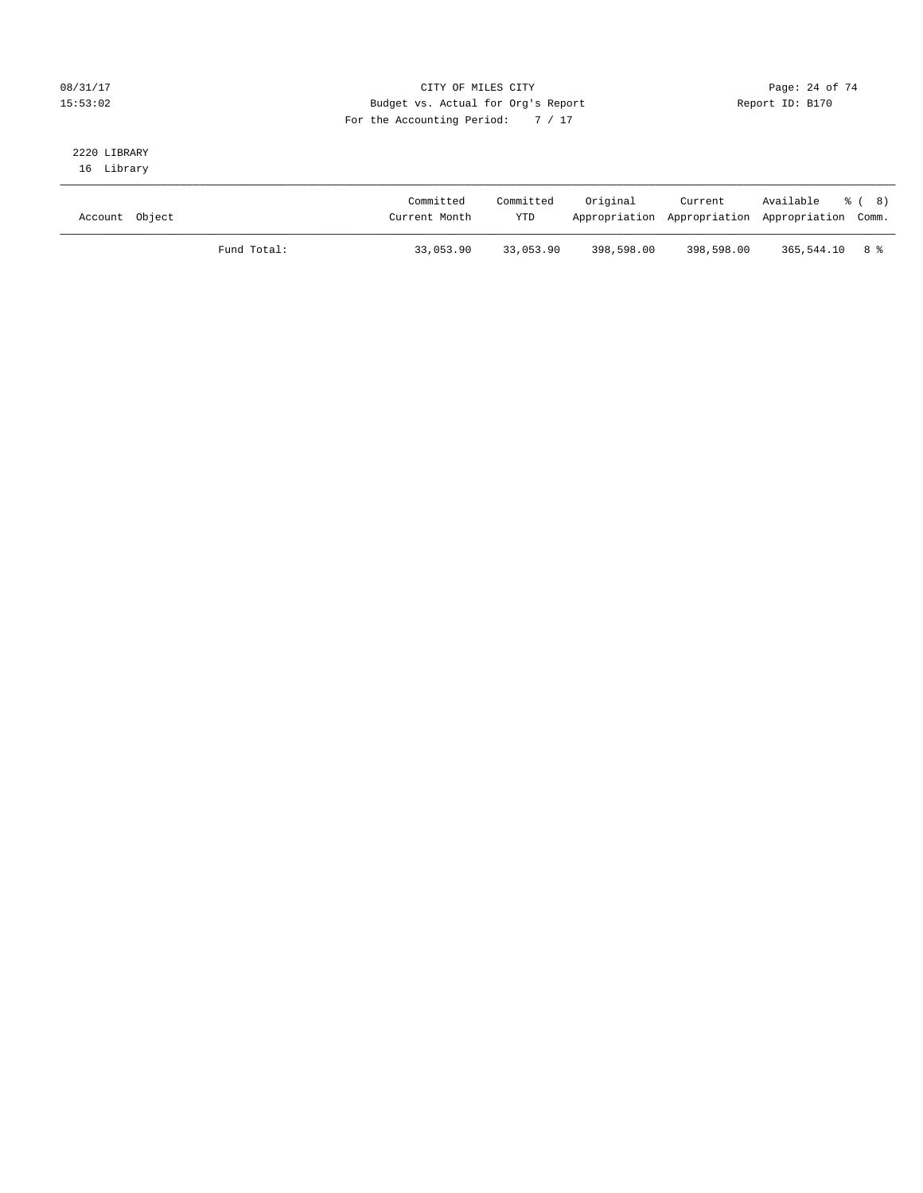CITY OF MILES CITY
Budget vs. Actual for Org's Report
For the Accounting Period: 7 / 17

08/31/17
15:53:02

Report ID: B170

2220 LIBRARY
16 Library

| Account Object | | Committed Current Month | Committed YTD | Original Appropriation | Current Appropriation | Available Appropriation | % ( 8) Comm. |
|---|---|---|---|---|---|---|---|
| | Fund Total: | 33,053.90 | 33,053.90 | 398,598.00 | 398,598.00 | 365,544.10 | 8 % |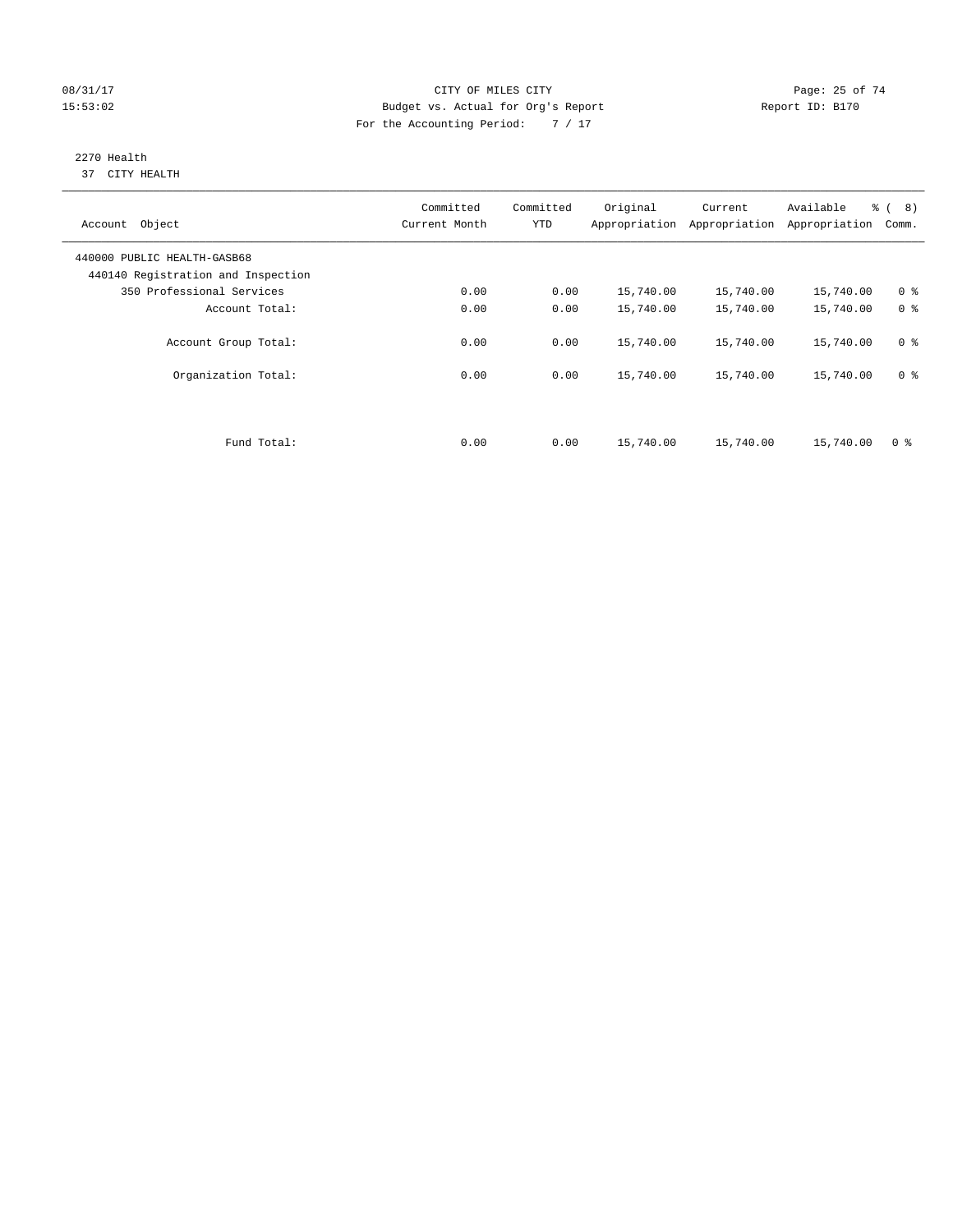CITY OF MILES CITY
Budget vs. Actual for Org's Report
For the Accounting Period: 7 / 17

08/31/17
15:53:02

Report ID: B170

2270 Health
37 CITY HEALTH

| Account Object | Committed Current Month | Committed YTD | Original Appropriation | Current Appropriation | Available Appropriation | % ( 8) Comm. |
|---|---|---|---|---|---|---|
| 440000 PUBLIC HEALTH-GASB68 | | | | | | |
| 440140 Registration and Inspection | | | | | | |
| 350 Professional Services | 0.00 | 0.00 | 15,740.00 | 15,740.00 | 15,740.00 | 0 % |
| Account Total: | 0.00 | 0.00 | 15,740.00 | 15,740.00 | 15,740.00 | 0 % |
| Account Group Total: | 0.00 | 0.00 | 15,740.00 | 15,740.00 | 15,740.00 | 0 % |
| Organization Total: | 0.00 | 0.00 | 15,740.00 | 15,740.00 | 15,740.00 | 0 % |
| Fund Total: | 0.00 | 0.00 | 15,740.00 | 15,740.00 | 15,740.00 | 0 % |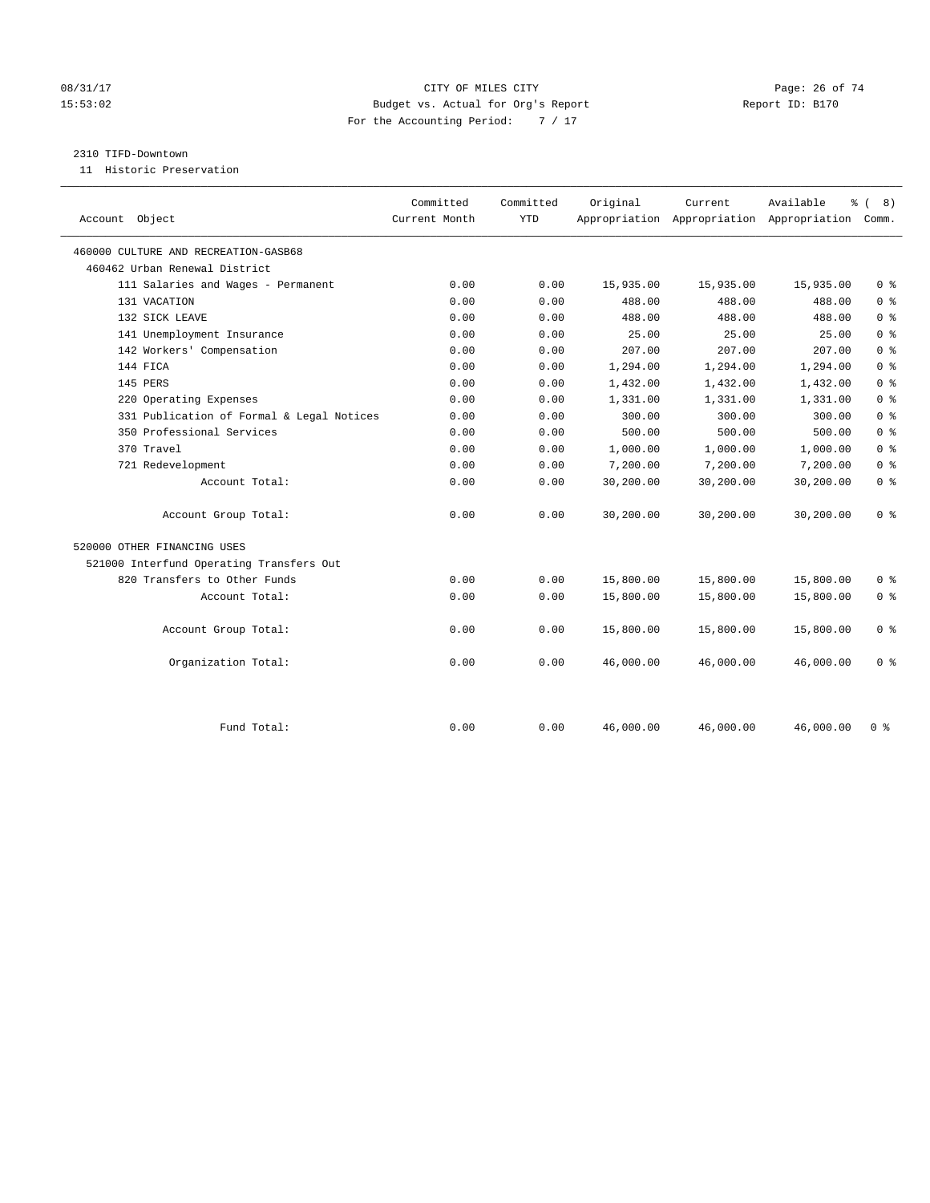CITY OF MILES CITY
Budget vs. Actual for Org's Report
For the Accounting Period: 7 / 17

08/31/17
15:53:02

Report ID: B170

## 2310 TIFD-Downtown

11 Historic Preservation

| Account Object | Committed Current Month | Committed YTD | Original Appropriation | Current Appropriation | Available Appropriation | % ( 8) Comm. |
|---|---|---|---|---|---|---|
| 460000 CULTURE AND RECREATION-GASB68 | | | | | | |
| 460462 Urban Renewal District | | | | | | |
| 111 Salaries and Wages - Permanent | 0.00 | 0.00 | 15,935.00 | 15,935.00 | 15,935.00 | 0 % |
| 131 VACATION | 0.00 | 0.00 | 488.00 | 488.00 | 488.00 | 0 % |
| 132 SICK LEAVE | 0.00 | 0.00 | 488.00 | 488.00 | 488.00 | 0 % |
| 141 Unemployment Insurance | 0.00 | 0.00 | 25.00 | 25.00 | 25.00 | 0 % |
| 142 Workers' Compensation | 0.00 | 0.00 | 207.00 | 207.00 | 207.00 | 0 % |
| 144 FICA | 0.00 | 0.00 | 1,294.00 | 1,294.00 | 1,294.00 | 0 % |
| 145 PERS | 0.00 | 0.00 | 1,432.00 | 1,432.00 | 1,432.00 | 0 % |
| 220 Operating Expenses | 0.00 | 0.00 | 1,331.00 | 1,331.00 | 1,331.00 | 0 % |
| 331 Publication of Formal & Legal Notices | 0.00 | 0.00 | 300.00 | 300.00 | 300.00 | 0 % |
| 350 Professional Services | 0.00 | 0.00 | 500.00 | 500.00 | 500.00 | 0 % |
| 370 Travel | 0.00 | 0.00 | 1,000.00 | 1,000.00 | 1,000.00 | 0 % |
| 721 Redevelopment | 0.00 | 0.00 | 7,200.00 | 7,200.00 | 7,200.00 | 0 % |
| Account Total: | 0.00 | 0.00 | 30,200.00 | 30,200.00 | 30,200.00 | 0 % |
| Account Group Total: | 0.00 | 0.00 | 30,200.00 | 30,200.00 | 30,200.00 | 0 % |
| 520000 OTHER FINANCING USES | | | | | | |
| 521000 Interfund Operating Transfers Out | | | | | | |
| 820 Transfers to Other Funds | 0.00 | 0.00 | 15,800.00 | 15,800.00 | 15,800.00 | 0 % |
| Account Total: | 0.00 | 0.00 | 15,800.00 | 15,800.00 | 15,800.00 | 0 % |
| Account Group Total: | 0.00 | 0.00 | 15,800.00 | 15,800.00 | 15,800.00 | 0 % |
| Organization Total: | 0.00 | 0.00 | 46,000.00 | 46,000.00 | 46,000.00 | 0 % |
| Fund Total: | 0.00 | 0.00 | 46,000.00 | 46,000.00 | 46,000.00 | 0 % |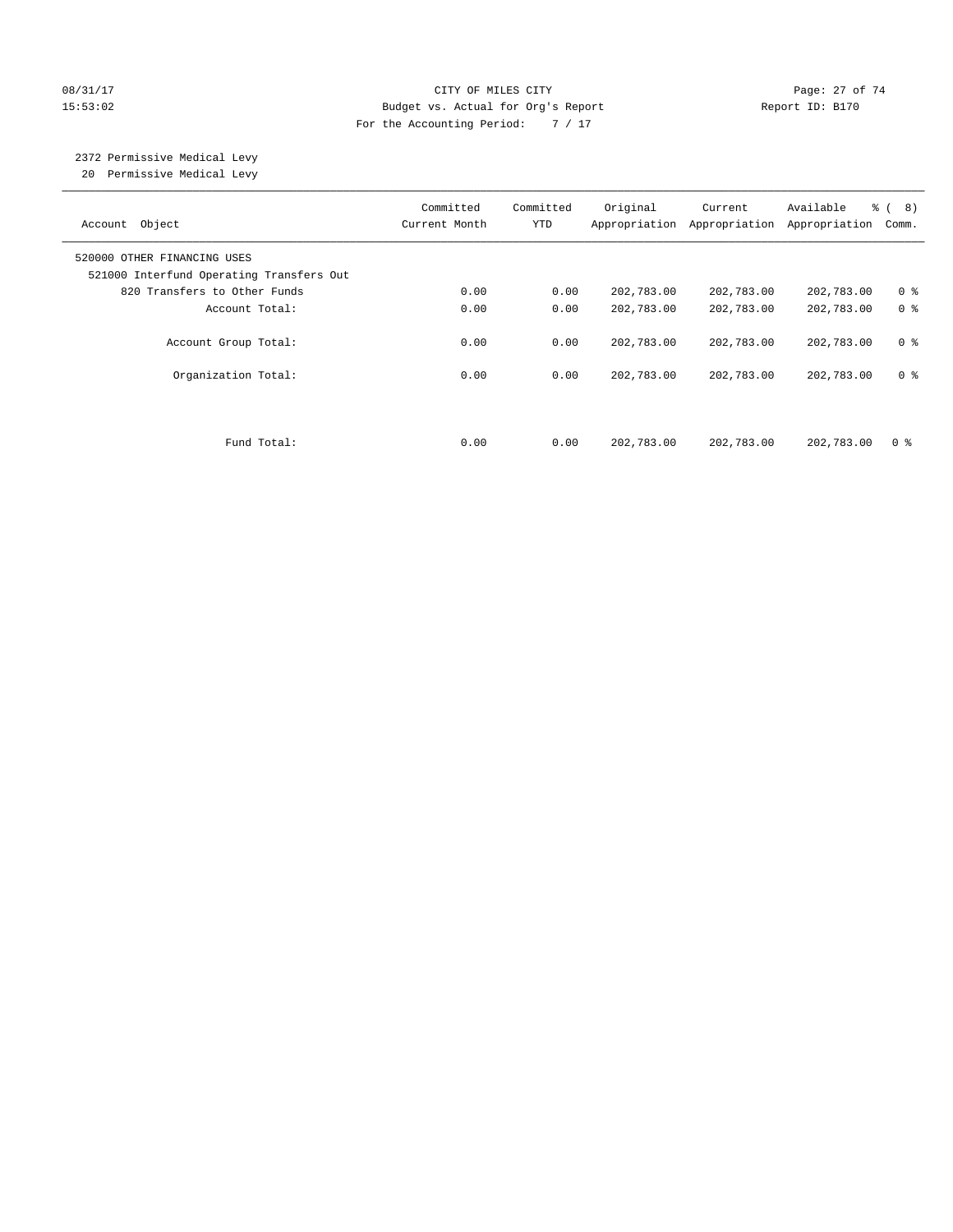CITY OF MILES CITY
Budget vs. Actual for Org's Report
For the Accounting Period: 7 / 17

08/31/17
15:53:02

Report ID: B170

2372 Permissive Medical Levy
20 Permissive Medical Levy

| Account Object | Committed Current Month | Committed YTD | Original Appropriation | Current Appropriation | Available Appropriation | % ( 8) Comm. |
|---|---|---|---|---|---|---|
| 520000 OTHER FINANCING USES | | | | | | |
| 521000 Interfund Operating Transfers Out | | | | | | |
| 820 Transfers to Other Funds | 0.00 | 0.00 | 202,783.00 | 202,783.00 | 202,783.00 | 0 % |
| Account Total: | 0.00 | 0.00 | 202,783.00 | 202,783.00 | 202,783.00 | 0 % |
| Account Group Total: | 0.00 | 0.00 | 202,783.00 | 202,783.00 | 202,783.00 | 0 % |
| Organization Total: | 0.00 | 0.00 | 202,783.00 | 202,783.00 | 202,783.00 | 0 % |
| Fund Total: | 0.00 | 0.00 | 202,783.00 | 202,783.00 | 202,783.00 | 0 % |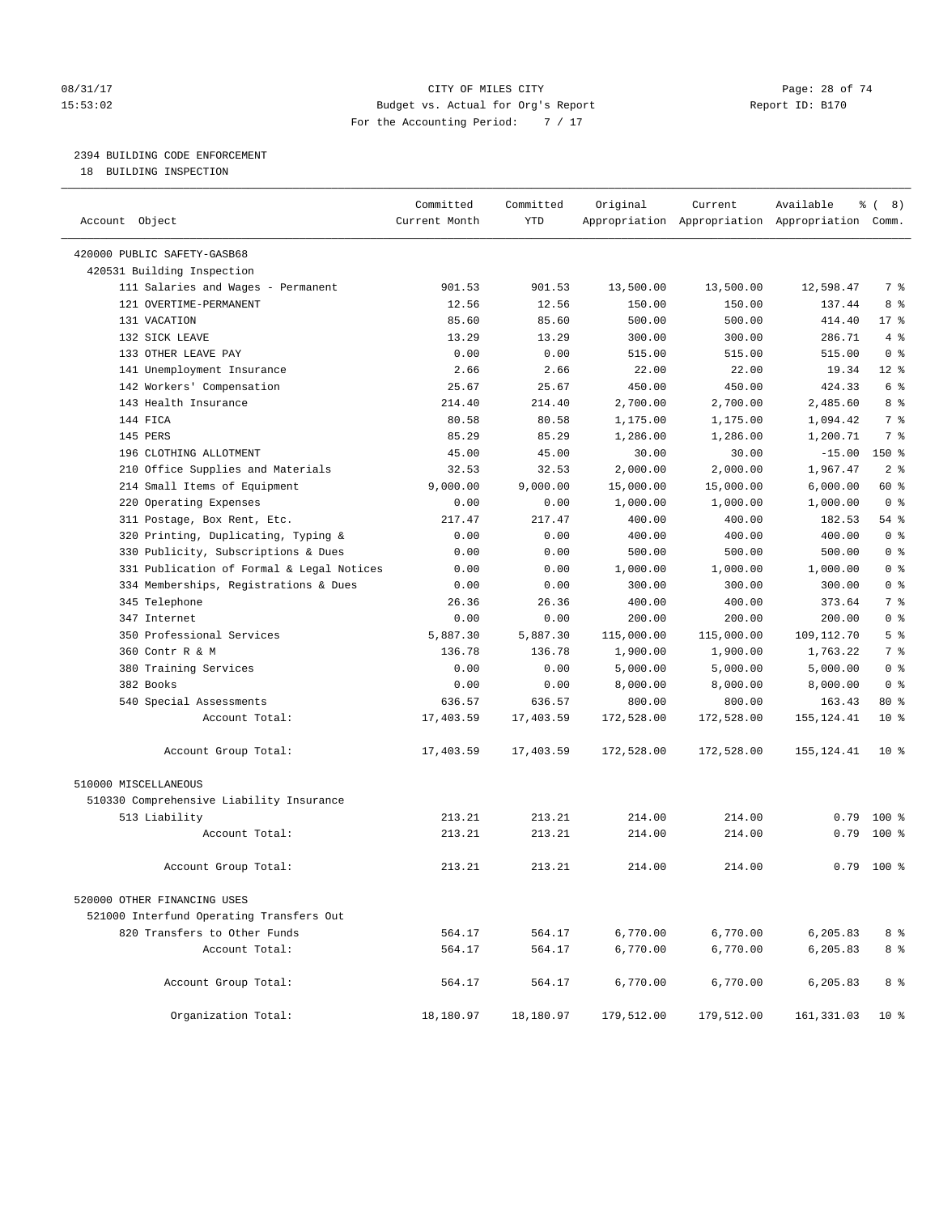08/31/17 CITY OF MILES CITY
15:53:02 Budget vs. Actual for Org's Report Report ID: B170
For the Accounting Period: 7 / 17

## 2394 BUILDING CODE ENFORCEMENT

18 BUILDING INSPECTION

| Account Object | Committed Current Month | Committed YTD | Original Appropriation | Current Appropriation | Available Appropriation | % ( 8) Comm. |
|---|---|---|---|---|---|---|
| 420000 PUBLIC SAFETY-GASB68 | | | | | | |
| 420531 Building Inspection | | | | | | |
| 111 Salaries and Wages - Permanent | 901.53 | 901.53 | 13,500.00 | 13,500.00 | 12,598.47 | 7 % |
| 121 OVERTIME-PERMANENT | 12.56 | 12.56 | 150.00 | 150.00 | 137.44 | 8 % |
| 131 VACATION | 85.60 | 85.60 | 500.00 | 500.00 | 414.40 | 17 % |
| 132 SICK LEAVE | 13.29 | 13.29 | 300.00 | 300.00 | 286.71 | 4 % |
| 133 OTHER LEAVE PAY | 0.00 | 0.00 | 515.00 | 515.00 | 515.00 | 0 % |
| 141 Unemployment Insurance | 2.66 | 2.66 | 22.00 | 22.00 | 19.34 | 12 % |
| 142 Workers' Compensation | 25.67 | 25.67 | 450.00 | 450.00 | 424.33 | 6 % |
| 143 Health Insurance | 214.40 | 214.40 | 2,700.00 | 2,700.00 | 2,485.60 | 8 % |
| 144 FICA | 80.58 | 80.58 | 1,175.00 | 1,175.00 | 1,094.42 | 7 % |
| 145 PERS | 85.29 | 85.29 | 1,286.00 | 1,286.00 | 1,200.71 | 7 % |
| 196 CLOTHING ALLOTMENT | 45.00 | 45.00 | 30.00 | 30.00 | -15.00 | 150 % |
| 210 Office Supplies and Materials | 32.53 | 32.53 | 2,000.00 | 2,000.00 | 1,967.47 | 2 % |
| 214 Small Items of Equipment | 9,000.00 | 9,000.00 | 15,000.00 | 15,000.00 | 6,000.00 | 60 % |
| 220 Operating Expenses | 0.00 | 0.00 | 1,000.00 | 1,000.00 | 1,000.00 | 0 % |
| 311 Postage, Box Rent, Etc. | 217.47 | 217.47 | 400.00 | 400.00 | 182.53 | 54 % |
| 320 Printing, Duplicating, Typing & | 0.00 | 0.00 | 400.00 | 400.00 | 400.00 | 0 % |
| 330 Publicity, Subscriptions & Dues | 0.00 | 0.00 | 500.00 | 500.00 | 500.00 | 0 % |
| 331 Publication of Formal & Legal Notices | 0.00 | 0.00 | 1,000.00 | 1,000.00 | 1,000.00 | 0 % |
| 334 Memberships, Registrations & Dues | 0.00 | 0.00 | 300.00 | 300.00 | 300.00 | 0 % |
| 345 Telephone | 26.36 | 26.36 | 400.00 | 400.00 | 373.64 | 7 % |
| 347 Internet | 0.00 | 0.00 | 200.00 | 200.00 | 200.00 | 0 % |
| 350 Professional Services | 5,887.30 | 5,887.30 | 115,000.00 | 115,000.00 | 109,112.70 | 5 % |
| 360 Contr R & M | 136.78 | 136.78 | 1,900.00 | 1,900.00 | 1,763.22 | 7 % |
| 380 Training Services | 0.00 | 0.00 | 5,000.00 | 5,000.00 | 5,000.00 | 0 % |
| 382 Books | 0.00 | 0.00 | 8,000.00 | 8,000.00 | 8,000.00 | 0 % |
| 540 Special Assessments | 636.57 | 636.57 | 800.00 | 800.00 | 163.43 | 80 % |
| Account Total: | 17,403.59 | 17,403.59 | 172,528.00 | 172,528.00 | 155,124.41 | 10 % |
| Account Group Total: | 17,403.59 | 17,403.59 | 172,528.00 | 172,528.00 | 155,124.41 | 10 % |
| 510000 MISCELLANEOUS | | | | | | |
| 510330 Comprehensive Liability Insurance | | | | | | |
| 513 Liability | 213.21 | 213.21 | 214.00 | 214.00 | 0.79 | 100 % |
| Account Total: | 213.21 | 213.21 | 214.00 | 214.00 | 0.79 | 100 % |
| Account Group Total: | 213.21 | 213.21 | 214.00 | 214.00 | 0.79 | 100 % |
| 520000 OTHER FINANCING USES | | | | | | |
| 521000 Interfund Operating Transfers Out | | | | | | |
| 820 Transfers to Other Funds | 564.17 | 564.17 | 6,770.00 | 6,770.00 | 6,205.83 | 8 % |
| Account Total: | 564.17 | 564.17 | 6,770.00 | 6,770.00 | 6,205.83 | 8 % |
| Account Group Total: | 564.17 | 564.17 | 6,770.00 | 6,770.00 | 6,205.83 | 8 % |
| Organization Total: | 18,180.97 | 18,180.97 | 179,512.00 | 179,512.00 | 161,331.03 | 10 % |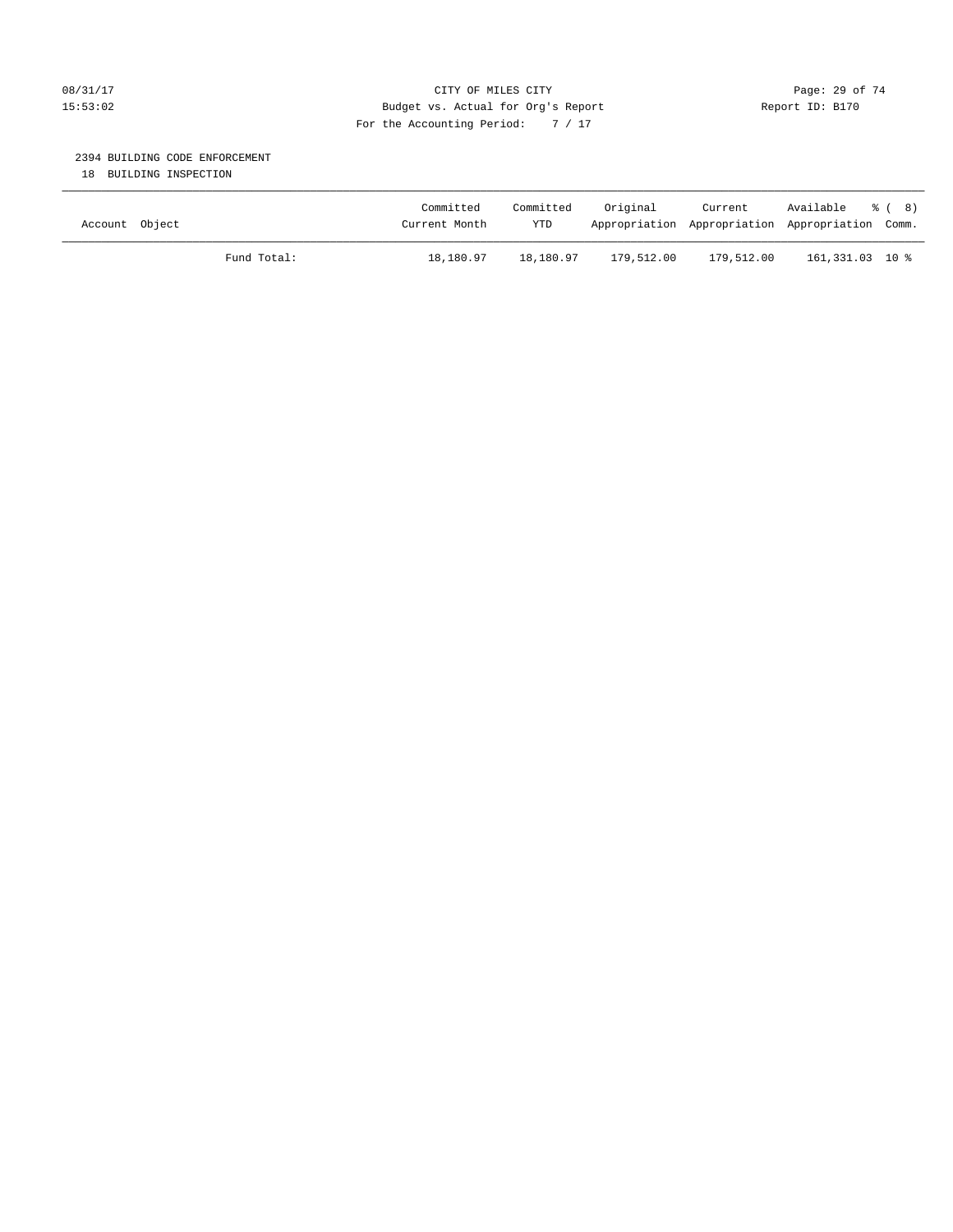CITY OF MILES CITY
Budget vs. Actual for Org's Report
For the Accounting Period: 7 / 17

08/31/17
15:53:02

Report ID: B170

## 2394 BUILDING CODE ENFORCEMENT

18 BUILDING INSPECTION

| Account Object | | Committed Current Month | Committed YTD | Original Appropriation | Current Appropriation | Available Appropriation | % ( 8) Comm. |
|---|---|---|---|---|---|---|---|
| | Fund Total: | 18,180.97 | 18,180.97 | 179,512.00 | 179,512.00 | 161,331.03 | 10 % |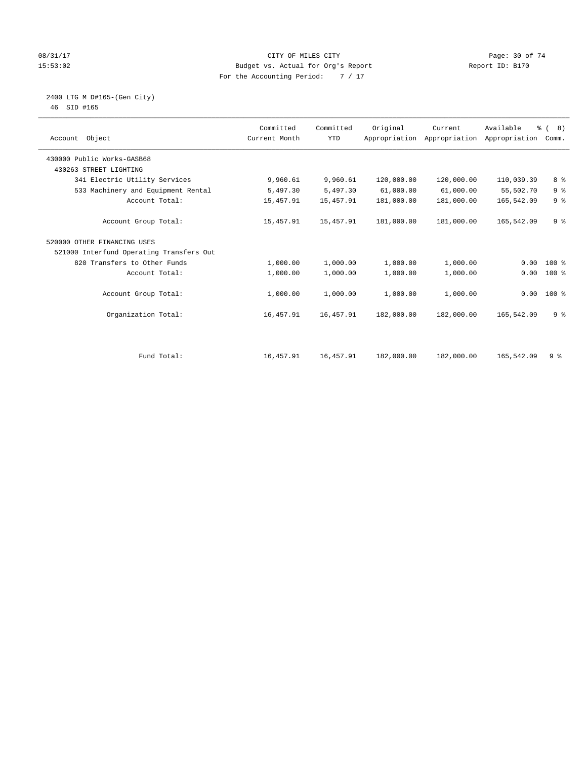CITY OF MILES CITY
Budget vs. Actual for Org's Report
For the Accounting Period: 7 / 17

08/31/17
15:53:02

Report ID: B170

2400 LTG M D#165-(Gen City)
46 SID #165

| Account Object | Committed Current Month | Committed YTD | Original Appropriation | Current Appropriation | Available Appropriation | % ( 8) Comm. |
|---|---|---|---|---|---|---|
| 430000 Public Works-GASB68 | | | | | | |
| 430263 STREET LIGHTING | | | | | | |
| 341 Electric Utility Services | 9,960.61 | 9,960.61 | 120,000.00 | 120,000.00 | 110,039.39 | 8 % |
| 533 Machinery and Equipment Rental | 5,497.30 | 5,497.30 | 61,000.00 | 61,000.00 | 55,502.70 | 9 % |
| Account Total: | 15,457.91 | 15,457.91 | 181,000.00 | 181,000.00 | 165,542.09 | 9 % |
| Account Group Total: | 15,457.91 | 15,457.91 | 181,000.00 | 181,000.00 | 165,542.09 | 9 % |
| 520000 OTHER FINANCING USES | | | | | | |
| 521000 Interfund Operating Transfers Out | | | | | | |
| 820 Transfers to Other Funds | 1,000.00 | 1,000.00 | 1,000.00 | 1,000.00 | 0.00 | 100 % |
| Account Total: | 1,000.00 | 1,000.00 | 1,000.00 | 1,000.00 | 0.00 | 100 % |
| Account Group Total: | 1,000.00 | 1,000.00 | 1,000.00 | 1,000.00 | 0.00 | 100 % |
| Organization Total: | 16,457.91 | 16,457.91 | 182,000.00 | 182,000.00 | 165,542.09 | 9 % |
| Fund Total: | 16,457.91 | 16,457.91 | 182,000.00 | 182,000.00 | 165,542.09 | 9 % |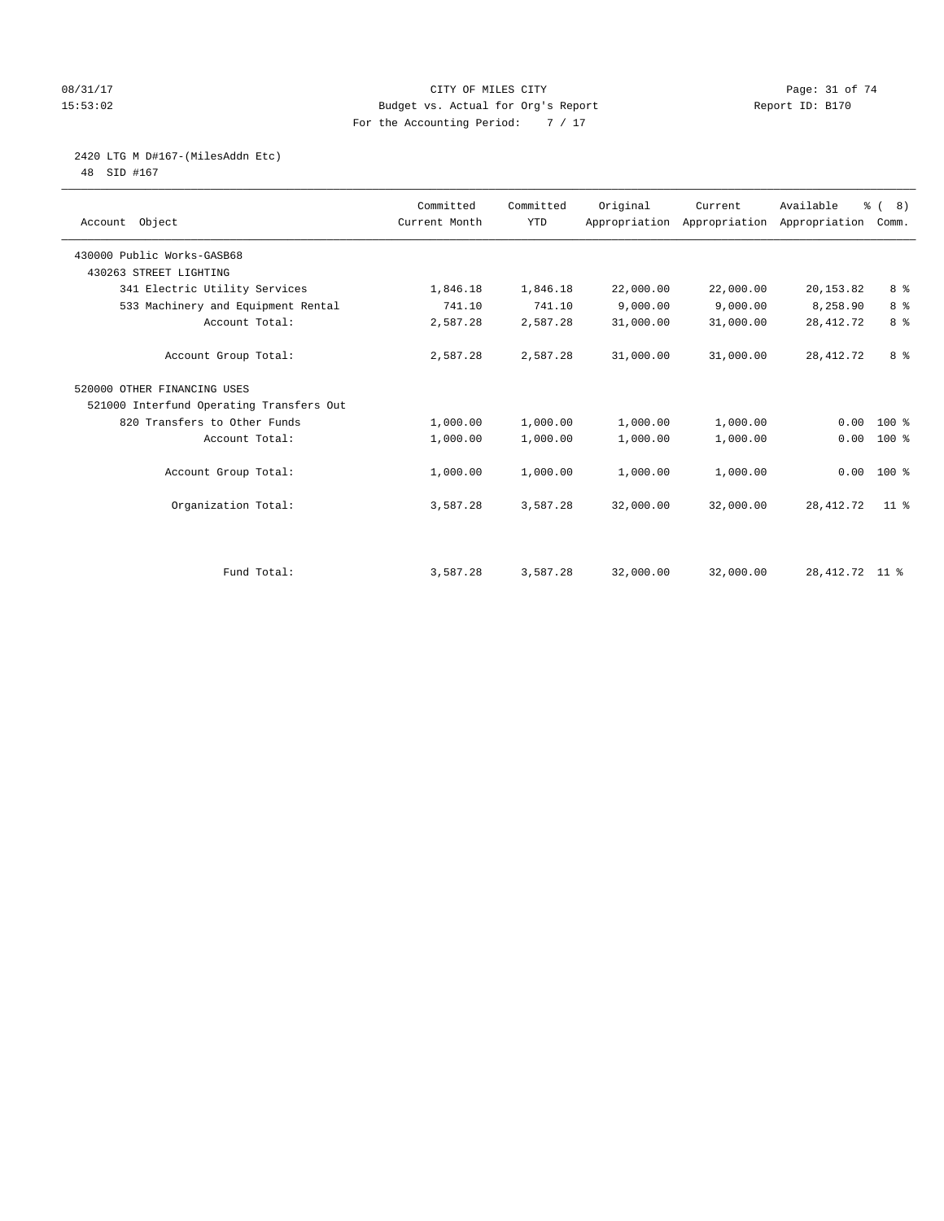CITY OF MILES CITY
Budget vs. Actual for Org's Report
For the Accounting Period: 7 / 17

08/31/17
15:53:02

Report ID: B170

## 2420 LTG M D#167-(MilesAddn Etc)

48 SID #167

| Account Object | Committed Current Month | Committed YTD | Original Appropriation | Current Appropriation | Available Appropriation | % ( 8) Comm. |
|---|---|---|---|---|---|---|
| 430000 Public Works-GASB68 | | | | | | |
| 430263 STREET LIGHTING | | | | | | |
| 341 Electric Utility Services | 1,846.18 | 1,846.18 | 22,000.00 | 22,000.00 | 20,153.82 | 8 % |
| 533 Machinery and Equipment Rental | 741.10 | 741.10 | 9,000.00 | 9,000.00 | 8,258.90 | 8 % |
| Account Total: | 2,587.28 | 2,587.28 | 31,000.00 | 31,000.00 | 28,412.72 | 8 % |
| Account Group Total: | 2,587.28 | 2,587.28 | 31,000.00 | 31,000.00 | 28,412.72 | 8 % |
| 520000 OTHER FINANCING USES | | | | | | |
| 521000 Interfund Operating Transfers Out | | | | | | |
| 820 Transfers to Other Funds | 1,000.00 | 1,000.00 | 1,000.00 | 1,000.00 | 0.00 | 100 % |
| Account Total: | 1,000.00 | 1,000.00 | 1,000.00 | 1,000.00 | 0.00 | 100 % |
| Account Group Total: | 1,000.00 | 1,000.00 | 1,000.00 | 1,000.00 | 0.00 | 100 % |
| Organization Total: | 3,587.28 | 3,587.28 | 32,000.00 | 32,000.00 | 28,412.72 | 11 % |
| Fund Total: | 3,587.28 | 3,587.28 | 32,000.00 | 32,000.00 | 28,412.72 | 11 % |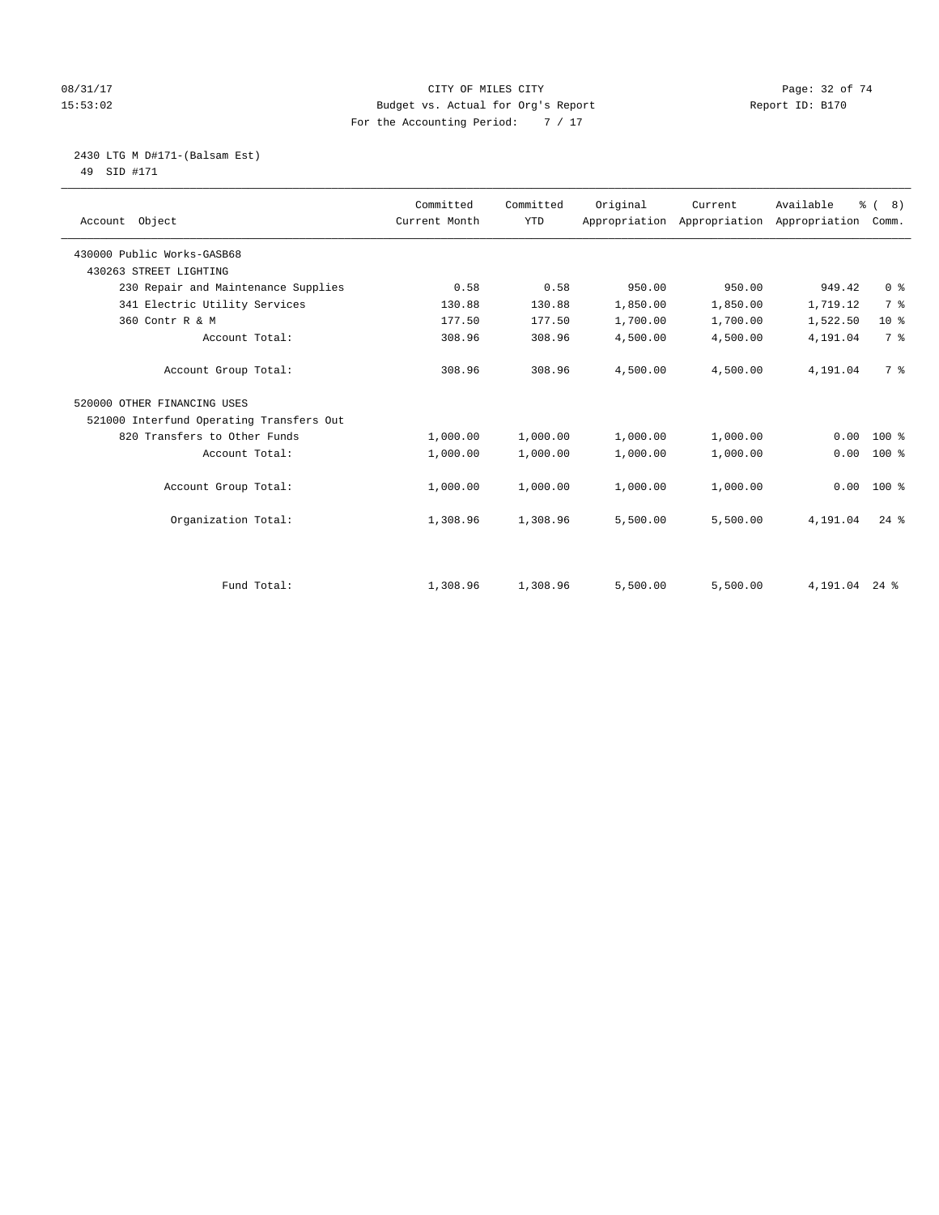CITY OF MILES CITY
Budget vs. Actual for Org's Report
For the Accounting Period: 7 / 17

08/31/17 15:53:02 — Report ID: B170

## 2430 LTG M D#171-(Balsam Est)

49 SID #171

| Account Object | Committed Current Month | Committed YTD | Original Appropriation | Current Appropriation | Available Appropriation | % ( 8) Comm. |
|---|---|---|---|---|---|---|
| 430000 Public Works-GASB68 | | | | | | |
| 430263 STREET LIGHTING | | | | | | |
| 230 Repair and Maintenance Supplies | 0.58 | 0.58 | 950.00 | 950.00 | 949.42 | 0 % |
| 341 Electric Utility Services | 130.88 | 130.88 | 1,850.00 | 1,850.00 | 1,719.12 | 7 % |
| 360 Contr R & M | 177.50 | 177.50 | 1,700.00 | 1,700.00 | 1,522.50 | 10 % |
| Account Total: | 308.96 | 308.96 | 4,500.00 | 4,500.00 | 4,191.04 | 7 % |
| Account Group Total: | 308.96 | 308.96 | 4,500.00 | 4,500.00 | 4,191.04 | 7 % |
| 520000 OTHER FINANCING USES | | | | | | |
| 521000 Interfund Operating Transfers Out | | | | | | |
| 820 Transfers to Other Funds | 1,000.00 | 1,000.00 | 1,000.00 | 1,000.00 | 0.00 | 100 % |
| Account Total: | 1,000.00 | 1,000.00 | 1,000.00 | 1,000.00 | 0.00 | 100 % |
| Account Group Total: | 1,000.00 | 1,000.00 | 1,000.00 | 1,000.00 | 0.00 | 100 % |
| Organization Total: | 1,308.96 | 1,308.96 | 5,500.00 | 5,500.00 | 4,191.04 | 24 % |
| Fund Total: | 1,308.96 | 1,308.96 | 5,500.00 | 5,500.00 | 4,191.04 | 24 % |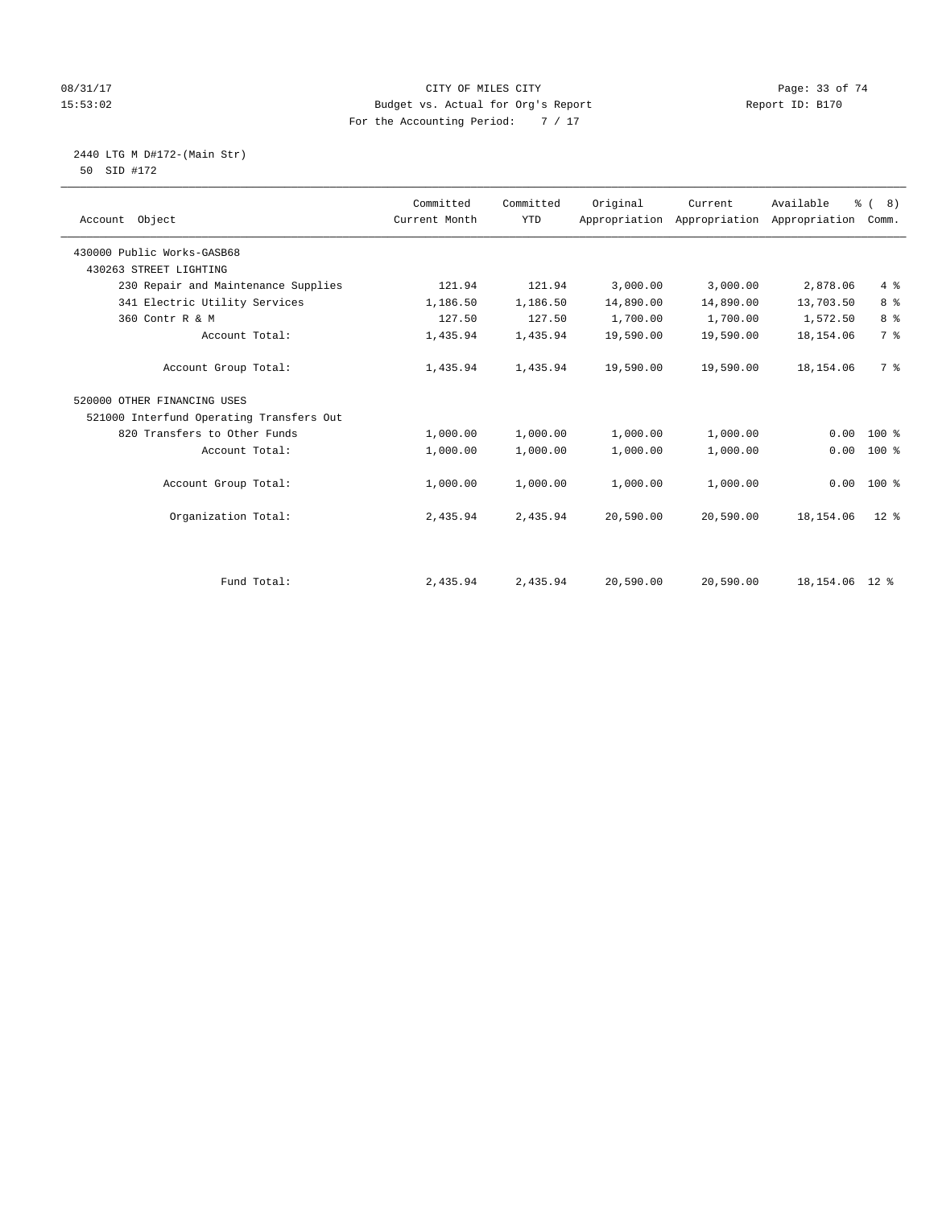CITY OF MILES CITY
Budget vs. Actual for Org's Report
For the Accounting Period: 7 / 17

08/31/17
15:53:02

Report ID: B170

## 2440 LTG M D#172-(Main Str)

50 SID #172

| Account Object | Committed Current Month | Committed YTD | Original Appropriation | Current Appropriation | Available Appropriation | % ( 8) Comm. |
|---|---|---|---|---|---|---|
| 430000 Public Works-GASB68 | | | | | | |
| 430263 STREET LIGHTING | | | | | | |
| 230 Repair and Maintenance Supplies | 121.94 | 121.94 | 3,000.00 | 3,000.00 | 2,878.06 | 4 % |
| 341 Electric Utility Services | 1,186.50 | 1,186.50 | 14,890.00 | 14,890.00 | 13,703.50 | 8 % |
| 360 Contr R & M | 127.50 | 127.50 | 1,700.00 | 1,700.00 | 1,572.50 | 8 % |
| Account Total: | 1,435.94 | 1,435.94 | 19,590.00 | 19,590.00 | 18,154.06 | 7 % |
| Account Group Total: | 1,435.94 | 1,435.94 | 19,590.00 | 19,590.00 | 18,154.06 | 7 % |
| 520000 OTHER FINANCING USES | | | | | | |
| 521000 Interfund Operating Transfers Out | | | | | | |
| 820 Transfers to Other Funds | 1,000.00 | 1,000.00 | 1,000.00 | 1,000.00 | 0.00 | 100 % |
| Account Total: | 1,000.00 | 1,000.00 | 1,000.00 | 1,000.00 | 0.00 | 100 % |
| Account Group Total: | 1,000.00 | 1,000.00 | 1,000.00 | 1,000.00 | 0.00 | 100 % |
| Organization Total: | 2,435.94 | 2,435.94 | 20,590.00 | 20,590.00 | 18,154.06 | 12 % |
| Fund Total: | 2,435.94 | 2,435.94 | 20,590.00 | 20,590.00 | 18,154.06 | 12 % |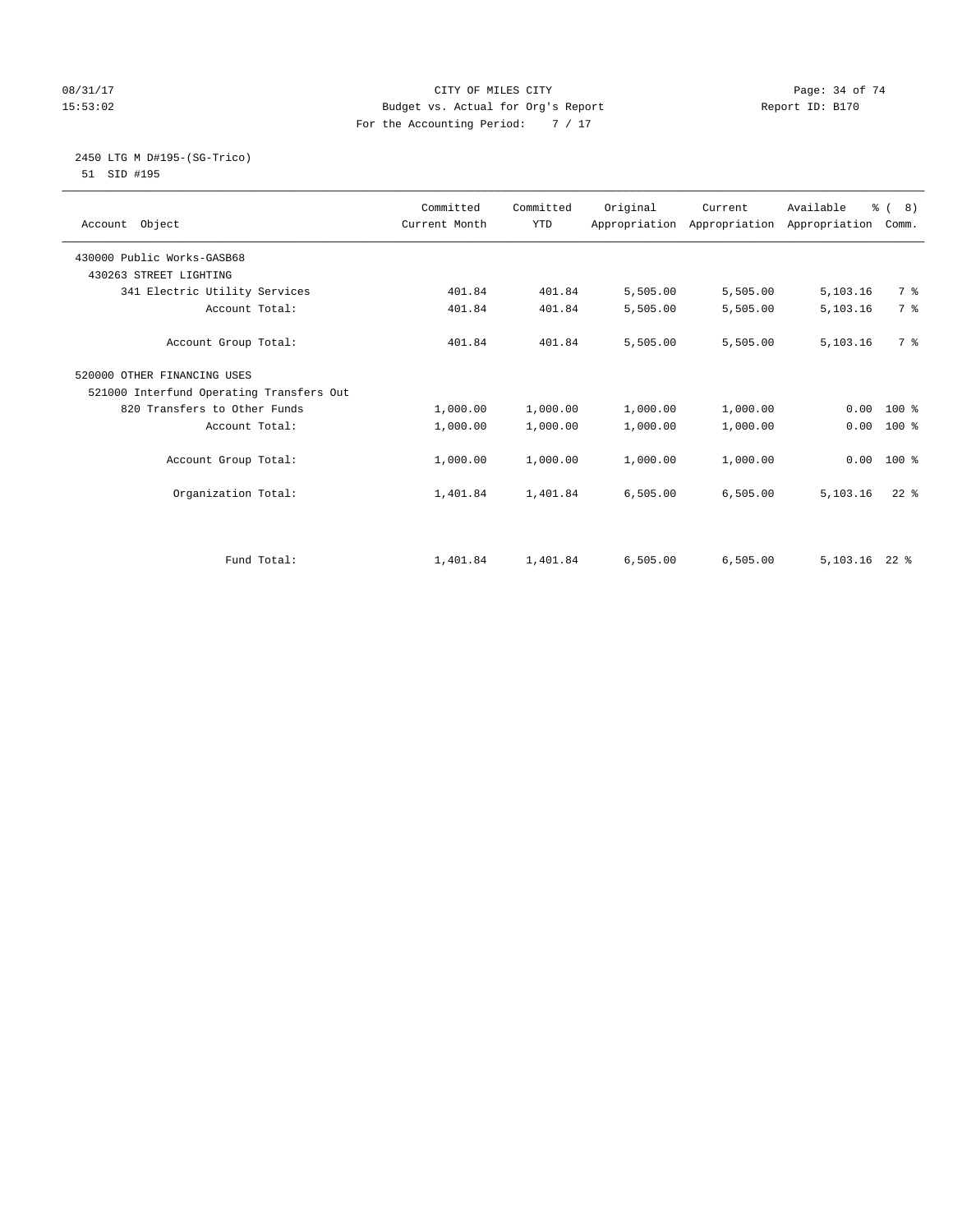CITY OF MILES CITY
Budget vs. Actual for Org's Report
For the Accounting Period: 7 / 17

08/31/17
15:53:02

Report ID: B170

2450 LTG M D#195-(SG-Trico)
51 SID #195

| Account Object | Committed Current Month | Committed YTD | Original Appropriation | Current Appropriation | Available Appropriation | % ( 8) Comm. |
|---|---|---|---|---|---|---|
| 430000 Public Works-GASB68 | | | | | | |
| 430263 STREET LIGHTING | | | | | | |
| 341 Electric Utility Services | 401.84 | 401.84 | 5,505.00 | 5,505.00 | 5,103.16 | 7 % |
| Account Total: | 401.84 | 401.84 | 5,505.00 | 5,505.00 | 5,103.16 | 7 % |
| Account Group Total: | 401.84 | 401.84 | 5,505.00 | 5,505.00 | 5,103.16 | 7 % |
| 520000 OTHER FINANCING USES | | | | | | |
| 521000 Interfund Operating Transfers Out | | | | | | |
| 820 Transfers to Other Funds | 1,000.00 | 1,000.00 | 1,000.00 | 1,000.00 | 0.00 | 100 % |
| Account Total: | 1,000.00 | 1,000.00 | 1,000.00 | 1,000.00 | 0.00 | 100 % |
| Account Group Total: | 1,000.00 | 1,000.00 | 1,000.00 | 1,000.00 | 0.00 | 100 % |
| Organization Total: | 1,401.84 | 1,401.84 | 6,505.00 | 6,505.00 | 5,103.16 | 22 % |
| Fund Total: | 1,401.84 | 1,401.84 | 6,505.00 | 6,505.00 | 5,103.16 | 22 % |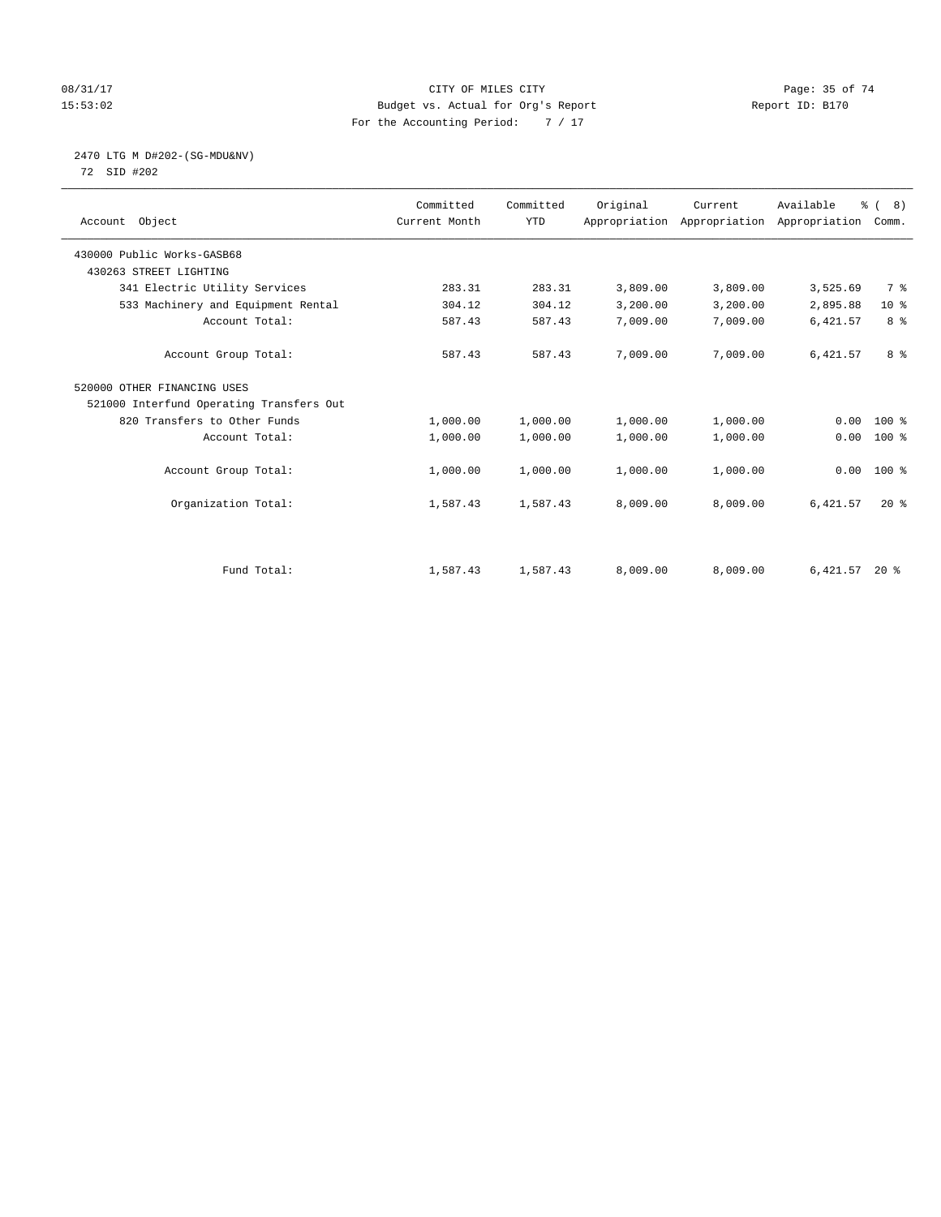08/31/17 CITY OF MILES CITY
15:53:02 Budget vs. Actual for Org's Report Report ID: B170
For the Accounting Period: 7 / 17

2470 LTG M D#202-(SG-MDU&NV)
72 SID #202

| Account Object | Committed Current Month | Committed YTD | Original Appropriation | Current Appropriation | Available Appropriation | % ( 8) Comm. |
|---|---|---|---|---|---|---|
| 430000 Public Works-GASB68 | | | | | | |
| 430263 STREET LIGHTING | | | | | | |
| 341 Electric Utility Services | 283.31 | 283.31 | 3,809.00 | 3,809.00 | 3,525.69 | 7 % |
| 533 Machinery and Equipment Rental | 304.12 | 304.12 | 3,200.00 | 3,200.00 | 2,895.88 | 10 % |
| Account Total: | 587.43 | 587.43 | 7,009.00 | 7,009.00 | 6,421.57 | 8 % |
| Account Group Total: | 587.43 | 587.43 | 7,009.00 | 7,009.00 | 6,421.57 | 8 % |
| 520000 OTHER FINANCING USES | | | | | | |
| 521000 Interfund Operating Transfers Out | | | | | | |
| 820 Transfers to Other Funds | 1,000.00 | 1,000.00 | 1,000.00 | 1,000.00 | 0.00 | 100 % |
| Account Total: | 1,000.00 | 1,000.00 | 1,000.00 | 1,000.00 | 0.00 | 100 % |
| Account Group Total: | 1,000.00 | 1,000.00 | 1,000.00 | 1,000.00 | 0.00 | 100 % |
| Organization Total: | 1,587.43 | 1,587.43 | 8,009.00 | 8,009.00 | 6,421.57 | 20 % |
| Fund Total: | 1,587.43 | 1,587.43 | 8,009.00 | 8,009.00 | 6,421.57 | 20 % |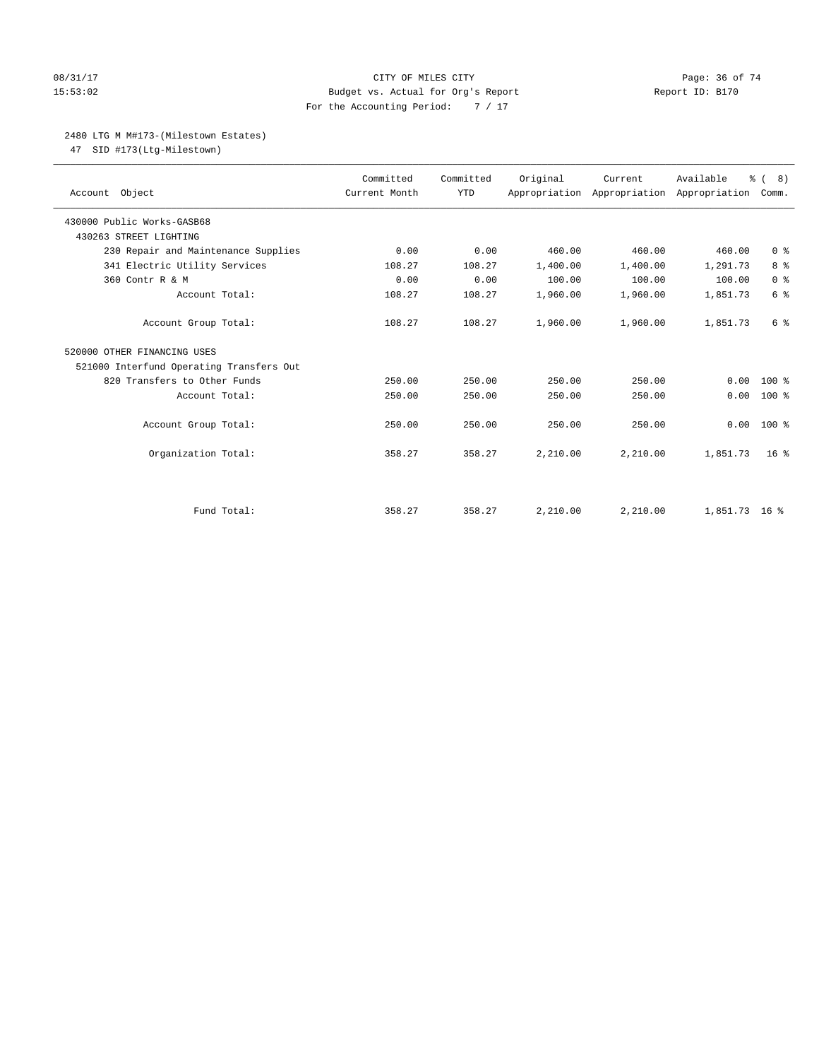CITY OF MILES CITY
Budget vs. Actual for Org's Report
For the Accounting Period: 7 / 17

08/31/17
15:53:02

Report ID: B170

## 2480 LTG M M#173-(Milestown Estates)

47 SID #173(Ltg-Milestown)

| Account Object | Committed Current Month | Committed YTD | Original Appropriation | Current Appropriation | Available Appropriation | % ( 8) Comm. |
|---|---|---|---|---|---|---|
| 430000 Public Works-GASB68 | | | | | | |
| 430263 STREET LIGHTING | | | | | | |
| 230 Repair and Maintenance Supplies | 0.00 | 0.00 | 460.00 | 460.00 | 460.00 | 0 % |
| 341 Electric Utility Services | 108.27 | 108.27 | 1,400.00 | 1,400.00 | 1,291.73 | 8 % |
| 360 Contr R & M | 0.00 | 0.00 | 100.00 | 100.00 | 100.00 | 0 % |
| Account Total: | 108.27 | 108.27 | 1,960.00 | 1,960.00 | 1,851.73 | 6 % |
| Account Group Total: | 108.27 | 108.27 | 1,960.00 | 1,960.00 | 1,851.73 | 6 % |
| 520000 OTHER FINANCING USES | | | | | | |
| 521000 Interfund Operating Transfers Out | | | | | | |
| 820 Transfers to Other Funds | 250.00 | 250.00 | 250.00 | 250.00 | 0.00 | 100 % |
| Account Total: | 250.00 | 250.00 | 250.00 | 250.00 | 0.00 | 100 % |
| Account Group Total: | 250.00 | 250.00 | 250.00 | 250.00 | 0.00 | 100 % |
| Organization Total: | 358.27 | 358.27 | 2,210.00 | 2,210.00 | 1,851.73 | 16 % |
| Fund Total: | 358.27 | 358.27 | 2,210.00 | 2,210.00 | 1,851.73 | 16 % |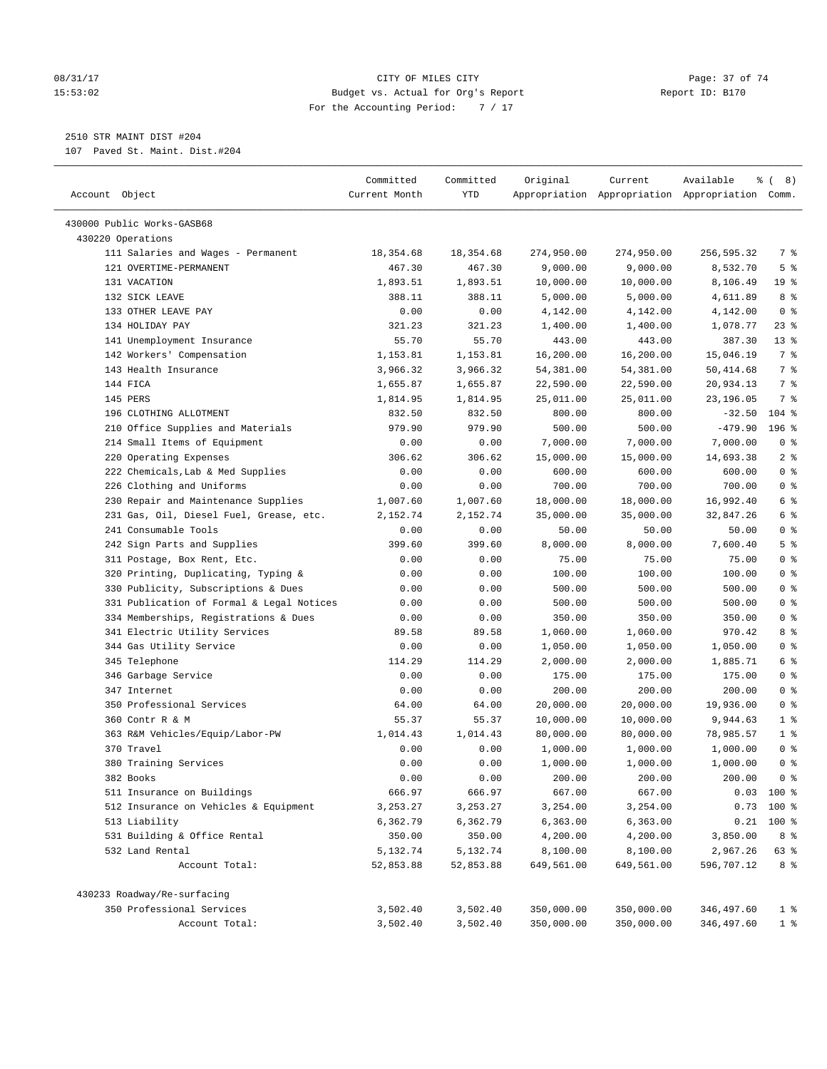CITY OF MILES CITY
Budget vs. Actual for Org's Report
For the Accounting Period: 7 / 17

08/31/17
15:53:02

Report ID: B170

2510 STR MAINT DIST #204
107 Paved St. Maint. Dist.#204

| Account Object | Committed Current Month | Committed YTD | Original Appropriation | Current Appropriation | Available Appropriation | % ( 8) Comm. |
|---|---|---|---|---|---|---|
| 430000 Public Works-GASB68 | | | | | | |
| 430220 Operations | | | | | | |
| 111 Salaries and Wages - Permanent | 18,354.68 | 18,354.68 | 274,950.00 | 274,950.00 | 256,595.32 | 7 % |
| 121 OVERTIME-PERMANENT | 467.30 | 467.30 | 9,000.00 | 9,000.00 | 8,532.70 | 5 % |
| 131 VACATION | 1,893.51 | 1,893.51 | 10,000.00 | 10,000.00 | 8,106.49 | 19 % |
| 132 SICK LEAVE | 388.11 | 388.11 | 5,000.00 | 5,000.00 | 4,611.89 | 8 % |
| 133 OTHER LEAVE PAY | 0.00 | 0.00 | 4,142.00 | 4,142.00 | 4,142.00 | 0 % |
| 134 HOLIDAY PAY | 321.23 | 321.23 | 1,400.00 | 1,400.00 | 1,078.77 | 23 % |
| 141 Unemployment Insurance | 55.70 | 55.70 | 443.00 | 443.00 | 387.30 | 13 % |
| 142 Workers' Compensation | 1,153.81 | 1,153.81 | 16,200.00 | 16,200.00 | 15,046.19 | 7 % |
| 143 Health Insurance | 3,966.32 | 3,966.32 | 54,381.00 | 54,381.00 | 50,414.68 | 7 % |
| 144 FICA | 1,655.87 | 1,655.87 | 22,590.00 | 22,590.00 | 20,934.13 | 7 % |
| 145 PERS | 1,814.95 | 1,814.95 | 25,011.00 | 25,011.00 | 23,196.05 | 7 % |
| 196 CLOTHING ALLOTMENT | 832.50 | 832.50 | 800.00 | 800.00 | -32.50 | 104 % |
| 210 Office Supplies and Materials | 979.90 | 979.90 | 500.00 | 500.00 | -479.90 | 196 % |
| 214 Small Items of Equipment | 0.00 | 0.00 | 7,000.00 | 7,000.00 | 7,000.00 | 0 % |
| 220 Operating Expenses | 306.62 | 306.62 | 15,000.00 | 15,000.00 | 14,693.38 | 2 % |
| 222 Chemicals,Lab & Med Supplies | 0.00 | 0.00 | 600.00 | 600.00 | 600.00 | 0 % |
| 226 Clothing and Uniforms | 0.00 | 0.00 | 700.00 | 700.00 | 700.00 | 0 % |
| 230 Repair and Maintenance Supplies | 1,007.60 | 1,007.60 | 18,000.00 | 18,000.00 | 16,992.40 | 6 % |
| 231 Gas, Oil, Diesel Fuel, Grease, etc. | 2,152.74 | 2,152.74 | 35,000.00 | 35,000.00 | 32,847.26 | 6 % |
| 241 Consumable Tools | 0.00 | 0.00 | 50.00 | 50.00 | 50.00 | 0 % |
| 242 Sign Parts and Supplies | 399.60 | 399.60 | 8,000.00 | 8,000.00 | 7,600.40 | 5 % |
| 311 Postage, Box Rent, Etc. | 0.00 | 0.00 | 75.00 | 75.00 | 75.00 | 0 % |
| 320 Printing, Duplicating, Typing & | 0.00 | 0.00 | 100.00 | 100.00 | 100.00 | 0 % |
| 330 Publicity, Subscriptions & Dues | 0.00 | 0.00 | 500.00 | 500.00 | 500.00 | 0 % |
| 331 Publication of Formal & Legal Notices | 0.00 | 0.00 | 500.00 | 500.00 | 500.00 | 0 % |
| 334 Memberships, Registrations & Dues | 0.00 | 0.00 | 350.00 | 350.00 | 350.00 | 0 % |
| 341 Electric Utility Services | 89.58 | 89.58 | 1,060.00 | 1,060.00 | 970.42 | 8 % |
| 344 Gas Utility Service | 0.00 | 0.00 | 1,050.00 | 1,050.00 | 1,050.00 | 0 % |
| 345 Telephone | 114.29 | 114.29 | 2,000.00 | 2,000.00 | 1,885.71 | 6 % |
| 346 Garbage Service | 0.00 | 0.00 | 175.00 | 175.00 | 175.00 | 0 % |
| 347 Internet | 0.00 | 0.00 | 200.00 | 200.00 | 200.00 | 0 % |
| 350 Professional Services | 64.00 | 64.00 | 20,000.00 | 20,000.00 | 19,936.00 | 0 % |
| 360 Contr R & M | 55.37 | 55.37 | 10,000.00 | 10,000.00 | 9,944.63 | 1 % |
| 363 R&M Vehicles/Equip/Labor-PW | 1,014.43 | 1,014.43 | 80,000.00 | 80,000.00 | 78,985.57 | 1 % |
| 370 Travel | 0.00 | 0.00 | 1,000.00 | 1,000.00 | 1,000.00 | 0 % |
| 380 Training Services | 0.00 | 0.00 | 1,000.00 | 1,000.00 | 1,000.00 | 0 % |
| 382 Books | 0.00 | 0.00 | 200.00 | 200.00 | 200.00 | 0 % |
| 511 Insurance on Buildings | 666.97 | 666.97 | 667.00 | 667.00 | 0.03 | 100 % |
| 512 Insurance on Vehicles & Equipment | 3,253.27 | 3,253.27 | 3,254.00 | 3,254.00 | 0.73 | 100 % |
| 513 Liability | 6,362.79 | 6,362.79 | 6,363.00 | 6,363.00 | 0.21 | 100 % |
| 531 Building & Office Rental | 350.00 | 350.00 | 4,200.00 | 4,200.00 | 3,850.00 | 8 % |
| 532 Land Rental | 5,132.74 | 5,132.74 | 8,100.00 | 8,100.00 | 2,967.26 | 63 % |
| Account Total: | 52,853.88 | 52,853.88 | 649,561.00 | 649,561.00 | 596,707.12 | 8 % |
| 430233 Roadway/Re-surfacing | | | | | | |
| 350 Professional Services | 3,502.40 | 3,502.40 | 350,000.00 | 350,000.00 | 346,497.60 | 1 % |
| Account Total: | 3,502.40 | 3,502.40 | 350,000.00 | 350,000.00 | 346,497.60 | 1 % |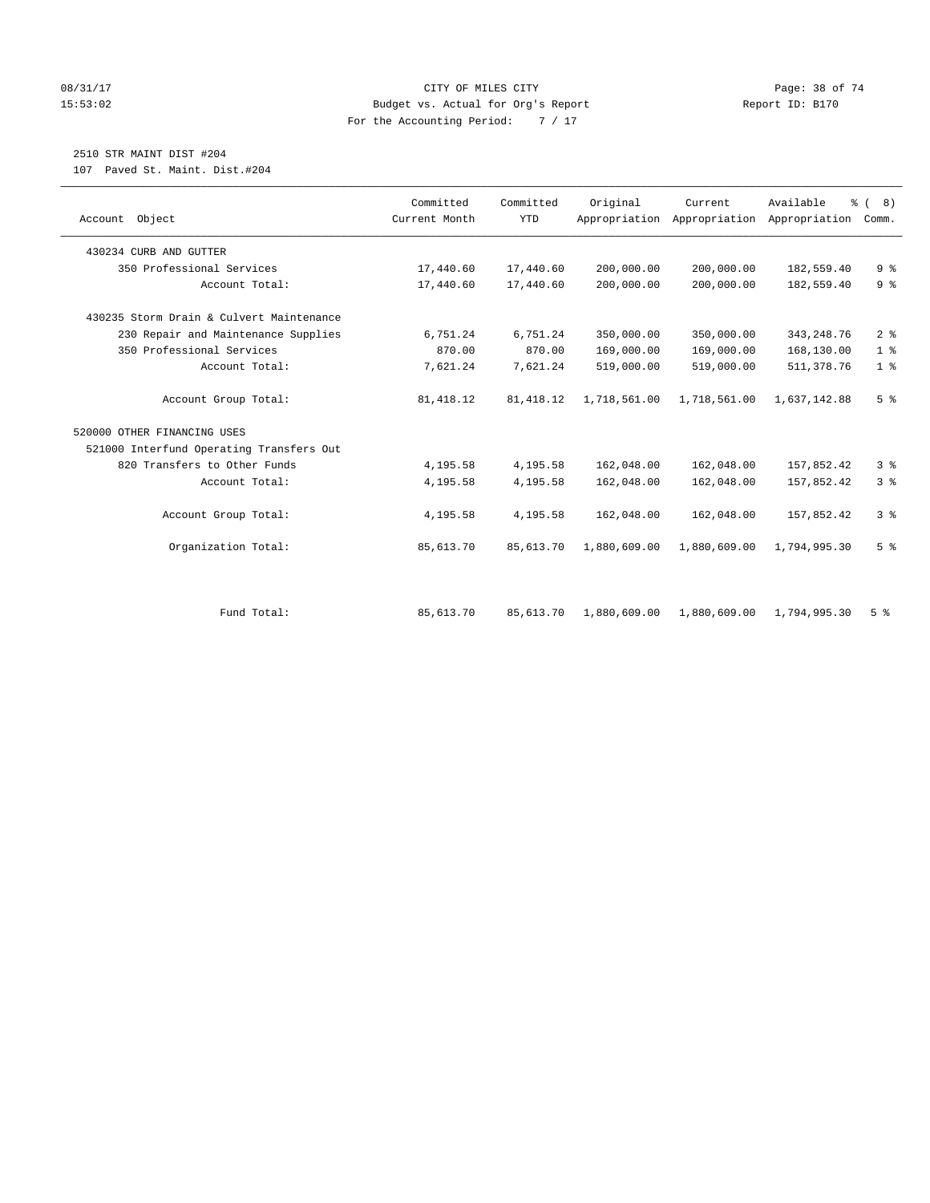CITY OF MILES CITY
Budget vs. Actual for Org's Report
For the Accounting Period: 7 / 17

08/31/17
15:53:02

Report ID: B170

2510 STR MAINT DIST #204
107 Paved St. Maint. Dist.#204

| Account Object | Committed Current Month | Committed YTD | Original Appropriation | Current Appropriation | Available Appropriation | % ( 8) Comm. |
|---|---|---|---|---|---|---|
| 430234 CURB AND GUTTER | | | | | | |
| 350 Professional Services | 17,440.60 | 17,440.60 | 200,000.00 | 200,000.00 | 182,559.40 | 9 % |
| Account Total: | 17,440.60 | 17,440.60 | 200,000.00 | 200,000.00 | 182,559.40 | 9 % |
| 430235 Storm Drain & Culvert Maintenance | | | | | | |
| 230 Repair and Maintenance Supplies | 6,751.24 | 6,751.24 | 350,000.00 | 350,000.00 | 343,248.76 | 2 % |
| 350 Professional Services | 870.00 | 870.00 | 169,000.00 | 169,000.00 | 168,130.00 | 1 % |
| Account Total: | 7,621.24 | 7,621.24 | 519,000.00 | 519,000.00 | 511,378.76 | 1 % |
| Account Group Total: | 81,418.12 | 81,418.12 | 1,718,561.00 | 1,718,561.00 | 1,637,142.88 | 5 % |
| 520000 OTHER FINANCING USES | | | | | | |
| 521000 Interfund Operating Transfers Out | | | | | | |
| 820 Transfers to Other Funds | 4,195.58 | 4,195.58 | 162,048.00 | 162,048.00 | 157,852.42 | 3 % |
| Account Total: | 4,195.58 | 4,195.58 | 162,048.00 | 162,048.00 | 157,852.42 | 3 % |
| Account Group Total: | 4,195.58 | 4,195.58 | 162,048.00 | 162,048.00 | 157,852.42 | 3 % |
| Organization Total: | 85,613.70 | 85,613.70 | 1,880,609.00 | 1,880,609.00 | 1,794,995.30 | 5 % |
| Fund Total: | 85,613.70 | 85,613.70 | 1,880,609.00 | 1,880,609.00 | 1,794,995.30 | 5 % |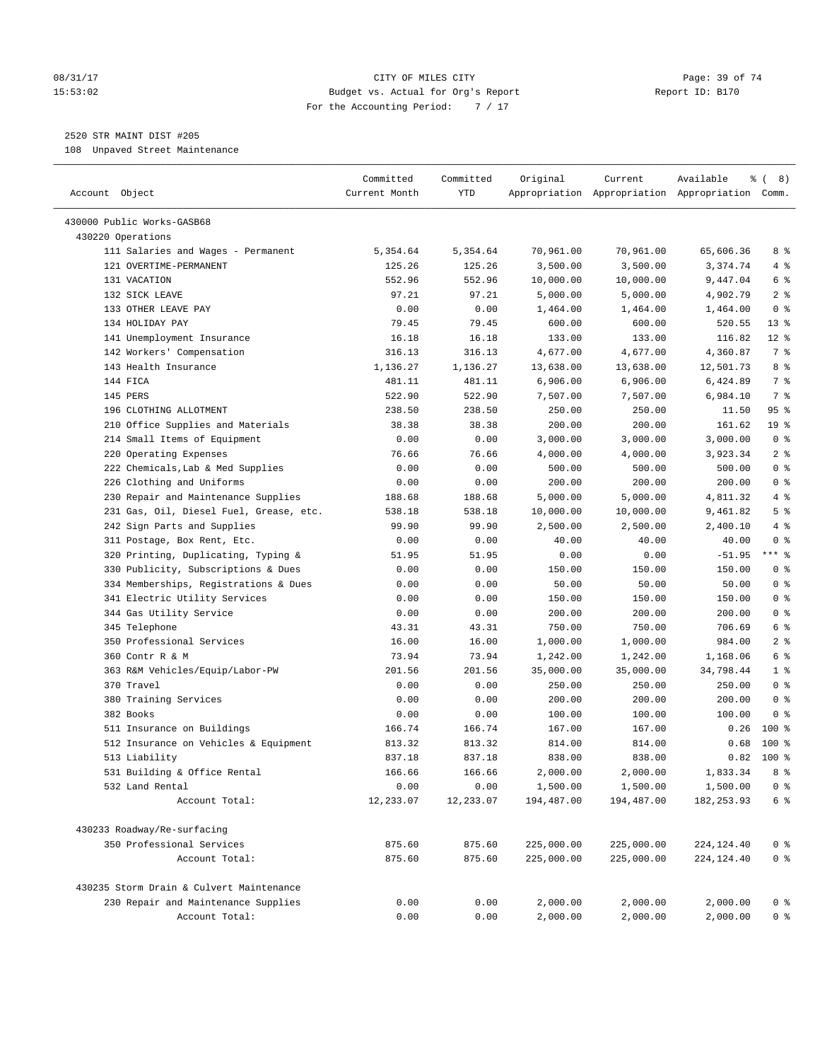CITY OF MILES CITY
Budget vs. Actual for Org's Report
For the Accounting Period: 7 / 17

08/31/17 15:53:02 — Report ID: B170

2520 STR MAINT DIST #205
108 Unpaved Street Maintenance

| Account Object | Committed Current Month | Committed YTD | Original Appropriation | Current Appropriation | Available Appropriation | % ( 8) Comm. |
|---|---|---|---|---|---|---|
| 430000 Public Works-GASB68 | | | | | | |
| 430220 Operations | | | | | | |
| 111 Salaries and Wages - Permanent | 5,354.64 | 5,354.64 | 70,961.00 | 70,961.00 | 65,606.36 | 8 % |
| 121 OVERTIME-PERMANENT | 125.26 | 125.26 | 3,500.00 | 3,500.00 | 3,374.74 | 4 % |
| 131 VACATION | 552.96 | 552.96 | 10,000.00 | 10,000.00 | 9,447.04 | 6 % |
| 132 SICK LEAVE | 97.21 | 97.21 | 5,000.00 | 5,000.00 | 4,902.79 | 2 % |
| 133 OTHER LEAVE PAY | 0.00 | 0.00 | 1,464.00 | 1,464.00 | 1,464.00 | 0 % |
| 134 HOLIDAY PAY | 79.45 | 79.45 | 600.00 | 600.00 | 520.55 | 13 % |
| 141 Unemployment Insurance | 16.18 | 16.18 | 133.00 | 133.00 | 116.82 | 12 % |
| 142 Workers' Compensation | 316.13 | 316.13 | 4,677.00 | 4,677.00 | 4,360.87 | 7 % |
| 143 Health Insurance | 1,136.27 | 1,136.27 | 13,638.00 | 13,638.00 | 12,501.73 | 8 % |
| 144 FICA | 481.11 | 481.11 | 6,906.00 | 6,906.00 | 6,424.89 | 7 % |
| 145 PERS | 522.90 | 522.90 | 7,507.00 | 7,507.00 | 6,984.10 | 7 % |
| 196 CLOTHING ALLOTMENT | 238.50 | 238.50 | 250.00 | 250.00 | 11.50 | 95 % |
| 210 Office Supplies and Materials | 38.38 | 38.38 | 200.00 | 200.00 | 161.62 | 19 % |
| 214 Small Items of Equipment | 0.00 | 0.00 | 3,000.00 | 3,000.00 | 3,000.00 | 0 % |
| 220 Operating Expenses | 76.66 | 76.66 | 4,000.00 | 4,000.00 | 3,923.34 | 2 % |
| 222 Chemicals,Lab & Med Supplies | 0.00 | 0.00 | 500.00 | 500.00 | 500.00 | 0 % |
| 226 Clothing and Uniforms | 0.00 | 0.00 | 200.00 | 200.00 | 200.00 | 0 % |
| 230 Repair and Maintenance Supplies | 188.68 | 188.68 | 5,000.00 | 5,000.00 | 4,811.32 | 4 % |
| 231 Gas, Oil, Diesel Fuel, Grease, etc. | 538.18 | 538.18 | 10,000.00 | 10,000.00 | 9,461.82 | 5 % |
| 242 Sign Parts and Supplies | 99.90 | 99.90 | 2,500.00 | 2,500.00 | 2,400.10 | 4 % |
| 311 Postage, Box Rent, Etc. | 0.00 | 0.00 | 40.00 | 40.00 | 40.00 | 0 % |
| 320 Printing, Duplicating, Typing & | 51.95 | 51.95 | 0.00 | 0.00 | -51.95 | *** % |
| 330 Publicity, Subscriptions & Dues | 0.00 | 0.00 | 150.00 | 150.00 | 150.00 | 0 % |
| 334 Memberships, Registrations & Dues | 0.00 | 0.00 | 50.00 | 50.00 | 50.00 | 0 % |
| 341 Electric Utility Services | 0.00 | 0.00 | 150.00 | 150.00 | 150.00 | 0 % |
| 344 Gas Utility Service | 0.00 | 0.00 | 200.00 | 200.00 | 200.00 | 0 % |
| 345 Telephone | 43.31 | 43.31 | 750.00 | 750.00 | 706.69 | 6 % |
| 350 Professional Services | 16.00 | 16.00 | 1,000.00 | 1,000.00 | 984.00 | 2 % |
| 360 Contr R & M | 73.94 | 73.94 | 1,242.00 | 1,242.00 | 1,168.06 | 6 % |
| 363 R&M Vehicles/Equip/Labor-PW | 201.56 | 201.56 | 35,000.00 | 35,000.00 | 34,798.44 | 1 % |
| 370 Travel | 0.00 | 0.00 | 250.00 | 250.00 | 250.00 | 0 % |
| 380 Training Services | 0.00 | 0.00 | 200.00 | 200.00 | 200.00 | 0 % |
| 382 Books | 0.00 | 0.00 | 100.00 | 100.00 | 100.00 | 0 % |
| 511 Insurance on Buildings | 166.74 | 166.74 | 167.00 | 167.00 | 0.26 | 100 % |
| 512 Insurance on Vehicles & Equipment | 813.32 | 813.32 | 814.00 | 814.00 | 0.68 | 100 % |
| 513 Liability | 837.18 | 837.18 | 838.00 | 838.00 | 0.82 | 100 % |
| 531 Building & Office Rental | 166.66 | 166.66 | 2,000.00 | 2,000.00 | 1,833.34 | 8 % |
| 532 Land Rental | 0.00 | 0.00 | 1,500.00 | 1,500.00 | 1,500.00 | 0 % |
| Account Total: | 12,233.07 | 12,233.07 | 194,487.00 | 194,487.00 | 182,253.93 | 6 % |
| 430233 Roadway/Re-surfacing | | | | | | |
| 350 Professional Services | 875.60 | 875.60 | 225,000.00 | 225,000.00 | 224,124.40 | 0 % |
| Account Total: | 875.60 | 875.60 | 225,000.00 | 225,000.00 | 224,124.40 | 0 % |
| 430235 Storm Drain & Culvert Maintenance | | | | | | |
| 230 Repair and Maintenance Supplies | 0.00 | 0.00 | 2,000.00 | 2,000.00 | 2,000.00 | 0 % |
| Account Total: | 0.00 | 0.00 | 2,000.00 | 2,000.00 | 2,000.00 | 0 % |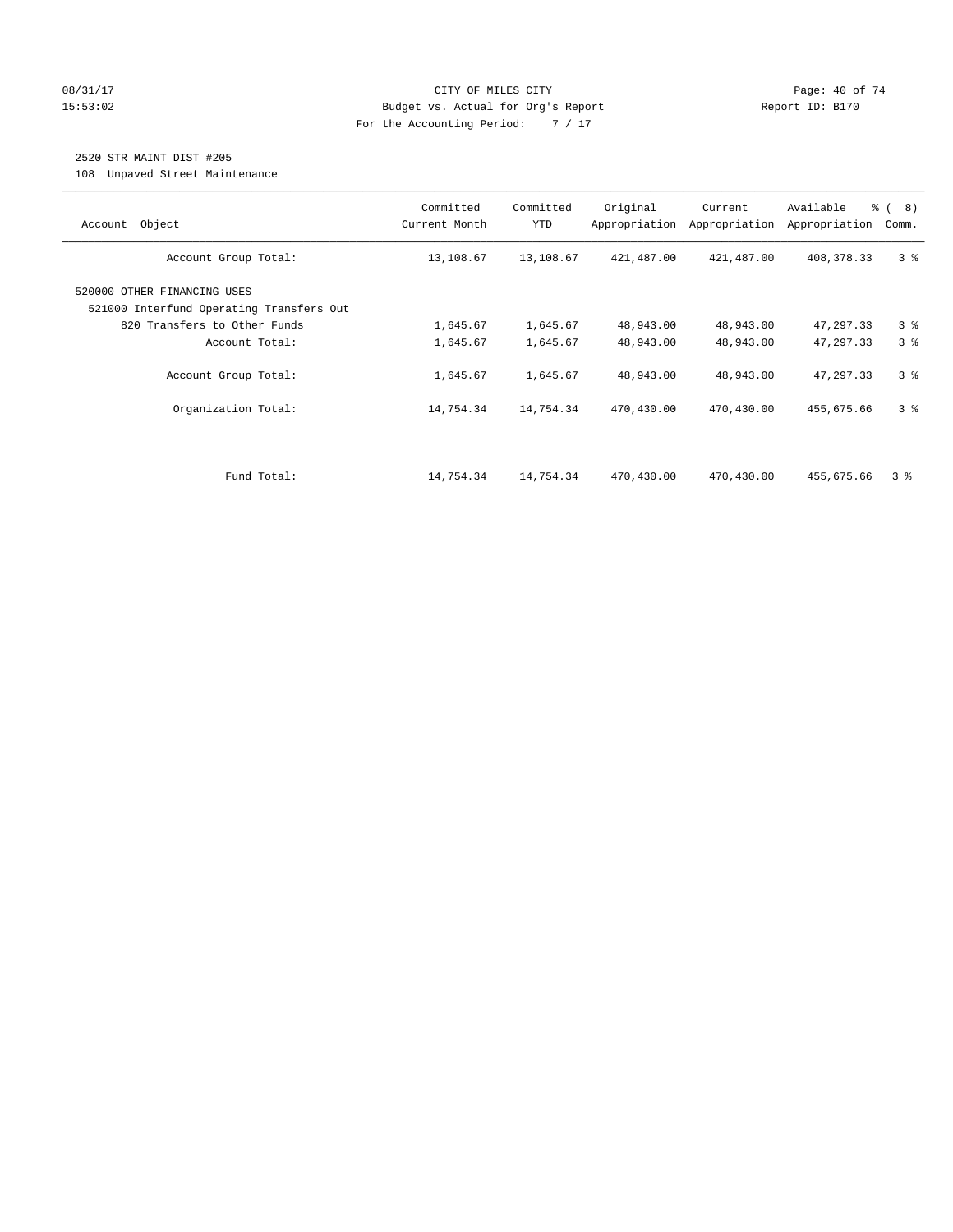CITY OF MILES CITY
Budget vs. Actual for Org's Report
For the Accounting Period: 7 / 17

08/31/17
15:53:02

Report ID: B170

2520 STR MAINT DIST #205
108 Unpaved Street Maintenance

| Account Object | Committed Current Month | Committed YTD | Original Appropriation | Current Appropriation | Available Appropriation | % ( 8) Comm. |
|---|---|---|---|---|---|---|
| Account Group Total: | 13,108.67 | 13,108.67 | 421,487.00 | 421,487.00 | 408,378.33 | 3 % |
| 520000 OTHER FINANCING USES | | | | | | |
| 521000 Interfund Operating Transfers Out | | | | | | |
| 820 Transfers to Other Funds | 1,645.67 | 1,645.67 | 48,943.00 | 48,943.00 | 47,297.33 | 3 % |
| Account Total: | 1,645.67 | 1,645.67 | 48,943.00 | 48,943.00 | 47,297.33 | 3 % |
| Account Group Total: | 1,645.67 | 1,645.67 | 48,943.00 | 48,943.00 | 47,297.33 | 3 % |
| Organization Total: | 14,754.34 | 14,754.34 | 470,430.00 | 470,430.00 | 455,675.66 | 3 % |
| Fund Total: | 14,754.34 | 14,754.34 | 470,430.00 | 470,430.00 | 455,675.66 | 3 % |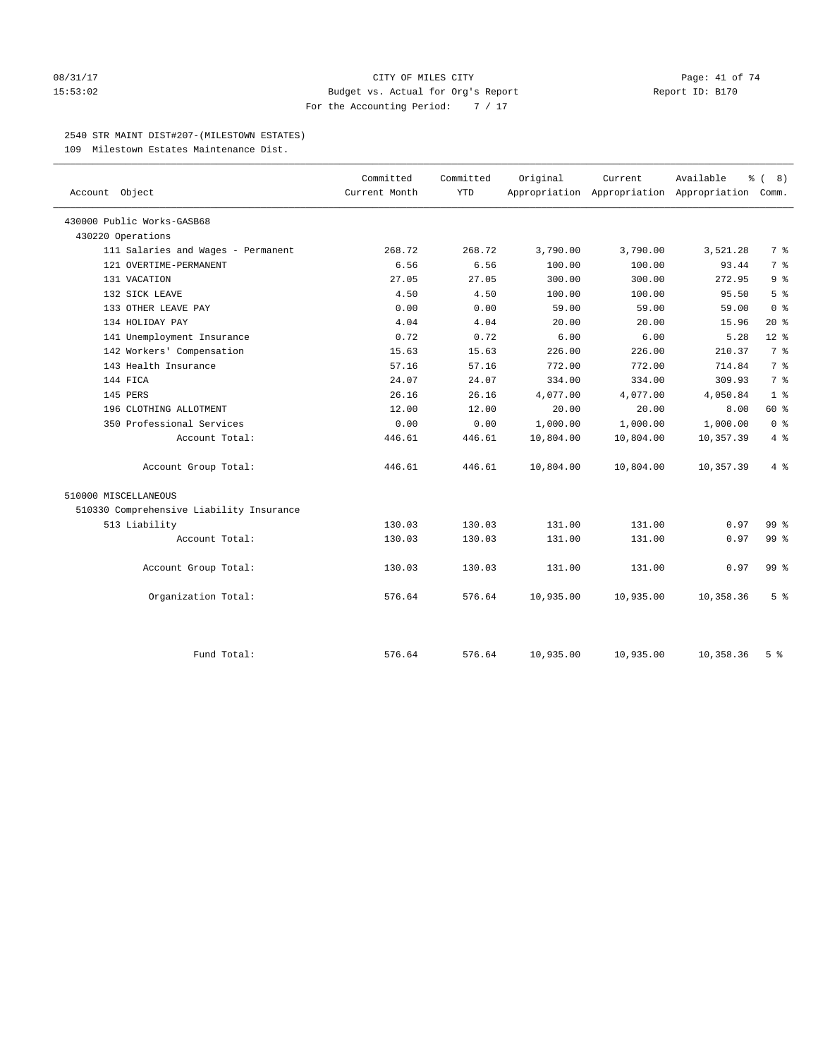CITY OF MILES CITY
Budget vs. Actual for Org's Report
For the Accounting Period: 7 / 17

08/31/17
15:53:02

Report ID: B170

## 2540 STR MAINT DIST#207-(MILESTOWN ESTATES)

109 Milestown Estates Maintenance Dist.

| Account Object | Committed Current Month | Committed YTD | Original Appropriation | Current Appropriation | Available Appropriation | % ( 8) Comm. |
|---|---|---|---|---|---|---|
| 430000 Public Works-GASB68 | | | | | | |
| 430220 Operations | | | | | | |
| 111 Salaries and Wages - Permanent | 268.72 | 268.72 | 3,790.00 | 3,790.00 | 3,521.28 | 7 % |
| 121 OVERTIME-PERMANENT | 6.56 | 6.56 | 100.00 | 100.00 | 93.44 | 7 % |
| 131 VACATION | 27.05 | 27.05 | 300.00 | 300.00 | 272.95 | 9 % |
| 132 SICK LEAVE | 4.50 | 4.50 | 100.00 | 100.00 | 95.50 | 5 % |
| 133 OTHER LEAVE PAY | 0.00 | 0.00 | 59.00 | 59.00 | 59.00 | 0 % |
| 134 HOLIDAY PAY | 4.04 | 4.04 | 20.00 | 20.00 | 15.96 | 20 % |
| 141 Unemployment Insurance | 0.72 | 0.72 | 6.00 | 6.00 | 5.28 | 12 % |
| 142 Workers' Compensation | 15.63 | 15.63 | 226.00 | 226.00 | 210.37 | 7 % |
| 143 Health Insurance | 57.16 | 57.16 | 772.00 | 772.00 | 714.84 | 7 % |
| 144 FICA | 24.07 | 24.07 | 334.00 | 334.00 | 309.93 | 7 % |
| 145 PERS | 26.16 | 26.16 | 4,077.00 | 4,077.00 | 4,050.84 | 1 % |
| 196 CLOTHING ALLOTMENT | 12.00 | 12.00 | 20.00 | 20.00 | 8.00 | 60 % |
| 350 Professional Services | 0.00 | 0.00 | 1,000.00 | 1,000.00 | 1,000.00 | 0 % |
| Account Total: | 446.61 | 446.61 | 10,804.00 | 10,804.00 | 10,357.39 | 4 % |
| Account Group Total: | 446.61 | 446.61 | 10,804.00 | 10,804.00 | 10,357.39 | 4 % |
| 510000 MISCELLANEOUS | | | | | | |
| 510330 Comprehensive Liability Insurance | | | | | | |
| 513 Liability | 130.03 | 130.03 | 131.00 | 131.00 | 0.97 | 99 % |
| Account Total: | 130.03 | 130.03 | 131.00 | 131.00 | 0.97 | 99 % |
| Account Group Total: | 130.03 | 130.03 | 131.00 | 131.00 | 0.97 | 99 % |
| Organization Total: | 576.64 | 576.64 | 10,935.00 | 10,935.00 | 10,358.36 | 5 % |
| Fund Total: | 576.64 | 576.64 | 10,935.00 | 10,935.00 | 10,358.36 | 5 % |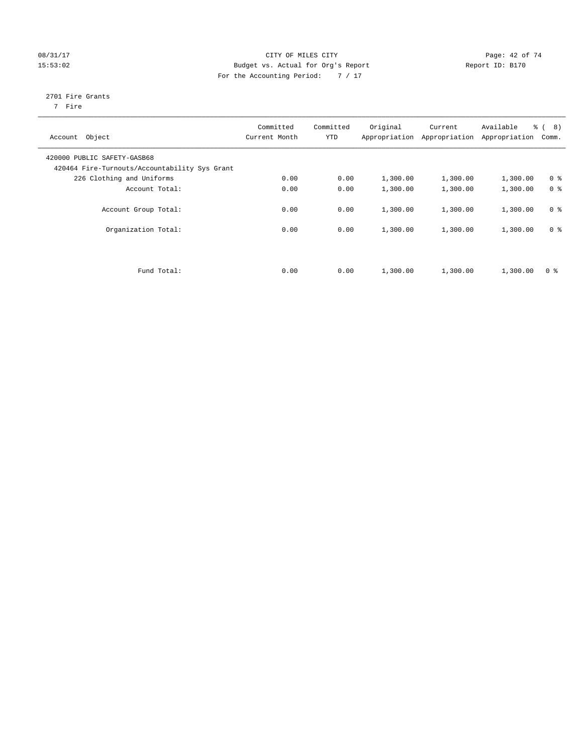08/31/17 CITY OF MILES CITY
15:53:02 Budget vs. Actual for Org's Report Report ID: B170
For the Accounting Period: 7 / 17

2701 Fire Grants
7 Fire

| Account Object | Committed Current Month | Committed YTD | Original Appropriation | Current Appropriation | Available Appropriation | % ( 8) Comm. |
|---|---|---|---|---|---|---|
| 420000 PUBLIC SAFETY-GASB68 | | | | | | |
| 420464 Fire-Turnouts/Accountability Sys Grant | | | | | | |
| 226 Clothing and Uniforms | 0.00 | 0.00 | 1,300.00 | 1,300.00 | 1,300.00 | 0 % |
| Account Total: | 0.00 | 0.00 | 1,300.00 | 1,300.00 | 1,300.00 | 0 % |
| Account Group Total: | 0.00 | 0.00 | 1,300.00 | 1,300.00 | 1,300.00 | 0 % |
| Organization Total: | 0.00 | 0.00 | 1,300.00 | 1,300.00 | 1,300.00 | 0 % |
| Fund Total: | 0.00 | 0.00 | 1,300.00 | 1,300.00 | 1,300.00 | 0 % |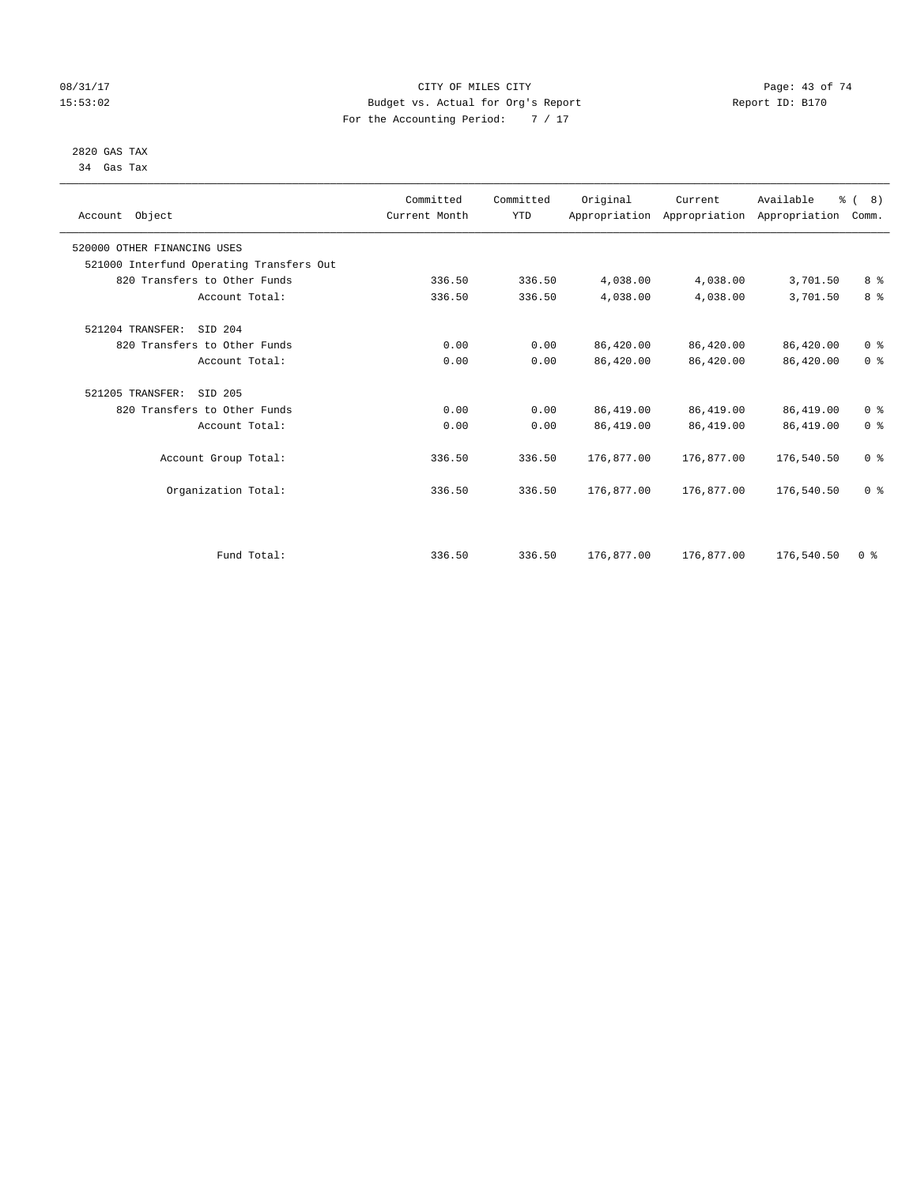CITY OF MILES CITY
Budget vs. Actual for Org's Report
For the Accounting Period: 7 / 17

08/31/17
15:53:02

Report ID: B170

2820 GAS TAX
34 Gas Tax

| Account Object | Committed Current Month | Committed YTD | Original Appropriation | Current Appropriation | Available Appropriation | % ( 8) Comm. |
|---|---|---|---|---|---|---|
| 520000 OTHER FINANCING USES | | | | | | |
| 521000 Interfund Operating Transfers Out | | | | | | |
| 820 Transfers to Other Funds | 336.50 | 336.50 | 4,038.00 | 4,038.00 | 3,701.50 | 8 % |
| Account Total: | 336.50 | 336.50 | 4,038.00 | 4,038.00 | 3,701.50 | 8 % |
| 521204 TRANSFER: SID 204 | | | | | | |
| 820 Transfers to Other Funds | 0.00 | 0.00 | 86,420.00 | 86,420.00 | 86,420.00 | 0 % |
| Account Total: | 0.00 | 0.00 | 86,420.00 | 86,420.00 | 86,420.00 | 0 % |
| 521205 TRANSFER: SID 205 | | | | | | |
| 820 Transfers to Other Funds | 0.00 | 0.00 | 86,419.00 | 86,419.00 | 86,419.00 | 0 % |
| Account Total: | 0.00 | 0.00 | 86,419.00 | 86,419.00 | 86,419.00 | 0 % |
| Account Group Total: | 336.50 | 336.50 | 176,877.00 | 176,877.00 | 176,540.50 | 0 % |
| Organization Total: | 336.50 | 336.50 | 176,877.00 | 176,877.00 | 176,540.50 | 0 % |
| Fund Total: | 336.50 | 336.50 | 176,877.00 | 176,877.00 | 176,540.50 | 0 % |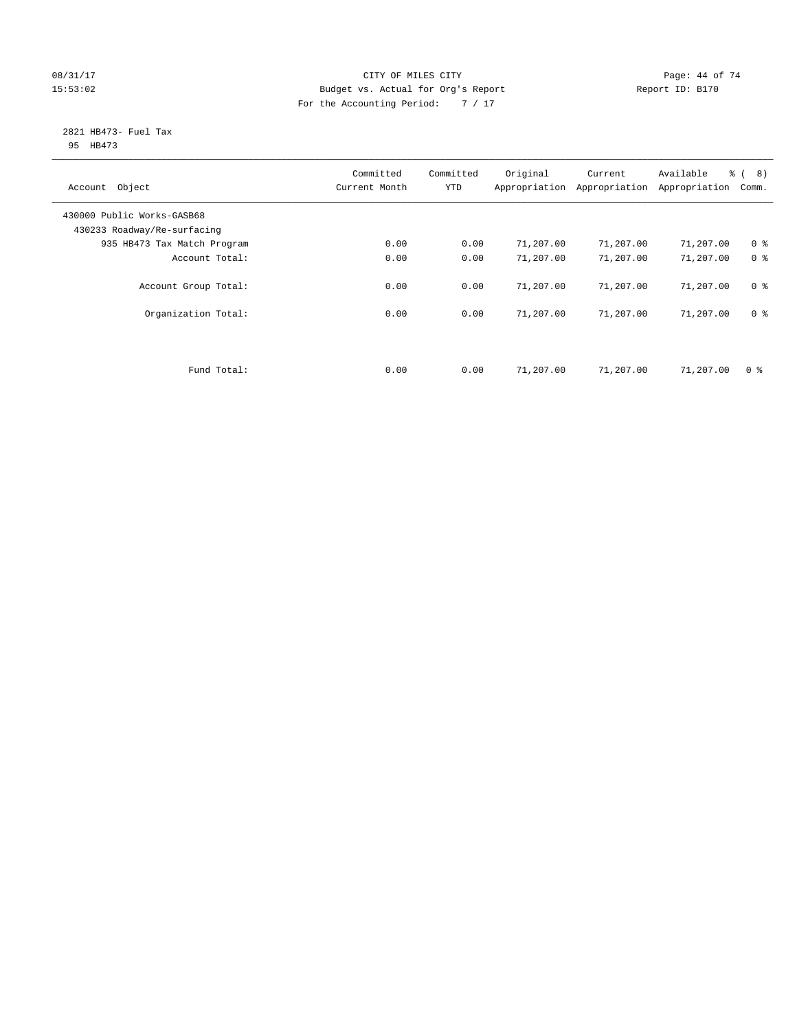CITY OF MILES CITY
Budget vs. Actual for Org's Report
For the Accounting Period: 7 / 17

08/31/17
15:53:02

Report ID: B170

2821 HB473- Fuel Tax
95 HB473

| Account Object | Committed Current Month | Committed YTD | Original Appropriation | Current Appropriation | Available Appropriation | % ( 8) Comm. |
|---|---|---|---|---|---|---|
| 430000 Public Works-GASB68 | | | | | | |
| 430233 Roadway/Re-surfacing | | | | | | |
| 935 HB473 Tax Match Program | 0.00 | 0.00 | 71,207.00 | 71,207.00 | 71,207.00 | 0 % |
| Account Total: | 0.00 | 0.00 | 71,207.00 | 71,207.00 | 71,207.00 | 0 % |
| Account Group Total: | 0.00 | 0.00 | 71,207.00 | 71,207.00 | 71,207.00 | 0 % |
| Organization Total: | 0.00 | 0.00 | 71,207.00 | 71,207.00 | 71,207.00 | 0 % |
| Fund Total: | 0.00 | 0.00 | 71,207.00 | 71,207.00 | 71,207.00 | 0 % |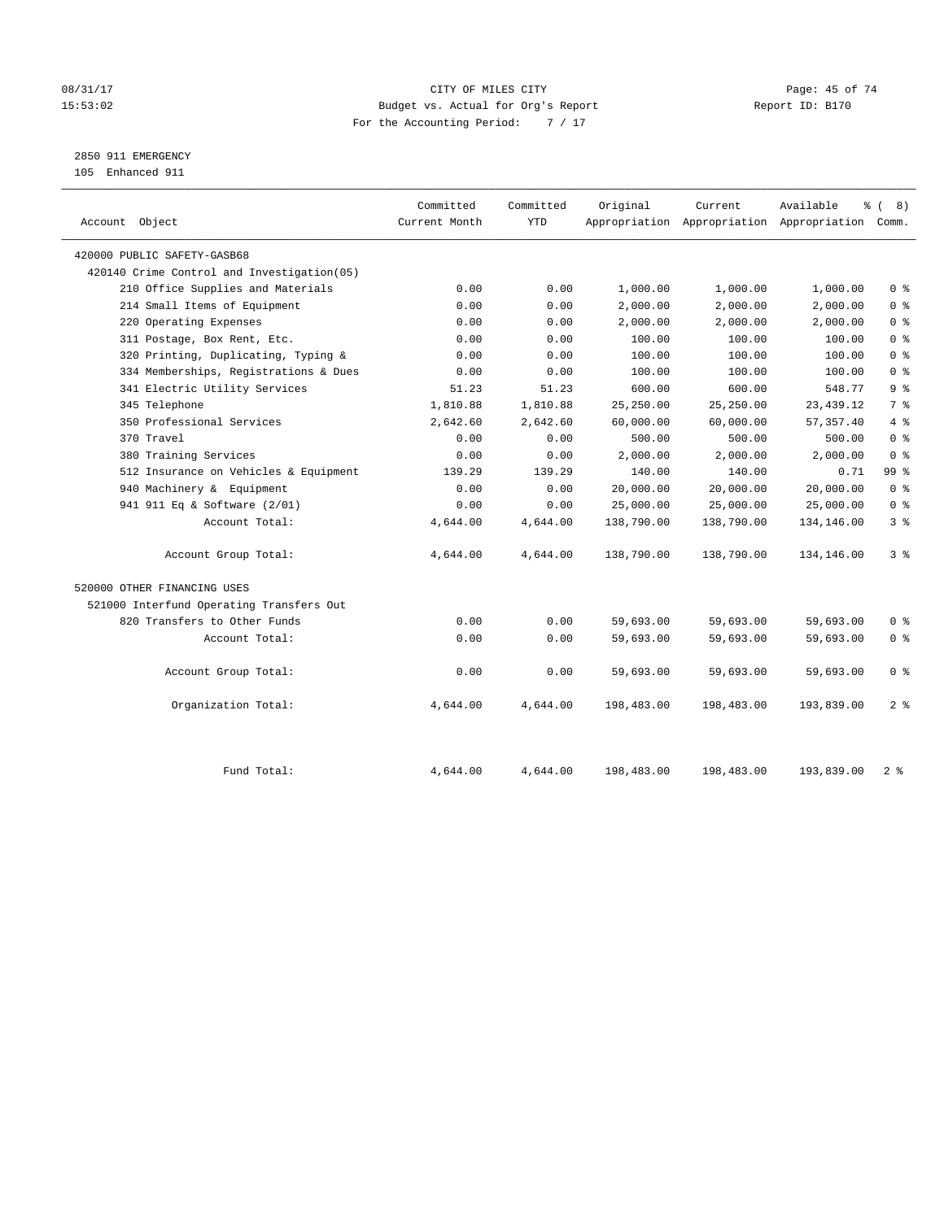08/31/17 CITY OF MILES CITY
15:53:02 Budget vs. Actual for Org's Report Report ID: B170
For the Accounting Period: 7 / 17

2850 911 EMERGENCY
105 Enhanced 911

| Account Object | Committed Current Month | Committed YTD | Original Appropriation | Current Appropriation | Available Appropriation | % ( 8) Comm. |
|---|---|---|---|---|---|---|
| 420000 PUBLIC SAFETY-GASB68 | | | | | | |
| 420140 Crime Control and Investigation(05) | | | | | | |
| 210 Office Supplies and Materials | 0.00 | 0.00 | 1,000.00 | 1,000.00 | 1,000.00 | 0 % |
| 214 Small Items of Equipment | 0.00 | 0.00 | 2,000.00 | 2,000.00 | 2,000.00 | 0 % |
| 220 Operating Expenses | 0.00 | 0.00 | 2,000.00 | 2,000.00 | 2,000.00 | 0 % |
| 311 Postage, Box Rent, Etc. | 0.00 | 0.00 | 100.00 | 100.00 | 100.00 | 0 % |
| 320 Printing, Duplicating, Typing & | 0.00 | 0.00 | 100.00 | 100.00 | 100.00 | 0 % |
| 334 Memberships, Registrations & Dues | 0.00 | 0.00 | 100.00 | 100.00 | 100.00 | 0 % |
| 341 Electric Utility Services | 51.23 | 51.23 | 600.00 | 600.00 | 548.77 | 9 % |
| 345 Telephone | 1,810.88 | 1,810.88 | 25,250.00 | 25,250.00 | 23,439.12 | 7 % |
| 350 Professional Services | 2,642.60 | 2,642.60 | 60,000.00 | 60,000.00 | 57,357.40 | 4 % |
| 370 Travel | 0.00 | 0.00 | 500.00 | 500.00 | 500.00 | 0 % |
| 380 Training Services | 0.00 | 0.00 | 2,000.00 | 2,000.00 | 2,000.00 | 0 % |
| 512 Insurance on Vehicles & Equipment | 139.29 | 139.29 | 140.00 | 140.00 | 0.71 | 99 % |
| 940 Machinery & Equipment | 0.00 | 0.00 | 20,000.00 | 20,000.00 | 20,000.00 | 0 % |
| 941 911 Eq & Software (2/01) | 0.00 | 0.00 | 25,000.00 | 25,000.00 | 25,000.00 | 0 % |
| Account Total: | 4,644.00 | 4,644.00 | 138,790.00 | 138,790.00 | 134,146.00 | 3 % |
| Account Group Total: | 4,644.00 | 4,644.00 | 138,790.00 | 138,790.00 | 134,146.00 | 3 % |
| 520000 OTHER FINANCING USES | | | | | | |
| 521000 Interfund Operating Transfers Out | | | | | | |
| 820 Transfers to Other Funds | 0.00 | 0.00 | 59,693.00 | 59,693.00 | 59,693.00 | 0 % |
| Account Total: | 0.00 | 0.00 | 59,693.00 | 59,693.00 | 59,693.00 | 0 % |
| Account Group Total: | 0.00 | 0.00 | 59,693.00 | 59,693.00 | 59,693.00 | 0 % |
| Organization Total: | 4,644.00 | 4,644.00 | 198,483.00 | 198,483.00 | 193,839.00 | 2 % |
| Fund Total: | 4,644.00 | 4,644.00 | 198,483.00 | 198,483.00 | 193,839.00 | 2 % |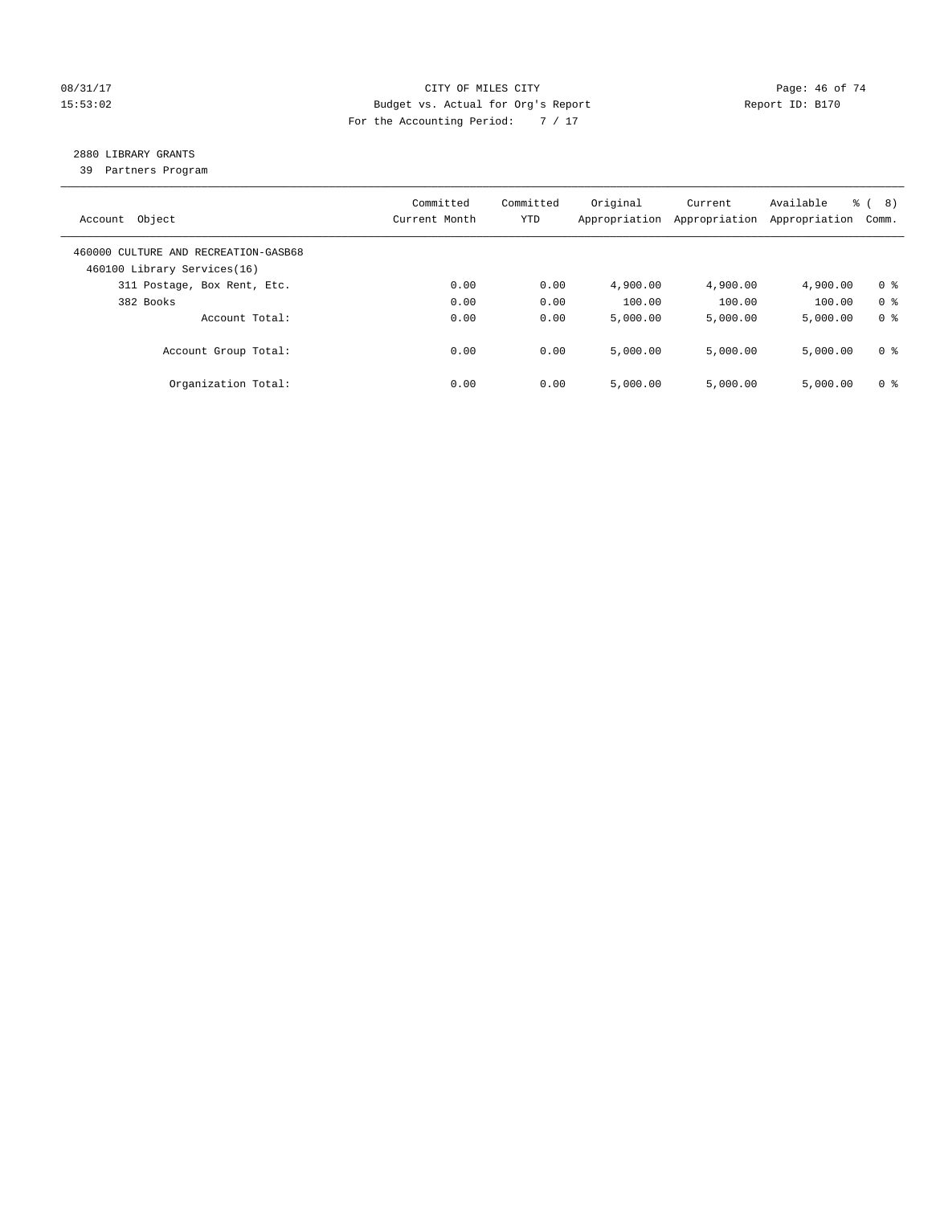CITY OF MILES CITY
Budget vs. Actual for Org's Report
For the Accounting Period: 7 / 17

08/31/17
15:53:02

Report ID: B170

## 2880 LIBRARY GRANTS

39 Partners Program

| Account Object | Committed Current Month | Committed YTD | Original Appropriation | Current Appropriation | Available Appropriation | % ( 8) Comm. |
|---|---|---|---|---|---|---|
| 460000 CULTURE AND RECREATION-GASB68 | | | | | | |
| 460100 Library Services(16) | | | | | | |
| 311 Postage, Box Rent, Etc. | 0.00 | 0.00 | 4,900.00 | 4,900.00 | 4,900.00 | 0 % |
| 382 Books | 0.00 | 0.00 | 100.00 | 100.00 | 100.00 | 0 % |
| Account Total: | 0.00 | 0.00 | 5,000.00 | 5,000.00 | 5,000.00 | 0 % |
| Account Group Total: | 0.00 | 0.00 | 5,000.00 | 5,000.00 | 5,000.00 | 0 % |
| Organization Total: | 0.00 | 0.00 | 5,000.00 | 5,000.00 | 5,000.00 | 0 % |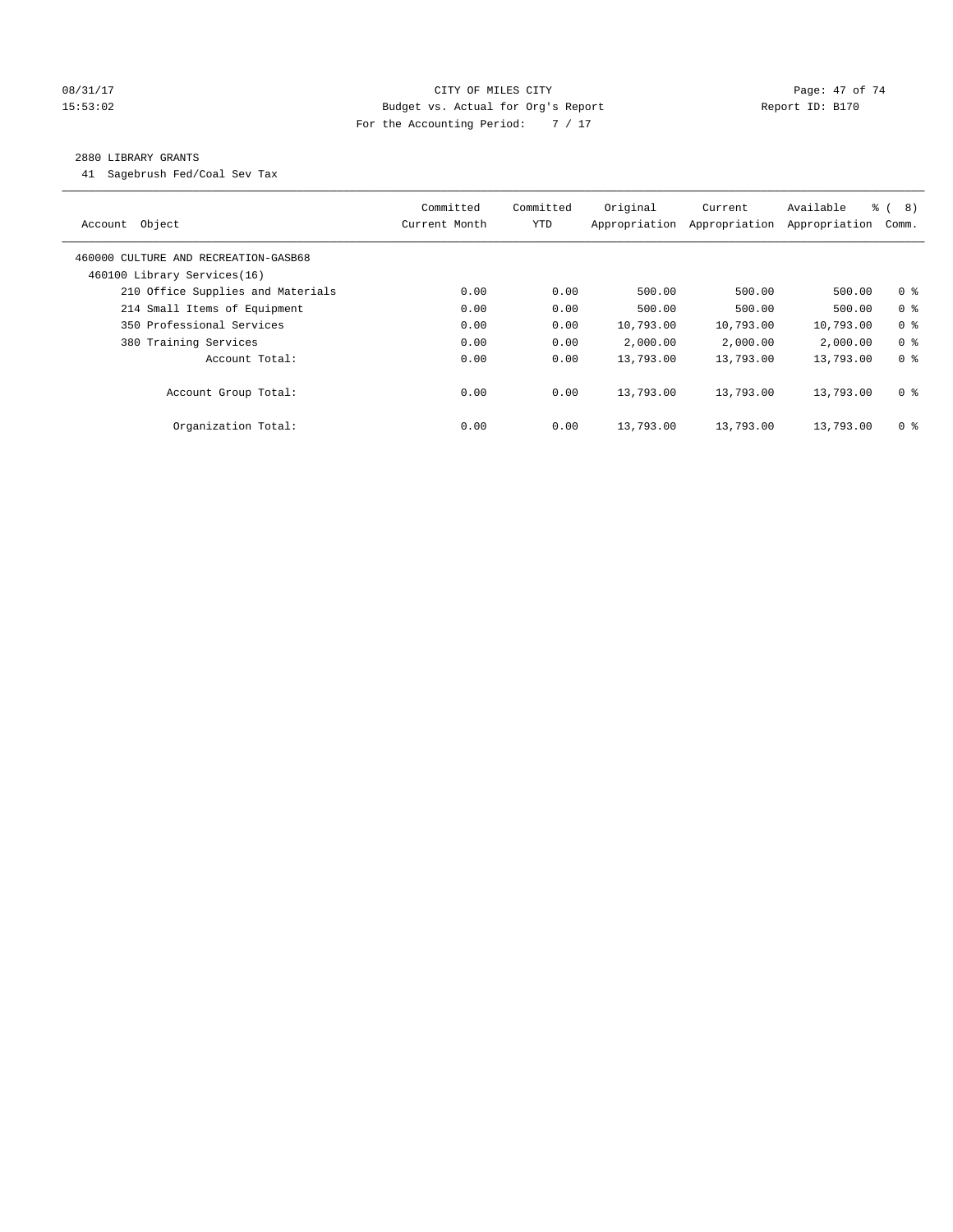CITY OF MILES CITY
Budget vs. Actual for Org's Report
For the Accounting Period: 7 / 17

08/31/17
15:53:02

Report ID: B170

## 2880 LIBRARY GRANTS

41 Sagebrush Fed/Coal Sev Tax

| Account Object | Committed Current Month | Committed YTD | Original Appropriation | Current Appropriation | Available Appropriation | % ( 8) Comm. |
|---|---|---|---|---|---|---|
| 460000 CULTURE AND RECREATION-GASB68 | | | | | | |
| 460100 Library Services(16) | | | | | | |
| 210 Office Supplies and Materials | 0.00 | 0.00 | 500.00 | 500.00 | 500.00 | 0 % |
| 214 Small Items of Equipment | 0.00 | 0.00 | 500.00 | 500.00 | 500.00 | 0 % |
| 350 Professional Services | 0.00 | 0.00 | 10,793.00 | 10,793.00 | 10,793.00 | 0 % |
| 380 Training Services | 0.00 | 0.00 | 2,000.00 | 2,000.00 | 2,000.00 | 0 % |
| Account Total: | 0.00 | 0.00 | 13,793.00 | 13,793.00 | 13,793.00 | 0 % |
| Account Group Total: | 0.00 | 0.00 | 13,793.00 | 13,793.00 | 13,793.00 | 0 % |
| Organization Total: | 0.00 | 0.00 | 13,793.00 | 13,793.00 | 13,793.00 | 0 % |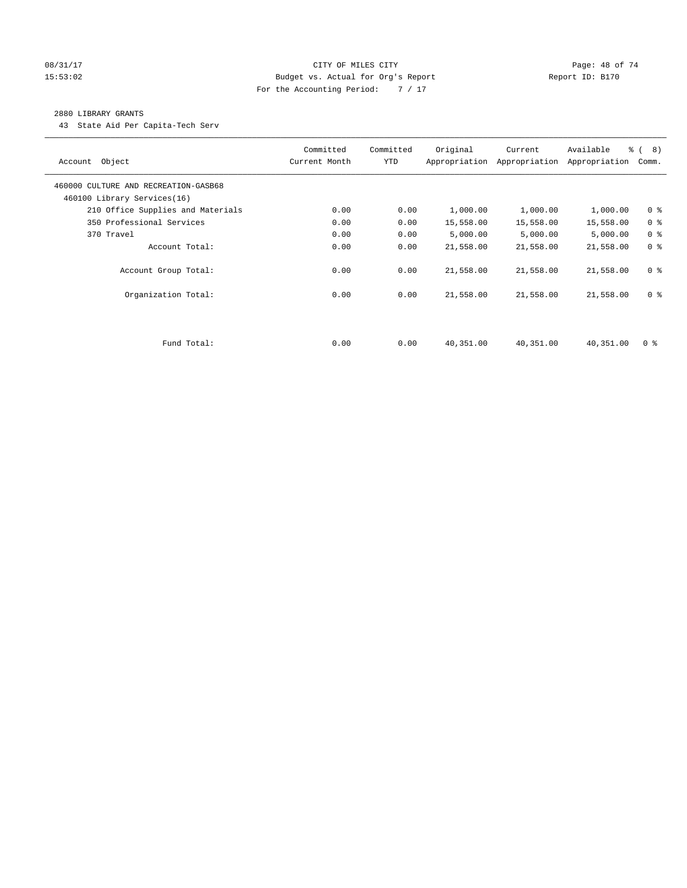CITY OF MILES CITY
Budget vs. Actual for Org's Report
For the Accounting Period: 7 / 17

08/31/17
15:53:02

Report ID: B170

## 2880 LIBRARY GRANTS

43 State Aid Per Capita-Tech Serv

| Account Object | Committed Current Month | Committed YTD | Original Appropriation | Current Appropriation | Available Appropriation | % ( 8) Comm. |
|---|---|---|---|---|---|---|
| 460000 CULTURE AND RECREATION-GASB68 | | | | | | |
| 460100 Library Services(16) | | | | | | |
| 210 Office Supplies and Materials | 0.00 | 0.00 | 1,000.00 | 1,000.00 | 1,000.00 | 0 % |
| 350 Professional Services | 0.00 | 0.00 | 15,558.00 | 15,558.00 | 15,558.00 | 0 % |
| 370 Travel | 0.00 | 0.00 | 5,000.00 | 5,000.00 | 5,000.00 | 0 % |
| Account Total: | 0.00 | 0.00 | 21,558.00 | 21,558.00 | 21,558.00 | 0 % |
| Account Group Total: | 0.00 | 0.00 | 21,558.00 | 21,558.00 | 21,558.00 | 0 % |
| Organization Total: | 0.00 | 0.00 | 21,558.00 | 21,558.00 | 21,558.00 | 0 % |
| Fund Total: | 0.00 | 0.00 | 40,351.00 | 40,351.00 | 40,351.00 | 0 % |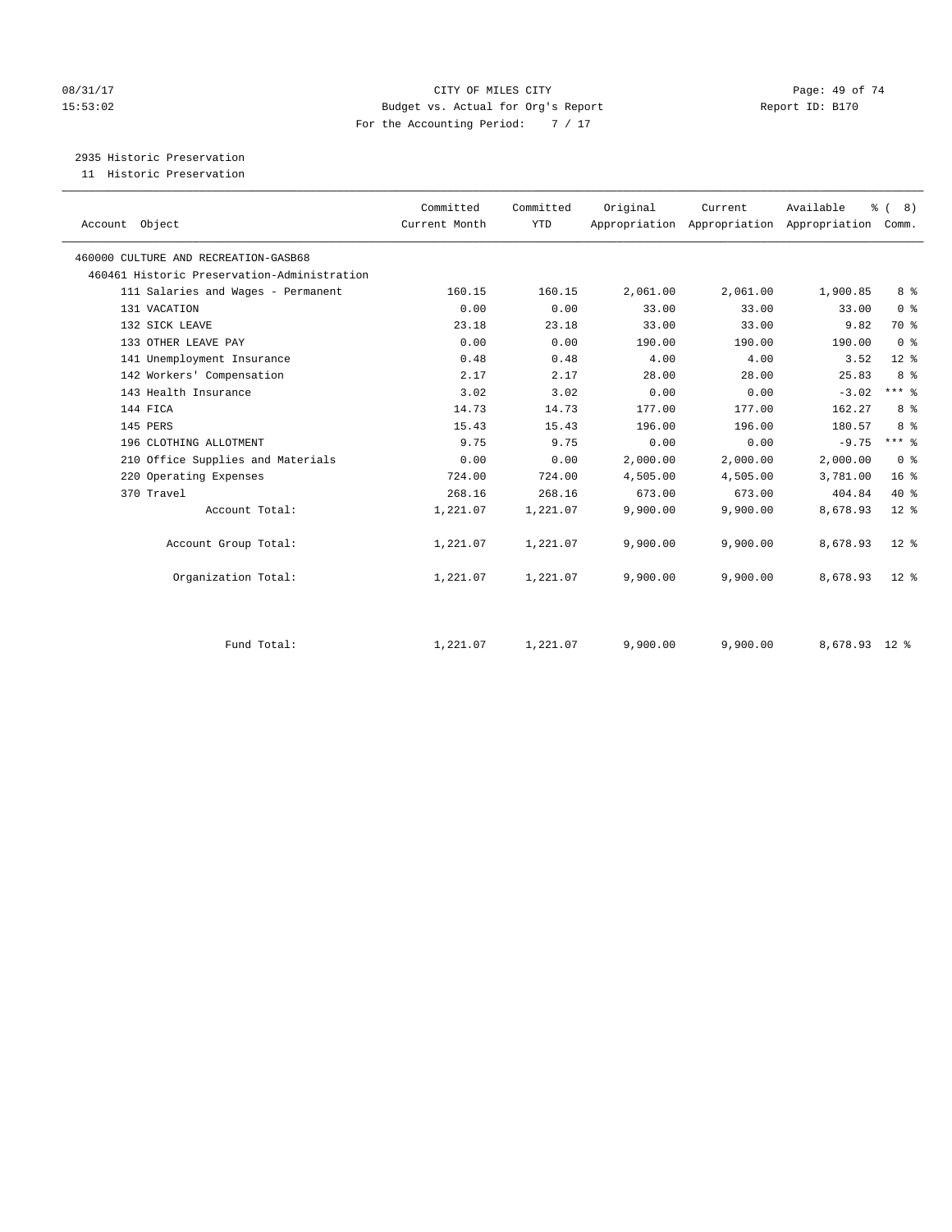CITY OF MILES CITY
Budget vs. Actual for Org's Report
For the Accounting Period: 7 / 17

08/31/17
15:53:02

Report ID: B170

## 2935 Historic Preservation

11 Historic Preservation

| Account Object | Committed Current Month | Committed YTD | Original Appropriation | Current Appropriation | Available Appropriation | % ( 8) Comm. |
|---|---|---|---|---|---|---|
| 460000 CULTURE AND RECREATION-GASB68 | | | | | | |
| 460461 Historic Preservation-Administration | | | | | | |
| 111 Salaries and Wages - Permanent | 160.15 | 160.15 | 2,061.00 | 2,061.00 | 1,900.85 | 8 % |
| 131 VACATION | 0.00 | 0.00 | 33.00 | 33.00 | 33.00 | 0 % |
| 132 SICK LEAVE | 23.18 | 23.18 | 33.00 | 33.00 | 9.82 | 70 % |
| 133 OTHER LEAVE PAY | 0.00 | 0.00 | 190.00 | 190.00 | 190.00 | 0 % |
| 141 Unemployment Insurance | 0.48 | 0.48 | 4.00 | 4.00 | 3.52 | 12 % |
| 142 Workers' Compensation | 2.17 | 2.17 | 28.00 | 28.00 | 25.83 | 8 % |
| 143 Health Insurance | 3.02 | 3.02 | 0.00 | 0.00 | -3.02 | *** % |
| 144 FICA | 14.73 | 14.73 | 177.00 | 177.00 | 162.27 | 8 % |
| 145 PERS | 15.43 | 15.43 | 196.00 | 196.00 | 180.57 | 8 % |
| 196 CLOTHING ALLOTMENT | 9.75 | 9.75 | 0.00 | 0.00 | -9.75 | *** % |
| 210 Office Supplies and Materials | 0.00 | 0.00 | 2,000.00 | 2,000.00 | 2,000.00 | 0 % |
| 220 Operating Expenses | 724.00 | 724.00 | 4,505.00 | 4,505.00 | 3,781.00 | 16 % |
| 370 Travel | 268.16 | 268.16 | 673.00 | 673.00 | 404.84 | 40 % |
| Account Total: | 1,221.07 | 1,221.07 | 9,900.00 | 9,900.00 | 8,678.93 | 12 % |
| Account Group Total: | 1,221.07 | 1,221.07 | 9,900.00 | 9,900.00 | 8,678.93 | 12 % |
| Organization Total: | 1,221.07 | 1,221.07 | 9,900.00 | 9,900.00 | 8,678.93 | 12 % |
| Fund Total: | 1,221.07 | 1,221.07 | 9,900.00 | 9,900.00 | 8,678.93 | 12 % |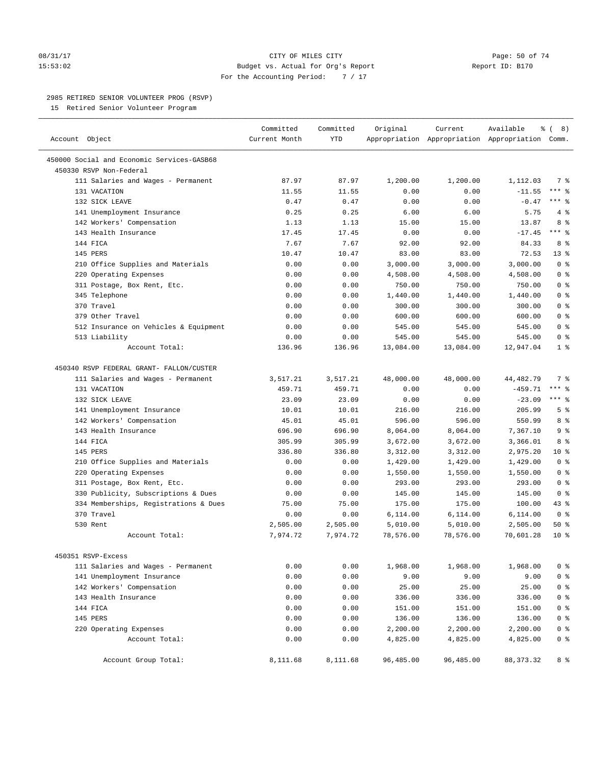CITY OF MILES CITY
Budget vs. Actual for Org's Report
For the Accounting Period: 7 / 17

08/31/17
15:53:02

Report ID: B170

## 2985 RETIRED SENIOR VOLUNTEER PROG (RSVP)

15 Retired Senior Volunteer Program

| Account Object | Committed Current Month | Committed YTD | Original Appropriation | Current Appropriation | Available Appropriation | % ( 8) Comm. |
|---|---|---|---|---|---|---|
| 450000 Social and Economic Services-GASB68 | | | | | | |
| 450330 RSVP Non-Federal | | | | | | |
| 111 Salaries and Wages - Permanent | 87.97 | 87.97 | 1,200.00 | 1,200.00 | 1,112.03 | 7 % |
| 131 VACATION | 11.55 | 11.55 | 0.00 | 0.00 | -11.55 | *** % |
| 132 SICK LEAVE | 0.47 | 0.47 | 0.00 | 0.00 | -0.47 | *** % |
| 141 Unemployment Insurance | 0.25 | 0.25 | 6.00 | 6.00 | 5.75 | 4 % |
| 142 Workers' Compensation | 1.13 | 1.13 | 15.00 | 15.00 | 13.87 | 8 % |
| 143 Health Insurance | 17.45 | 17.45 | 0.00 | 0.00 | -17.45 | *** % |
| 144 FICA | 7.67 | 7.67 | 92.00 | 92.00 | 84.33 | 8 % |
| 145 PERS | 10.47 | 10.47 | 83.00 | 83.00 | 72.53 | 13 % |
| 210 Office Supplies and Materials | 0.00 | 0.00 | 3,000.00 | 3,000.00 | 3,000.00 | 0 % |
| 220 Operating Expenses | 0.00 | 0.00 | 4,508.00 | 4,508.00 | 4,508.00 | 0 % |
| 311 Postage, Box Rent, Etc. | 0.00 | 0.00 | 750.00 | 750.00 | 750.00 | 0 % |
| 345 Telephone | 0.00 | 0.00 | 1,440.00 | 1,440.00 | 1,440.00 | 0 % |
| 370 Travel | 0.00 | 0.00 | 300.00 | 300.00 | 300.00 | 0 % |
| 379 Other Travel | 0.00 | 0.00 | 600.00 | 600.00 | 600.00 | 0 % |
| 512 Insurance on Vehicles & Equipment | 0.00 | 0.00 | 545.00 | 545.00 | 545.00 | 0 % |
| 513 Liability | 0.00 | 0.00 | 545.00 | 545.00 | 545.00 | 0 % |
| Account Total: | 136.96 | 136.96 | 13,084.00 | 13,084.00 | 12,947.04 | 1 % |
| 450340 RSVP FEDERAL GRANT- FALLON/CUSTER | | | | | | |
| 111 Salaries and Wages - Permanent | 3,517.21 | 3,517.21 | 48,000.00 | 48,000.00 | 44,482.79 | 7 % |
| 131 VACATION | 459.71 | 459.71 | 0.00 | 0.00 | -459.71 | *** % |
| 132 SICK LEAVE | 23.09 | 23.09 | 0.00 | 0.00 | -23.09 | *** % |
| 141 Unemployment Insurance | 10.01 | 10.01 | 216.00 | 216.00 | 205.99 | 5 % |
| 142 Workers' Compensation | 45.01 | 45.01 | 596.00 | 596.00 | 550.99 | 8 % |
| 143 Health Insurance | 696.90 | 696.90 | 8,064.00 | 8,064.00 | 7,367.10 | 9 % |
| 144 FICA | 305.99 | 305.99 | 3,672.00 | 3,672.00 | 3,366.01 | 8 % |
| 145 PERS | 336.80 | 336.80 | 3,312.00 | 3,312.00 | 2,975.20 | 10 % |
| 210 Office Supplies and Materials | 0.00 | 0.00 | 1,429.00 | 1,429.00 | 1,429.00 | 0 % |
| 220 Operating Expenses | 0.00 | 0.00 | 1,550.00 | 1,550.00 | 1,550.00 | 0 % |
| 311 Postage, Box Rent, Etc. | 0.00 | 0.00 | 293.00 | 293.00 | 293.00 | 0 % |
| 330 Publicity, Subscriptions & Dues | 0.00 | 0.00 | 145.00 | 145.00 | 145.00 | 0 % |
| 334 Memberships, Registrations & Dues | 75.00 | 75.00 | 175.00 | 175.00 | 100.00 | 43 % |
| 370 Travel | 0.00 | 0.00 | 6,114.00 | 6,114.00 | 6,114.00 | 0 % |
| 530 Rent | 2,505.00 | 2,505.00 | 5,010.00 | 5,010.00 | 2,505.00 | 50 % |
| Account Total: | 7,974.72 | 7,974.72 | 78,576.00 | 78,576.00 | 70,601.28 | 10 % |
| 450351 RSVP-Excess | | | | | | |
| 111 Salaries and Wages - Permanent | 0.00 | 0.00 | 1,968.00 | 1,968.00 | 1,968.00 | 0 % |
| 141 Unemployment Insurance | 0.00 | 0.00 | 9.00 | 9.00 | 9.00 | 0 % |
| 142 Workers' Compensation | 0.00 | 0.00 | 25.00 | 25.00 | 25.00 | 0 % |
| 143 Health Insurance | 0.00 | 0.00 | 336.00 | 336.00 | 336.00 | 0 % |
| 144 FICA | 0.00 | 0.00 | 151.00 | 151.00 | 151.00 | 0 % |
| 145 PERS | 0.00 | 0.00 | 136.00 | 136.00 | 136.00 | 0 % |
| 220 Operating Expenses | 0.00 | 0.00 | 2,200.00 | 2,200.00 | 2,200.00 | 0 % |
| Account Total: | 0.00 | 0.00 | 4,825.00 | 4,825.00 | 4,825.00 | 0 % |
| Account Group Total: | 8,111.68 | 8,111.68 | 96,485.00 | 96,485.00 | 88,373.32 | 8 % |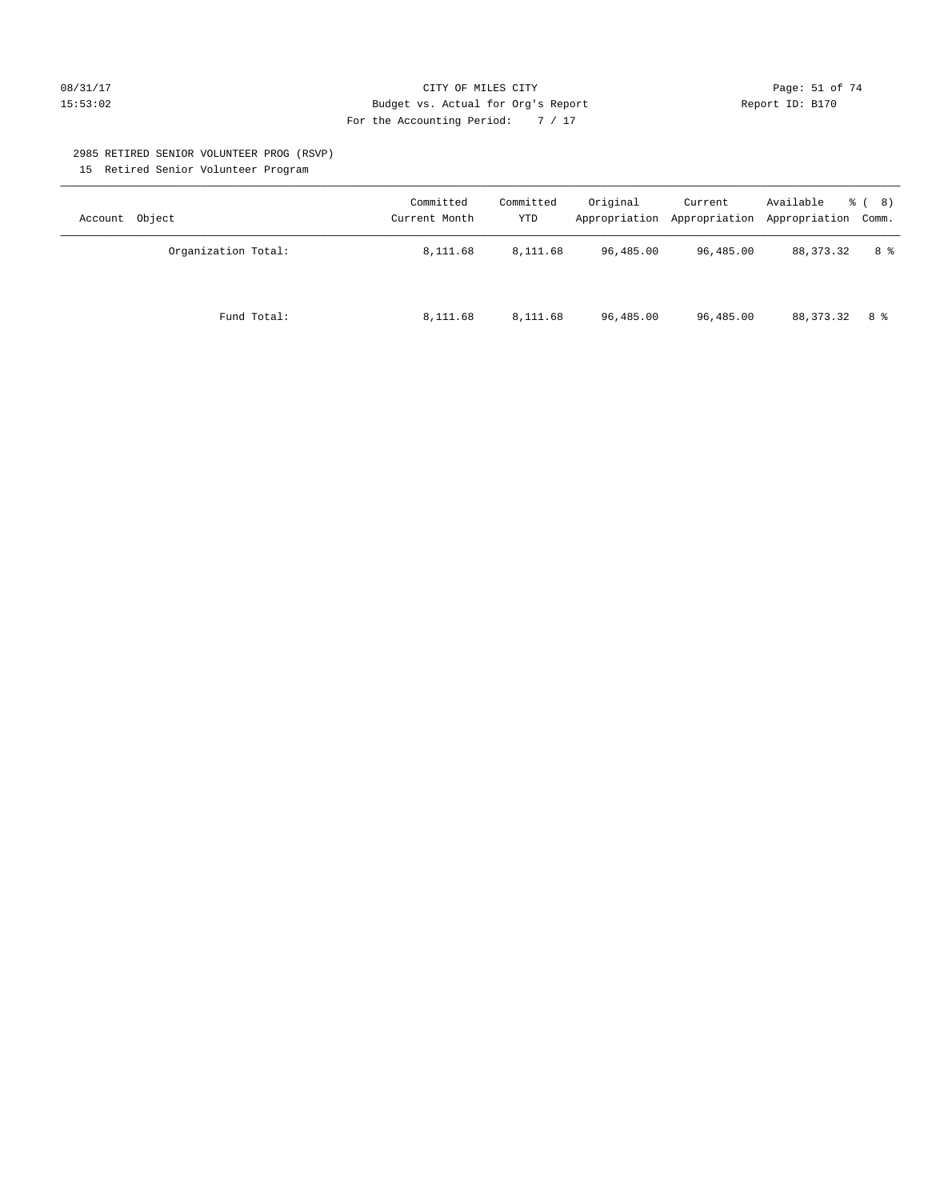## 2985 RETIRED SENIOR VOLUNTEER PROG (RSVP)

15 Retired Senior Volunteer Program

| Account Object | Committed Current Month | Committed YTD | Original Appropriation | Current Appropriation | Available Appropriation | % ( 8) Comm. |
|---|---|---|---|---|---|---|
| Organization Total: | 8,111.68 | 8,111.68 | 96,485.00 | 96,485.00 | 88,373.32 | 8 % |
| Fund Total: | 8,111.68 | 8,111.68 | 96,485.00 | 96,485.00 | 88,373.32 | 8 % |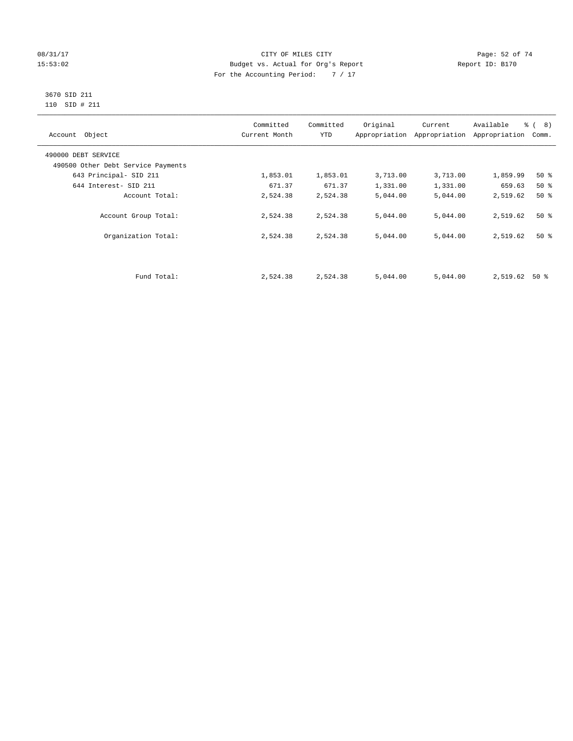CITY OF MILES CITY
Budget vs. Actual for Org's Report
For the Accounting Period: 7 / 17

08/31/17
15:53:02

Report ID: B170

3670 SID 211
110 SID # 211

| Account Object | Committed Current Month | Committed YTD | Original Appropriation | Current Appropriation | Available Appropriation | % ( 8) Comm. |
|---|---|---|---|---|---|---|
| 490000 DEBT SERVICE | | | | | | |
| 490500 Other Debt Service Payments | | | | | | |
| 643 Principal- SID 211 | 1,853.01 | 1,853.01 | 3,713.00 | 3,713.00 | 1,859.99 | 50 % |
| 644 Interest- SID 211 | 671.37 | 671.37 | 1,331.00 | 1,331.00 | 659.63 | 50 % |
| Account Total: | 2,524.38 | 2,524.38 | 5,044.00 | 5,044.00 | 2,519.62 | 50 % |
| Account Group Total: | 2,524.38 | 2,524.38 | 5,044.00 | 5,044.00 | 2,519.62 | 50 % |
| Organization Total: | 2,524.38 | 2,524.38 | 5,044.00 | 5,044.00 | 2,519.62 | 50 % |
| Fund Total: | 2,524.38 | 2,524.38 | 5,044.00 | 5,044.00 | 2,519.62 | 50 % |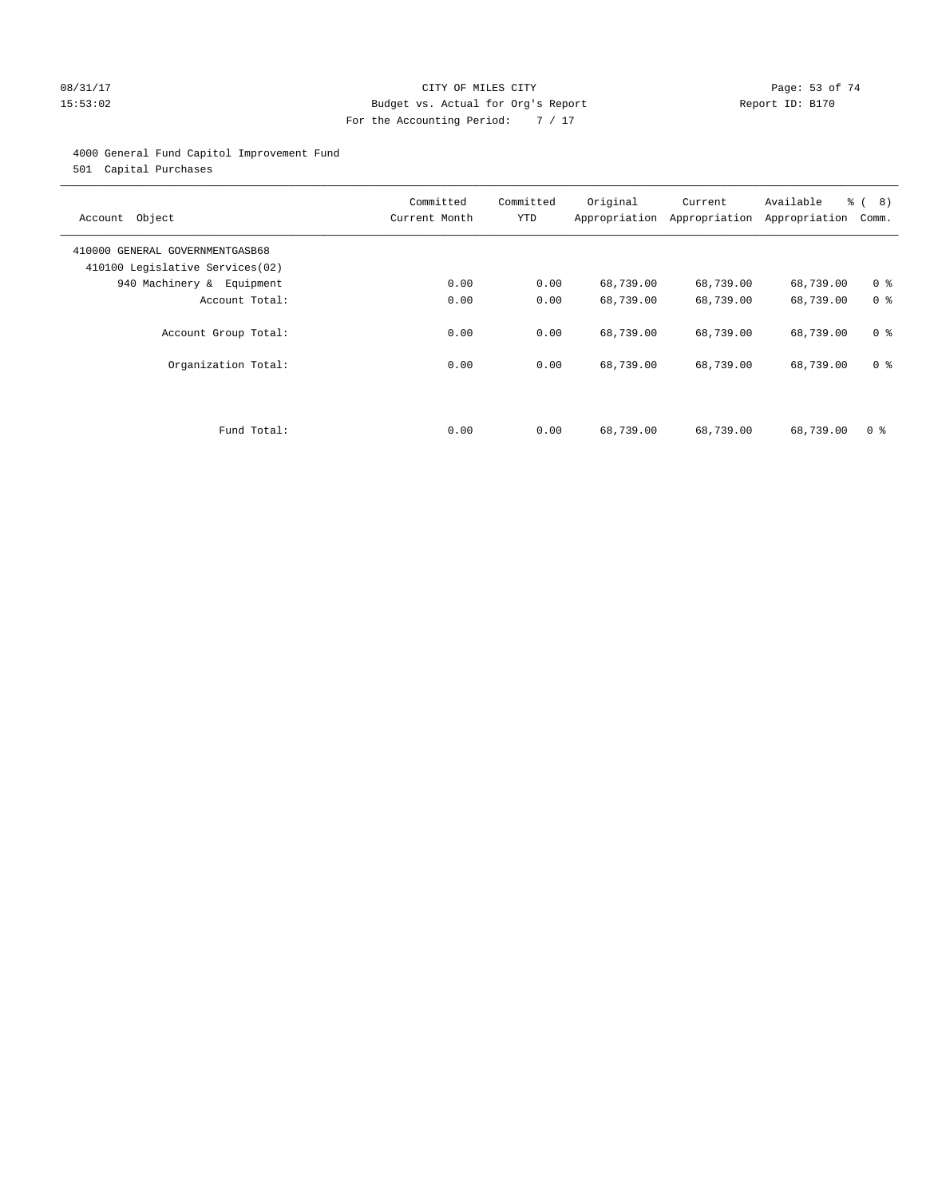CITY OF MILES CITY
Budget vs. Actual for Org's Report
For the Accounting Period: 7 / 17

08/31/17
15:53:02

Report ID: B170

4000 General Fund Capitol Improvement Fund
501 Capital Purchases

| Account Object | Committed Current Month | Committed YTD | Original Appropriation | Current Appropriation | Available Appropriation | % ( 8) Comm. |
|---|---|---|---|---|---|---|
| 410000 GENERAL GOVERNMENTGASB68 | | | | | | |
| 410100 Legislative Services(02) | | | | | | |
| 940 Machinery & Equipment | 0.00 | 0.00 | 68,739.00 | 68,739.00 | 68,739.00 | 0 % |
| Account Total: | 0.00 | 0.00 | 68,739.00 | 68,739.00 | 68,739.00 | 0 % |
| Account Group Total: | 0.00 | 0.00 | 68,739.00 | 68,739.00 | 68,739.00 | 0 % |
| Organization Total: | 0.00 | 0.00 | 68,739.00 | 68,739.00 | 68,739.00 | 0 % |
| Fund Total: | 0.00 | 0.00 | 68,739.00 | 68,739.00 | 68,739.00 | 0 % |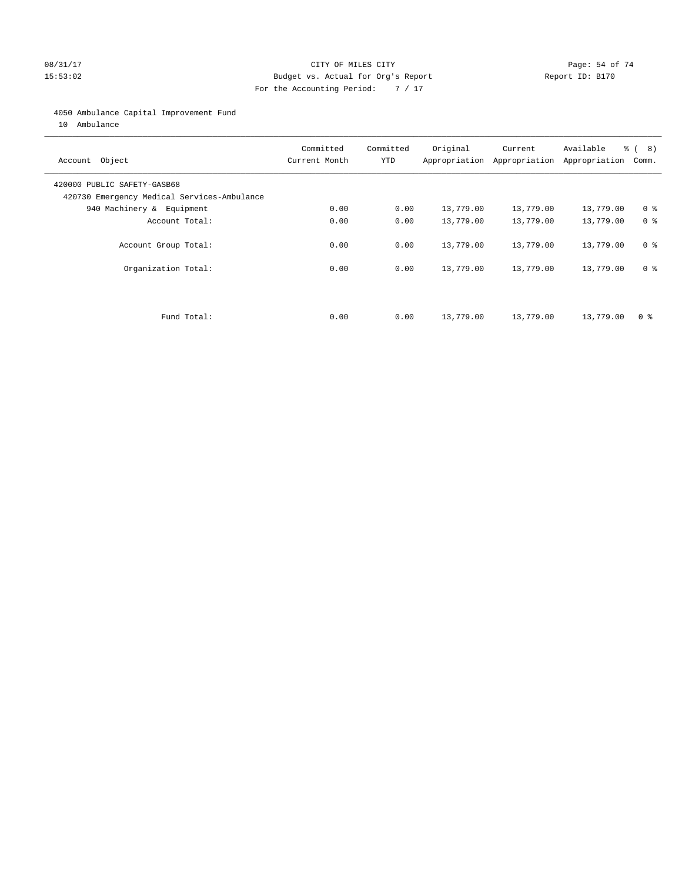CITY OF MILES CITY
Budget vs. Actual for Org's Report
For the Accounting Period: 7 / 17

08/31/17
15:53:02

Report ID: B170

4050 Ambulance Capital Improvement Fund
10 Ambulance

| Account Object | Committed Current Month | Committed YTD | Original Appropriation | Current Appropriation | Available Appropriation | % ( 8) Comm. |
|---|---|---|---|---|---|---|
| 420000 PUBLIC SAFETY-GASB68 | | | | | | |
| 420730 Emergency Medical Services-Ambulance | | | | | | |
| 940 Machinery & Equipment | 0.00 | 0.00 | 13,779.00 | 13,779.00 | 13,779.00 | 0 % |
| Account Total: | 0.00 | 0.00 | 13,779.00 | 13,779.00 | 13,779.00 | 0 % |
| Account Group Total: | 0.00 | 0.00 | 13,779.00 | 13,779.00 | 13,779.00 | 0 % |
| Organization Total: | 0.00 | 0.00 | 13,779.00 | 13,779.00 | 13,779.00 | 0 % |
| Fund Total: | 0.00 | 0.00 | 13,779.00 | 13,779.00 | 13,779.00 | 0 % |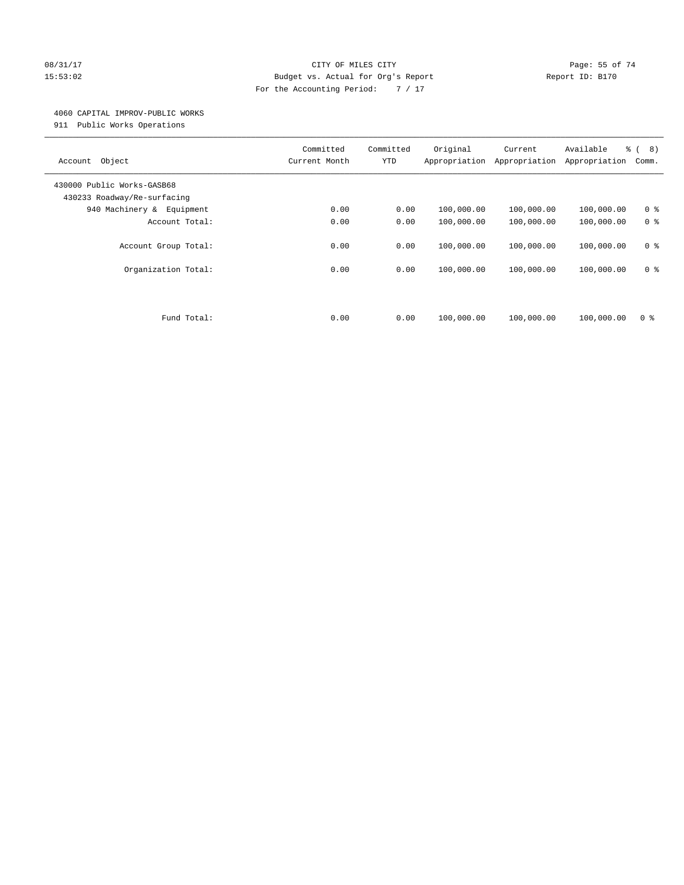CITY OF MILES CITY
Budget vs. Actual for Org's Report
For the Accounting Period: 7 / 17

08/31/17
15:53:02

Report ID: B170

4060 CAPITAL IMPROV-PUBLIC WORKS
911 Public Works Operations

| Account Object | Committed Current Month | Committed YTD | Original Appropriation | Current Appropriation | Available Appropriation | % ( 8) Comm. |
|---|---|---|---|---|---|---|
| 430000 Public Works-GASB68 | | | | | | |
| 430233 Roadway/Re-surfacing | | | | | | |
| 940 Machinery & Equipment | 0.00 | 0.00 | 100,000.00 | 100,000.00 | 100,000.00 | 0 % |
| Account Total: | 0.00 | 0.00 | 100,000.00 | 100,000.00 | 100,000.00 | 0 % |
| Account Group Total: | 0.00 | 0.00 | 100,000.00 | 100,000.00 | 100,000.00 | 0 % |
| Organization Total: | 0.00 | 0.00 | 100,000.00 | 100,000.00 | 100,000.00 | 0 % |
| Fund Total: | 0.00 | 0.00 | 100,000.00 | 100,000.00 | 100,000.00 | 0 % |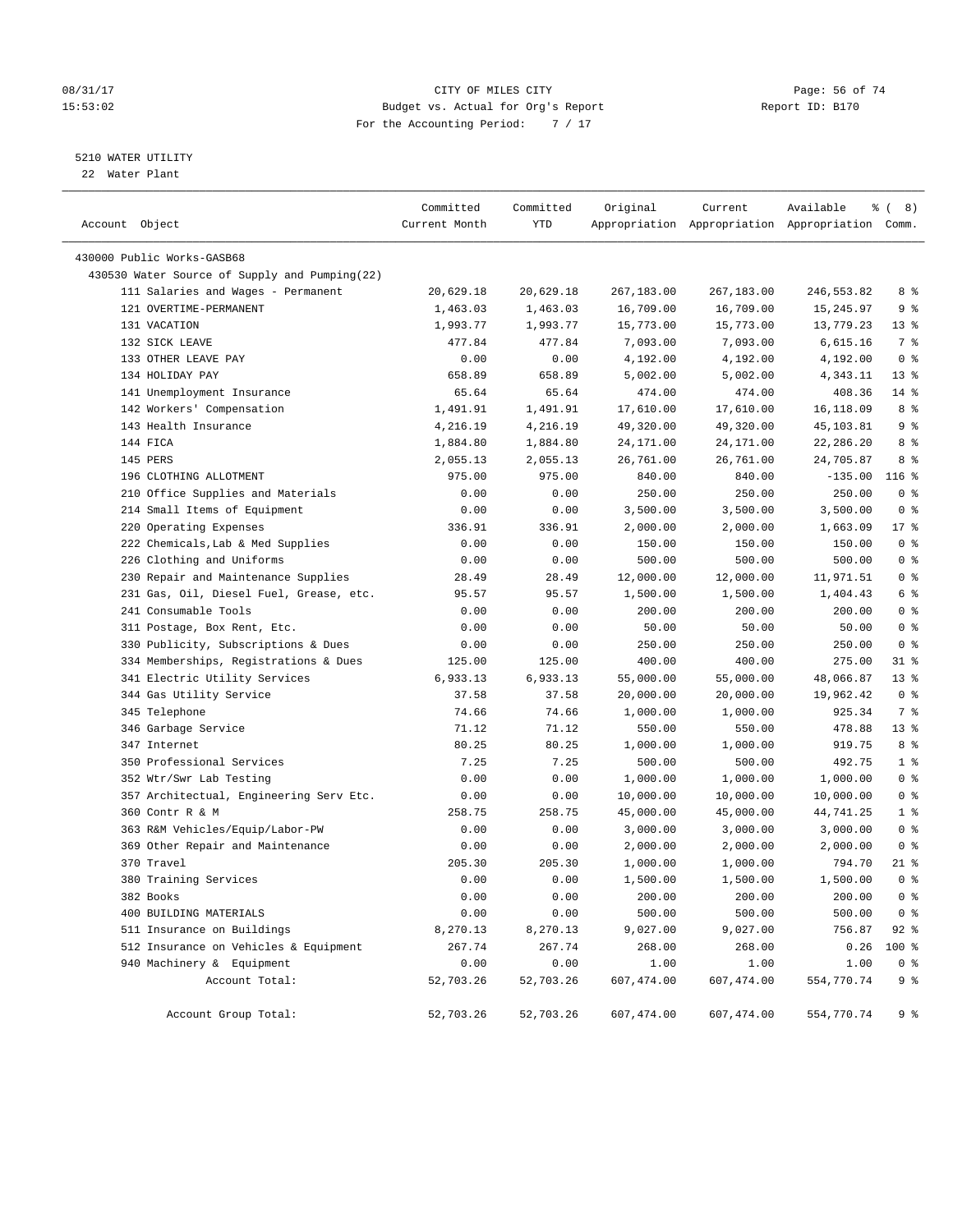CITY OF MILES CITY
Budget vs. Actual for Org's Report
For the Accounting Period: 7 / 17

08/31/17
15:53:02

Report ID: B170

5210 WATER UTILITY
22 Water Plant

| Account Object | Committed Current Month | Committed YTD | Original Appropriation | Current Appropriation | Available Appropriation | % ( 8) Comm. |
|---|---|---|---|---|---|---|
| 430000 Public Works-GASB68 | | | | | | |
| 430530 Water Source of Supply and Pumping(22) | | | | | | |
| 111 Salaries and Wages - Permanent | 20,629.18 | 20,629.18 | 267,183.00 | 267,183.00 | 246,553.82 | 8 % |
| 121 OVERTIME-PERMANENT | 1,463.03 | 1,463.03 | 16,709.00 | 16,709.00 | 15,245.97 | 9 % |
| 131 VACATION | 1,993.77 | 1,993.77 | 15,773.00 | 15,773.00 | 13,779.23 | 13 % |
| 132 SICK LEAVE | 477.84 | 477.84 | 7,093.00 | 7,093.00 | 6,615.16 | 7 % |
| 133 OTHER LEAVE PAY | 0.00 | 0.00 | 4,192.00 | 4,192.00 | 4,192.00 | 0 % |
| 134 HOLIDAY PAY | 658.89 | 658.89 | 5,002.00 | 5,002.00 | 4,343.11 | 13 % |
| 141 Unemployment Insurance | 65.64 | 65.64 | 474.00 | 474.00 | 408.36 | 14 % |
| 142 Workers' Compensation | 1,491.91 | 1,491.91 | 17,610.00 | 17,610.00 | 16,118.09 | 8 % |
| 143 Health Insurance | 4,216.19 | 4,216.19 | 49,320.00 | 49,320.00 | 45,103.81 | 9 % |
| 144 FICA | 1,884.80 | 1,884.80 | 24,171.00 | 24,171.00 | 22,286.20 | 8 % |
| 145 PERS | 2,055.13 | 2,055.13 | 26,761.00 | 26,761.00 | 24,705.87 | 8 % |
| 196 CLOTHING ALLOTMENT | 975.00 | 975.00 | 840.00 | 840.00 | -135.00 | 116 % |
| 210 Office Supplies and Materials | 0.00 | 0.00 | 250.00 | 250.00 | 250.00 | 0 % |
| 214 Small Items of Equipment | 0.00 | 0.00 | 3,500.00 | 3,500.00 | 3,500.00 | 0 % |
| 220 Operating Expenses | 336.91 | 336.91 | 2,000.00 | 2,000.00 | 1,663.09 | 17 % |
| 222 Chemicals,Lab & Med Supplies | 0.00 | 0.00 | 150.00 | 150.00 | 150.00 | 0 % |
| 226 Clothing and Uniforms | 0.00 | 0.00 | 500.00 | 500.00 | 500.00 | 0 % |
| 230 Repair and Maintenance Supplies | 28.49 | 28.49 | 12,000.00 | 12,000.00 | 11,971.51 | 0 % |
| 231 Gas, Oil, Diesel Fuel, Grease, etc. | 95.57 | 95.57 | 1,500.00 | 1,500.00 | 1,404.43 | 6 % |
| 241 Consumable Tools | 0.00 | 0.00 | 200.00 | 200.00 | 200.00 | 0 % |
| 311 Postage, Box Rent, Etc. | 0.00 | 0.00 | 50.00 | 50.00 | 50.00 | 0 % |
| 330 Publicity, Subscriptions & Dues | 0.00 | 0.00 | 250.00 | 250.00 | 250.00 | 0 % |
| 334 Memberships, Registrations & Dues | 125.00 | 125.00 | 400.00 | 400.00 | 275.00 | 31 % |
| 341 Electric Utility Services | 6,933.13 | 6,933.13 | 55,000.00 | 55,000.00 | 48,066.87 | 13 % |
| 344 Gas Utility Service | 37.58 | 37.58 | 20,000.00 | 20,000.00 | 19,962.42 | 0 % |
| 345 Telephone | 74.66 | 74.66 | 1,000.00 | 1,000.00 | 925.34 | 7 % |
| 346 Garbage Service | 71.12 | 71.12 | 550.00 | 550.00 | 478.88 | 13 % |
| 347 Internet | 80.25 | 80.25 | 1,000.00 | 1,000.00 | 919.75 | 8 % |
| 350 Professional Services | 7.25 | 7.25 | 500.00 | 500.00 | 492.75 | 1 % |
| 352 Wtr/Swr Lab Testing | 0.00 | 0.00 | 1,000.00 | 1,000.00 | 1,000.00 | 0 % |
| 357 Architectual, Engineering Serv Etc. | 0.00 | 0.00 | 10,000.00 | 10,000.00 | 10,000.00 | 0 % |
| 360 Contr R & M | 258.75 | 258.75 | 45,000.00 | 45,000.00 | 44,741.25 | 1 % |
| 363 R&M Vehicles/Equip/Labor-PW | 0.00 | 0.00 | 3,000.00 | 3,000.00 | 3,000.00 | 0 % |
| 369 Other Repair and Maintenance | 0.00 | 0.00 | 2,000.00 | 2,000.00 | 2,000.00 | 0 % |
| 370 Travel | 205.30 | 205.30 | 1,000.00 | 1,000.00 | 794.70 | 21 % |
| 380 Training Services | 0.00 | 0.00 | 1,500.00 | 1,500.00 | 1,500.00 | 0 % |
| 382 Books | 0.00 | 0.00 | 200.00 | 200.00 | 200.00 | 0 % |
| 400 BUILDING MATERIALS | 0.00 | 0.00 | 500.00 | 500.00 | 500.00 | 0 % |
| 511 Insurance on Buildings | 8,270.13 | 8,270.13 | 9,027.00 | 9,027.00 | 756.87 | 92 % |
| 512 Insurance on Vehicles & Equipment | 267.74 | 267.74 | 268.00 | 268.00 | 0.26 | 100 % |
| 940 Machinery & Equipment | 0.00 | 0.00 | 1.00 | 1.00 | 1.00 | 0 % |
| Account Total: | 52,703.26 | 52,703.26 | 607,474.00 | 607,474.00 | 554,770.74 | 9 % |
| Account Group Total: | 52,703.26 | 52,703.26 | 607,474.00 | 607,474.00 | 554,770.74 | 9 % |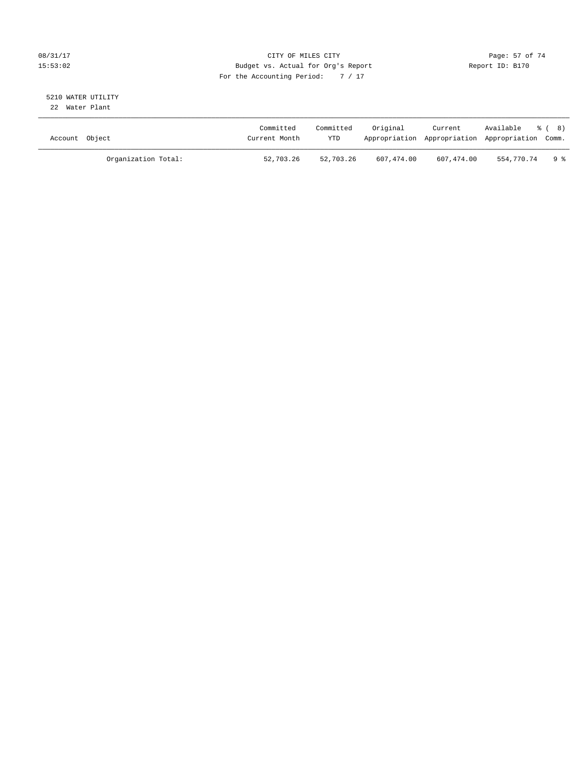CITY OF MILES CITY
Budget vs. Actual for Org's Report
For the Accounting Period: 7 / 17

08/31/17
15:53:02

Report ID: B170

5210 WATER UTILITY
22 Water Plant

| Account Object | Committed Current Month | Committed YTD | Original Appropriation | Current Appropriation | Available Appropriation | % ( 8) Comm. |
|---|---|---|---|---|---|---|
| Organization Total: | 52,703.26 | 52,703.26 | 607,474.00 | 607,474.00 | 554,770.74 | 9 % |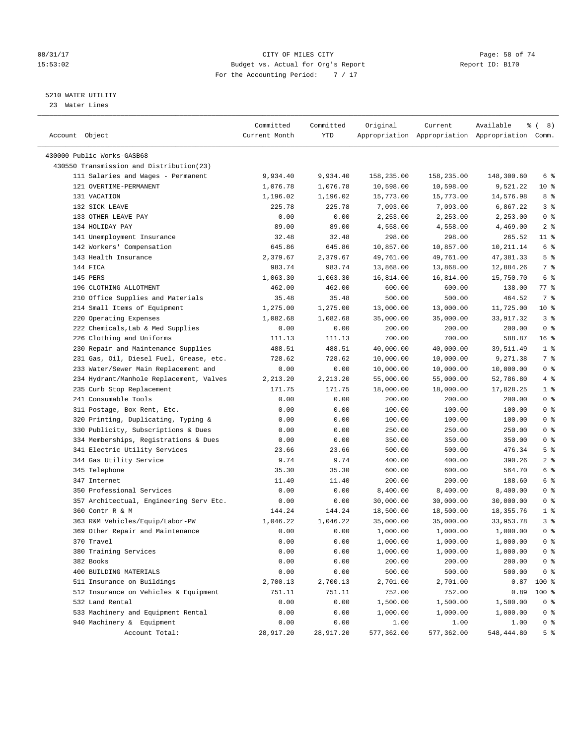CITY OF MILES CITY
Budget vs. Actual for Org's Report
For the Accounting Period: 7 / 17

08/31/17
15:53:02

Report ID: B170

5210 WATER UTILITY
23 Water Lines

| Account Object | Committed Current Month | Committed YTD | Original Appropriation | Current Appropriation | Available Appropriation | % ( 8) Comm. |
|---|---|---|---|---|---|---|
| 430000 Public Works-GASB68 | | | | | | |
| 430550 Transmission and Distribution(23) | | | | | | |
| 111 Salaries and Wages - Permanent | 9,934.40 | 9,934.40 | 158,235.00 | 158,235.00 | 148,300.60 | 6 % |
| 121 OVERTIME-PERMANENT | 1,076.78 | 1,076.78 | 10,598.00 | 10,598.00 | 9,521.22 | 10 % |
| 131 VACATION | 1,196.02 | 1,196.02 | 15,773.00 | 15,773.00 | 14,576.98 | 8 % |
| 132 SICK LEAVE | 225.78 | 225.78 | 7,093.00 | 7,093.00 | 6,867.22 | 3 % |
| 133 OTHER LEAVE PAY | 0.00 | 0.00 | 2,253.00 | 2,253.00 | 2,253.00 | 0 % |
| 134 HOLIDAY PAY | 89.00 | 89.00 | 4,558.00 | 4,558.00 | 4,469.00 | 2 % |
| 141 Unemployment Insurance | 32.48 | 32.48 | 298.00 | 298.00 | 265.52 | 11 % |
| 142 Workers' Compensation | 645.86 | 645.86 | 10,857.00 | 10,857.00 | 10,211.14 | 6 % |
| 143 Health Insurance | 2,379.67 | 2,379.67 | 49,761.00 | 49,761.00 | 47,381.33 | 5 % |
| 144 FICA | 983.74 | 983.74 | 13,868.00 | 13,868.00 | 12,884.26 | 7 % |
| 145 PERS | 1,063.30 | 1,063.30 | 16,814.00 | 16,814.00 | 15,750.70 | 6 % |
| 196 CLOTHING ALLOTMENT | 462.00 | 462.00 | 600.00 | 600.00 | 138.00 | 77 % |
| 210 Office Supplies and Materials | 35.48 | 35.48 | 500.00 | 500.00 | 464.52 | 7 % |
| 214 Small Items of Equipment | 1,275.00 | 1,275.00 | 13,000.00 | 13,000.00 | 11,725.00 | 10 % |
| 220 Operating Expenses | 1,082.68 | 1,082.68 | 35,000.00 | 35,000.00 | 33,917.32 | 3 % |
| 222 Chemicals,Lab & Med Supplies | 0.00 | 0.00 | 200.00 | 200.00 | 200.00 | 0 % |
| 226 Clothing and Uniforms | 111.13 | 111.13 | 700.00 | 700.00 | 588.87 | 16 % |
| 230 Repair and Maintenance Supplies | 488.51 | 488.51 | 40,000.00 | 40,000.00 | 39,511.49 | 1 % |
| 231 Gas, Oil, Diesel Fuel, Grease, etc. | 728.62 | 728.62 | 10,000.00 | 10,000.00 | 9,271.38 | 7 % |
| 233 Water/Sewer Main Replacement and | 0.00 | 0.00 | 10,000.00 | 10,000.00 | 10,000.00 | 0 % |
| 234 Hydrant/Manhole Replacement, Valves | 2,213.20 | 2,213.20 | 55,000.00 | 55,000.00 | 52,786.80 | 4 % |
| 235 Curb Stop Replacement | 171.75 | 171.75 | 18,000.00 | 18,000.00 | 17,828.25 | 1 % |
| 241 Consumable Tools | 0.00 | 0.00 | 200.00 | 200.00 | 200.00 | 0 % |
| 311 Postage, Box Rent, Etc. | 0.00 | 0.00 | 100.00 | 100.00 | 100.00 | 0 % |
| 320 Printing, Duplicating, Typing & | 0.00 | 0.00 | 100.00 | 100.00 | 100.00 | 0 % |
| 330 Publicity, Subscriptions & Dues | 0.00 | 0.00 | 250.00 | 250.00 | 250.00 | 0 % |
| 334 Memberships, Registrations & Dues | 0.00 | 0.00 | 350.00 | 350.00 | 350.00 | 0 % |
| 341 Electric Utility Services | 23.66 | 23.66 | 500.00 | 500.00 | 476.34 | 5 % |
| 344 Gas Utility Service | 9.74 | 9.74 | 400.00 | 400.00 | 390.26 | 2 % |
| 345 Telephone | 35.30 | 35.30 | 600.00 | 600.00 | 564.70 | 6 % |
| 347 Internet | 11.40 | 11.40 | 200.00 | 200.00 | 188.60 | 6 % |
| 350 Professional Services | 0.00 | 0.00 | 8,400.00 | 8,400.00 | 8,400.00 | 0 % |
| 357 Architectual, Engineering Serv Etc. | 0.00 | 0.00 | 30,000.00 | 30,000.00 | 30,000.00 | 0 % |
| 360 Contr R & M | 144.24 | 144.24 | 18,500.00 | 18,500.00 | 18,355.76 | 1 % |
| 363 R&M Vehicles/Equip/Labor-PW | 1,046.22 | 1,046.22 | 35,000.00 | 35,000.00 | 33,953.78 | 3 % |
| 369 Other Repair and Maintenance | 0.00 | 0.00 | 1,000.00 | 1,000.00 | 1,000.00 | 0 % |
| 370 Travel | 0.00 | 0.00 | 1,000.00 | 1,000.00 | 1,000.00 | 0 % |
| 380 Training Services | 0.00 | 0.00 | 1,000.00 | 1,000.00 | 1,000.00 | 0 % |
| 382 Books | 0.00 | 0.00 | 200.00 | 200.00 | 200.00 | 0 % |
| 400 BUILDING MATERIALS | 0.00 | 0.00 | 500.00 | 500.00 | 500.00 | 0 % |
| 511 Insurance on Buildings | 2,700.13 | 2,700.13 | 2,701.00 | 2,701.00 | 0.87 | 100 % |
| 512 Insurance on Vehicles & Equipment | 751.11 | 751.11 | 752.00 | 752.00 | 0.89 | 100 % |
| 532 Land Rental | 0.00 | 0.00 | 1,500.00 | 1,500.00 | 1,500.00 | 0 % |
| 533 Machinery and Equipment Rental | 0.00 | 0.00 | 1,000.00 | 1,000.00 | 1,000.00 | 0 % |
| 940 Machinery & Equipment | 0.00 | 0.00 | 1.00 | 1.00 | 1.00 | 0 % |
| Account Total: | 28,917.20 | 28,917.20 | 577,362.00 | 577,362.00 | 548,444.80 | 5 % |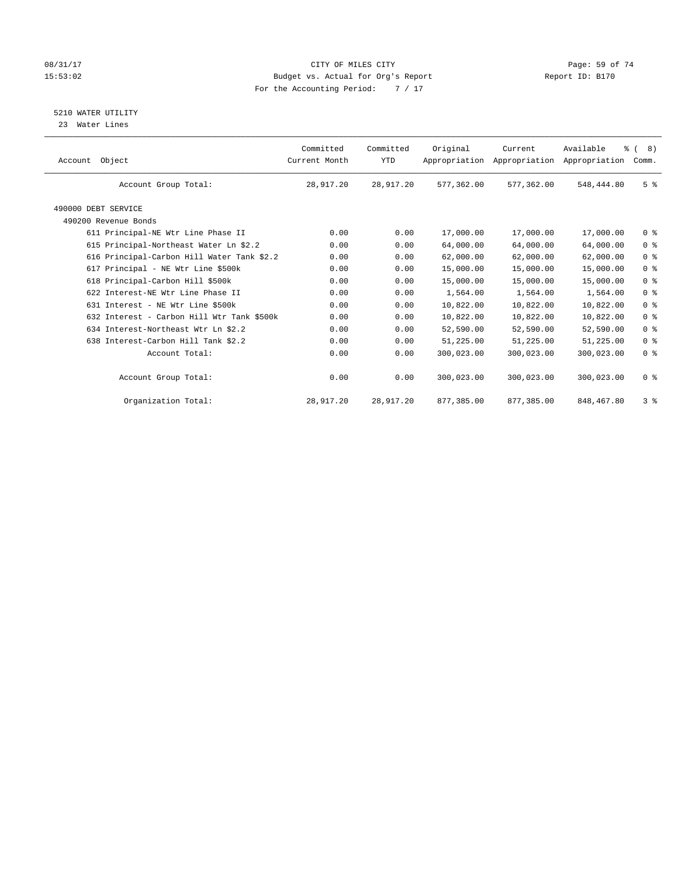CITY OF MILES CITY
Budget vs. Actual for Org's Report
For the Accounting Period: 7 / 17

5210 WATER UTILITY
23 Water Lines

| Account Object | Committed Current Month | Committed YTD | Original Appropriation | Current Appropriation | Available Appropriation | % ( 8) Comm. |
|---|---|---|---|---|---|---|
| Account Group Total: | 28,917.20 | 28,917.20 | 577,362.00 | 577,362.00 | 548,444.80 | 5 % |
| 490000 DEBT SERVICE | | | | | | |
| 490200 Revenue Bonds | | | | | | |
| 611 Principal-NE Wtr Line Phase II | 0.00 | 0.00 | 17,000.00 | 17,000.00 | 17,000.00 | 0 % |
| 615 Principal-Northeast Water Ln $2.2 | 0.00 | 0.00 | 64,000.00 | 64,000.00 | 64,000.00 | 0 % |
| 616 Principal-Carbon Hill Water Tank $2.2 | 0.00 | 0.00 | 62,000.00 | 62,000.00 | 62,000.00 | 0 % |
| 617 Principal - NE Wtr Line $500k | 0.00 | 0.00 | 15,000.00 | 15,000.00 | 15,000.00 | 0 % |
| 618 Principal-Carbon Hill $500k | 0.00 | 0.00 | 15,000.00 | 15,000.00 | 15,000.00 | 0 % |
| 622 Interest-NE Wtr Line Phase II | 0.00 | 0.00 | 1,564.00 | 1,564.00 | 1,564.00 | 0 % |
| 631 Interest - NE Wtr Line $500k | 0.00 | 0.00 | 10,822.00 | 10,822.00 | 10,822.00 | 0 % |
| 632 Interest - Carbon Hill Wtr Tank $500k | 0.00 | 0.00 | 10,822.00 | 10,822.00 | 10,822.00 | 0 % |
| 634 Interest-Northeast Wtr Ln $2.2 | 0.00 | 0.00 | 52,590.00 | 52,590.00 | 52,590.00 | 0 % |
| 638 Interest-Carbon Hill Tank $2.2 | 0.00 | 0.00 | 51,225.00 | 51,225.00 | 51,225.00 | 0 % |
| Account Total: | 0.00 | 0.00 | 300,023.00 | 300,023.00 | 300,023.00 | 0 % |
| Account Group Total: | 0.00 | 0.00 | 300,023.00 | 300,023.00 | 300,023.00 | 0 % |
| Organization Total: | 28,917.20 | 28,917.20 | 877,385.00 | 877,385.00 | 848,467.80 | 3 % |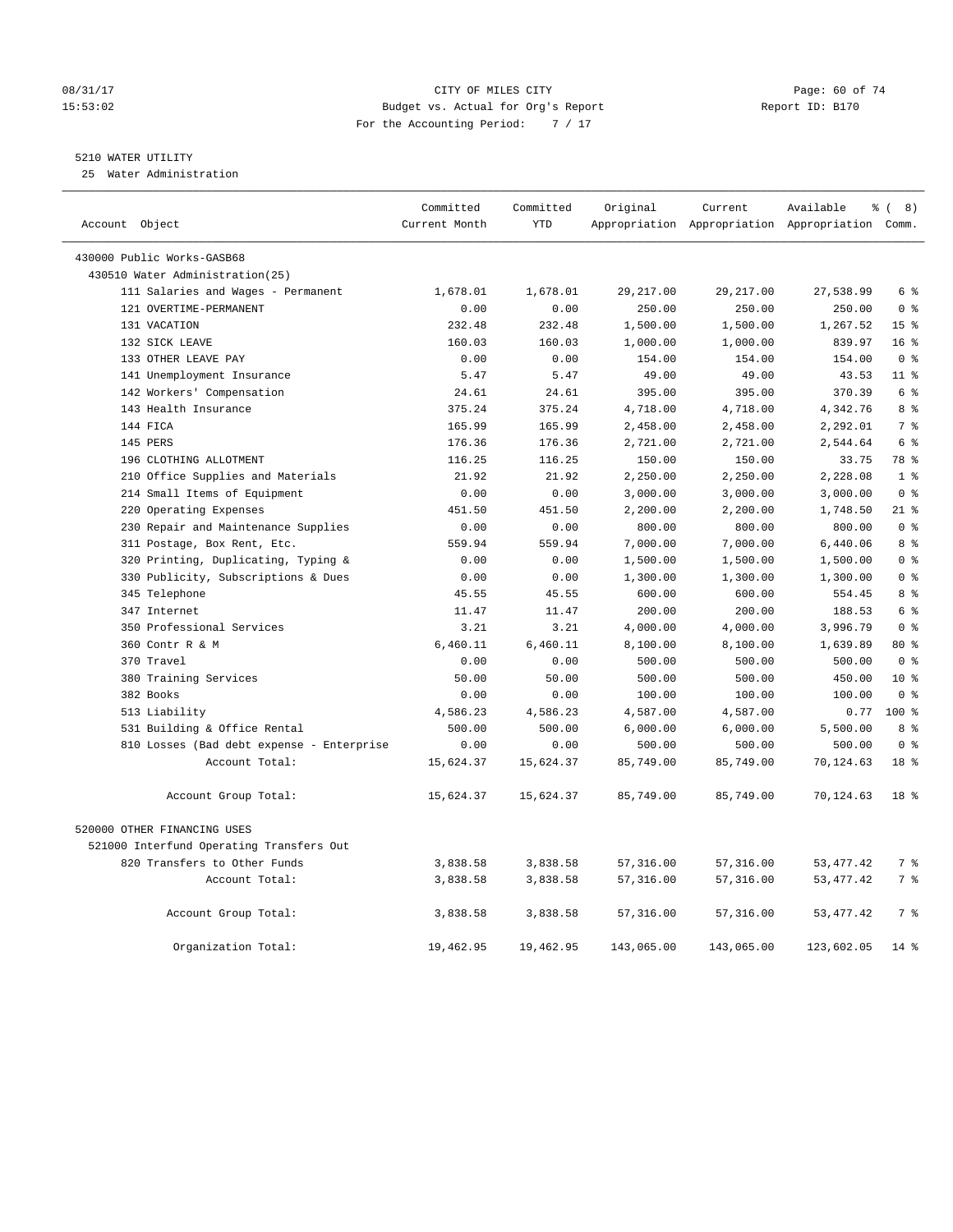08/31/17 CITY OF MILES CITY
15:53:02 Budget vs. Actual for Org's Report Report ID: B170
For the Accounting Period: 7 / 17

5210 WATER UTILITY
25 Water Administration

| Account Object | Committed Current Month | Committed YTD | Original Appropriation | Current Appropriation | Available Appropriation | % ( 8) Comm. |
|---|---|---|---|---|---|---|
| 430000 Public Works-GASB68 | | | | | | |
| 430510 Water Administration(25) | | | | | | |
| 111 Salaries and Wages - Permanent | 1,678.01 | 1,678.01 | 29,217.00 | 29,217.00 | 27,538.99 | 6 % |
| 121 OVERTIME-PERMANENT | 0.00 | 0.00 | 250.00 | 250.00 | 250.00 | 0 % |
| 131 VACATION | 232.48 | 232.48 | 1,500.00 | 1,500.00 | 1,267.52 | 15 % |
| 132 SICK LEAVE | 160.03 | 160.03 | 1,000.00 | 1,000.00 | 839.97 | 16 % |
| 133 OTHER LEAVE PAY | 0.00 | 0.00 | 154.00 | 154.00 | 154.00 | 0 % |
| 141 Unemployment Insurance | 5.47 | 5.47 | 49.00 | 49.00 | 43.53 | 11 % |
| 142 Workers' Compensation | 24.61 | 24.61 | 395.00 | 395.00 | 370.39 | 6 % |
| 143 Health Insurance | 375.24 | 375.24 | 4,718.00 | 4,718.00 | 4,342.76 | 8 % |
| 144 FICA | 165.99 | 165.99 | 2,458.00 | 2,458.00 | 2,292.01 | 7 % |
| 145 PERS | 176.36 | 176.36 | 2,721.00 | 2,721.00 | 2,544.64 | 6 % |
| 196 CLOTHING ALLOTMENT | 116.25 | 116.25 | 150.00 | 150.00 | 33.75 | 78 % |
| 210 Office Supplies and Materials | 21.92 | 21.92 | 2,250.00 | 2,250.00 | 2,228.08 | 1 % |
| 214 Small Items of Equipment | 0.00 | 0.00 | 3,000.00 | 3,000.00 | 3,000.00 | 0 % |
| 220 Operating Expenses | 451.50 | 451.50 | 2,200.00 | 2,200.00 | 1,748.50 | 21 % |
| 230 Repair and Maintenance Supplies | 0.00 | 0.00 | 800.00 | 800.00 | 800.00 | 0 % |
| 311 Postage, Box Rent, Etc. | 559.94 | 559.94 | 7,000.00 | 7,000.00 | 6,440.06 | 8 % |
| 320 Printing, Duplicating, Typing & | 0.00 | 0.00 | 1,500.00 | 1,500.00 | 1,500.00 | 0 % |
| 330 Publicity, Subscriptions & Dues | 0.00 | 0.00 | 1,300.00 | 1,300.00 | 1,300.00 | 0 % |
| 345 Telephone | 45.55 | 45.55 | 600.00 | 600.00 | 554.45 | 8 % |
| 347 Internet | 11.47 | 11.47 | 200.00 | 200.00 | 188.53 | 6 % |
| 350 Professional Services | 3.21 | 3.21 | 4,000.00 | 4,000.00 | 3,996.79 | 0 % |
| 360 Contr R & M | 6,460.11 | 6,460.11 | 8,100.00 | 8,100.00 | 1,639.89 | 80 % |
| 370 Travel | 0.00 | 0.00 | 500.00 | 500.00 | 500.00 | 0 % |
| 380 Training Services | 50.00 | 50.00 | 500.00 | 500.00 | 450.00 | 10 % |
| 382 Books | 0.00 | 0.00 | 100.00 | 100.00 | 100.00 | 0 % |
| 513 Liability | 4,586.23 | 4,586.23 | 4,587.00 | 4,587.00 | 0.77 | 100 % |
| 531 Building & Office Rental | 500.00 | 500.00 | 6,000.00 | 6,000.00 | 5,500.00 | 8 % |
| 810 Losses (Bad debt expense - Enterprise | 0.00 | 0.00 | 500.00 | 500.00 | 500.00 | 0 % |
| Account Total: | 15,624.37 | 15,624.37 | 85,749.00 | 85,749.00 | 70,124.63 | 18 % |
| Account Group Total: | 15,624.37 | 15,624.37 | 85,749.00 | 85,749.00 | 70,124.63 | 18 % |
| 520000 OTHER FINANCING USES | | | | | | |
| 521000 Interfund Operating Transfers Out | | | | | | |
| 820 Transfers to Other Funds | 3,838.58 | 3,838.58 | 57,316.00 | 57,316.00 | 53,477.42 | 7 % |
| Account Total: | 3,838.58 | 3,838.58 | 57,316.00 | 57,316.00 | 53,477.42 | 7 % |
| Account Group Total: | 3,838.58 | 3,838.58 | 57,316.00 | 57,316.00 | 53,477.42 | 7 % |
| Organization Total: | 19,462.95 | 19,462.95 | 143,065.00 | 143,065.00 | 123,602.05 | 14 % |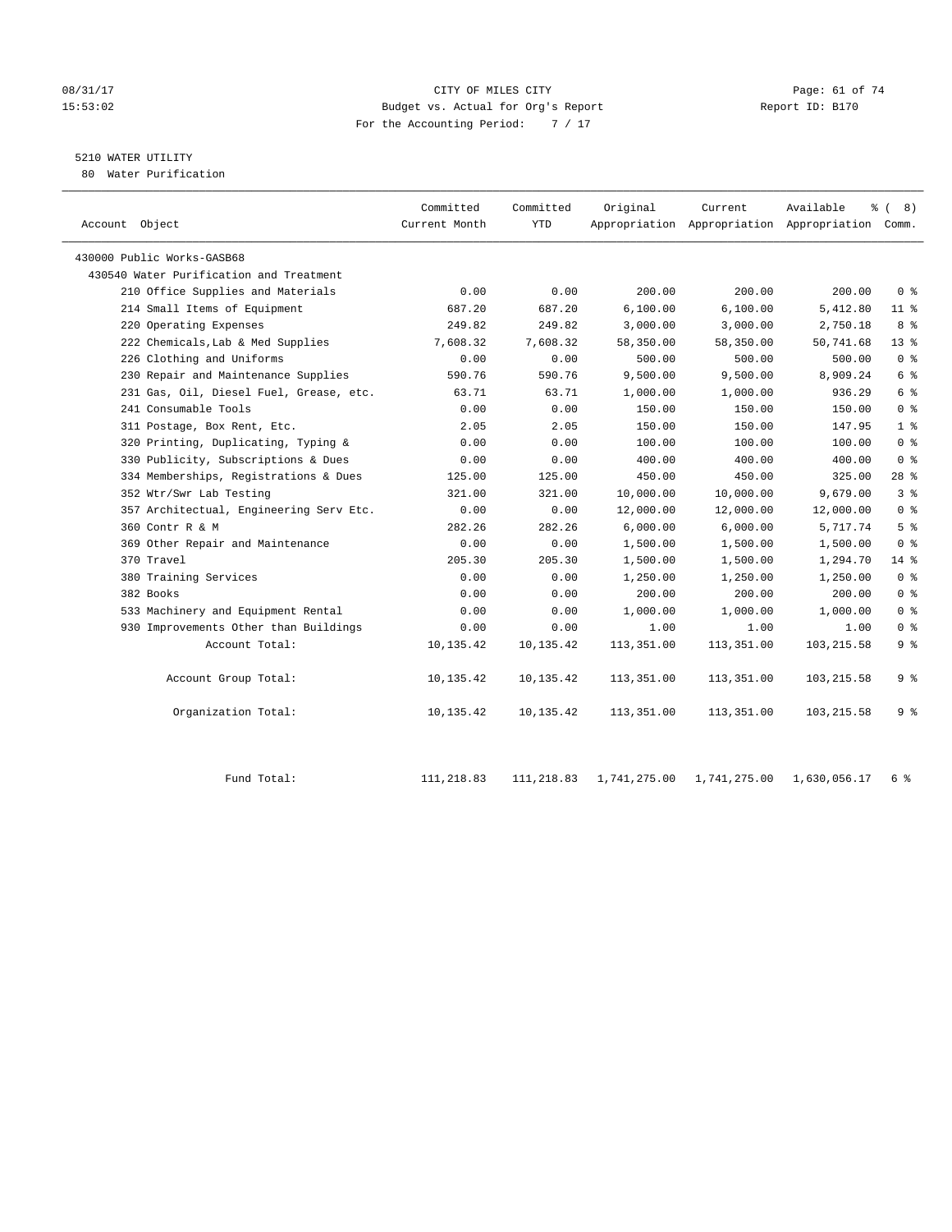08/31/17 CITY OF MILES CITY
15:53:02 Budget vs. Actual for Org's Report Report ID: B170
For the Accounting Period: 7 / 17

5210 WATER UTILITY
80 Water Purification

| Account Object | Committed Current Month | Committed YTD | Original Appropriation | Current Appropriation | Available Appropriation | % ( 8) Comm. |
|---|---|---|---|---|---|---|
| 430000 Public Works-GASB68 | | | | | | |
| 430540 Water Purification and Treatment | | | | | | |
| 210 Office Supplies and Materials | 0.00 | 0.00 | 200.00 | 200.00 | 200.00 | 0 % |
| 214 Small Items of Equipment | 687.20 | 687.20 | 6,100.00 | 6,100.00 | 5,412.80 | 11 % |
| 220 Operating Expenses | 249.82 | 249.82 | 3,000.00 | 3,000.00 | 2,750.18 | 8 % |
| 222 Chemicals,Lab & Med Supplies | 7,608.32 | 7,608.32 | 58,350.00 | 58,350.00 | 50,741.68 | 13 % |
| 226 Clothing and Uniforms | 0.00 | 0.00 | 500.00 | 500.00 | 500.00 | 0 % |
| 230 Repair and Maintenance Supplies | 590.76 | 590.76 | 9,500.00 | 9,500.00 | 8,909.24 | 6 % |
| 231 Gas, Oil, Diesel Fuel, Grease, etc. | 63.71 | 63.71 | 1,000.00 | 1,000.00 | 936.29 | 6 % |
| 241 Consumable Tools | 0.00 | 0.00 | 150.00 | 150.00 | 150.00 | 0 % |
| 311 Postage, Box Rent, Etc. | 2.05 | 2.05 | 150.00 | 150.00 | 147.95 | 1 % |
| 320 Printing, Duplicating, Typing & | 0.00 | 0.00 | 100.00 | 100.00 | 100.00 | 0 % |
| 330 Publicity, Subscriptions & Dues | 0.00 | 0.00 | 400.00 | 400.00 | 400.00 | 0 % |
| 334 Memberships, Registrations & Dues | 125.00 | 125.00 | 450.00 | 450.00 | 325.00 | 28 % |
| 352 Wtr/Swr Lab Testing | 321.00 | 321.00 | 10,000.00 | 10,000.00 | 9,679.00 | 3 % |
| 357 Architectual, Engineering Serv Etc. | 0.00 | 0.00 | 12,000.00 | 12,000.00 | 12,000.00 | 0 % |
| 360 Contr R & M | 282.26 | 282.26 | 6,000.00 | 6,000.00 | 5,717.74 | 5 % |
| 369 Other Repair and Maintenance | 0.00 | 0.00 | 1,500.00 | 1,500.00 | 1,500.00 | 0 % |
| 370 Travel | 205.30 | 205.30 | 1,500.00 | 1,500.00 | 1,294.70 | 14 % |
| 380 Training Services | 0.00 | 0.00 | 1,250.00 | 1,250.00 | 1,250.00 | 0 % |
| 382 Books | 0.00 | 0.00 | 200.00 | 200.00 | 200.00 | 0 % |
| 533 Machinery and Equipment Rental | 0.00 | 0.00 | 1,000.00 | 1,000.00 | 1,000.00 | 0 % |
| 930 Improvements Other than Buildings | 0.00 | 0.00 | 1.00 | 1.00 | 1.00 | 0 % |
| Account Total: | 10,135.42 | 10,135.42 | 113,351.00 | 113,351.00 | 103,215.58 | 9 % |
| Account Group Total: | 10,135.42 | 10,135.42 | 113,351.00 | 113,351.00 | 103,215.58 | 9 % |
| Organization Total: | 10,135.42 | 10,135.42 | 113,351.00 | 113,351.00 | 103,215.58 | 9 % |
| Fund Total: | 111,218.83 | 111,218.83 | 1,741,275.00 | 1,741,275.00 | 1,630,056.17 | 6 % |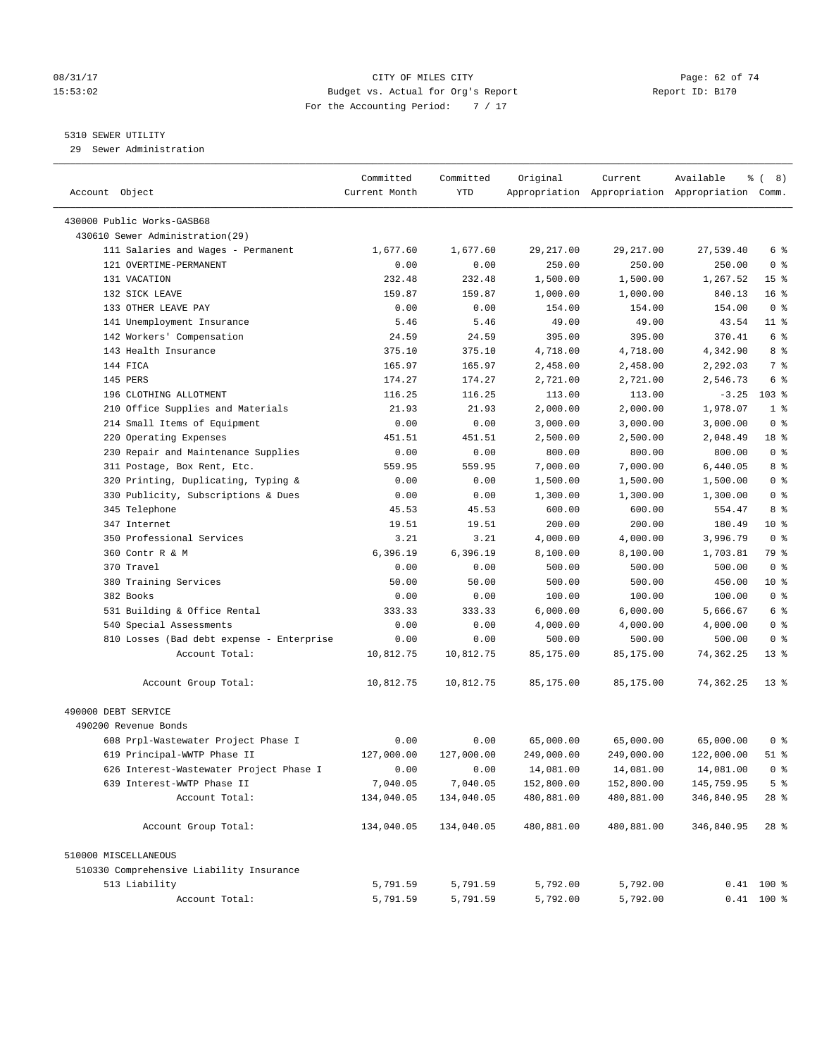CITY OF MILES CITY
Budget vs. Actual for Org's Report
For the Accounting Period: 7 / 17

08/31/17
15:53:02

Report ID: B170

5310 SEWER UTILITY
29 Sewer Administration

| Account Object | Committed Current Month | Committed YTD | Original Appropriation | Current Appropriation | Available Appropriation | % ( 8) Comm. |
|---|---|---|---|---|---|---|
| 430000 Public Works-GASB68 | | | | | | |
| 430610 Sewer Administration(29) | | | | | | |
| 111 Salaries and Wages - Permanent | 1,677.60 | 1,677.60 | 29,217.00 | 29,217.00 | 27,539.40 | 6 % |
| 121 OVERTIME-PERMANENT | 0.00 | 0.00 | 250.00 | 250.00 | 250.00 | 0 % |
| 131 VACATION | 232.48 | 232.48 | 1,500.00 | 1,500.00 | 1,267.52 | 15 % |
| 132 SICK LEAVE | 159.87 | 159.87 | 1,000.00 | 1,000.00 | 840.13 | 16 % |
| 133 OTHER LEAVE PAY | 0.00 | 0.00 | 154.00 | 154.00 | 154.00 | 0 % |
| 141 Unemployment Insurance | 5.46 | 5.46 | 49.00 | 49.00 | 43.54 | 11 % |
| 142 Workers' Compensation | 24.59 | 24.59 | 395.00 | 395.00 | 370.41 | 6 % |
| 143 Health Insurance | 375.10 | 375.10 | 4,718.00 | 4,718.00 | 4,342.90 | 8 % |
| 144 FICA | 165.97 | 165.97 | 2,458.00 | 2,458.00 | 2,292.03 | 7 % |
| 145 PERS | 174.27 | 174.27 | 2,721.00 | 2,721.00 | 2,546.73 | 6 % |
| 196 CLOTHING ALLOTMENT | 116.25 | 116.25 | 113.00 | 113.00 | -3.25 | 103 % |
| 210 Office Supplies and Materials | 21.93 | 21.93 | 2,000.00 | 2,000.00 | 1,978.07 | 1 % |
| 214 Small Items of Equipment | 0.00 | 0.00 | 3,000.00 | 3,000.00 | 3,000.00 | 0 % |
| 220 Operating Expenses | 451.51 | 451.51 | 2,500.00 | 2,500.00 | 2,048.49 | 18 % |
| 230 Repair and Maintenance Supplies | 0.00 | 0.00 | 800.00 | 800.00 | 800.00 | 0 % |
| 311 Postage, Box Rent, Etc. | 559.95 | 559.95 | 7,000.00 | 7,000.00 | 6,440.05 | 8 % |
| 320 Printing, Duplicating, Typing & | 0.00 | 0.00 | 1,500.00 | 1,500.00 | 1,500.00 | 0 % |
| 330 Publicity, Subscriptions & Dues | 0.00 | 0.00 | 1,300.00 | 1,300.00 | 1,300.00 | 0 % |
| 345 Telephone | 45.53 | 45.53 | 600.00 | 600.00 | 554.47 | 8 % |
| 347 Internet | 19.51 | 19.51 | 200.00 | 200.00 | 180.49 | 10 % |
| 350 Professional Services | 3.21 | 3.21 | 4,000.00 | 4,000.00 | 3,996.79 | 0 % |
| 360 Contr R & M | 6,396.19 | 6,396.19 | 8,100.00 | 8,100.00 | 1,703.81 | 79 % |
| 370 Travel | 0.00 | 0.00 | 500.00 | 500.00 | 500.00 | 0 % |
| 380 Training Services | 50.00 | 50.00 | 500.00 | 500.00 | 450.00 | 10 % |
| 382 Books | 0.00 | 0.00 | 100.00 | 100.00 | 100.00 | 0 % |
| 531 Building & Office Rental | 333.33 | 333.33 | 6,000.00 | 6,000.00 | 5,666.67 | 6 % |
| 540 Special Assessments | 0.00 | 0.00 | 4,000.00 | 4,000.00 | 4,000.00 | 0 % |
| 810 Losses (Bad debt expense - Enterprise | 0.00 | 0.00 | 500.00 | 500.00 | 500.00 | 0 % |
| Account Total: | 10,812.75 | 10,812.75 | 85,175.00 | 85,175.00 | 74,362.25 | 13 % |
| Account Group Total: | 10,812.75 | 10,812.75 | 85,175.00 | 85,175.00 | 74,362.25 | 13 % |
| 490000 DEBT SERVICE | | | | | | |
| 490200 Revenue Bonds | | | | | | |
| 608 Prpl-Wastewater Project Phase I | 0.00 | 0.00 | 65,000.00 | 65,000.00 | 65,000.00 | 0 % |
| 619 Principal-WWTP Phase II | 127,000.00 | 127,000.00 | 249,000.00 | 249,000.00 | 122,000.00 | 51 % |
| 626 Interest-Wastewater Project Phase I | 0.00 | 0.00 | 14,081.00 | 14,081.00 | 14,081.00 | 0 % |
| 639 Interest-WWTP Phase II | 7,040.05 | 7,040.05 | 152,800.00 | 152,800.00 | 145,759.95 | 5 % |
| Account Total: | 134,040.05 | 134,040.05 | 480,881.00 | 480,881.00 | 346,840.95 | 28 % |
| Account Group Total: | 134,040.05 | 134,040.05 | 480,881.00 | 480,881.00 | 346,840.95 | 28 % |
| 510000 MISCELLANEOUS | | | | | | |
| 510330 Comprehensive Liability Insurance | | | | | | |
| 513 Liability | 5,791.59 | 5,791.59 | 5,792.00 | 5,792.00 | 0.41 | 100 % |
| Account Total: | 5,791.59 | 5,791.59 | 5,792.00 | 5,792.00 | 0.41 | 100 % |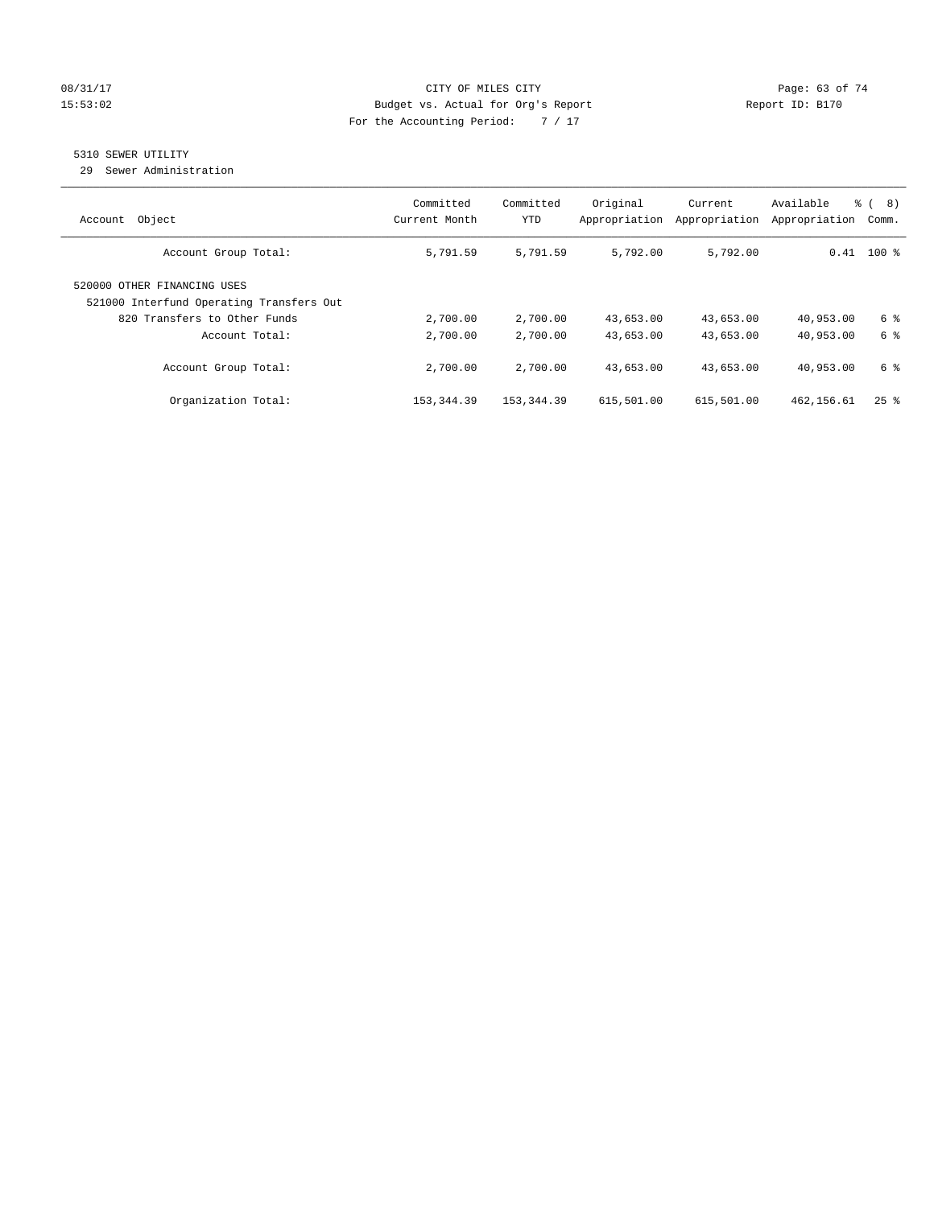CITY OF MILES CITY
Budget vs. Actual for Org's Report
For the Accounting Period: 7 / 17

08/31/17 15:53:02 — Report ID: B170

## 5310 SEWER UTILITY

29 Sewer Administration

| Account Object | Committed Current Month | Committed YTD | Original Appropriation | Current Appropriation | Available Appropriation | % ( 8) Comm. |
|---|---|---|---|---|---|---|
| Account Group Total: | 5,791.59 | 5,791.59 | 5,792.00 | 5,792.00 | 0.41 | 100 % |
| 520000 OTHER FINANCING USES | | | | | | |
| 521000 Interfund Operating Transfers Out | | | | | | |
| 820 Transfers to Other Funds | 2,700.00 | 2,700.00 | 43,653.00 | 43,653.00 | 40,953.00 | 6 % |
| Account Total: | 2,700.00 | 2,700.00 | 43,653.00 | 43,653.00 | 40,953.00 | 6 % |
| Account Group Total: | 2,700.00 | 2,700.00 | 43,653.00 | 43,653.00 | 40,953.00 | 6 % |
| Organization Total: | 153,344.39 | 153,344.39 | 615,501.00 | 615,501.00 | 462,156.61 | 25 % |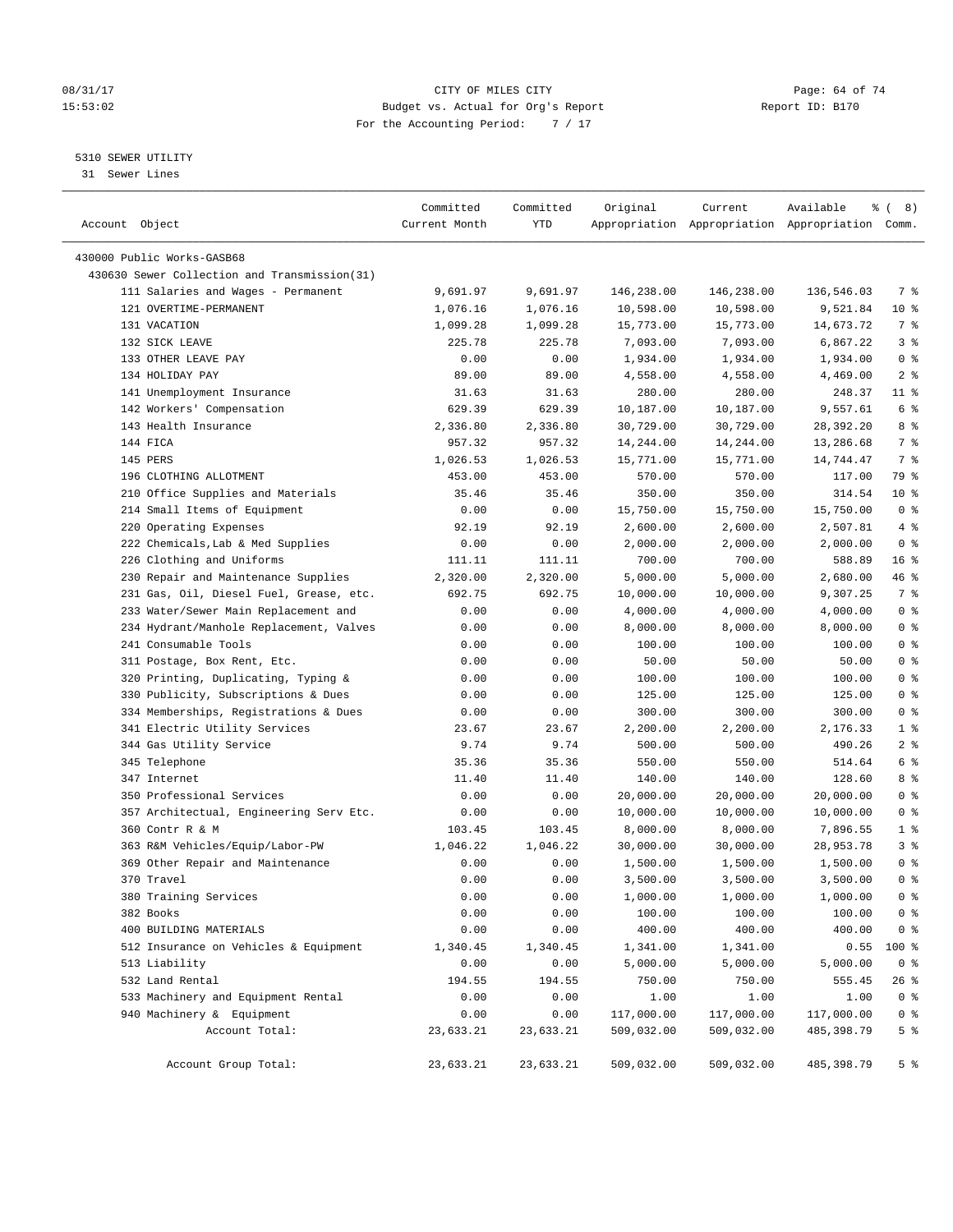CITY OF MILES CITY
Budget vs. Actual for Org's Report
For the Accounting Period: 7 / 17

08/31/17
15:53:02

Report ID: B170

5310 SEWER UTILITY
31 Sewer Lines

| Account Object | Committed Current Month | Committed YTD | Original Appropriation | Current Appropriation | Available Appropriation | % ( 8) Comm. |
|---|---|---|---|---|---|---|
| 430000 Public Works-GASB68 | | | | | | |
| 430630 Sewer Collection and Transmission(31) | | | | | | |
| 111 Salaries and Wages - Permanent | 9,691.97 | 9,691.97 | 146,238.00 | 146,238.00 | 136,546.03 | 7 % |
| 121 OVERTIME-PERMANENT | 1,076.16 | 1,076.16 | 10,598.00 | 10,598.00 | 9,521.84 | 10 % |
| 131 VACATION | 1,099.28 | 1,099.28 | 15,773.00 | 15,773.00 | 14,673.72 | 7 % |
| 132 SICK LEAVE | 225.78 | 225.78 | 7,093.00 | 7,093.00 | 6,867.22 | 3 % |
| 133 OTHER LEAVE PAY | 0.00 | 0.00 | 1,934.00 | 1,934.00 | 1,934.00 | 0 % |
| 134 HOLIDAY PAY | 89.00 | 89.00 | 4,558.00 | 4,558.00 | 4,469.00 | 2 % |
| 141 Unemployment Insurance | 31.63 | 31.63 | 280.00 | 280.00 | 248.37 | 11 % |
| 142 Workers' Compensation | 629.39 | 629.39 | 10,187.00 | 10,187.00 | 9,557.61 | 6 % |
| 143 Health Insurance | 2,336.80 | 2,336.80 | 30,729.00 | 30,729.00 | 28,392.20 | 8 % |
| 144 FICA | 957.32 | 957.32 | 14,244.00 | 14,244.00 | 13,286.68 | 7 % |
| 145 PERS | 1,026.53 | 1,026.53 | 15,771.00 | 15,771.00 | 14,744.47 | 7 % |
| 196 CLOTHING ALLOTMENT | 453.00 | 453.00 | 570.00 | 570.00 | 117.00 | 79 % |
| 210 Office Supplies and Materials | 35.46 | 35.46 | 350.00 | 350.00 | 314.54 | 10 % |
| 214 Small Items of Equipment | 0.00 | 0.00 | 15,750.00 | 15,750.00 | 15,750.00 | 0 % |
| 220 Operating Expenses | 92.19 | 92.19 | 2,600.00 | 2,600.00 | 2,507.81 | 4 % |
| 222 Chemicals,Lab & Med Supplies | 0.00 | 0.00 | 2,000.00 | 2,000.00 | 2,000.00 | 0 % |
| 226 Clothing and Uniforms | 111.11 | 111.11 | 700.00 | 700.00 | 588.89 | 16 % |
| 230 Repair and Maintenance Supplies | 2,320.00 | 2,320.00 | 5,000.00 | 5,000.00 | 2,680.00 | 46 % |
| 231 Gas, Oil, Diesel Fuel, Grease, etc. | 692.75 | 692.75 | 10,000.00 | 10,000.00 | 9,307.25 | 7 % |
| 233 Water/Sewer Main Replacement and | 0.00 | 0.00 | 4,000.00 | 4,000.00 | 4,000.00 | 0 % |
| 234 Hydrant/Manhole Replacement, Valves | 0.00 | 0.00 | 8,000.00 | 8,000.00 | 8,000.00 | 0 % |
| 241 Consumable Tools | 0.00 | 0.00 | 100.00 | 100.00 | 100.00 | 0 % |
| 311 Postage, Box Rent, Etc. | 0.00 | 0.00 | 50.00 | 50.00 | 50.00 | 0 % |
| 320 Printing, Duplicating, Typing & | 0.00 | 0.00 | 100.00 | 100.00 | 100.00 | 0 % |
| 330 Publicity, Subscriptions & Dues | 0.00 | 0.00 | 125.00 | 125.00 | 125.00 | 0 % |
| 334 Memberships, Registrations & Dues | 0.00 | 0.00 | 300.00 | 300.00 | 300.00 | 0 % |
| 341 Electric Utility Services | 23.67 | 23.67 | 2,200.00 | 2,200.00 | 2,176.33 | 1 % |
| 344 Gas Utility Service | 9.74 | 9.74 | 500.00 | 500.00 | 490.26 | 2 % |
| 345 Telephone | 35.36 | 35.36 | 550.00 | 550.00 | 514.64 | 6 % |
| 347 Internet | 11.40 | 11.40 | 140.00 | 140.00 | 128.60 | 8 % |
| 350 Professional Services | 0.00 | 0.00 | 20,000.00 | 20,000.00 | 20,000.00 | 0 % |
| 357 Architectual, Engineering Serv Etc. | 0.00 | 0.00 | 10,000.00 | 10,000.00 | 10,000.00 | 0 % |
| 360 Contr R & M | 103.45 | 103.45 | 8,000.00 | 8,000.00 | 7,896.55 | 1 % |
| 363 R&M Vehicles/Equip/Labor-PW | 1,046.22 | 1,046.22 | 30,000.00 | 30,000.00 | 28,953.78 | 3 % |
| 369 Other Repair and Maintenance | 0.00 | 0.00 | 1,500.00 | 1,500.00 | 1,500.00 | 0 % |
| 370 Travel | 0.00 | 0.00 | 3,500.00 | 3,500.00 | 3,500.00 | 0 % |
| 380 Training Services | 0.00 | 0.00 | 1,000.00 | 1,000.00 | 1,000.00 | 0 % |
| 382 Books | 0.00 | 0.00 | 100.00 | 100.00 | 100.00 | 0 % |
| 400 BUILDING MATERIALS | 0.00 | 0.00 | 400.00 | 400.00 | 400.00 | 0 % |
| 512 Insurance on Vehicles & Equipment | 1,340.45 | 1,340.45 | 1,341.00 | 1,341.00 | 0.55 | 100 % |
| 513 Liability | 0.00 | 0.00 | 5,000.00 | 5,000.00 | 5,000.00 | 0 % |
| 532 Land Rental | 194.55 | 194.55 | 750.00 | 750.00 | 555.45 | 26 % |
| 533 Machinery and Equipment Rental | 0.00 | 0.00 | 1.00 | 1.00 | 1.00 | 0 % |
| 940 Machinery & Equipment | 0.00 | 0.00 | 117,000.00 | 117,000.00 | 117,000.00 | 0 % |
| Account Total: | 23,633.21 | 23,633.21 | 509,032.00 | 509,032.00 | 485,398.79 | 5 % |
| Account Group Total: | 23,633.21 | 23,633.21 | 509,032.00 | 509,032.00 | 485,398.79 | 5 % |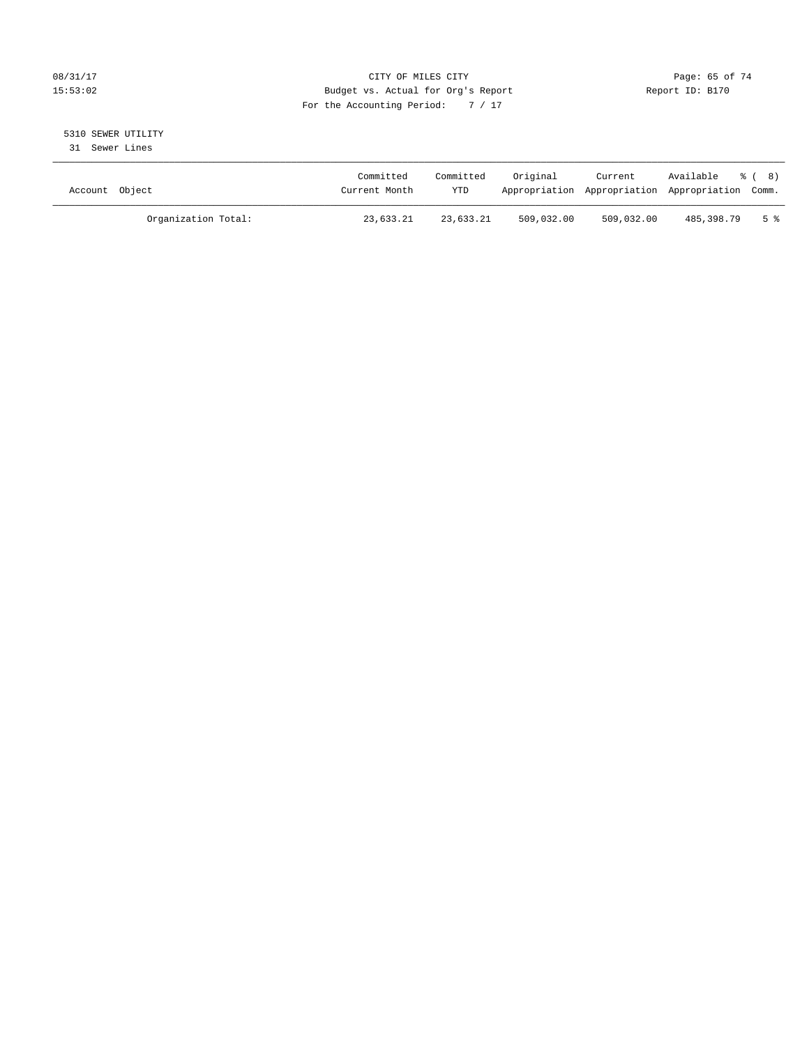CITY OF MILES CITY
Budget vs. Actual for Org's Report
For the Accounting Period: 7 / 17

08/31/17
15:53:02

Report ID: B170

5310 SEWER UTILITY
31 Sewer Lines

| Account Object | Committed Current Month | Committed YTD | Original Appropriation | Current Appropriation | Available Appropriation | % ( 8) Comm. |
|---|---|---|---|---|---|---|
| Organization Total: | 23,633.21 | 23,633.21 | 509,032.00 | 509,032.00 | 485,398.79 | 5 % |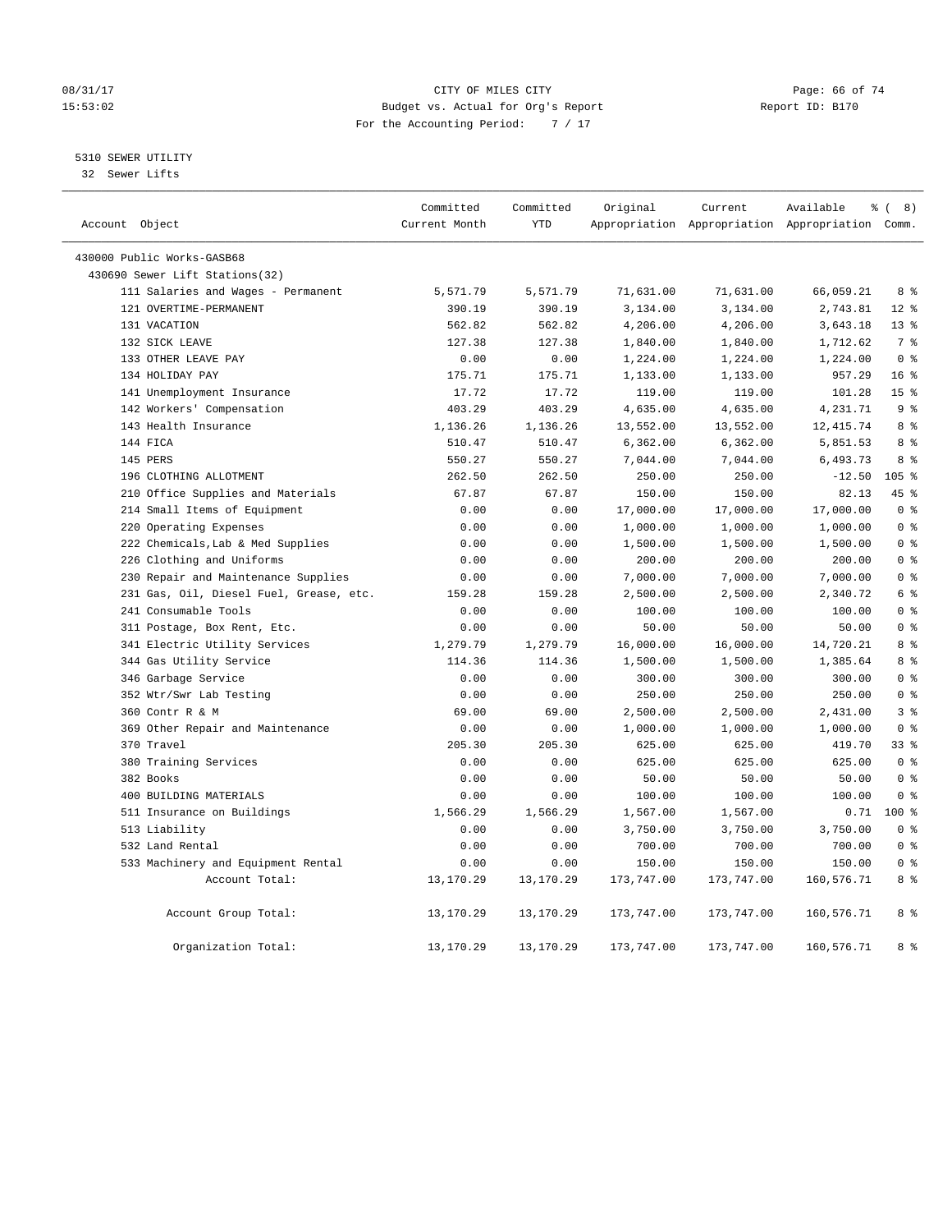CITY OF MILES CITY
Budget vs. Actual for Org's Report
For the Accounting Period: 7 / 17

08/31/17
15:53:02

Report ID: B170

5310 SEWER UTILITY
32 Sewer Lifts

| Account Object | Committed Current Month | Committed YTD | Original Appropriation | Current Appropriation | Available Appropriation | % ( 8) Comm. |
|---|---|---|---|---|---|---|
| 430000 Public Works-GASB68 | | | | | | |
| 430690 Sewer Lift Stations(32) | | | | | | |
| 111 Salaries and Wages - Permanent | 5,571.79 | 5,571.79 | 71,631.00 | 71,631.00 | 66,059.21 | 8 % |
| 121 OVERTIME-PERMANENT | 390.19 | 390.19 | 3,134.00 | 3,134.00 | 2,743.81 | 12 % |
| 131 VACATION | 562.82 | 562.82 | 4,206.00 | 4,206.00 | 3,643.18 | 13 % |
| 132 SICK LEAVE | 127.38 | 127.38 | 1,840.00 | 1,840.00 | 1,712.62 | 7 % |
| 133 OTHER LEAVE PAY | 0.00 | 0.00 | 1,224.00 | 1,224.00 | 1,224.00 | 0 % |
| 134 HOLIDAY PAY | 175.71 | 175.71 | 1,133.00 | 1,133.00 | 957.29 | 16 % |
| 141 Unemployment Insurance | 17.72 | 17.72 | 119.00 | 119.00 | 101.28 | 15 % |
| 142 Workers' Compensation | 403.29 | 403.29 | 4,635.00 | 4,635.00 | 4,231.71 | 9 % |
| 143 Health Insurance | 1,136.26 | 1,136.26 | 13,552.00 | 13,552.00 | 12,415.74 | 8 % |
| 144 FICA | 510.47 | 510.47 | 6,362.00 | 6,362.00 | 5,851.53 | 8 % |
| 145 PERS | 550.27 | 550.27 | 7,044.00 | 7,044.00 | 6,493.73 | 8 % |
| 196 CLOTHING ALLOTMENT | 262.50 | 262.50 | 250.00 | 250.00 | -12.50 | 105 % |
| 210 Office Supplies and Materials | 67.87 | 67.87 | 150.00 | 150.00 | 82.13 | 45 % |
| 214 Small Items of Equipment | 0.00 | 0.00 | 17,000.00 | 17,000.00 | 17,000.00 | 0 % |
| 220 Operating Expenses | 0.00 | 0.00 | 1,000.00 | 1,000.00 | 1,000.00 | 0 % |
| 222 Chemicals,Lab & Med Supplies | 0.00 | 0.00 | 1,500.00 | 1,500.00 | 1,500.00 | 0 % |
| 226 Clothing and Uniforms | 0.00 | 0.00 | 200.00 | 200.00 | 200.00 | 0 % |
| 230 Repair and Maintenance Supplies | 0.00 | 0.00 | 7,000.00 | 7,000.00 | 7,000.00 | 0 % |
| 231 Gas, Oil, Diesel Fuel, Grease, etc. | 159.28 | 159.28 | 2,500.00 | 2,500.00 | 2,340.72 | 6 % |
| 241 Consumable Tools | 0.00 | 0.00 | 100.00 | 100.00 | 100.00 | 0 % |
| 311 Postage, Box Rent, Etc. | 0.00 | 0.00 | 50.00 | 50.00 | 50.00 | 0 % |
| 341 Electric Utility Services | 1,279.79 | 1,279.79 | 16,000.00 | 16,000.00 | 14,720.21 | 8 % |
| 344 Gas Utility Service | 114.36 | 114.36 | 1,500.00 | 1,500.00 | 1,385.64 | 8 % |
| 346 Garbage Service | 0.00 | 0.00 | 300.00 | 300.00 | 300.00 | 0 % |
| 352 Wtr/Swr Lab Testing | 0.00 | 0.00 | 250.00 | 250.00 | 250.00 | 0 % |
| 360 Contr R & M | 69.00 | 69.00 | 2,500.00 | 2,500.00 | 2,431.00 | 3 % |
| 369 Other Repair and Maintenance | 0.00 | 0.00 | 1,000.00 | 1,000.00 | 1,000.00 | 0 % |
| 370 Travel | 205.30 | 205.30 | 625.00 | 625.00 | 419.70 | 33 % |
| 380 Training Services | 0.00 | 0.00 | 625.00 | 625.00 | 625.00 | 0 % |
| 382 Books | 0.00 | 0.00 | 50.00 | 50.00 | 50.00 | 0 % |
| 400 BUILDING MATERIALS | 0.00 | 0.00 | 100.00 | 100.00 | 100.00 | 0 % |
| 511 Insurance on Buildings | 1,566.29 | 1,566.29 | 1,567.00 | 1,567.00 | 0.71 | 100 % |
| 513 Liability | 0.00 | 0.00 | 3,750.00 | 3,750.00 | 3,750.00 | 0 % |
| 532 Land Rental | 0.00 | 0.00 | 700.00 | 700.00 | 700.00 | 0 % |
| 533 Machinery and Equipment Rental | 0.00 | 0.00 | 150.00 | 150.00 | 150.00 | 0 % |
| Account Total: | 13,170.29 | 13,170.29 | 173,747.00 | 173,747.00 | 160,576.71 | 8 % |
| Account Group Total: | 13,170.29 | 13,170.29 | 173,747.00 | 173,747.00 | 160,576.71 | 8 % |
| Organization Total: | 13,170.29 | 13,170.29 | 173,747.00 | 173,747.00 | 160,576.71 | 8 % |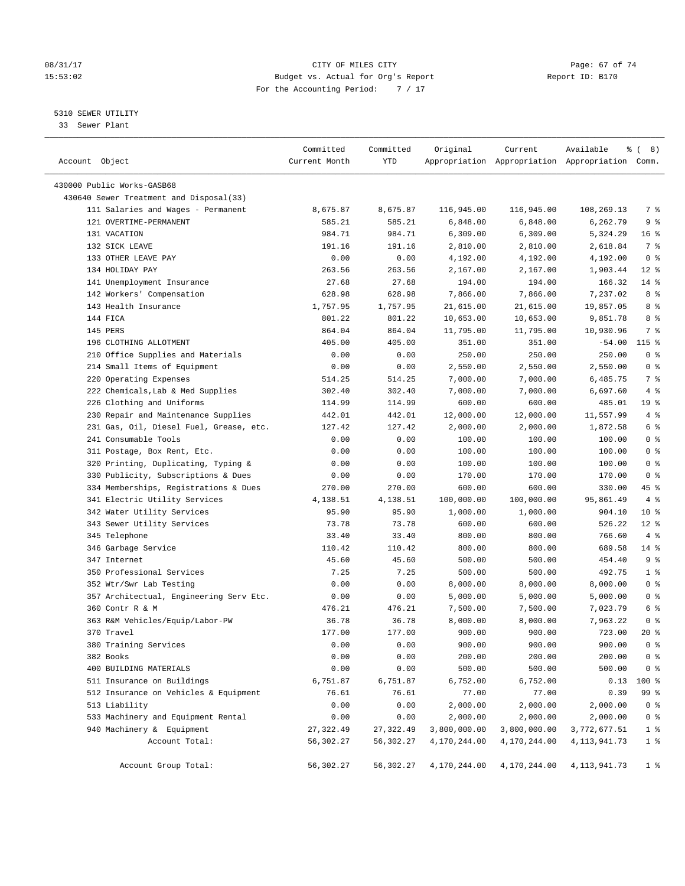CITY OF MILES CITY
Budget vs. Actual for Org's Report
For the Accounting Period: 7 / 17

08/31/17
15:53:02

Report ID: B170

5310 SEWER UTILITY
33 Sewer Plant

| Account Object | Committed Current Month | Committed YTD | Original Appropriation | Current Appropriation | Available Appropriation | % ( 8) Comm. |
|---|---|---|---|---|---|---|
| 430000 Public Works-GASB68 | | | | | | |
| 430640 Sewer Treatment and Disposal(33) | | | | | | |
| 111 Salaries and Wages - Permanent | 8,675.87 | 8,675.87 | 116,945.00 | 116,945.00 | 108,269.13 | 7 % |
| 121 OVERTIME-PERMANENT | 585.21 | 585.21 | 6,848.00 | 6,848.00 | 6,262.79 | 9 % |
| 131 VACATION | 984.71 | 984.71 | 6,309.00 | 6,309.00 | 5,324.29 | 16 % |
| 132 SICK LEAVE | 191.16 | 191.16 | 2,810.00 | 2,810.00 | 2,618.84 | 7 % |
| 133 OTHER LEAVE PAY | 0.00 | 0.00 | 4,192.00 | 4,192.00 | 4,192.00 | 0 % |
| 134 HOLIDAY PAY | 263.56 | 263.56 | 2,167.00 | 2,167.00 | 1,903.44 | 12 % |
| 141 Unemployment Insurance | 27.68 | 27.68 | 194.00 | 194.00 | 166.32 | 14 % |
| 142 Workers' Compensation | 628.98 | 628.98 | 7,866.00 | 7,866.00 | 7,237.02 | 8 % |
| 143 Health Insurance | 1,757.95 | 1,757.95 | 21,615.00 | 21,615.00 | 19,857.05 | 8 % |
| 144 FICA | 801.22 | 801.22 | 10,653.00 | 10,653.00 | 9,851.78 | 8 % |
| 145 PERS | 864.04 | 864.04 | 11,795.00 | 11,795.00 | 10,930.96 | 7 % |
| 196 CLOTHING ALLOTMENT | 405.00 | 405.00 | 351.00 | 351.00 | -54.00 | 115 % |
| 210 Office Supplies and Materials | 0.00 | 0.00 | 250.00 | 250.00 | 250.00 | 0 % |
| 214 Small Items of Equipment | 0.00 | 0.00 | 2,550.00 | 2,550.00 | 2,550.00 | 0 % |
| 220 Operating Expenses | 514.25 | 514.25 | 7,000.00 | 7,000.00 | 6,485.75 | 7 % |
| 222 Chemicals,Lab & Med Supplies | 302.40 | 302.40 | 7,000.00 | 7,000.00 | 6,697.60 | 4 % |
| 226 Clothing and Uniforms | 114.99 | 114.99 | 600.00 | 600.00 | 485.01 | 19 % |
| 230 Repair and Maintenance Supplies | 442.01 | 442.01 | 12,000.00 | 12,000.00 | 11,557.99 | 4 % |
| 231 Gas, Oil, Diesel Fuel, Grease, etc. | 127.42 | 127.42 | 2,000.00 | 2,000.00 | 1,872.58 | 6 % |
| 241 Consumable Tools | 0.00 | 0.00 | 100.00 | 100.00 | 100.00 | 0 % |
| 311 Postage, Box Rent, Etc. | 0.00 | 0.00 | 100.00 | 100.00 | 100.00 | 0 % |
| 320 Printing, Duplicating, Typing & | 0.00 | 0.00 | 100.00 | 100.00 | 100.00 | 0 % |
| 330 Publicity, Subscriptions & Dues | 0.00 | 0.00 | 170.00 | 170.00 | 170.00 | 0 % |
| 334 Memberships, Registrations & Dues | 270.00 | 270.00 | 600.00 | 600.00 | 330.00 | 45 % |
| 341 Electric Utility Services | 4,138.51 | 4,138.51 | 100,000.00 | 100,000.00 | 95,861.49 | 4 % |
| 342 Water Utility Services | 95.90 | 95.90 | 1,000.00 | 1,000.00 | 904.10 | 10 % |
| 343 Sewer Utility Services | 73.78 | 73.78 | 600.00 | 600.00 | 526.22 | 12 % |
| 345 Telephone | 33.40 | 33.40 | 800.00 | 800.00 | 766.60 | 4 % |
| 346 Garbage Service | 110.42 | 110.42 | 800.00 | 800.00 | 689.58 | 14 % |
| 347 Internet | 45.60 | 45.60 | 500.00 | 500.00 | 454.40 | 9 % |
| 350 Professional Services | 7.25 | 7.25 | 500.00 | 500.00 | 492.75 | 1 % |
| 352 Wtr/Swr Lab Testing | 0.00 | 0.00 | 8,000.00 | 8,000.00 | 8,000.00 | 0 % |
| 357 Architectual, Engineering Serv Etc. | 0.00 | 0.00 | 5,000.00 | 5,000.00 | 5,000.00 | 0 % |
| 360 Contr R & M | 476.21 | 476.21 | 7,500.00 | 7,500.00 | 7,023.79 | 6 % |
| 363 R&M Vehicles/Equip/Labor-PW | 36.78 | 36.78 | 8,000.00 | 8,000.00 | 7,963.22 | 0 % |
| 370 Travel | 177.00 | 177.00 | 900.00 | 900.00 | 723.00 | 20 % |
| 380 Training Services | 0.00 | 0.00 | 900.00 | 900.00 | 900.00 | 0 % |
| 382 Books | 0.00 | 0.00 | 200.00 | 200.00 | 200.00 | 0 % |
| 400 BUILDING MATERIALS | 0.00 | 0.00 | 500.00 | 500.00 | 500.00 | 0 % |
| 511 Insurance on Buildings | 6,751.87 | 6,751.87 | 6,752.00 | 6,752.00 | 0.13 | 100 % |
| 512 Insurance on Vehicles & Equipment | 76.61 | 76.61 | 77.00 | 77.00 | 0.39 | 99 % |
| 513 Liability | 0.00 | 0.00 | 2,000.00 | 2,000.00 | 2,000.00 | 0 % |
| 533 Machinery and Equipment Rental | 0.00 | 0.00 | 2,000.00 | 2,000.00 | 2,000.00 | 0 % |
| 940 Machinery & Equipment | 27,322.49 | 27,322.49 | 3,800,000.00 | 3,800,000.00 | 3,772,677.51 | 1 % |
| Account Total: | 56,302.27 | 56,302.27 | 4,170,244.00 | 4,170,244.00 | 4,113,941.73 | 1 % |
| Account Group Total: | 56,302.27 | 56,302.27 | 4,170,244.00 | 4,170,244.00 | 4,113,941.73 | 1 % |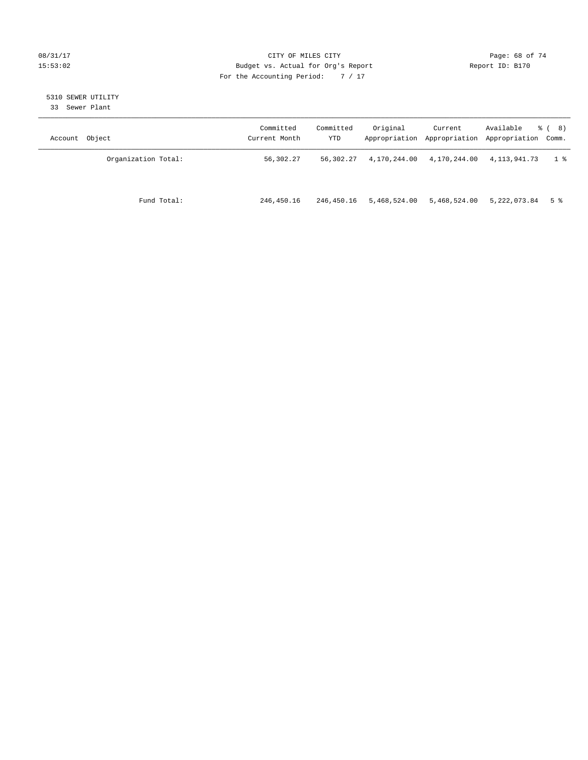CITY OF MILES CITY
Budget vs. Actual for Org's Report
For the Accounting Period: 7 / 17

08/31/17
15:53:02

Report ID: B170

## 5310 SEWER UTILITY

33 Sewer Plant

| Account Object | Committed Current Month | Committed YTD | Original Appropriation | Current Appropriation | Available Appropriation | % ( 8) Comm. |
|---|---|---|---|---|---|---|
| Organization Total: | 56,302.27 | 56,302.27 | 4,170,244.00 | 4,170,244.00 | 4,113,941.73 | 1 % |
| Fund Total: | 246,450.16 | 246,450.16 | 5,468,524.00 | 5,468,524.00 | 5,222,073.84 | 5 % |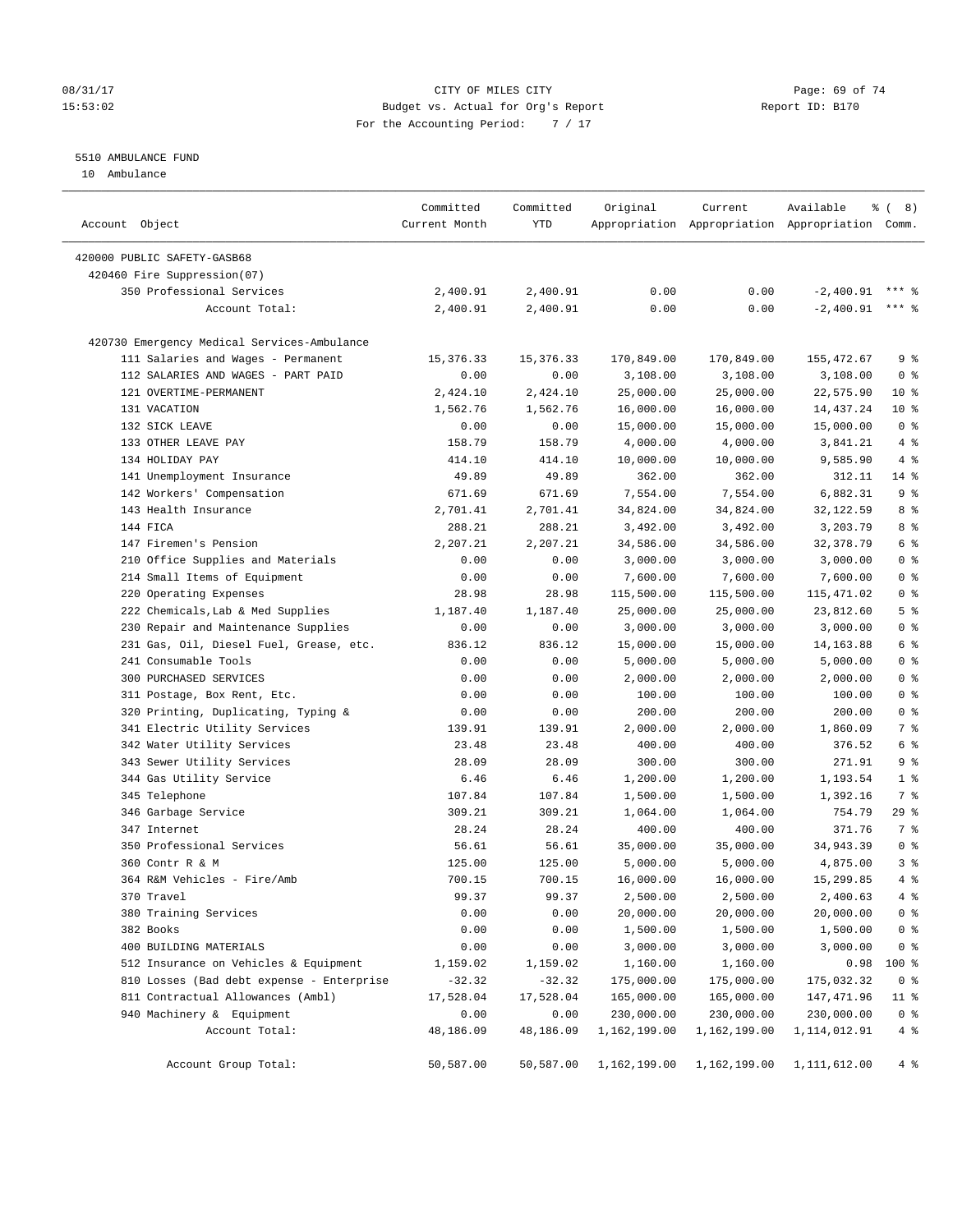# CITY OF MILES CITY

Budget vs. Actual for Org's Report

For the Accounting Period: 7 / 17

08/31/17 15:53:02 — Report ID: B170

## 5510 AMBULANCE FUND

10 Ambulance

| Account Object | Committed Current Month | Committed YTD | Original Appropriation | Current Appropriation | Available Appropriation | % ( 8) Comm. |
|---|---|---|---|---|---|---|
| 420000 PUBLIC SAFETY-GASB68 | | | | | | |
| 420460 Fire Suppression(07) | | | | | | |
| 350 Professional Services | 2,400.91 | 2,400.91 | 0.00 | 0.00 | -2,400.91 | *** % |
| Account Total: | 2,400.91 | 2,400.91 | 0.00 | 0.00 | -2,400.91 | *** % |
| 420730 Emergency Medical Services-Ambulance | | | | | | |
| 111 Salaries and Wages - Permanent | 15,376.33 | 15,376.33 | 170,849.00 | 170,849.00 | 155,472.67 | 9 % |
| 112 SALARIES AND WAGES - PART PAID | 0.00 | 0.00 | 3,108.00 | 3,108.00 | 3,108.00 | 0 % |
| 121 OVERTIME-PERMANENT | 2,424.10 | 2,424.10 | 25,000.00 | 25,000.00 | 22,575.90 | 10 % |
| 131 VACATION | 1,562.76 | 1,562.76 | 16,000.00 | 16,000.00 | 14,437.24 | 10 % |
| 132 SICK LEAVE | 0.00 | 0.00 | 15,000.00 | 15,000.00 | 15,000.00 | 0 % |
| 133 OTHER LEAVE PAY | 158.79 | 158.79 | 4,000.00 | 4,000.00 | 3,841.21 | 4 % |
| 134 HOLIDAY PAY | 414.10 | 414.10 | 10,000.00 | 10,000.00 | 9,585.90 | 4 % |
| 141 Unemployment Insurance | 49.89 | 49.89 | 362.00 | 362.00 | 312.11 | 14 % |
| 142 Workers' Compensation | 671.69 | 671.69 | 7,554.00 | 7,554.00 | 6,882.31 | 9 % |
| 143 Health Insurance | 2,701.41 | 2,701.41 | 34,824.00 | 34,824.00 | 32,122.59 | 8 % |
| 144 FICA | 288.21 | 288.21 | 3,492.00 | 3,492.00 | 3,203.79 | 8 % |
| 147 Firemen's Pension | 2,207.21 | 2,207.21 | 34,586.00 | 34,586.00 | 32,378.79 | 6 % |
| 210 Office Supplies and Materials | 0.00 | 0.00 | 3,000.00 | 3,000.00 | 3,000.00 | 0 % |
| 214 Small Items of Equipment | 0.00 | 0.00 | 7,600.00 | 7,600.00 | 7,600.00 | 0 % |
| 220 Operating Expenses | 28.98 | 28.98 | 115,500.00 | 115,500.00 | 115,471.02 | 0 % |
| 222 Chemicals,Lab & Med Supplies | 1,187.40 | 1,187.40 | 25,000.00 | 25,000.00 | 23,812.60 | 5 % |
| 230 Repair and Maintenance Supplies | 0.00 | 0.00 | 3,000.00 | 3,000.00 | 3,000.00 | 0 % |
| 231 Gas, Oil, Diesel Fuel, Grease, etc. | 836.12 | 836.12 | 15,000.00 | 15,000.00 | 14,163.88 | 6 % |
| 241 Consumable Tools | 0.00 | 0.00 | 5,000.00 | 5,000.00 | 5,000.00 | 0 % |
| 300 PURCHASED SERVICES | 0.00 | 0.00 | 2,000.00 | 2,000.00 | 2,000.00 | 0 % |
| 311 Postage, Box Rent, Etc. | 0.00 | 0.00 | 100.00 | 100.00 | 100.00 | 0 % |
| 320 Printing, Duplicating, Typing & | 0.00 | 0.00 | 200.00 | 200.00 | 200.00 | 0 % |
| 341 Electric Utility Services | 139.91 | 139.91 | 2,000.00 | 2,000.00 | 1,860.09 | 7 % |
| 342 Water Utility Services | 23.48 | 23.48 | 400.00 | 400.00 | 376.52 | 6 % |
| 343 Sewer Utility Services | 28.09 | 28.09 | 300.00 | 300.00 | 271.91 | 9 % |
| 344 Gas Utility Service | 6.46 | 6.46 | 1,200.00 | 1,200.00 | 1,193.54 | 1 % |
| 345 Telephone | 107.84 | 107.84 | 1,500.00 | 1,500.00 | 1,392.16 | 7 % |
| 346 Garbage Service | 309.21 | 309.21 | 1,064.00 | 1,064.00 | 754.79 | 29 % |
| 347 Internet | 28.24 | 28.24 | 400.00 | 400.00 | 371.76 | 7 % |
| 350 Professional Services | 56.61 | 56.61 | 35,000.00 | 35,000.00 | 34,943.39 | 0 % |
| 360 Contr R & M | 125.00 | 125.00 | 5,000.00 | 5,000.00 | 4,875.00 | 3 % |
| 364 R&M Vehicles - Fire/Amb | 700.15 | 700.15 | 16,000.00 | 16,000.00 | 15,299.85 | 4 % |
| 370 Travel | 99.37 | 99.37 | 2,500.00 | 2,500.00 | 2,400.63 | 4 % |
| 380 Training Services | 0.00 | 0.00 | 20,000.00 | 20,000.00 | 20,000.00 | 0 % |
| 382 Books | 0.00 | 0.00 | 1,500.00 | 1,500.00 | 1,500.00 | 0 % |
| 400 BUILDING MATERIALS | 0.00 | 0.00 | 3,000.00 | 3,000.00 | 3,000.00 | 0 % |
| 512 Insurance on Vehicles & Equipment | 1,159.02 | 1,159.02 | 1,160.00 | 1,160.00 | 0.98 | 100 % |
| 810 Losses (Bad debt expense - Enterprise | -32.32 | -32.32 | 175,000.00 | 175,000.00 | 175,032.32 | 0 % |
| 811 Contractual Allowances (Ambl) | 17,528.04 | 17,528.04 | 165,000.00 | 165,000.00 | 147,471.96 | 11 % |
| 940 Machinery & Equipment | 0.00 | 0.00 | 230,000.00 | 230,000.00 | 230,000.00 | 0 % |
| Account Total: | 48,186.09 | 48,186.09 | 1,162,199.00 | 1,162,199.00 | 1,114,012.91 | 4 % |
| Account Group Total: | 50,587.00 | 50,587.00 | 1,162,199.00 | 1,162,199.00 | 1,111,612.00 | 4 % |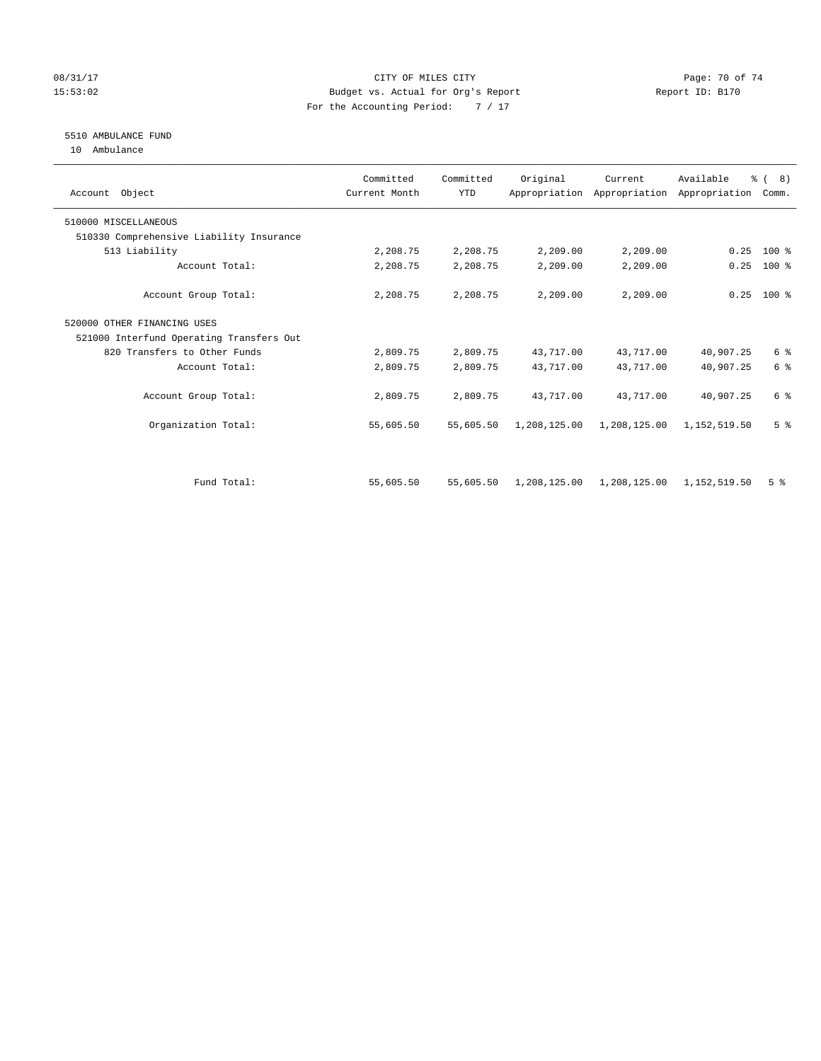CITY OF MILES CITY
Budget vs. Actual for Org's Report
For the Accounting Period: 7 / 17

08/31/17
15:53:02

Report ID: B170

## 5510 AMBULANCE FUND

10 Ambulance

| Account Object | Committed Current Month | Committed YTD | Original Appropriation | Current Appropriation | Available Appropriation | % ( 8) Comm. |
|---|---|---|---|---|---|---|
| 510000 MISCELLANEOUS | | | | | | |
| 510330 Comprehensive Liability Insurance | | | | | | |
| 513 Liability | 2,208.75 | 2,208.75 | 2,209.00 | 2,209.00 | 0.25 | 100 % |
| Account Total: | 2,208.75 | 2,208.75 | 2,209.00 | 2,209.00 | 0.25 | 100 % |
| Account Group Total: | 2,208.75 | 2,208.75 | 2,209.00 | 2,209.00 | 0.25 | 100 % |
| 520000 OTHER FINANCING USES | | | | | | |
| 521000 Interfund Operating Transfers Out | | | | | | |
| 820 Transfers to Other Funds | 2,809.75 | 2,809.75 | 43,717.00 | 43,717.00 | 40,907.25 | 6 % |
| Account Total: | 2,809.75 | 2,809.75 | 43,717.00 | 43,717.00 | 40,907.25 | 6 % |
| Account Group Total: | 2,809.75 | 2,809.75 | 43,717.00 | 43,717.00 | 40,907.25 | 6 % |
| Organization Total: | 55,605.50 | 55,605.50 | 1,208,125.00 | 1,208,125.00 | 1,152,519.50 | 5 % |
| Fund Total: | 55,605.50 | 55,605.50 | 1,208,125.00 | 1,208,125.00 | 1,152,519.50 | 5 % |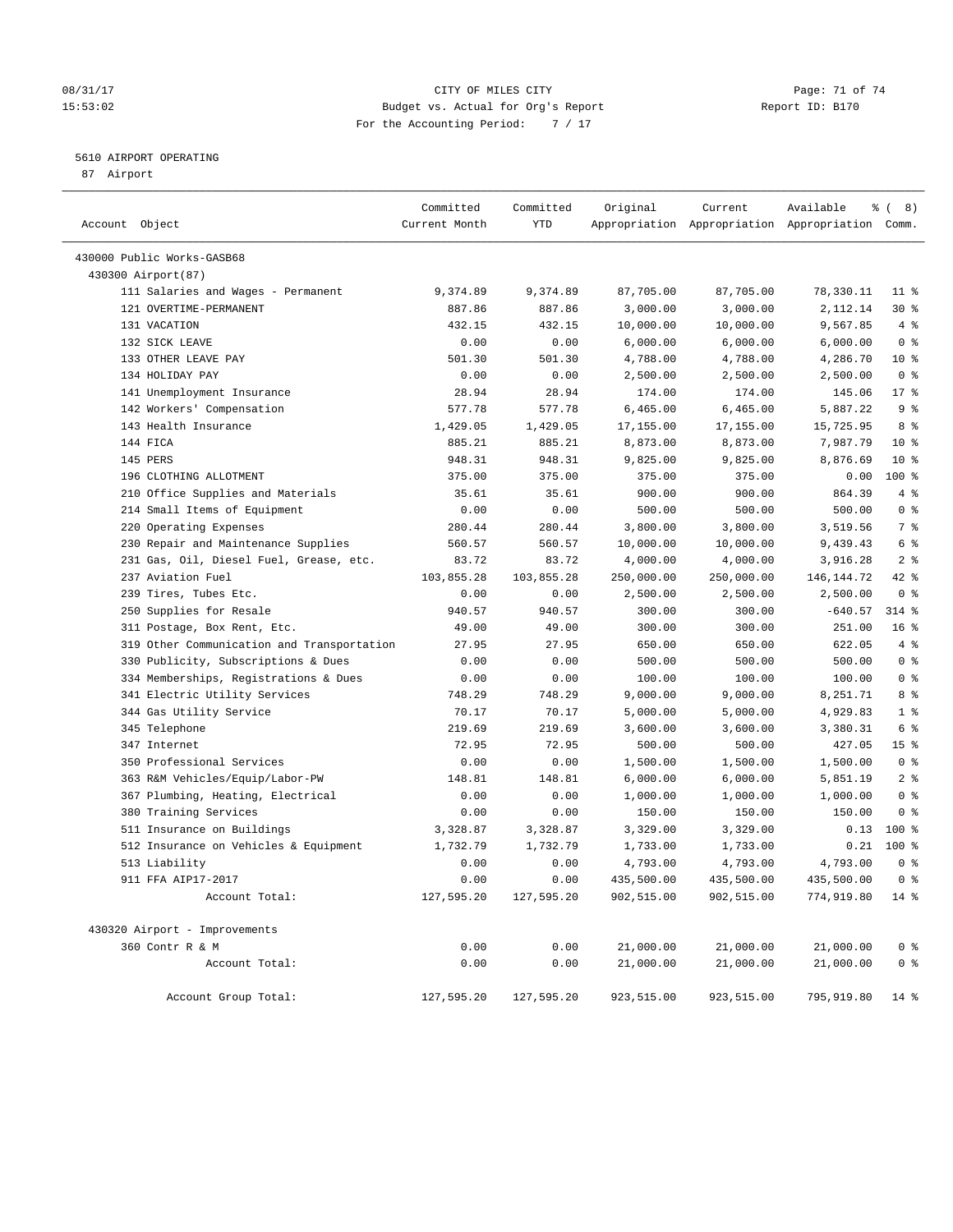CITY OF MILES CITY
Budget vs. Actual for Org's Report
For the Accounting Period: 7 / 17

08/31/17
15:53:02

Report ID: B170

## 5610 AIRPORT OPERATING

87 Airport

| Account Object | Committed Current Month | Committed YTD | Original Appropriation | Current Appropriation | Available Appropriation | % ( 8) Comm. |
|---|---|---|---|---|---|---|
| 430000 Public Works-GASB68 | | | | | | |
| 430300 Airport(87) | | | | | | |
| 111 Salaries and Wages - Permanent | 9,374.89 | 9,374.89 | 87,705.00 | 87,705.00 | 78,330.11 | 11 % |
| 121 OVERTIME-PERMANENT | 887.86 | 887.86 | 3,000.00 | 3,000.00 | 2,112.14 | 30 % |
| 131 VACATION | 432.15 | 432.15 | 10,000.00 | 10,000.00 | 9,567.85 | 4 % |
| 132 SICK LEAVE | 0.00 | 0.00 | 6,000.00 | 6,000.00 | 6,000.00 | 0 % |
| 133 OTHER LEAVE PAY | 501.30 | 501.30 | 4,788.00 | 4,788.00 | 4,286.70 | 10 % |
| 134 HOLIDAY PAY | 0.00 | 0.00 | 2,500.00 | 2,500.00 | 2,500.00 | 0 % |
| 141 Unemployment Insurance | 28.94 | 28.94 | 174.00 | 174.00 | 145.06 | 17 % |
| 142 Workers' Compensation | 577.78 | 577.78 | 6,465.00 | 6,465.00 | 5,887.22 | 9 % |
| 143 Health Insurance | 1,429.05 | 1,429.05 | 17,155.00 | 17,155.00 | 15,725.95 | 8 % |
| 144 FICA | 885.21 | 885.21 | 8,873.00 | 8,873.00 | 7,987.79 | 10 % |
| 145 PERS | 948.31 | 948.31 | 9,825.00 | 9,825.00 | 8,876.69 | 10 % |
| 196 CLOTHING ALLOTMENT | 375.00 | 375.00 | 375.00 | 375.00 | 0.00 | 100 % |
| 210 Office Supplies and Materials | 35.61 | 35.61 | 900.00 | 900.00 | 864.39 | 4 % |
| 214 Small Items of Equipment | 0.00 | 0.00 | 500.00 | 500.00 | 500.00 | 0 % |
| 220 Operating Expenses | 280.44 | 280.44 | 3,800.00 | 3,800.00 | 3,519.56 | 7 % |
| 230 Repair and Maintenance Supplies | 560.57 | 560.57 | 10,000.00 | 10,000.00 | 9,439.43 | 6 % |
| 231 Gas, Oil, Diesel Fuel, Grease, etc. | 83.72 | 83.72 | 4,000.00 | 4,000.00 | 3,916.28 | 2 % |
| 237 Aviation Fuel | 103,855.28 | 103,855.28 | 250,000.00 | 250,000.00 | 146,144.72 | 42 % |
| 239 Tires, Tubes Etc. | 0.00 | 0.00 | 2,500.00 | 2,500.00 | 2,500.00 | 0 % |
| 250 Supplies for Resale | 940.57 | 940.57 | 300.00 | 300.00 | -640.57 | 314 % |
| 311 Postage, Box Rent, Etc. | 49.00 | 49.00 | 300.00 | 300.00 | 251.00 | 16 % |
| 319 Other Communication and Transportation | 27.95 | 27.95 | 650.00 | 650.00 | 622.05 | 4 % |
| 330 Publicity, Subscriptions & Dues | 0.00 | 0.00 | 500.00 | 500.00 | 500.00 | 0 % |
| 334 Memberships, Registrations & Dues | 0.00 | 0.00 | 100.00 | 100.00 | 100.00 | 0 % |
| 341 Electric Utility Services | 748.29 | 748.29 | 9,000.00 | 9,000.00 | 8,251.71 | 8 % |
| 344 Gas Utility Service | 70.17 | 70.17 | 5,000.00 | 5,000.00 | 4,929.83 | 1 % |
| 345 Telephone | 219.69 | 219.69 | 3,600.00 | 3,600.00 | 3,380.31 | 6 % |
| 347 Internet | 72.95 | 72.95 | 500.00 | 500.00 | 427.05 | 15 % |
| 350 Professional Services | 0.00 | 0.00 | 1,500.00 | 1,500.00 | 1,500.00 | 0 % |
| 363 R&M Vehicles/Equip/Labor-PW | 148.81 | 148.81 | 6,000.00 | 6,000.00 | 5,851.19 | 2 % |
| 367 Plumbing, Heating, Electrical | 0.00 | 0.00 | 1,000.00 | 1,000.00 | 1,000.00 | 0 % |
| 380 Training Services | 0.00 | 0.00 | 150.00 | 150.00 | 150.00 | 0 % |
| 511 Insurance on Buildings | 3,328.87 | 3,328.87 | 3,329.00 | 3,329.00 | 0.13 | 100 % |
| 512 Insurance on Vehicles & Equipment | 1,732.79 | 1,732.79 | 1,733.00 | 1,733.00 | 0.21 | 100 % |
| 513 Liability | 0.00 | 0.00 | 4,793.00 | 4,793.00 | 4,793.00 | 0 % |
| 911 FFA AIP17-2017 | 0.00 | 0.00 | 435,500.00 | 435,500.00 | 435,500.00 | 0 % |
| Account Total: | 127,595.20 | 127,595.20 | 902,515.00 | 902,515.00 | 774,919.80 | 14 % |
| 430320 Airport - Improvements | | | | | | |
| 360 Contr R & M | 0.00 | 0.00 | 21,000.00 | 21,000.00 | 21,000.00 | 0 % |
| Account Total: | 0.00 | 0.00 | 21,000.00 | 21,000.00 | 21,000.00 | 0 % |
| Account Group Total: | 127,595.20 | 127,595.20 | 923,515.00 | 923,515.00 | 795,919.80 | 14 % |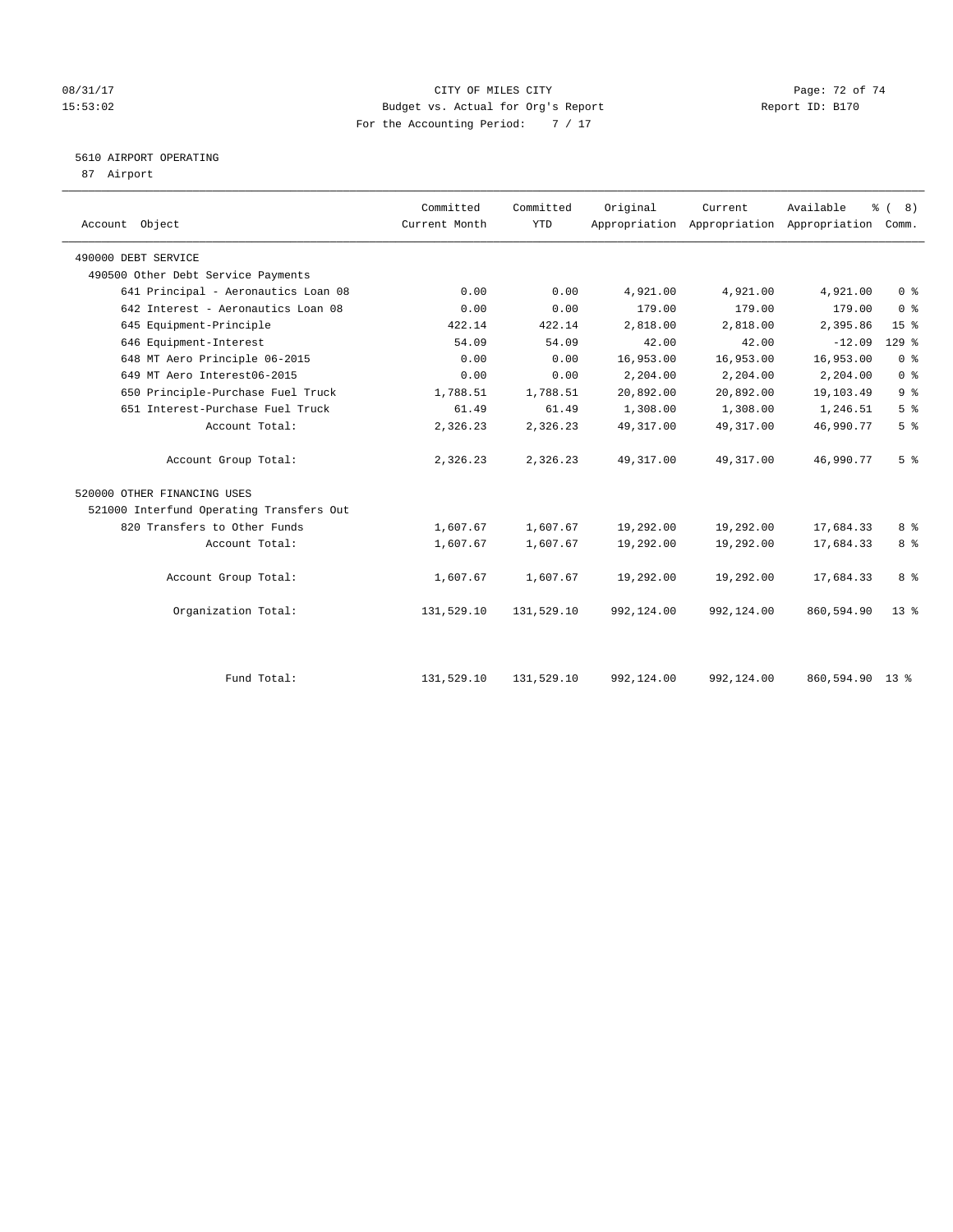CITY OF MILES CITY
Budget vs. Actual for Org's Report
For the Accounting Period: 7 / 17

08/31/17
15:53:02

Report ID: B170

## 5610 AIRPORT OPERATING

87 Airport

| Account Object | Committed Current Month | Committed YTD | Original Appropriation | Current Appropriation | Available Appropriation | % ( 8) Comm. |
|---|---|---|---|---|---|---|
| 490000 DEBT SERVICE | | | | | | |
| 490500 Other Debt Service Payments | | | | | | |
| 641 Principal - Aeronautics Loan 08 | 0.00 | 0.00 | 4,921.00 | 4,921.00 | 4,921.00 | 0 % |
| 642 Interest - Aeronautics Loan 08 | 0.00 | 0.00 | 179.00 | 179.00 | 179.00 | 0 % |
| 645 Equipment-Principle | 422.14 | 422.14 | 2,818.00 | 2,818.00 | 2,395.86 | 15 % |
| 646 Equipment-Interest | 54.09 | 54.09 | 42.00 | 42.00 | -12.09 | 129 % |
| 648 MT Aero Principle 06-2015 | 0.00 | 0.00 | 16,953.00 | 16,953.00 | 16,953.00 | 0 % |
| 649 MT Aero Interest06-2015 | 0.00 | 0.00 | 2,204.00 | 2,204.00 | 2,204.00 | 0 % |
| 650 Principle-Purchase Fuel Truck | 1,788.51 | 1,788.51 | 20,892.00 | 20,892.00 | 19,103.49 | 9 % |
| 651 Interest-Purchase Fuel Truck | 61.49 | 61.49 | 1,308.00 | 1,308.00 | 1,246.51 | 5 % |
| Account Total: | 2,326.23 | 2,326.23 | 49,317.00 | 49,317.00 | 46,990.77 | 5 % |
| Account Group Total: | 2,326.23 | 2,326.23 | 49,317.00 | 49,317.00 | 46,990.77 | 5 % |
| 520000 OTHER FINANCING USES | | | | | | |
| 521000 Interfund Operating Transfers Out | | | | | | |
| 820 Transfers to Other Funds | 1,607.67 | 1,607.67 | 19,292.00 | 19,292.00 | 17,684.33 | 8 % |
| Account Total: | 1,607.67 | 1,607.67 | 19,292.00 | 19,292.00 | 17,684.33 | 8 % |
| Account Group Total: | 1,607.67 | 1,607.67 | 19,292.00 | 19,292.00 | 17,684.33 | 8 % |
| Organization Total: | 131,529.10 | 131,529.10 | 992,124.00 | 992,124.00 | 860,594.90 | 13 % |
| Fund Total: | 131,529.10 | 131,529.10 | 992,124.00 | 992,124.00 | 860,594.90 | 13 % |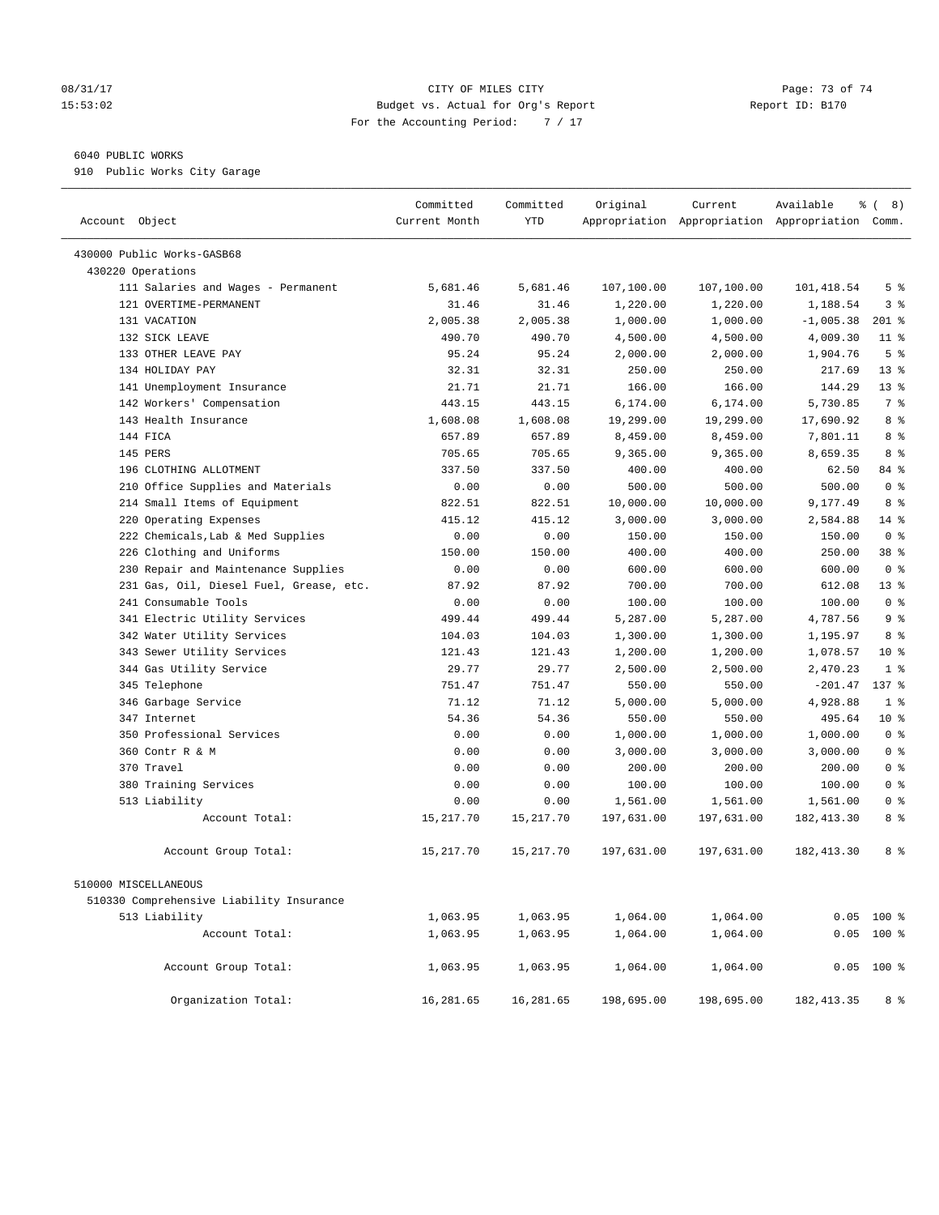CITY OF MILES CITY
Budget vs. Actual for Org's Report
For the Accounting Period: 7 / 17

08/31/17
15:53:02

Report ID: B170

6040 PUBLIC WORKS
910 Public Works City Garage

| Account Object | Committed Current Month | Committed YTD | Original Appropriation | Current Appropriation | Available Appropriation | % ( 8) Comm. |
|---|---|---|---|---|---|---|
| 430000 Public Works-GASB68 | | | | | | |
| 430220 Operations | | | | | | |
| 111 Salaries and Wages - Permanent | 5,681.46 | 5,681.46 | 107,100.00 | 107,100.00 | 101,418.54 | 5 % |
| 121 OVERTIME-PERMANENT | 31.46 | 31.46 | 1,220.00 | 1,220.00 | 1,188.54 | 3 % |
| 131 VACATION | 2,005.38 | 2,005.38 | 1,000.00 | 1,000.00 | -1,005.38 | 201 % |
| 132 SICK LEAVE | 490.70 | 490.70 | 4,500.00 | 4,500.00 | 4,009.30 | 11 % |
| 133 OTHER LEAVE PAY | 95.24 | 95.24 | 2,000.00 | 2,000.00 | 1,904.76 | 5 % |
| 134 HOLIDAY PAY | 32.31 | 32.31 | 250.00 | 250.00 | 217.69 | 13 % |
| 141 Unemployment Insurance | 21.71 | 21.71 | 166.00 | 166.00 | 144.29 | 13 % |
| 142 Workers' Compensation | 443.15 | 443.15 | 6,174.00 | 6,174.00 | 5,730.85 | 7 % |
| 143 Health Insurance | 1,608.08 | 1,608.08 | 19,299.00 | 19,299.00 | 17,690.92 | 8 % |
| 144 FICA | 657.89 | 657.89 | 8,459.00 | 8,459.00 | 7,801.11 | 8 % |
| 145 PERS | 705.65 | 705.65 | 9,365.00 | 9,365.00 | 8,659.35 | 8 % |
| 196 CLOTHING ALLOTMENT | 337.50 | 337.50 | 400.00 | 400.00 | 62.50 | 84 % |
| 210 Office Supplies and Materials | 0.00 | 0.00 | 500.00 | 500.00 | 500.00 | 0 % |
| 214 Small Items of Equipment | 822.51 | 822.51 | 10,000.00 | 10,000.00 | 9,177.49 | 8 % |
| 220 Operating Expenses | 415.12 | 415.12 | 3,000.00 | 3,000.00 | 2,584.88 | 14 % |
| 222 Chemicals,Lab & Med Supplies | 0.00 | 0.00 | 150.00 | 150.00 | 150.00 | 0 % |
| 226 Clothing and Uniforms | 150.00 | 150.00 | 400.00 | 400.00 | 250.00 | 38 % |
| 230 Repair and Maintenance Supplies | 0.00 | 0.00 | 600.00 | 600.00 | 600.00 | 0 % |
| 231 Gas, Oil, Diesel Fuel, Grease, etc. | 87.92 | 87.92 | 700.00 | 700.00 | 612.08 | 13 % |
| 241 Consumable Tools | 0.00 | 0.00 | 100.00 | 100.00 | 100.00 | 0 % |
| 341 Electric Utility Services | 499.44 | 499.44 | 5,287.00 | 5,287.00 | 4,787.56 | 9 % |
| 342 Water Utility Services | 104.03 | 104.03 | 1,300.00 | 1,300.00 | 1,195.97 | 8 % |
| 343 Sewer Utility Services | 121.43 | 121.43 | 1,200.00 | 1,200.00 | 1,078.57 | 10 % |
| 344 Gas Utility Service | 29.77 | 29.77 | 2,500.00 | 2,500.00 | 2,470.23 | 1 % |
| 345 Telephone | 751.47 | 751.47 | 550.00 | 550.00 | -201.47 | 137 % |
| 346 Garbage Service | 71.12 | 71.12 | 5,000.00 | 5,000.00 | 4,928.88 | 1 % |
| 347 Internet | 54.36 | 54.36 | 550.00 | 550.00 | 495.64 | 10 % |
| 350 Professional Services | 0.00 | 0.00 | 1,000.00 | 1,000.00 | 1,000.00 | 0 % |
| 360 Contr R & M | 0.00 | 0.00 | 3,000.00 | 3,000.00 | 3,000.00 | 0 % |
| 370 Travel | 0.00 | 0.00 | 200.00 | 200.00 | 200.00 | 0 % |
| 380 Training Services | 0.00 | 0.00 | 100.00 | 100.00 | 100.00 | 0 % |
| 513 Liability | 0.00 | 0.00 | 1,561.00 | 1,561.00 | 1,561.00 | 0 % |
| Account Total: | 15,217.70 | 15,217.70 | 197,631.00 | 197,631.00 | 182,413.30 | 8 % |
| Account Group Total: | 15,217.70 | 15,217.70 | 197,631.00 | 197,631.00 | 182,413.30 | 8 % |
| 510000 MISCELLANEOUS | | | | | | |
| 510330 Comprehensive Liability Insurance | | | | | | |
| 513 Liability | 1,063.95 | 1,063.95 | 1,064.00 | 1,064.00 | 0.05 | 100 % |
| Account Total: | 1,063.95 | 1,063.95 | 1,064.00 | 1,064.00 | 0.05 | 100 % |
| Account Group Total: | 1,063.95 | 1,063.95 | 1,064.00 | 1,064.00 | 0.05 | 100 % |
| Organization Total: | 16,281.65 | 16,281.65 | 198,695.00 | 198,695.00 | 182,413.35 | 8 % |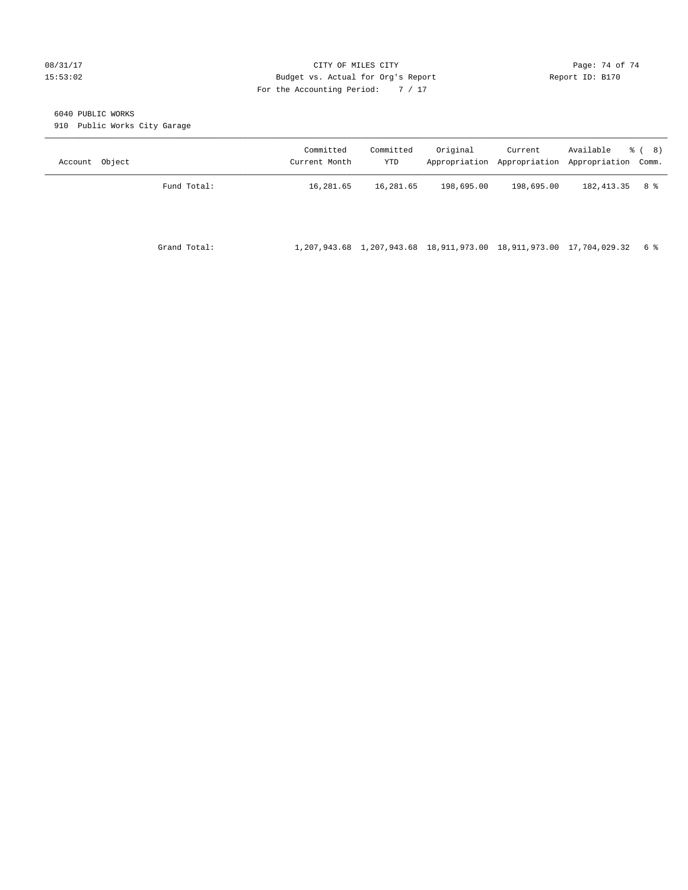CITY OF MILES CITY
Budget vs. Actual for Org's Report
For the Accounting Period: 7 / 17

08/31/17
15:53:02

Report ID: B170

6040 PUBLIC WORKS
910 Public Works City Garage

| Account Object | | Committed Current Month | Committed YTD | Original Appropriation | Current Appropriation | Available Appropriation | % ( 8) Comm. |
|---|---|---|---|---|---|---|---|
| | Fund Total: | 16,281.65 | 16,281.65 | 198,695.00 | 198,695.00 | 182,413.35 | 8 % |
| | Grand Total: | 1,207,943.68 | 1,207,943.68 | 18,911,973.00 | 18,911,973.00 | 17,704,029.32 | 6 % |